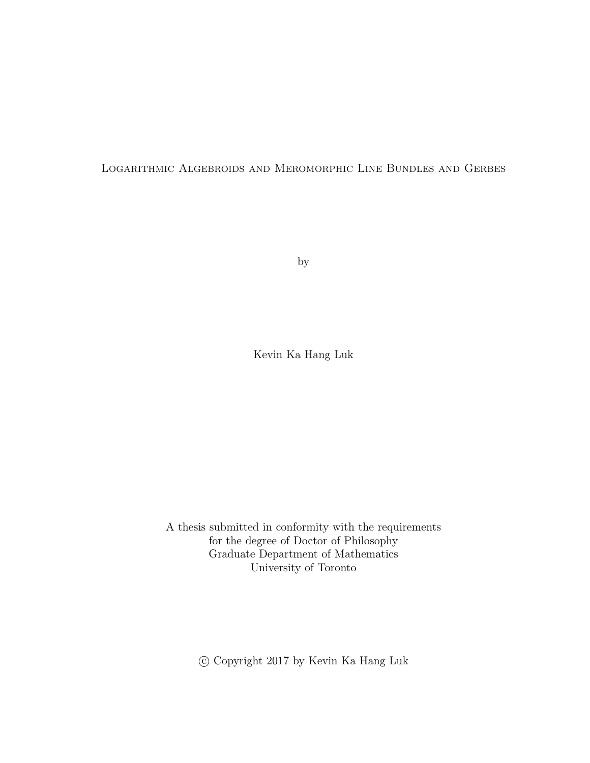# Logarithmic Algebroids and Meromorphic Line Bundles and Gerbes

by

Kevin Ka Hang Luk

A thesis submitted in conformity with the requirements
for the degree of Doctor of Philosophy
Graduate Department of Mathematics
University of Toronto

© Copyright 2017 by Kevin Ka Hang Luk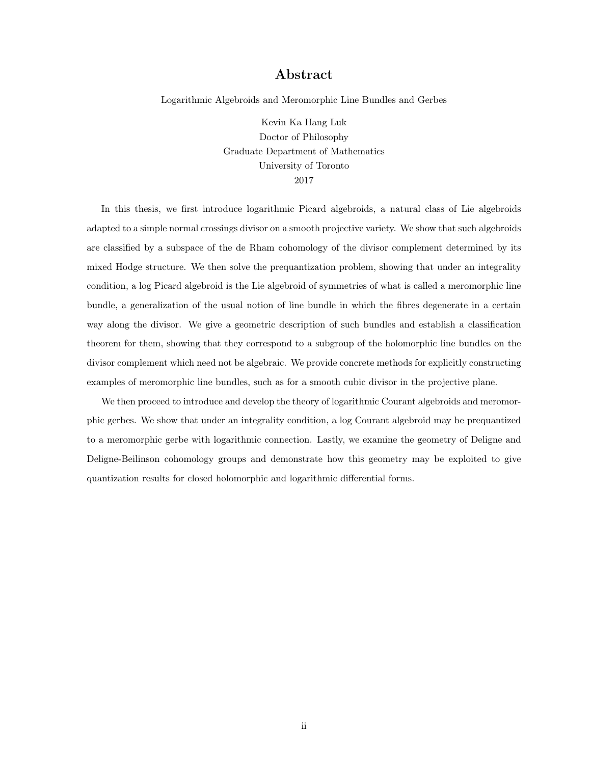# Abstract

Logarithmic Algebroids and Meromorphic Line Bundles and Gerbes

Kevin Ka Hang Luk
Doctor of Philosophy
Graduate Department of Mathematics
University of Toronto
2017

In this thesis, we first introduce logarithmic Picard algebroids, a natural class of Lie algebroids adapted to a simple normal crossings divisor on a smooth projective variety. We show that such algebroids are classified by a subspace of the de Rham cohomology of the divisor complement determined by its mixed Hodge structure. We then solve the prequantization problem, showing that under an integrality condition, a log Picard algebroid is the Lie algebroid of symmetries of what is called a meromorphic line bundle, a generalization of the usual notion of line bundle in which the fibres degenerate in a certain way along the divisor. We give a geometric description of such bundles and establish a classification theorem for them, showing that they correspond to a subgroup of the holomorphic line bundles on the divisor complement which need not be algebraic. We provide concrete methods for explicitly constructing examples of meromorphic line bundles, such as for a smooth cubic divisor in the projective plane.

We then proceed to introduce and develop the theory of logarithmic Courant algebroids and meromorphic gerbes. We show that under an integrality condition, a log Courant algebroid may be prequantized to a meromorphic gerbe with logarithmic connection. Lastly, we examine the geometry of Deligne and Deligne-Beilinson cohomology groups and demonstrate how this geometry may be exploited to give quantization results for closed holomorphic and logarithmic differential forms.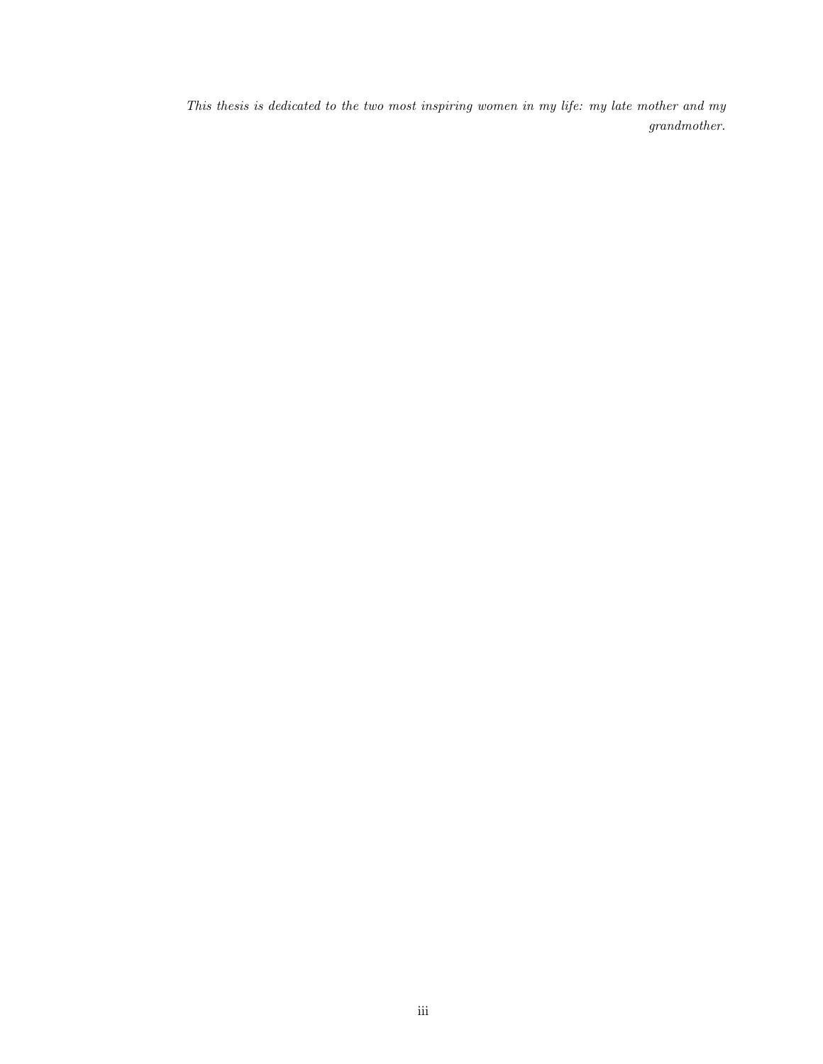*This thesis is dedicated to the two most inspiring women in my life: my late mother and my grandmother.*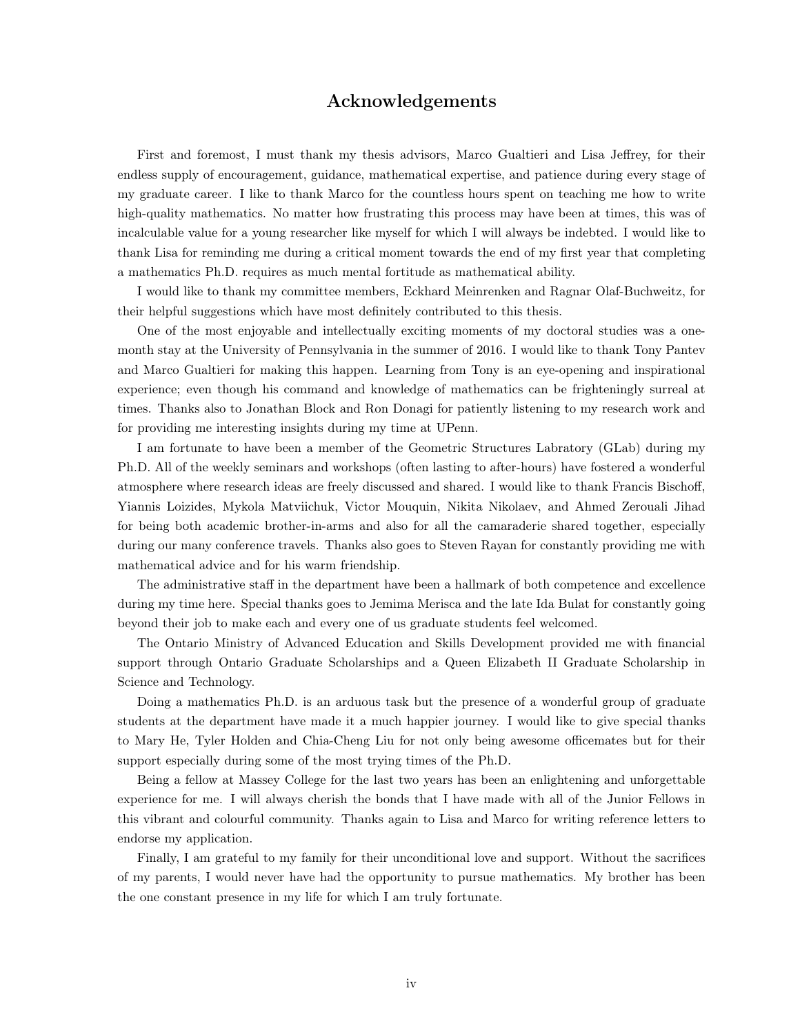# Acknowledgements

First and foremost, I must thank my thesis advisors, Marco Gualtieri and Lisa Jeffrey, for their endless supply of encouragement, guidance, mathematical expertise, and patience during every stage of my graduate career. I like to thank Marco for the countless hours spent on teaching me how to write high-quality mathematics. No matter how frustrating this process may have been at times, this was of incalculable value for a young researcher like myself for which I will always be indebted. I would like to thank Lisa for reminding me during a critical moment towards the end of my first year that completing a mathematics Ph.D. requires as much mental fortitude as mathematical ability.

I would like to thank my committee members, Eckhard Meinrenken and Ragnar Olaf-Buchweitz, for their helpful suggestions which have most definitely contributed to this thesis.

One of the most enjoyable and intellectually exciting moments of my doctoral studies was a one-month stay at the University of Pennsylvania in the summer of 2016. I would like to thank Tony Pantev and Marco Gualtieri for making this happen. Learning from Tony is an eye-opening and inspirational experience; even though his command and knowledge of mathematics can be frighteningly surreal at times. Thanks also to Jonathan Block and Ron Donagi for patiently listening to my research work and for providing me interesting insights during my time at UPenn.

I am fortunate to have been a member of the Geometric Structures Labratory (GLab) during my Ph.D. All of the weekly seminars and workshops (often lasting to after-hours) have fostered a wonderful atmosphere where research ideas are freely discussed and shared. I would like to thank Francis Bischoff, Yiannis Loizides, Mykola Matviichuk, Victor Mouquin, Nikita Nikolaev, and Ahmed Zerouali Jihad for being both academic brother-in-arms and also for all the camaraderie shared together, especially during our many conference travels. Thanks also goes to Steven Rayan for constantly providing me with mathematical advice and for his warm friendship.

The administrative staff in the department have been a hallmark of both competence and excellence during my time here. Special thanks goes to Jemima Merisca and the late Ida Bulat for constantly going beyond their job to make each and every one of us graduate students feel welcomed.

The Ontario Ministry of Advanced Education and Skills Development provided me with financial support through Ontario Graduate Scholarships and a Queen Elizabeth II Graduate Scholarship in Science and Technology.

Doing a mathematics Ph.D. is an arduous task but the presence of a wonderful group of graduate students at the department have made it a much happier journey. I would like to give special thanks to Mary He, Tyler Holden and Chia-Cheng Liu for not only being awesome officemates but for their support especially during some of the most trying times of the Ph.D.

Being a fellow at Massey College for the last two years has been an enlightening and unforgettable experience for me. I will always cherish the bonds that I have made with all of the Junior Fellows in this vibrant and colourful community. Thanks again to Lisa and Marco for writing reference letters to endorse my application.

Finally, I am grateful to my family for their unconditional love and support. Without the sacrifices of my parents, I would never have had the opportunity to pursue mathematics. My brother has been the one constant presence in my life for which I am truly fortunate.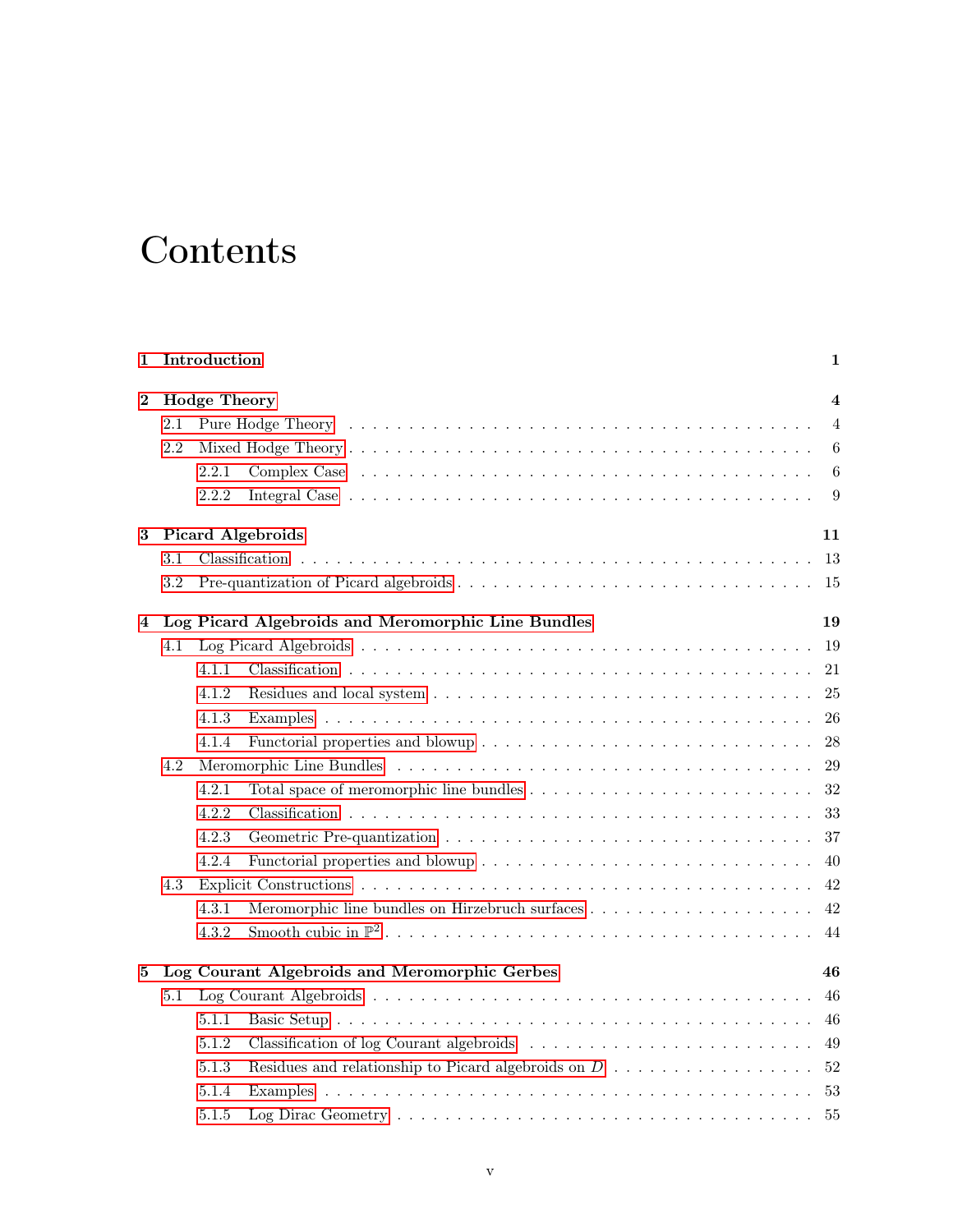# Contents

**1 Introduction** 1

**2 Hodge Theory** 4

- 2.1 Pure Hodge Theory 4
- 2.2 Mixed Hodge Theory 6
  - 2.2.1 Complex Case 6
  - 2.2.2 Integral Case 9

**3 Picard Algebroids** 11

- 3.1 Classification 13
- 3.2 Pre-quantization of Picard algebroids 15

**4 Log Picard Algebroids and Meromorphic Line Bundles** 19

- 4.1 Log Picard Algebroids 19
  - 4.1.1 Classification 21
  - 4.1.2 Residues and local system 25
  - 4.1.3 Examples 26
  - 4.1.4 Functorial properties and blowup 28
- 4.2 Meromorphic Line Bundles 29
  - 4.2.1 Total space of meromorphic line bundles 32
  - 4.2.2 Classification 33
  - 4.2.3 Geometric Pre-quantization 37
  - 4.2.4 Functorial properties and blowup 40
- 4.3 Explicit Constructions 42
  - 4.3.1 Meromorphic line bundles on Hirzebruch surfaces 42
  - 4.3.2 Smooth cubic in $\mathbb{P}^2$ 44

**5 Log Courant Algebroids and Meromorphic Gerbes** 46

- 5.1 Log Courant Algebroids 46
  - 5.1.1 Basic Setup 46
  - 5.1.2 Classification of log Courant algebroids 49
  - 5.1.3 Residues and relationship to Picard algebroids on $D$ 52
  - 5.1.4 Examples 53
  - 5.1.5 Log Dirac Geometry 55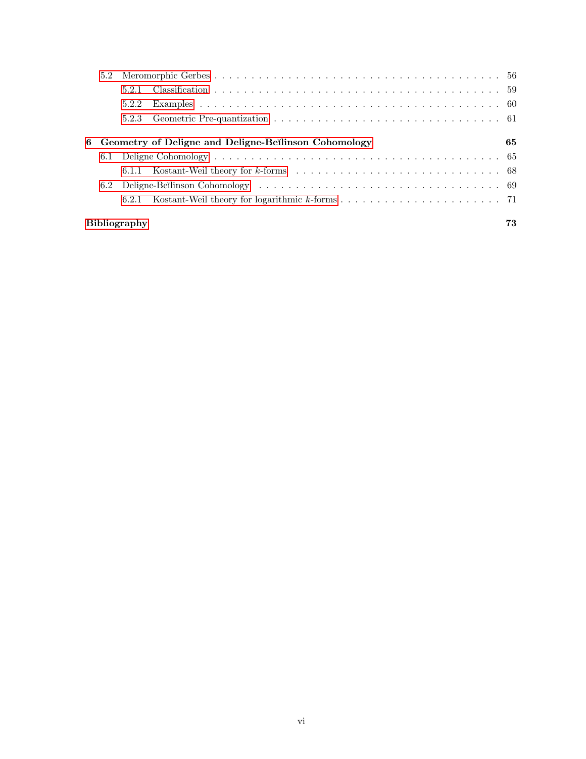- 5.2 Meromorphic Gerbes . . . 56
  - 5.2.1 Classification . . . 59
  - 5.2.2 Examples . . . 60
  - 5.2.3 Geometric Pre-quantization . . . 61

**6 Geometry of Deligne and Deligne-Beĭlinson Cohomology** **65**

- 6.1 Deligne Cohomology . . . 65
  - 6.1.1 Kostant-Weil theory for $k$-forms . . . 68
- 6.2 Deligne-Beĭlinson Cohomology . . . 69
  - 6.2.1 Kostant-Weil theory for logarithmic $k$-forms . . . 71

**Bibliography** **73**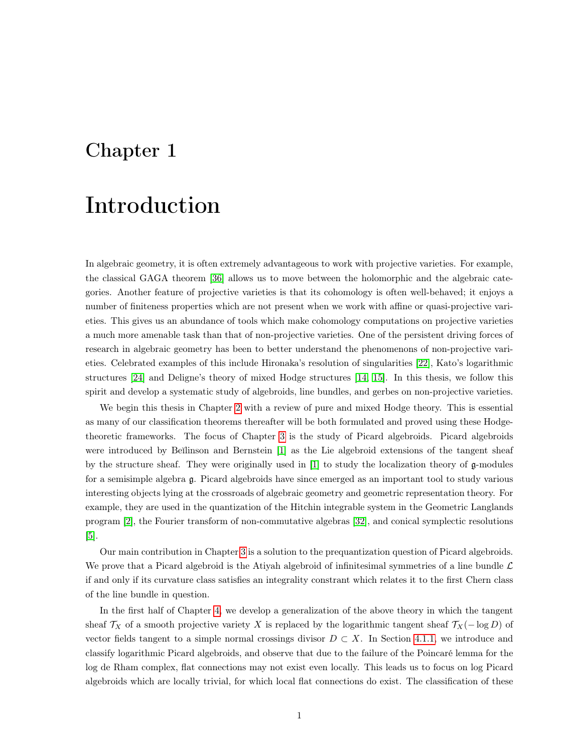# Chapter 1

# Introduction

In algebraic geometry, it is often extremely advantageous to work with projective varieties. For example, the classical GAGA theorem [36] allows us to move between the holomorphic and the algebraic categories. Another feature of projective varieties is that its cohomology is often well-behaved; it enjoys a number of finiteness properties which are not present when we work with affine or quasi-projective varieties. This gives us an abundance of tools which make cohomology computations on projective varieties a much more amenable task than that of non-projective varieties. One of the persistent driving forces of research in algebraic geometry has been to better understand the phenomenons of non-projective varieties. Celebrated examples of this include Hironaka's resolution of singularities [22], Kato's logarithmic structures [24] and Deligne's theory of mixed Hodge structures [14, 15]. In this thesis, we follow this spirit and develop a systematic study of algebroids, line bundles, and gerbes on non-projective varieties.

We begin this thesis in Chapter 2 with a review of pure and mixed Hodge theory. This is essential as many of our classification theorems thereafter will be both formulated and proved using these Hodge-theoretic frameworks. The focus of Chapter 3 is the study of Picard algebroids. Picard algebroids were introduced by Beĭlinson and Bernstein [1] as the Lie algebroid extensions of the tangent sheaf by the structure sheaf. They were originally used in [1] to study the localization theory of $\mathfrak{g}$-modules for a semisimple algebra $\mathfrak{g}$. Picard algebroids have since emerged as an important tool to study various interesting objects lying at the crossroads of algebraic geometry and geometric representation theory. For example, they are used in the quantization of the Hitchin integrable system in the Geometric Langlands program [2], the Fourier transform of non-commutative algebras [32], and conical symplectic resolutions [5].

Our main contribution in Chapter 3 is a solution to the prequantization question of Picard algebroids. We prove that a Picard algebroid is the Atiyah algebroid of infinitesimal symmetries of a line bundle $\mathcal{L}$ if and only if its curvature class satisfies an integrality constrant which relates it to the first Chern class of the line bundle in question.

In the first half of Chapter 4, we develop a generalization of the above theory in which the tangent sheaf $\mathcal{T}_X$ of a smooth projective variety $X$ is replaced by the logarithmic tangent sheaf $\mathcal{T}_X(-\log D)$ of vector fields tangent to a simple normal crossings divisor $D \subset X$. In Section 4.1.1, we introduce and classify logarithmic Picard algebroids, and observe that due to the failure of the Poincaré lemma for the log de Rham complex, flat connections may not exist even locally. This leads us to focus on log Picard algebroids which are locally trivial, for which local flat connections do exist. The classification of these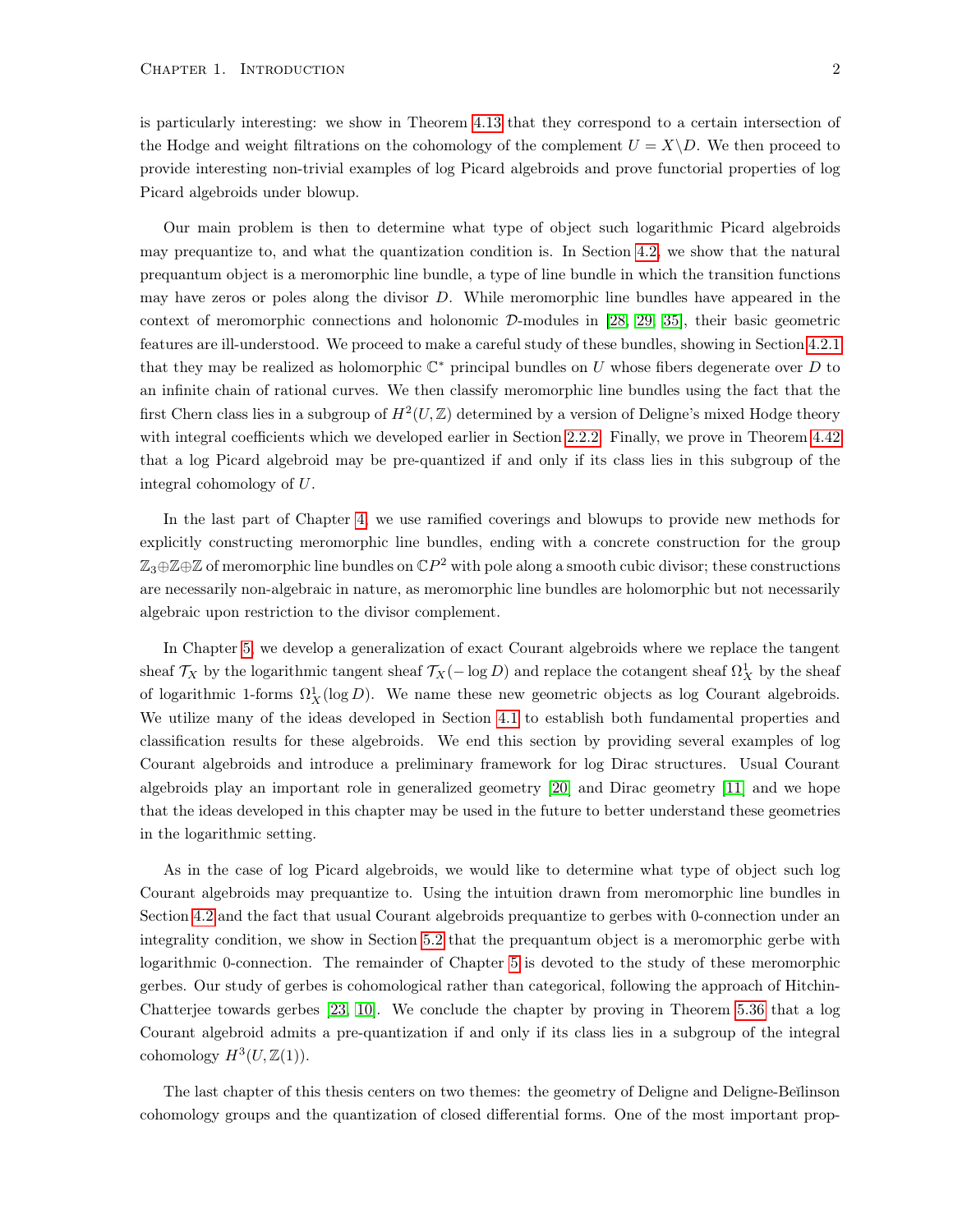is particularly interesting: we show in Theorem 4.13 that they correspond to a certain intersection of the Hodge and weight filtrations on the cohomology of the complement $U = X \backslash D$. We then proceed to provide interesting non-trivial examples of log Picard algebroids and prove functorial properties of log Picard algebroids under blowup.

Our main problem is then to determine what type of object such logarithmic Picard algebroids may prequantize to, and what the quantization condition is. In Section 4.2, we show that the natural prequantum object is a meromorphic line bundle, a type of line bundle in which the transition functions may have zeros or poles along the divisor $D$. While meromorphic line bundles have appeared in the context of meromorphic connections and holonomic $\mathcal{D}$-modules in [28, 29, 35], their basic geometric features are ill-understood. We proceed to make a careful study of these bundles, showing in Section 4.2.1 that they may be realized as holomorphic $\mathbb{C}^*$ principal bundles on $U$ whose fibers degenerate over $D$ to an infinite chain of rational curves. We then classify meromorphic line bundles using the fact that the first Chern class lies in a subgroup of $H^2(U, \mathbb{Z})$ determined by a version of Deligne's mixed Hodge theory with integral coefficients which we developed earlier in Section 2.2.2. Finally, we prove in Theorem 4.42 that a log Picard algebroid may be pre-quantized if and only if its class lies in this subgroup of the integral cohomology of $U$.

In the last part of Chapter 4, we use ramified coverings and blowups to provide new methods for explicitly constructing meromorphic line bundles, ending with a concrete construction for the group $\mathbb{Z}_3 \oplus \mathbb{Z} \oplus \mathbb{Z}$ of meromorphic line bundles on $\mathbb{C}P^2$ with pole along a smooth cubic divisor; these constructions are necessarily non-algebraic in nature, as meromorphic line bundles are holomorphic but not necessarily algebraic upon restriction to the divisor complement.

In Chapter 5, we develop a generalization of exact Courant algebroids where we replace the tangent sheaf $\mathcal{T}_X$ by the logarithmic tangent sheaf $\mathcal{T}_X(-\log D)$ and replace the cotangent sheaf $\Omega^1_X$ by the sheaf of logarithmic 1-forms $\Omega^1_X(\log D)$. We name these new geometric objects as log Courant algebroids. We utilize many of the ideas developed in Section 4.1 to establish both fundamental properties and classification results for these algebroids. We end this section by providing several examples of log Courant algebroids and introduce a preliminary framework for log Dirac structures. Usual Courant algebroids play an important role in generalized geometry [20] and Dirac geometry [11] and we hope that the ideas developed in this chapter may be used in the future to better understand these geometries in the logarithmic setting.

As in the case of log Picard algebroids, we would like to determine what type of object such log Courant algebroids may prequantize to. Using the intuition drawn from meromorphic line bundles in Section 4.2 and the fact that usual Courant algebroids prequantize to gerbes with 0-connection under an integrality condition, we show in Section 5.2 that the prequantum object is a meromorphic gerbe with logarithmic 0-connection. The remainder of Chapter 5 is devoted to the study of these meromorphic gerbes. Our study of gerbes is cohomological rather than categorical, following the approach of Hitchin-Chatterjee towards gerbes [23, 10]. We conclude the chapter by proving in Theorem 5.36 that a log Courant algebroid admits a pre-quantization if and only if its class lies in a subgroup of the integral cohomology $H^3(U, \mathbb{Z}(1))$.

The last chapter of this thesis centers on two themes: the geometry of Deligne and Deligne-Beĭlinson cohomology groups and the quantization of closed differential forms. One of the most important prop-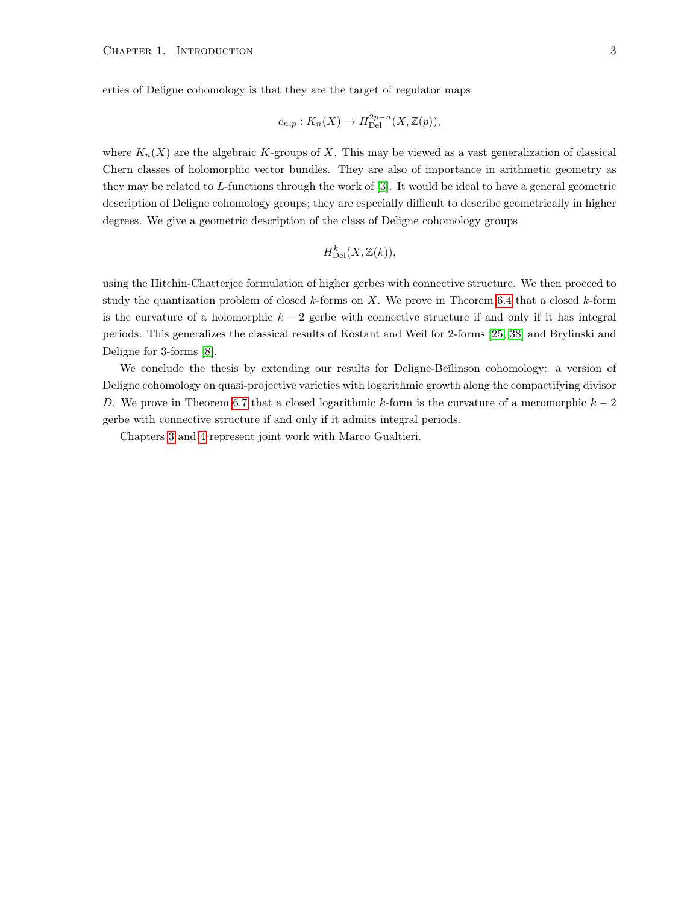erties of Deligne cohomology is that they are the target of regulator maps

$$c_{n,p} : K_n(X) \to H^{2p-n}_{\mathrm{Del}}(X, \mathbb{Z}(p)),$$

where $K_n(X)$ are the algebraic $K$-groups of $X$. This may be viewed as a vast generalization of classical Chern classes of holomorphic vector bundles. They are also of importance in arithmetic geometry as they may be related to $L$-functions through the work of [3]. It would be ideal to have a general geometric description of Deligne cohomology groups; they are especially difficult to describe geometrically in higher degrees. We give a geometric description of the class of Deligne cohomology groups

$$H^k_{\mathrm{Del}}(X, \mathbb{Z}(k)),$$

using the Hitchin-Chatterjee formulation of higher gerbes with connective structure. We then proceed to study the quantization problem of closed $k$-forms on $X$. We prove in Theorem 6.4 that a closed $k$-form is the curvature of a holomorphic $k-2$ gerbe with connective structure if and only if it has integral periods. This generalizes the classical results of Kostant and Weil for 2-forms [25, 38] and Brylinski and Deligne for 3-forms [8].

We conclude the thesis by extending our results for Deligne-Beĭlinson cohomology: a version of Deligne cohomology on quasi-projective varieties with logarithmic growth along the compactifying divisor $D$. We prove in Theorem 6.7 that a closed logarithmic $k$-form is the curvature of a meromorphic $k-2$ gerbe with connective structure if and only if it admits integral periods.

Chapters 3 and 4 represent joint work with Marco Gualtieri.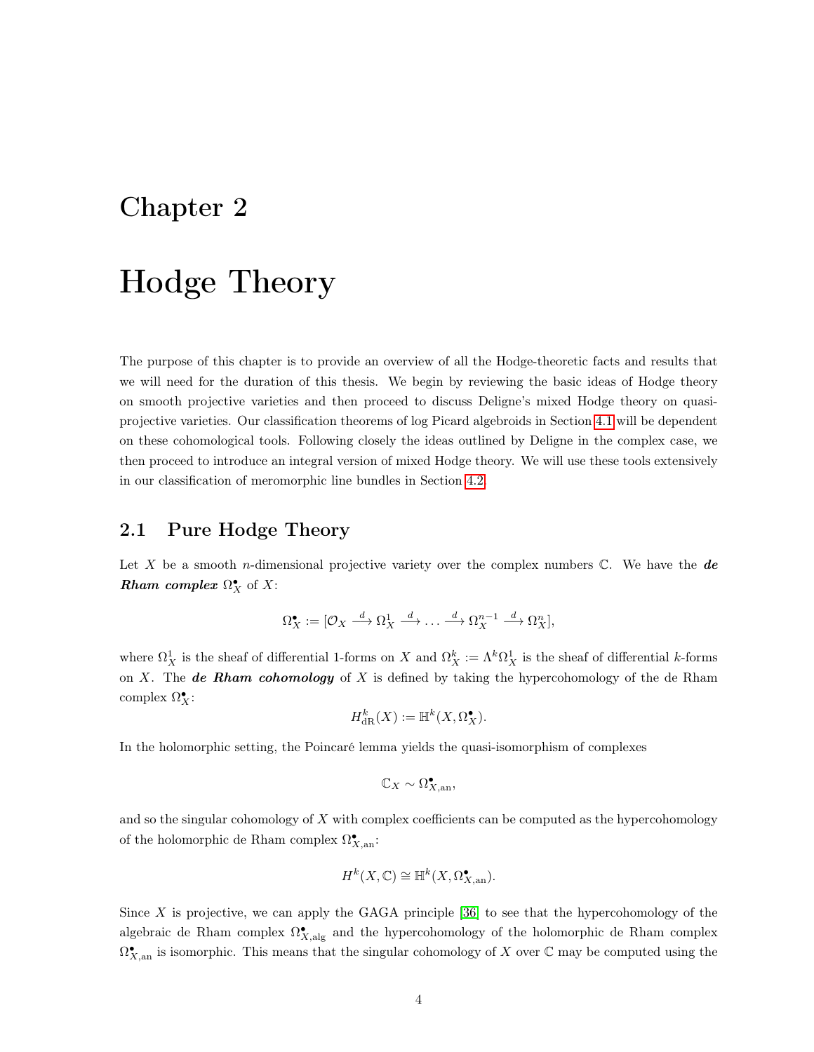# Chapter 2

# Hodge Theory

The purpose of this chapter is to provide an overview of all the Hodge-theoretic facts and results that we will need for the duration of this thesis. We begin by reviewing the basic ideas of Hodge theory on smooth projective varieties and then proceed to discuss Deligne's mixed Hodge theory on quasi-projective varieties. Our classification theorems of log Picard algebroids in Section 4.1 will be dependent on these cohomological tools. Following closely the ideas outlined by Deligne in the complex case, we then proceed to introduce an integral version of mixed Hodge theory. We will use these tools extensively in our classification of meromorphic line bundles in Section 4.2.

## 2.1 Pure Hodge Theory

Let $X$ be a smooth $n$-dimensional projective variety over the complex numbers $\mathbb{C}$. We have the ***de Rham complex*** $\Omega^\bullet_X$ of $X$:

$$\Omega^\bullet_X := [\mathcal{O}_X \xrightarrow{d} \Omega^1_X \xrightarrow{d} \dots \xrightarrow{d} \Omega^{n-1}_X \xrightarrow{d} \Omega^n_X],$$

where $\Omega^1_X$ is the sheaf of differential 1-forms on $X$ and $\Omega^k_X := \Lambda^k \Omega^1_X$ is the sheaf of differential $k$-forms on $X$. The ***de Rham cohomology*** of $X$ is defined by taking the hypercohomology of the de Rham complex $\Omega^\bullet_X$:

$$H^k_{\mathrm{dR}}(X) := \mathbb{H}^k(X, \Omega^\bullet_X).$$

In the holomorphic setting, the Poincaré lemma yields the quasi-isomorphism of complexes

$$\mathbb{C}_X \sim \Omega^\bullet_{X,\mathrm{an}},$$

and so the singular cohomology of $X$ with complex coefficients can be computed as the hypercohomology of the holomorphic de Rham complex $\Omega^\bullet_{X,\mathrm{an}}$:

$$H^k(X, \mathbb{C}) \cong \mathbb{H}^k(X, \Omega^\bullet_{X,\mathrm{an}}).$$

Since $X$ is projective, we can apply the GAGA principle [36] to see that the hypercohomology of the algebraic de Rham complex $\Omega^\bullet_{X,\mathrm{alg}}$ and the hypercohomology of the holomorphic de Rham complex $\Omega^\bullet_{X,\mathrm{an}}$ is isomorphic. This means that the singular cohomology of $X$ over $\mathbb{C}$ may be computed using the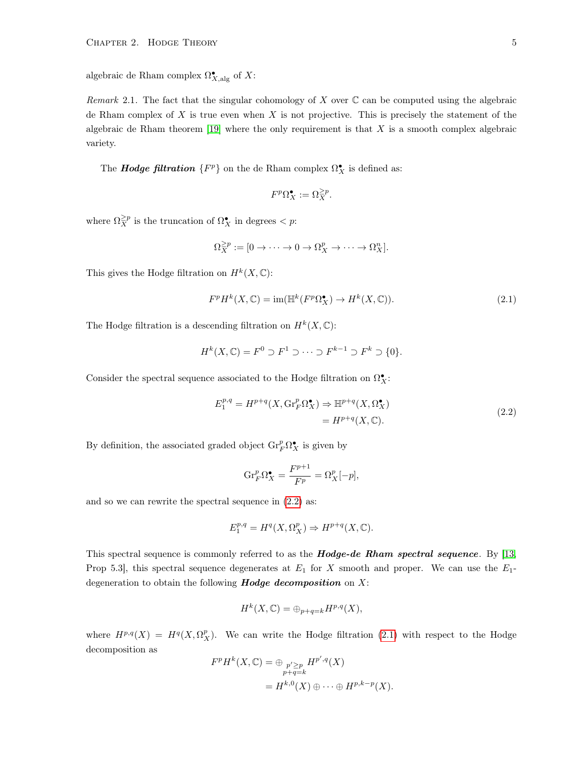algebraic de Rham complex $\Omega^\bullet_{X,\mathrm{alg}}$ of $X$:

*Remark* 2.1. The fact that the singular cohomology of $X$ over $\mathbb{C}$ can be computed using the algebraic de Rham complex of $X$ is true even when $X$ is not projective. This is precisely the statement of the algebraic de Rham theorem [19] where the only requirement is that $X$ is a smooth complex algebraic variety.

The ***Hodge filtration*** $\{F^p\}$ on the de Rham complex $\Omega^\bullet_X$ is defined as:

$$F^p\Omega^\bullet_X := \Omega^{\geq p}_X.$$

where $\Omega^{\geq p}_X$ is the truncation of $\Omega^\bullet_X$ in degrees $< p$:

$$\Omega^{\geq p}_X := [0 \to \cdots \to 0 \to \Omega^p_X \to \cdots \to \Omega^n_X].$$

This gives the Hodge filtration on $H^k(X, \mathbb{C})$:

$$F^pH^k(X, \mathbb{C}) = \mathrm{im}(\mathbb{H}^k(F^p\Omega^\bullet_X) \to H^k(X, \mathbb{C})). \tag{2.1}$$

The Hodge filtration is a descending filtration on $H^k(X, \mathbb{C})$:

$$H^k(X, \mathbb{C}) = F^0 \supset F^1 \supset \cdots \supset F^{k-1} \supset F^k \supset \{0\}.$$

Consider the spectral sequence associated to the Hodge filtration on $\Omega^\bullet_X$:

$$\begin{aligned} E_1^{p,q} = H^{p+q}(X, \mathrm{Gr}^p_F\Omega^\bullet_X) &\Rightarrow \mathbb{H}^{p+q}(X, \Omega^\bullet_X) \\ &= H^{p+q}(X, \mathbb{C}). \end{aligned} \tag{2.2}$$

By definition, the associated graded object $\mathrm{Gr}^p_F\Omega^\bullet_X$ is given by

$$\mathrm{Gr}^p_F\Omega^\bullet_X = \frac{F^{p+1}}{F^p} = \Omega^p_X[-p],$$

and so we can rewrite the spectral sequence in (2.2) as:

$$E_1^{p,q} = H^q(X, \Omega^p_X) \Rightarrow H^{p+q}(X, \mathbb{C}).$$

This spectral sequence is commonly referred to as the ***Hodge-de Rham spectral sequence***. By [13, Prop 5.3], this spectral sequence degenerates at $E_1$ for $X$ smooth and proper. We can use the $E_1$-degeneration to obtain the following ***Hodge decomposition*** on $X$:

$$H^k(X, \mathbb{C}) = \oplus_{p+q=k}H^{p,q}(X),$$

where $H^{p,q}(X) = H^q(X, \Omega^p_X)$. We can write the Hodge filtration (2.1) with respect to the Hodge decomposition as

$$\begin{aligned} F^pH^k(X, \mathbb{C}) &= \oplus_{\substack{p' \geq p \\ p+q=k}} H^{p',q}(X) \\ &= H^{k,0}(X) \oplus \cdots \oplus H^{p,k-p}(X). \end{aligned}$$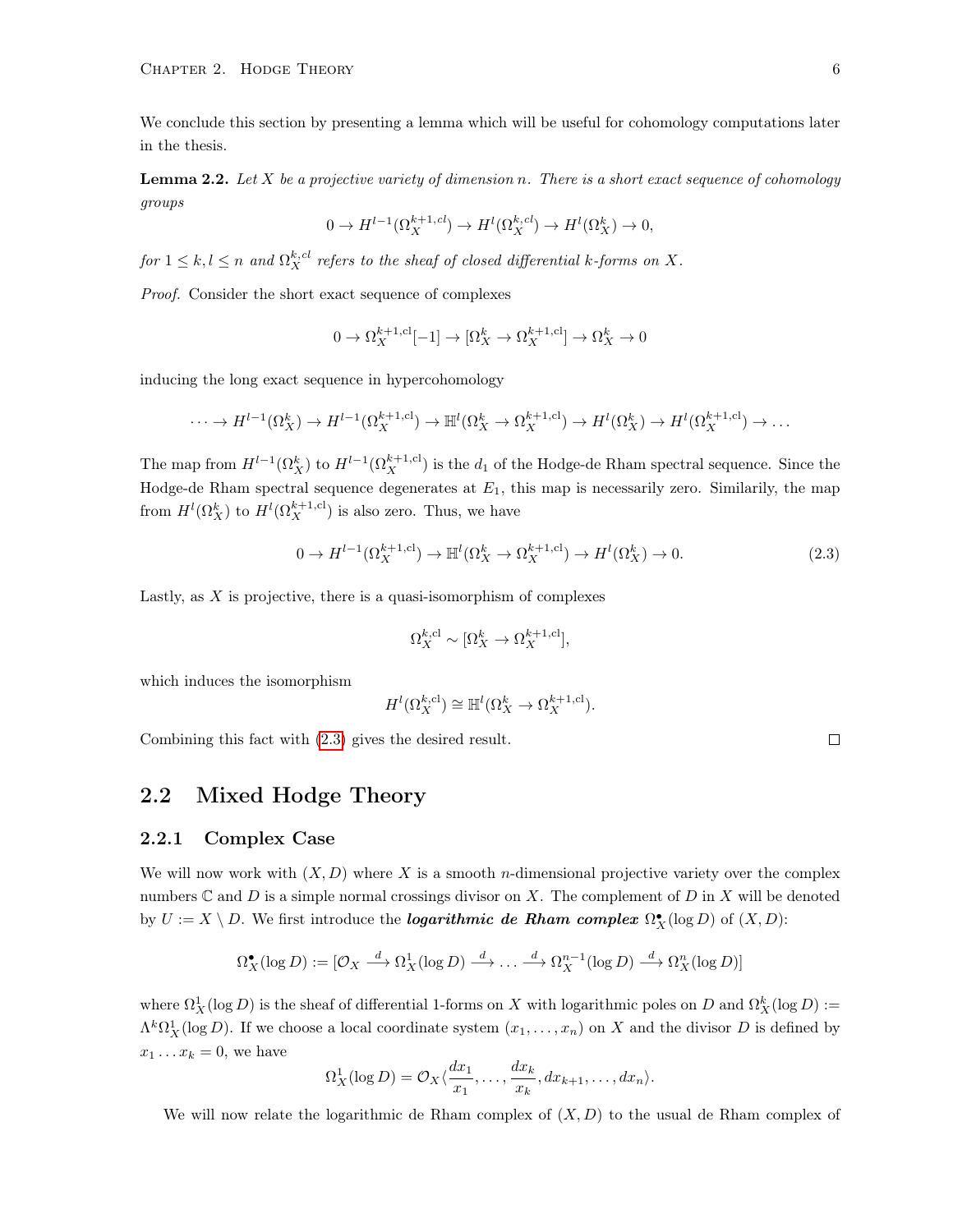We conclude this section by presenting a lemma which will be useful for cohomology computations later in the thesis.

**Lemma 2.2.** *Let $X$ be a projective variety of dimension $n$. There is a short exact sequence of cohomology groups*

$$0 \to H^{l-1}(\Omega_X^{k+1,cl}) \to H^l(\Omega_X^{k,cl}) \to H^l(\Omega_X^k) \to 0,$$

*for $1 \le k, l \le n$ and $\Omega_X^{k,cl}$ refers to the sheaf of closed differential $k$-forms on $X$.*

*Proof.* Consider the short exact sequence of complexes

$$0 \to \Omega_X^{k+1,\mathrm{cl}}[-1] \to [\Omega_X^k \to \Omega_X^{k+1,\mathrm{cl}}] \to \Omega_X^k \to 0$$

inducing the long exact sequence in hypercohomology

$$\cdots \to H^{l-1}(\Omega_X^k) \to H^{l-1}(\Omega_X^{k+1,\mathrm{cl}}) \to \mathbb{H}^l(\Omega_X^k \to \Omega_X^{k+1,\mathrm{cl}}) \to H^l(\Omega_X^k) \to H^l(\Omega_X^{k+1,\mathrm{cl}}) \to \ldots$$

The map from $H^{l-1}(\Omega_X^k)$ to $H^{l-1}(\Omega_X^{k+1,\mathrm{cl}})$ is the $d_1$ of the Hodge-de Rham spectral sequence. Since the Hodge-de Rham spectral sequence degenerates at $E_1$, this map is necessarily zero. Similarily, the map from $H^l(\Omega_X^k)$ to $H^l(\Omega_X^{k+1,\mathrm{cl}})$ is also zero. Thus, we have

$$0 \to H^{l-1}(\Omega_X^{k+1,\mathrm{cl}}) \to \mathbb{H}^l(\Omega_X^k \to \Omega_X^{k+1,\mathrm{cl}}) \to H^l(\Omega_X^k) \to 0. \tag{2.3}$$

Lastly, as $X$ is projective, there is a quasi-isomorphism of complexes

$$\Omega_X^{k,\mathrm{cl}} \sim [\Omega_X^k \to \Omega_X^{k+1,\mathrm{cl}}],$$

which induces the isomorphism

$$H^l(\Omega_X^{k,\mathrm{cl}}) \cong \mathbb{H}^l(\Omega_X^k \to \Omega_X^{k+1,\mathrm{cl}}).$$

Combining this fact with (2.3) gives the desired result. $\square$

## 2.2 Mixed Hodge Theory

### 2.2.1 Complex Case

We will now work with $(X, D)$ where $X$ is a smooth $n$-dimensional projective variety over the complex numbers $\mathbb{C}$ and $D$ is a simple normal crossings divisor on $X$. The complement of $D$ in $X$ will be denoted by $U := X \setminus D$. We first introduce the ***logarithmic de Rham complex*** $\Omega_X^\bullet(\log D)$ of $(X, D)$:

$$\Omega_X^\bullet(\log D) := [\mathcal{O}_X \xrightarrow{d} \Omega_X^1(\log D) \xrightarrow{d} \ldots \xrightarrow{d} \Omega_X^{n-1}(\log D) \xrightarrow{d} \Omega_X^n(\log D)]$$

where $\Omega_X^1(\log D)$ is the sheaf of differential 1-forms on $X$ with logarithmic poles on $D$ and $\Omega_X^k(\log D) := \Lambda^k \Omega_X^1(\log D)$. If we choose a local coordinate system $(x_1, \ldots, x_n)$ on $X$ and the divisor $D$ is defined by $x_1 \ldots x_k = 0$, we have

$$\Omega_X^1(\log D) = \mathcal{O}_X\langle \frac{dx_1}{x_1}, \ldots, \frac{dx_k}{x_k}, dx_{k+1}, \ldots, dx_n \rangle.$$

We will now relate the logarithmic de Rham complex of $(X, D)$ to the usual de Rham complex of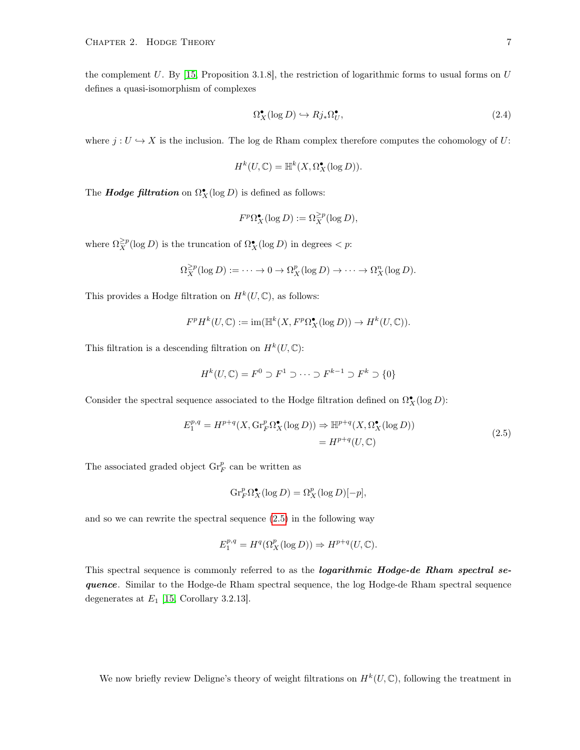the complement $U$. By [15, Proposition 3.1.8], the restriction of logarithmic forms to usual forms on $U$ defines a quasi-isomorphism of complexes

$$\Omega_X^\bullet(\log D) \hookrightarrow Rj_*\Omega_U^\bullet, \tag{2.4}$$

where $j : U \hookrightarrow X$ is the inclusion. The log de Rham complex therefore computes the cohomology of $U$:

$$H^k(U, \mathbb{C}) = \mathbb{H}^k(X, \Omega_X^\bullet(\log D)).$$

The ***Hodge filtration*** on $\Omega_X^\bullet(\log D)$ is defined as follows:

$$F^p\Omega_X^\bullet(\log D) := \Omega_X^{\geq p}(\log D),$$

where $\Omega_X^{\geq p}(\log D)$ is the truncation of $\Omega_X^\bullet(\log D)$ in degrees $< p$:

$$\Omega_X^{\geq p}(\log D) := \cdots \to 0 \to \Omega_X^p(\log D) \to \cdots \to \Omega_X^n(\log D).$$

This provides a Hodge filtration on $H^k(U, \mathbb{C})$, as follows:

$$F^pH^k(U, \mathbb{C}) := \operatorname{im}(\mathbb{H}^k(X, F^p\Omega_X^\bullet(\log D)) \to H^k(U, \mathbb{C})).$$

This filtration is a descending filtration on $H^k(U, \mathbb{C})$:

$$H^k(U, \mathbb{C}) = F^0 \supset F^1 \supset \cdots \supset F^{k-1} \supset F^k \supset \{0\}$$

Consider the spectral sequence associated to the Hodge filtration defined on $\Omega_X^\bullet(\log D)$:

$$\begin{aligned} E_1^{p,q} = H^{p+q}(X, \operatorname{Gr}_F^p\Omega_X^\bullet(\log D)) &\Rightarrow \mathbb{H}^{p+q}(X, \Omega_X^\bullet(\log D)) \\ &= H^{p+q}(U, \mathbb{C}) \end{aligned} \tag{2.5}$$

The associated graded object $\operatorname{Gr}_F^p$ can be written as

$$\operatorname{Gr}_F^p\Omega_X^\bullet(\log D) = \Omega_X^p(\log D)[-p],$$

and so we can rewrite the spectral sequence (2.5) in the following way

$$E_1^{p,q} = H^q(\Omega_X^p(\log D)) \Rightarrow H^{p+q}(U, \mathbb{C}).$$

This spectral sequence is commonly referred to as the ***logarithmic Hodge-de Rham spectral sequence***. Similar to the Hodge-de Rham spectral sequence, the log Hodge-de Rham spectral sequence degenerates at $E_1$ [15, Corollary 3.2.13].

We now briefly review Deligne's theory of weight filtrations on $H^k(U, \mathbb{C})$, following the treatment in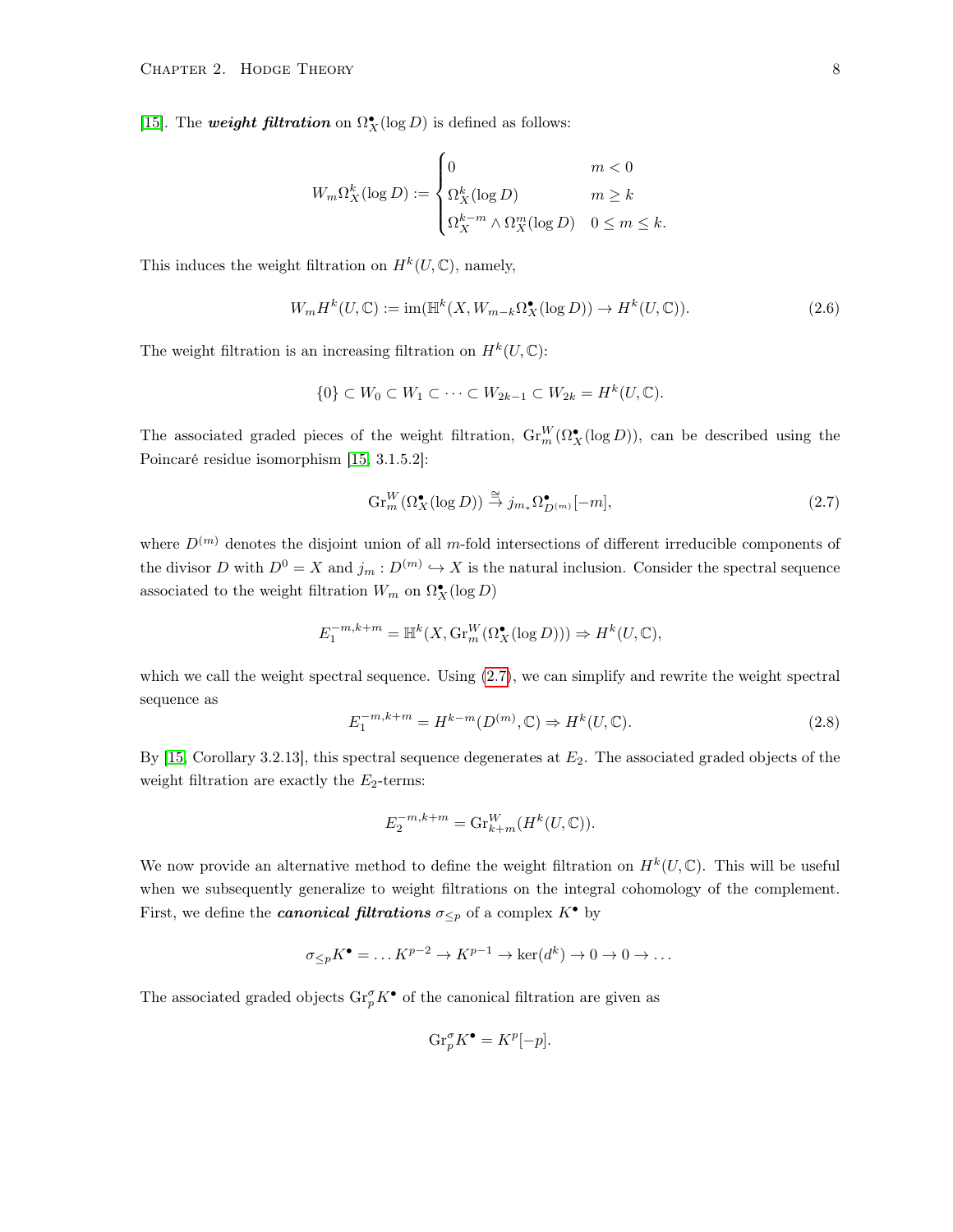[15]. The ***weight filtration*** on $\Omega^\bullet_X(\log D)$ is defined as follows:

$$W_m\Omega^k_X(\log D) := \begin{cases} 0 & m<0 \\ \Omega^k_X(\log D) & m \geq k \\ \Omega^{k-m}_X \wedge \Omega^m_X(\log D) & 0 \leq m \leq k. \end{cases}$$

This induces the weight filtration on $H^k(U,\mathbb{C})$, namely,

$$W_m H^k(U,\mathbb{C}) := \operatorname{im}(\mathbb{H}^k(X, W_{m-k}\Omega^\bullet_X(\log D)) \to H^k(U,\mathbb{C})). \tag{2.6}$$

The weight filtration is an increasing filtration on $H^k(U,\mathbb{C})$:

$$\{0\} \subset W_0 \subset W_1 \subset \cdots \subset W_{2k-1} \subset W_{2k} = H^k(U,\mathbb{C}).$$

The associated graded pieces of the weight filtration, $\operatorname{Gr}^W_m(\Omega^\bullet_X(\log D))$, can be described using the Poincaré residue isomorphism [15, 3.1.5.2]:

$$\operatorname{Gr}^W_m(\Omega^\bullet_X(\log D)) \xrightarrow{\cong} j_{m_*}\Omega^\bullet_{D^{(m)}}[-m], \tag{2.7}$$

where $D^{(m)}$ denotes the disjoint union of all $m$-fold intersections of different irreducible components of the divisor $D$ with $D^0 = X$ and $j_m : D^{(m)} \hookrightarrow X$ is the natural inclusion. Consider the spectral sequence associated to the weight filtration $W_m$ on $\Omega^\bullet_X(\log D)$

$$E_1^{-m,k+m} = \mathbb{H}^k(X, \operatorname{Gr}^W_m(\Omega^\bullet_X(\log D))) \Rightarrow H^k(U,\mathbb{C}),$$

which we call the weight spectral sequence. Using (2.7), we can simplify and rewrite the weight spectral sequence as

$$E_1^{-m,k+m} = H^{k-m}(D^{(m)},\mathbb{C}) \Rightarrow H^k(U,\mathbb{C}). \tag{2.8}$$

By [15, Corollary 3.2.13], this spectral sequence degenerates at $E_2$. The associated graded objects of the weight filtration are exactly the $E_2$-terms:

$$E_2^{-m,k+m} = \operatorname{Gr}^W_{k+m}(H^k(U,\mathbb{C})).$$

We now provide an alternative method to define the weight filtration on $H^k(U,\mathbb{C})$. This will be useful when we subsequently generalize to weight filtrations on the integral cohomology of the complement. First, we define the ***canonical filtrations*** $\sigma_{\leq p}$ of a complex $K^\bullet$ by

$$\sigma_{\leq p}K^\bullet = \dots K^{p-2} \to K^{p-1} \to \ker(d^k) \to 0 \to 0 \to \dots$$

The associated graded objects $\operatorname{Gr}^\sigma_p K^\bullet$ of the canonical filtration are given as

$$\operatorname{Gr}^\sigma_p K^\bullet = K^p[-p].$$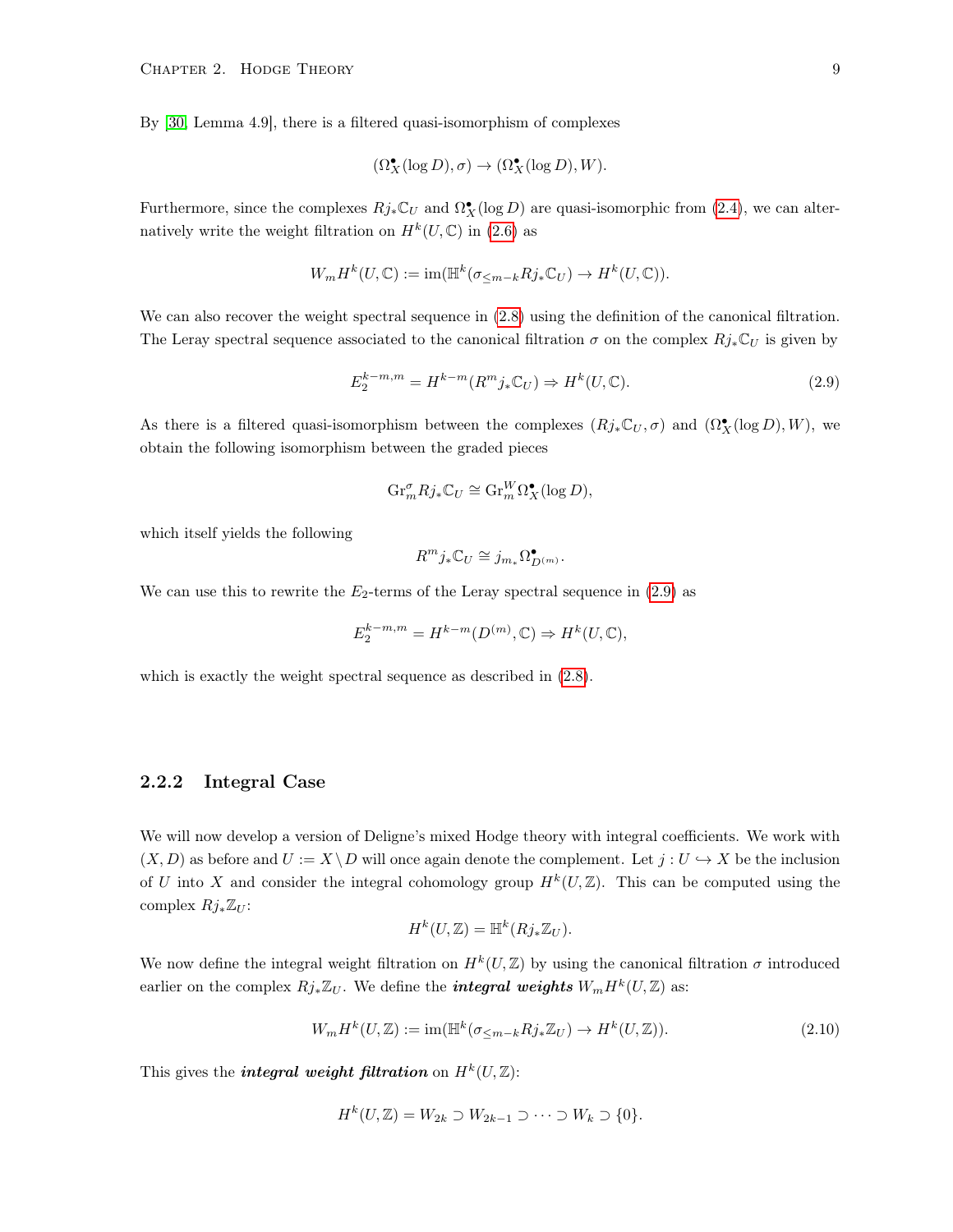By [30, Lemma 4.9], there is a filtered quasi-isomorphism of complexes

$$(\Omega_X^\bullet(\log D), \sigma) \to (\Omega_X^\bullet(\log D), W).$$

Furthermore, since the complexes $Rj_*\mathbb{C}_U$ and $\Omega_X^\bullet(\log D)$ are quasi-isomorphic from (2.4), we can alternatively write the weight filtration on $H^k(U, \mathbb{C})$ in (2.6) as

$$W_m H^k(U, \mathbb{C}) := \operatorname{im}(\mathbb{H}^k(\sigma_{\leq m-k} Rj_*\mathbb{C}_U) \to H^k(U, \mathbb{C})).$$

We can also recover the weight spectral sequence in (2.8) using the definition of the canonical filtration. The Leray spectral sequence associated to the canonical filtration $\sigma$ on the complex $Rj_*\mathbb{C}_U$ is given by

$$E_2^{k-m,m} = H^{k-m}(R^m j_*\mathbb{C}_U) \Rightarrow H^k(U, \mathbb{C}). \tag{2.9}$$

As there is a filtered quasi-isomorphism between the complexes $(Rj_*\mathbb{C}_U, \sigma)$ and $(\Omega_X^\bullet(\log D), W)$, we obtain the following isomorphism between the graded pieces

$$\operatorname{Gr}_m^\sigma Rj_*\mathbb{C}_U \cong \operatorname{Gr}_m^W \Omega_X^\bullet(\log D),$$

which itself yields the following

$$R^m j_*\mathbb{C}_U \cong j_{m_*}\Omega^\bullet_{D^{(m)}}.$$

We can use this to rewrite the $E_2$-terms of the Leray spectral sequence in (2.9) as

$$E_2^{k-m,m} = H^{k-m}(D^{(m)}, \mathbb{C}) \Rightarrow H^k(U, \mathbb{C}),$$

which is exactly the weight spectral sequence as described in (2.8).

### 2.2.2 Integral Case

We will now develop a version of Deligne's mixed Hodge theory with integral coefficients. We work with $(X, D)$ as before and $U := X \setminus D$ will once again denote the complement. Let $j : U \hookrightarrow X$ be the inclusion of $U$ into $X$ and consider the integral cohomology group $H^k(U, \mathbb{Z})$. This can be computed using the complex $Rj_*\mathbb{Z}_U$:

$$H^k(U, \mathbb{Z}) = \mathbb{H}^k(Rj_*\mathbb{Z}_U).$$

We now define the integral weight filtration on $H^k(U, \mathbb{Z})$ by using the canonical filtration $\sigma$ introduced earlier on the complex $Rj_*\mathbb{Z}_U$. We define the ***integral weights*** $W_m H^k(U, \mathbb{Z})$ as:

$$W_m H^k(U, \mathbb{Z}) := \operatorname{im}(\mathbb{H}^k(\sigma_{\leq m-k} Rj_*\mathbb{Z}_U) \to H^k(U, \mathbb{Z})). \tag{2.10}$$

This gives the ***integral weight filtration*** on $H^k(U, \mathbb{Z})$:

$$H^k(U, \mathbb{Z}) = W_{2k} \supset W_{2k-1} \supset \cdots \supset W_k \supset \{0\}.$$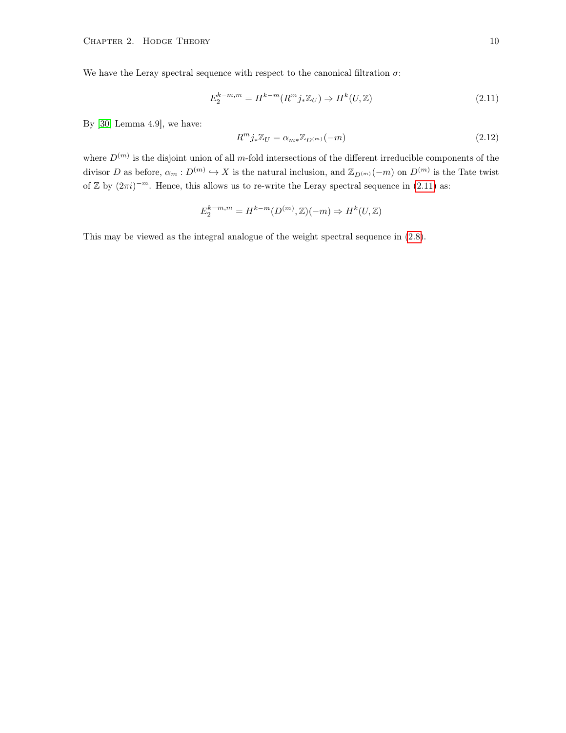We have the Leray spectral sequence with respect to the canonical filtration $\sigma$:

$$E_2^{k-m,m} = H^{k-m}(R^m j_* \mathbb{Z}_U) \Rightarrow H^k(U, \mathbb{Z}) \tag{2.11}$$

By [30, Lemma 4.9], we have:

$$R^m j_* \mathbb{Z}_U = \alpha_{m*} \mathbb{Z}_{D^{(m)}}(-m) \tag{2.12}$$

where $D^{(m)}$ is the disjoint union of all $m$-fold intersections of the different irreducible components of the divisor $D$ as before, $\alpha_m : D^{(m)} \hookrightarrow X$ is the natural inclusion, and $\mathbb{Z}_{D^{(m)}}(-m)$ on $D^{(m)}$ is the Tate twist of $\mathbb{Z}$ by $(2\pi i)^{-m}$. Hence, this allows us to re-write the Leray spectral sequence in (2.11) as:

$$E_2^{k-m,m} = H^{k-m}(D^{(m)}, \mathbb{Z})(-m) \Rightarrow H^k(U, \mathbb{Z})$$

This may be viewed as the integral analogue of the weight spectral sequence in (2.8).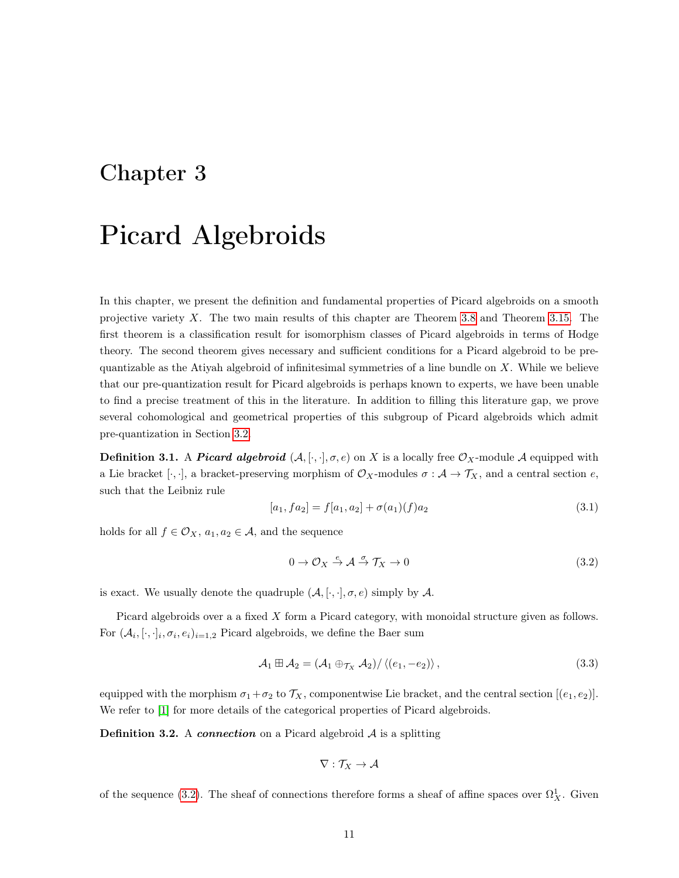# Chapter 3

# Picard Algebroids

In this chapter, we present the definition and fundamental properties of Picard algebroids on a smooth projective variety $X$. The two main results of this chapter are Theorem 3.8 and Theorem 3.15. The first theorem is a classification result for isomorphism classes of Picard algebroids in terms of Hodge theory. The second theorem gives necessary and sufficient conditions for a Picard algebroid to be pre-quantizable as the Atiyah algebroid of infinitesimal symmetries of a line bundle on $X$. While we believe that our pre-quantization result for Picard algebroids is perhaps known to experts, we have been unable to find a precise treatment of this in the literature. In addition to filling this literature gap, we prove several cohomological and geometrical properties of this subgroup of Picard algebroids which admit pre-quantization in Section 3.2.

**Definition 3.1.** A ***Picard algebroid*** $(\mathcal{A}, [\cdot,\cdot], \sigma, e)$ on $X$ is a locally free $\mathcal{O}_X$-module $\mathcal{A}$ equipped with a Lie bracket $[\cdot,\cdot]$, a bracket-preserving morphism of $\mathcal{O}_X$-modules $\sigma : \mathcal{A} \to \mathcal{T}_X$, and a central section $e$, such that the Leibniz rule

$$[a_1, fa_2] = f[a_1, a_2] + \sigma(a_1)(f)a_2 \tag{3.1}$$

holds for all $f \in \mathcal{O}_X$, $a_1, a_2 \in \mathcal{A}$, and the sequence

$$0 \to \mathcal{O}_X \xrightarrow{e} \mathcal{A} \xrightarrow{\sigma} \mathcal{T}_X \to 0 \tag{3.2}$$

is exact. We usually denote the quadruple $(\mathcal{A}, [\cdot,\cdot], \sigma, e)$ simply by $\mathcal{A}$.

Picard algebroids over a a fixed $X$ form a Picard category, with monoidal structure given as follows. For $(\mathcal{A}_i, [\cdot,\cdot]_i, \sigma_i, e_i)_{i=1,2}$ Picard algebroids, we define the Baer sum

$$\mathcal{A}_1 \boxplus \mathcal{A}_2 = (\mathcal{A}_1 \oplus_{\mathcal{T}_X} \mathcal{A}_2) / \langle (e_1, -e_2) \rangle, \tag{3.3}$$

equipped with the morphism $\sigma_1 + \sigma_2$ to $\mathcal{T}_X$, componentwise Lie bracket, and the central section $[(e_1, e_2)]$. We refer to [1] for more details of the categorical properties of Picard algebroids.

**Definition 3.2.** A ***connection*** on a Picard algebroid $\mathcal{A}$ is a splitting

$$\nabla : \mathcal{T}_X \to \mathcal{A}$$

of the sequence (3.2). The sheaf of connections therefore forms a sheaf of affine spaces over $\Omega^1_X$. Given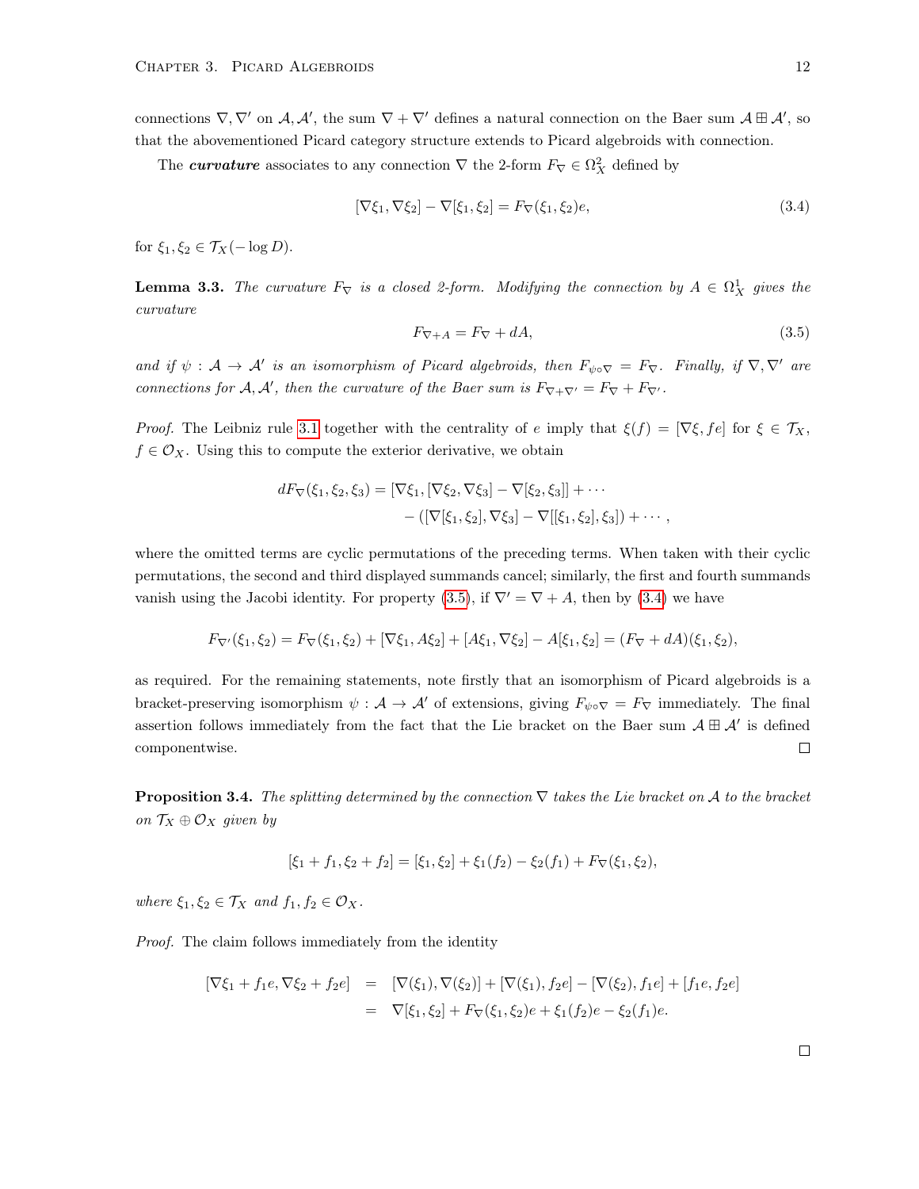connections $\nabla, \nabla'$ on $\mathcal{A}, \mathcal{A}'$, the sum $\nabla + \nabla'$ defines a natural connection on the Baer sum $\mathcal{A} \boxplus \mathcal{A}'$, so that the abovementioned Picard category structure extends to Picard algebroids with connection.

The ***curvature*** associates to any connection $\nabla$ the 2-form $F_\nabla \in \Omega^2_X$ defined by

$$[\nabla\xi_1, \nabla\xi_2] - \nabla[\xi_1, \xi_2] = F_\nabla(\xi_1, \xi_2)e, \tag{3.4}$$

for $\xi_1, \xi_2 \in \mathcal{T}_X(-\log D)$.

**Lemma 3.3.** *The curvature $F_\nabla$ is a closed 2-form. Modifying the connection by $A \in \Omega^1_X$ gives the curvature*

$$F_{\nabla+A} = F_\nabla + dA, \tag{3.5}$$

*and if $\psi : \mathcal{A} \to \mathcal{A}'$ is an isomorphism of Picard algebroids, then $F_{\psi\circ\nabla} = F_\nabla$. Finally, if $\nabla, \nabla'$ are connections for $\mathcal{A}, \mathcal{A}'$, then the curvature of the Baer sum is $F_{\nabla+\nabla'} = F_\nabla + F_{\nabla'}$.*

*Proof.* The Leibniz rule 3.1 together with the centrality of $e$ imply that $\xi(f) = [\nabla\xi, fe]$ for $\xi \in \mathcal{T}_X$, $f \in \mathcal{O}_X$. Using this to compute the exterior derivative, we obtain

$$\begin{aligned} dF_\nabla(\xi_1, \xi_2, \xi_3) = [\nabla\xi_1, [\nabla\xi_2, \nabla\xi_3] - \nabla[\xi_2, \xi_3]] + \cdots \\ - ([\nabla[\xi_1, \xi_2], \nabla\xi_3] - \nabla[[\xi_1, \xi_2], \xi_3]) + \cdots, \end{aligned}$$

where the omitted terms are cyclic permutations of the preceding terms. When taken with their cyclic permutations, the second and third displayed summands cancel; similarly, the first and fourth summands vanish using the Jacobi identity. For property (3.5), if $\nabla' = \nabla + A$, then by (3.4) we have

$$F_{\nabla'}(\xi_1, \xi_2) = F_\nabla(\xi_1, \xi_2) + [\nabla\xi_1, A\xi_2] + [A\xi_1, \nabla\xi_2] - A[\xi_1, \xi_2] = (F_\nabla + dA)(\xi_1, \xi_2),$$

as required. For the remaining statements, note firstly that an isomorphism of Picard algebroids is a bracket-preserving isomorphism $\psi : \mathcal{A} \to \mathcal{A}'$ of extensions, giving $F_{\psi\circ\nabla} = F_\nabla$ immediately. The final assertion follows immediately from the fact that the Lie bracket on the Baer sum $\mathcal{A} \boxplus \mathcal{A}'$ is defined componentwise. $\square$

**Proposition 3.4.** *The splitting determined by the connection $\nabla$ takes the Lie bracket on $\mathcal{A}$ to the bracket on $\mathcal{T}_X \oplus \mathcal{O}_X$ given by*

$$[\xi_1 + f_1, \xi_2 + f_2] = [\xi_1, \xi_2] + \xi_1(f_2) - \xi_2(f_1) + F_\nabla(\xi_1, \xi_2),$$

*where $\xi_1, \xi_2 \in \mathcal{T}_X$ and $f_1, f_2 \in \mathcal{O}_X$.*

*Proof.* The claim follows immediately from the identity

$$\begin{aligned} [\nabla\xi_1 + f_1 e, \nabla\xi_2 + f_2 e] &= [\nabla(\xi_1), \nabla(\xi_2)] + [\nabla(\xi_1), f_2 e] - [\nabla(\xi_2), f_1 e] + [f_1 e, f_2 e] \\ &= \nabla[\xi_1, \xi_2] + F_\nabla(\xi_1, \xi_2)e + \xi_1(f_2)e - \xi_2(f_1)e. \end{aligned}$$

$\square$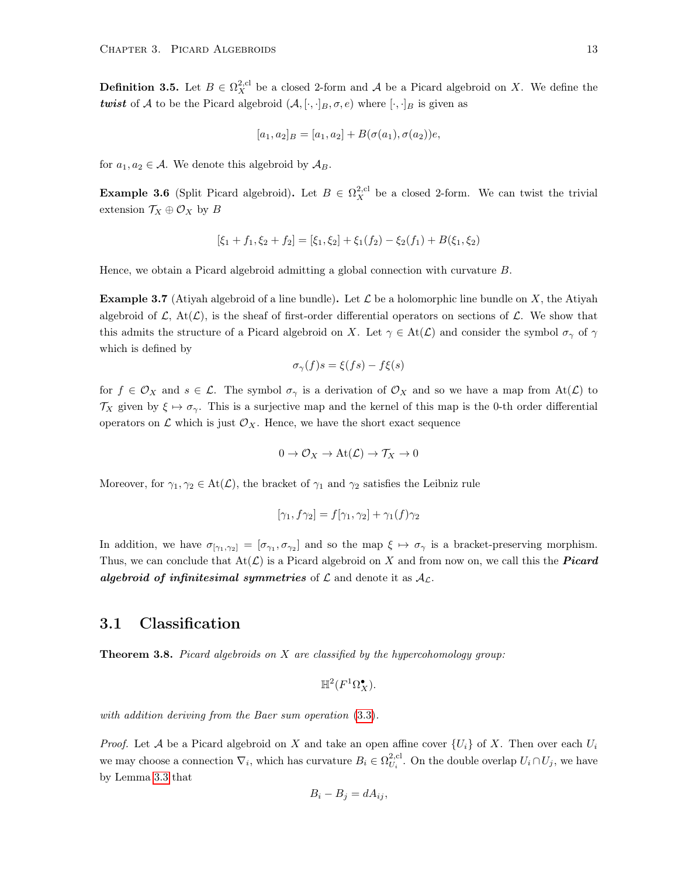**Definition 3.5.** Let $B \in \Omega_X^{2,\text{cl}}$ be a closed 2-form and $\mathcal{A}$ be a Picard algebroid on $X$. We define the ***twist*** of $\mathcal{A}$ to be the Picard algebroid $(\mathcal{A}, [\cdot,\cdot]_B, \sigma, e)$ where $[\cdot,\cdot]_B$ is given as

$$[a_1, a_2]_B = [a_1, a_2] + B(\sigma(a_1), \sigma(a_2))e,$$

for $a_1, a_2 \in \mathcal{A}$. We denote this algebroid by $\mathcal{A}_B$.

**Example 3.6** (Split Picard algebroid)**.** Let $B \in \Omega_X^{2,\text{cl}}$ be a closed 2-form. We can twist the trivial extension $\mathcal{T}_X \oplus \mathcal{O}_X$ by $B$

$$[\xi_1 + f_1, \xi_2 + f_2] = [\xi_1, \xi_2] + \xi_1(f_2) - \xi_2(f_1) + B(\xi_1, \xi_2)$$

Hence, we obtain a Picard algebroid admitting a global connection with curvature $B$.

**Example 3.7** (Atiyah algebroid of a line bundle)**.** Let $\mathcal{L}$ be a holomorphic line bundle on $X$, the Atiyah algebroid of $\mathcal{L}$, $\text{At}(\mathcal{L})$, is the sheaf of first-order differential operators on sections of $\mathcal{L}$. We show that this admits the structure of a Picard algebroid on $X$. Let $\gamma \in \text{At}(\mathcal{L})$ and consider the symbol $\sigma_\gamma$ of $\gamma$ which is defined by

$$\sigma_\gamma(f)s = \xi(fs) - f\xi(s)$$

for $f \in \mathcal{O}_X$ and $s \in \mathcal{L}$. The symbol $\sigma_\gamma$ is a derivation of $\mathcal{O}_X$ and so we have a map from $\text{At}(\mathcal{L})$ to $\mathcal{T}_X$ given by $\xi \mapsto \sigma_\gamma$. This is a surjective map and the kernel of this map is the 0-th order differential operators on $\mathcal{L}$ which is just $\mathcal{O}_X$. Hence, we have the short exact sequence

$$0 \to \mathcal{O}_X \to \text{At}(\mathcal{L}) \to \mathcal{T}_X \to 0$$

Moreover, for $\gamma_1, \gamma_2 \in \text{At}(\mathcal{L})$, the bracket of $\gamma_1$ and $\gamma_2$ satisfies the Leibniz rule

$$[\gamma_1, f\gamma_2] = f[\gamma_1, \gamma_2] + \gamma_1(f)\gamma_2$$

In addition, we have $\sigma_{[\gamma_1,\gamma_2]} = [\sigma_{\gamma_1}, \sigma_{\gamma_2}]$ and so the map $\xi \mapsto \sigma_\gamma$ is a bracket-preserving morphism. Thus, we can conclude that $\text{At}(\mathcal{L})$ is a Picard algebroid on $X$ and from now on, we call this the ***Picard algebroid of infinitesimal symmetries*** of $\mathcal{L}$ and denote it as $\mathcal{A}_\mathcal{L}$.

## 3.1 Classification

**Theorem 3.8.** *Picard algebroids on $X$ are classified by the hypercohomology group:*

$$\mathbb{H}^2(F^1\Omega_X^\bullet).$$

*with addition deriving from the Baer sum operation* (3.3)*.*

*Proof.* Let $\mathcal{A}$ be a Picard algebroid on $X$ and take an open affine cover $\{U_i\}$ of $X$. Then over each $U_i$ we may choose a connection $\nabla_i$, which has curvature $B_i \in \Omega_{U_i}^{2,\text{cl}}$. On the double overlap $U_i \cap U_j$, we have by Lemma 3.3 that

$$B_i - B_j = dA_{ij},$$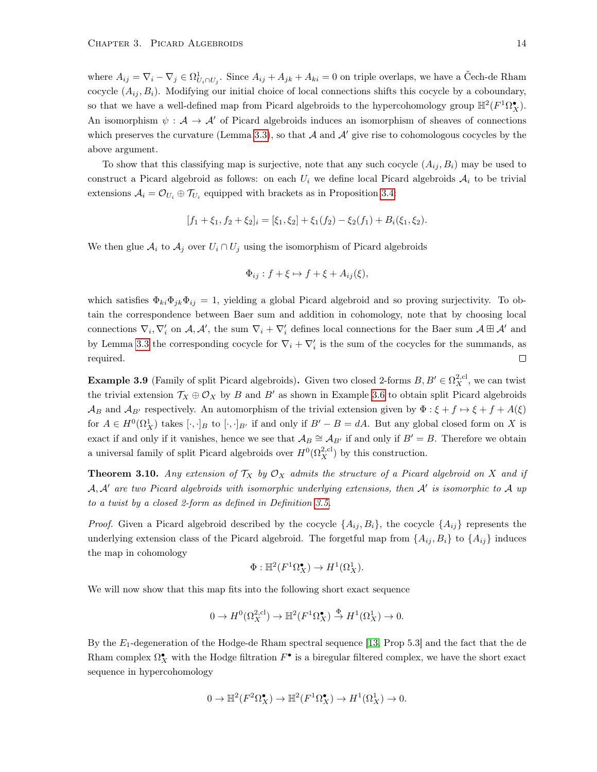where $A_{ij} = \nabla_i - \nabla_j \in \Omega^1_{U_i \cap U_j}$. Since $A_{ij} + A_{jk} + A_{ki} = 0$ on triple overlaps, we have a Čech-de Rham cocycle $(A_{ij}, B_i)$. Modifying our initial choice of local connections shifts this cocycle by a coboundary, so that we have a well-defined map from Picard algebroids to the hypercohomology group $\mathbb{H}^2(F^1\Omega^\bullet_X)$. An isomorphism $\psi : \mathcal{A} \to \mathcal{A}'$ of Picard algebroids induces an isomorphism of sheaves of connections which preserves the curvature (Lemma 3.3), so that $\mathcal{A}$ and $\mathcal{A}'$ give rise to cohomologous cocycles by the above argument.

To show that this classifying map is surjective, note that any such cocycle $(A_{ij}, B_i)$ may be used to construct a Picard algebroid as follows: on each $U_i$ we define local Picard algebroids $\mathcal{A}_i$ to be trivial extensions $\mathcal{A}_i = \mathcal{O}_{U_i} \oplus \mathcal{T}_{U_i}$ equipped with brackets as in Proposition 3.4:

$$[f_1 + \xi_1, f_2 + \xi_2]_i = [\xi_1, \xi_2] + \xi_1(f_2) - \xi_2(f_1) + B_i(\xi_1, \xi_2).$$

We then glue $\mathcal{A}_i$ to $\mathcal{A}_j$ over $U_i \cap U_j$ using the isomorphism of Picard algebroids

$$\Phi_{ij} : f + \xi \mapsto f + \xi + A_{ij}(\xi),$$

which satisfies $\Phi_{ki}\Phi_{jk}\Phi_{ij} = 1$, yielding a global Picard algebroid and so proving surjectivity. To obtain the correspondence between Baer sum and addition in cohomology, note that by choosing local connections $\nabla_i, \nabla'_i$ on $\mathcal{A}, \mathcal{A}'$, the sum $\nabla_i + \nabla'_i$ defines local connections for the Baer sum $\mathcal{A} \boxplus \mathcal{A}'$ and by Lemma 3.3 the corresponding cocycle for $\nabla_i + \nabla'_i$ is the sum of the cocycles for the summands, as required. ◻

**Example 3.9** (Family of split Picard algebroids)**.** Given two closed 2-forms $B, B' \in \Omega^{2,\mathrm{cl}}_X$, we can twist the trivial extension $\mathcal{T}_X \oplus \mathcal{O}_X$ by $B$ and $B'$ as shown in Example 3.6 to obtain split Picard algebroids $\mathcal{A}_B$ and $\mathcal{A}_{B'}$ respectively. An automorphism of the trivial extension given by $\Phi : \xi + f \mapsto \xi + f + A(\xi)$ for $A \in H^0(\Omega^1_X)$ takes $[\cdot,\cdot]_B$ to $[\cdot,\cdot]_{B'}$ if and only if $B' - B = dA$. But any global closed form on $X$ is exact if and only if it vanishes, hence we see that $\mathcal{A}_B \cong \mathcal{A}_{B'}$ if and only if $B' = B$. Therefore we obtain a universal family of split Picard algebroids over $H^0(\Omega^{2,\mathrm{cl}}_X)$ by this construction.

**Theorem 3.10.** *Any extension of $\mathcal{T}_X$ by $\mathcal{O}_X$ admits the structure of a Picard algebroid on $X$ and if $\mathcal{A}, \mathcal{A}'$ are two Picard algebroids with isomorphic underlying extensions, then $\mathcal{A}'$ is isomorphic to $\mathcal{A}$ up to a twist by a closed 2-form as defined in Definition 3.5.*

*Proof.* Given a Picard algebroid described by the cocycle $\{A_{ij}, B_i\}$, the cocycle $\{A_{ij}\}$ represents the underlying extension class of the Picard algebroid. The forgetful map from $\{A_{ij}, B_i\}$ to $\{A_{ij}\}$ induces the map in cohomology

$$\Phi : \mathbb{H}^2(F^1\Omega^\bullet_X) \to H^1(\Omega^1_X).$$

We will now show that this map fits into the following short exact sequence

$$0 \to H^0(\Omega^{2,\mathrm{cl}}_X) \to \mathbb{H}^2(F^1\Omega^\bullet_X) \xrightarrow{\Phi} H^1(\Omega^1_X) \to 0.$$

By the $E_1$-degeneration of the Hodge-de Rham spectral sequence [13, Prop 5.3] and the fact that the de Rham complex $\Omega^\bullet_X$ with the Hodge filtration $F^\bullet$ is a biregular filtered complex, we have the short exact sequence in hypercohomology

$$0 \to \mathbb{H}^2(F^2\Omega^\bullet_X) \to \mathbb{H}^2(F^1\Omega^\bullet_X) \to H^1(\Omega^1_X) \to 0.$$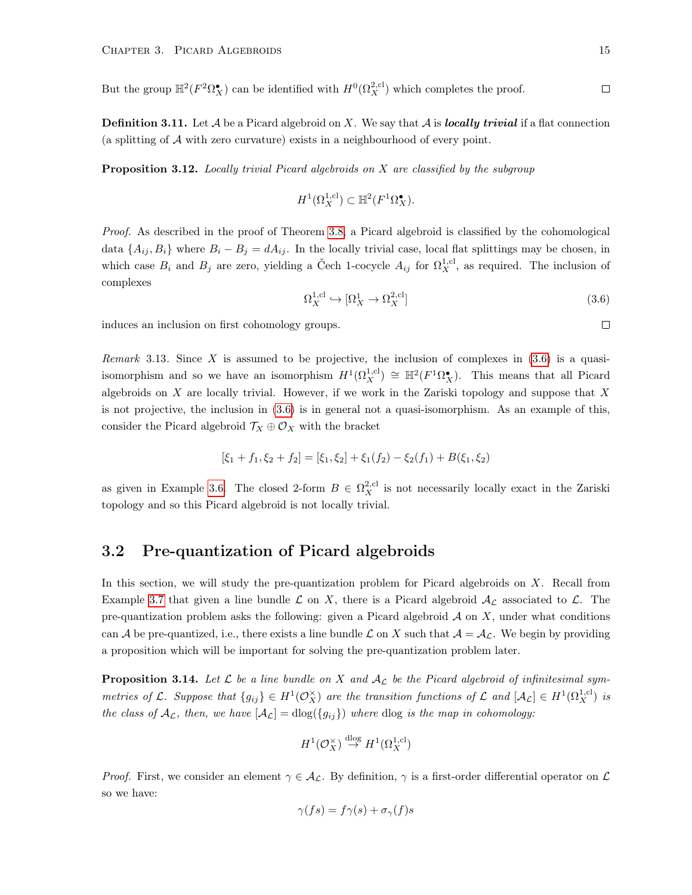But the group $\mathbb{H}^2(F^2\Omega_X^\bullet)$ can be identified with $H^0(\Omega_X^{2,\mathrm{cl}})$ which completes the proof. □

**Definition 3.11.** Let $\mathcal{A}$ be a Picard algebroid on $X$. We say that $\mathcal{A}$ is ***locally trivial*** if a flat connection (a splitting of $\mathcal{A}$ with zero curvature) exists in a neighbourhood of every point.

**Proposition 3.12.** *Locally trivial Picard algebroids on $X$ are classified by the subgroup*

$$H^1(\Omega_X^{1,\mathrm{cl}}) \subset \mathbb{H}^2(F^1\Omega_X^\bullet).$$

*Proof.* As described in the proof of Theorem 3.8, a Picard algebroid is classified by the cohomological data $\{A_{ij}, B_i\}$ where $B_i - B_j = dA_{ij}$. In the locally trivial case, local flat splittings may be chosen, in which case $B_i$ and $B_j$ are zero, yielding a Čech 1-cocycle $A_{ij}$ for $\Omega_X^{1,\mathrm{cl}}$, as required. The inclusion of complexes

$$\Omega_X^{1,\mathrm{cl}} \hookrightarrow [\Omega_X^1 \to \Omega_X^{2,\mathrm{cl}}] \tag{3.6}$$

induces an inclusion on first cohomology groups. □

*Remark* 3.13. Since $X$ is assumed to be projective, the inclusion of complexes in (3.6) is a quasi-isomorphism and so we have an isomorphism $H^1(\Omega_X^{1,\mathrm{cl}}) \cong \mathbb{H}^2(F^1\Omega_X^\bullet)$. This means that all Picard algebroids on $X$ are locally trivial. However, if we work in the Zariski topology and suppose that $X$ is not projective, the inclusion in (3.6) is in general not a quasi-isomorphism. As an example of this, consider the Picard algebroid $\mathcal{T}_X \oplus \mathcal{O}_X$ with the bracket

$$[\xi_1 + f_1, \xi_2 + f_2] = [\xi_1, \xi_2] + \xi_1(f_2) - \xi_2(f_1) + B(\xi_1, \xi_2)$$

as given in Example 3.6. The closed 2-form $B \in \Omega_X^{2,\mathrm{cl}}$ is not necessarily locally exact in the Zariski topology and so this Picard algebroid is not locally trivial.

## 3.2 Pre-quantization of Picard algebroids

In this section, we will study the pre-quantization problem for Picard algebroids on $X$. Recall from Example 3.7 that given a line bundle $\mathcal{L}$ on $X$, there is a Picard algebroid $\mathcal{A}_\mathcal{L}$ associated to $\mathcal{L}$. The pre-quantization problem asks the following: given a Picard algebroid $\mathcal{A}$ on $X$, under what conditions can $\mathcal{A}$ be pre-quantized, i.e., there exists a line bundle $\mathcal{L}$ on $X$ such that $\mathcal{A} = \mathcal{A}_\mathcal{L}$. We begin by providing a proposition which will be important for solving the pre-quantization problem later.

**Proposition 3.14.** *Let $\mathcal{L}$ be a line bundle on $X$ and $\mathcal{A}_\mathcal{L}$ be the Picard algebroid of infinitesimal symmetries of $\mathcal{L}$. Suppose that $\{g_{ij}\} \in H^1(\mathcal{O}_X^\times)$ are the transition functions of $\mathcal{L}$ and $[\mathcal{A}_\mathcal{L}] \in H^1(\Omega_X^{1,\mathrm{cl}})$ is the class of $\mathcal{A}_\mathcal{L}$, then, we have $[\mathcal{A}_\mathcal{L}] = \mathrm{dlog}(\{g_{ij}\})$ where* dlog *is the map in cohomology:*

$$H^1(\mathcal{O}_X^\times) \overset{\mathrm{dlog}}{\to} H^1(\Omega_X^{1,\mathrm{cl}})$$

*Proof.* First, we consider an element $\gamma \in \mathcal{A}_\mathcal{L}$. By definition, $\gamma$ is a first-order differential operator on $\mathcal{L}$ so we have:

$$\gamma(fs) = f\gamma(s) + \sigma_\gamma(f)s$$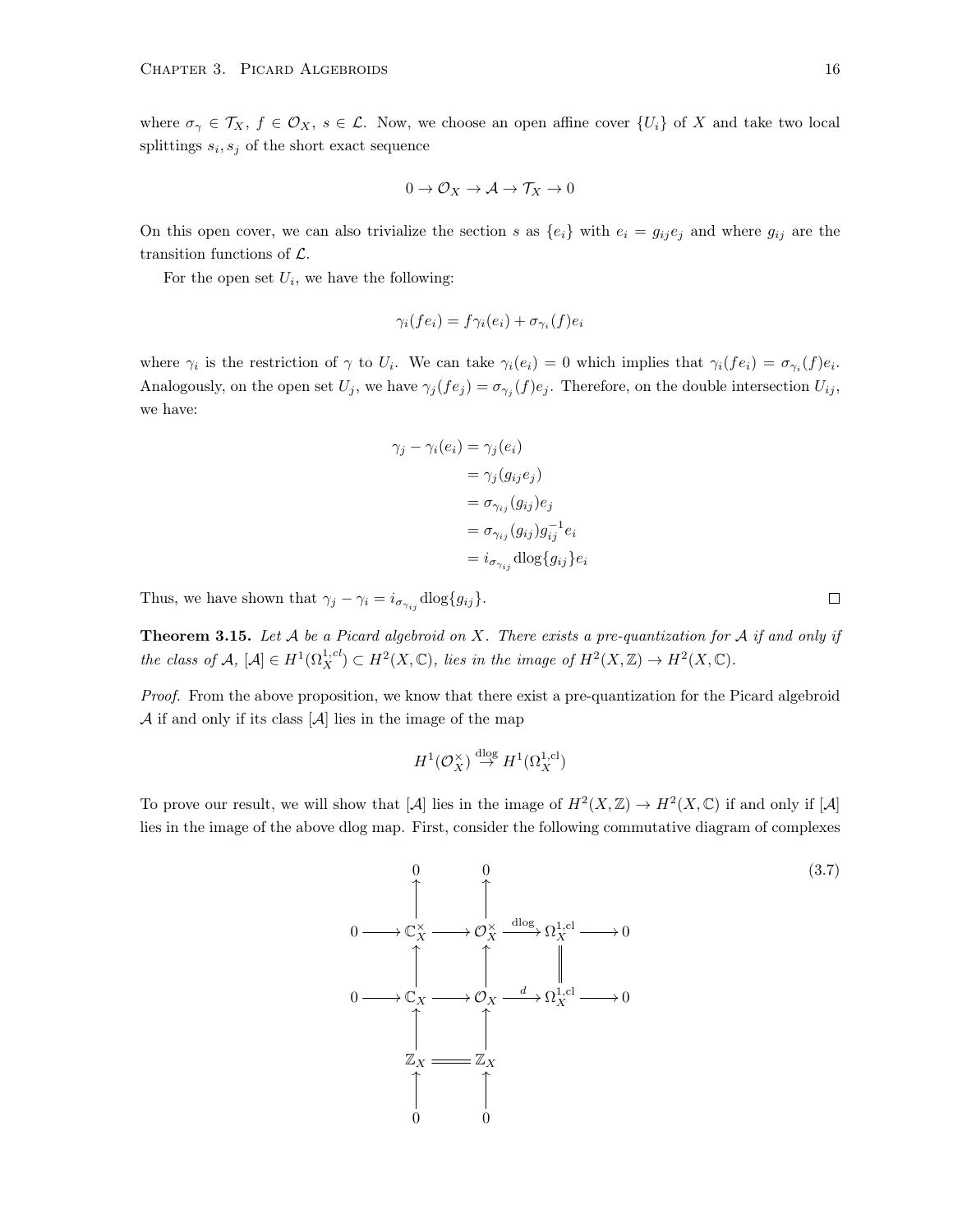where $\sigma_\gamma \in \mathcal{T}_X$, $f \in \mathcal{O}_X$, $s \in \mathcal{L}$. Now, we choose an open affine cover $\{U_i\}$ of $X$ and take two local splittings $s_i, s_j$ of the short exact sequence

$$0 \to \mathcal{O}_X \to \mathcal{A} \to \mathcal{T}_X \to 0$$

On this open cover, we can also trivialize the section $s$ as $\{e_i\}$ with $e_i = g_{ij} e_j$ and where $g_{ij}$ are the transition functions of $\mathcal{L}$.

For the open set $U_i$, we have the following:

$$\gamma_i(fe_i) = f\gamma_i(e_i) + \sigma_{\gamma_i}(f)e_i$$

where $\gamma_i$ is the restriction of $\gamma$ to $U_i$. We can take $\gamma_i(e_i) = 0$ which implies that $\gamma_i(fe_i) = \sigma_{\gamma_i}(f)e_i$. Analogously, on the open set $U_j$, we have $\gamma_j(fe_j) = \sigma_{\gamma_j}(f)e_j$. Therefore, on the double intersection $U_{ij}$, we have:

$$\begin{aligned}
\gamma_j - \gamma_i(e_i) &= \gamma_j(e_i) \\
&= \gamma_j(g_{ij}e_j) \\
&= \sigma_{\gamma_{ij}}(g_{ij})e_j \\
&= \sigma_{\gamma_{ij}}(g_{ij})g_{ij}^{-1}e_i \\
&= i_{\sigma_{\gamma_{ij}}} \operatorname{dlog}\{g_{ij}\}e_i
\end{aligned}$$

Thus, we have shown that $\gamma_j - \gamma_i = i_{\sigma_{\gamma_{ij}}} \operatorname{dlog}\{g_{ij}\}$. □

**Theorem 3.15.** *Let $\mathcal{A}$ be a Picard algebroid on $X$. There exists a pre-quantization for $\mathcal{A}$ if and only if the class of $\mathcal{A}$, $[\mathcal{A}] \in H^1(\Omega_X^{1,cl}) \subset H^2(X, \mathbb{C})$, lies in the image of $H^2(X, \mathbb{Z}) \to H^2(X, \mathbb{C})$.*

*Proof.* From the above proposition, we know that there exist a pre-quantization for the Picard algebroid $\mathcal{A}$ if and only if its class $[\mathcal{A}]$ lies in the image of the map

$$H^1(\mathcal{O}_X^\times) \overset{\operatorname{dlog}}{\to} H^1(\Omega_X^{1,\mathrm{cl}})$$

To prove our result, we will show that $[\mathcal{A}]$ lies in the image of $H^2(X, \mathbb{Z}) \to H^2(X, \mathbb{C})$ if and only if $[\mathcal{A}]$ lies in the image of the above dlog map. First, consider the following commutative diagram of complexes

$$\begin{array}{ccccccccc}
 & & 0 & & 0 & & & & \\
 & & \uparrow & & \uparrow & & & & \\
0 & \longrightarrow & \mathbb{C}_X^\times & \longrightarrow & \mathcal{O}_X^\times & \xrightarrow{\operatorname{dlog}} & \Omega_X^{1,\mathrm{cl}} & \longrightarrow & 0 \\
 & & \uparrow & & \uparrow & & \| & & \\
0 & \longrightarrow & \mathbb{C}_X & \longrightarrow & \mathcal{O}_X & \xrightarrow{d} & \Omega_X^{1,\mathrm{cl}} & \longrightarrow & 0 \\
 & & \uparrow & & \uparrow & & & & \\
 & & \mathbb{Z}_X & = & \mathbb{Z}_X & & & & \\
 & & \uparrow & & \uparrow & & & & \\
 & & 0 & & 0 & & & &
\end{array} \tag{3.7}$$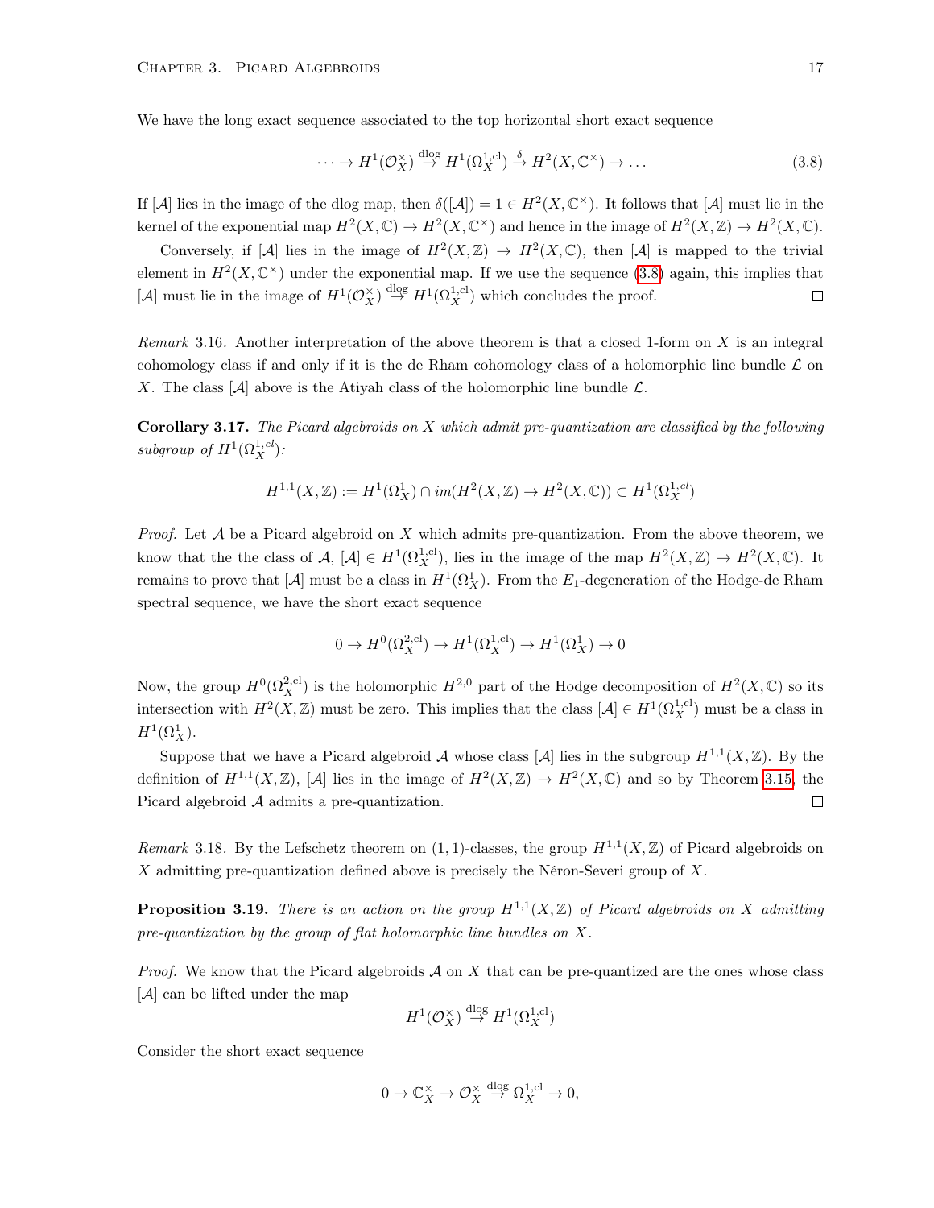We have the long exact sequence associated to the top horizontal short exact sequence

$$\cdots \to H^1(\mathcal{O}_X^\times) \stackrel{\text{dlog}}{\to} H^1(\Omega_X^{1,\text{cl}}) \stackrel{\delta}{\to} H^2(X, \mathbb{C}^\times) \to \dots \tag{3.8}$$

If $[\mathcal{A}]$ lies in the image of the dlog map, then $\delta([\mathcal{A}]) = 1 \in H^2(X, \mathbb{C}^\times)$. It follows that $[\mathcal{A}]$ must lie in the kernel of the exponential map $H^2(X, \mathbb{C}) \to H^2(X, \mathbb{C}^\times)$ and hence in the image of $H^2(X, \mathbb{Z}) \to H^2(X, \mathbb{C})$.

Conversely, if $[\mathcal{A}]$ lies in the image of $H^2(X, \mathbb{Z}) \to H^2(X, \mathbb{C})$, then $[\mathcal{A}]$ is mapped to the trivial element in $H^2(X, \mathbb{C}^\times)$ under the exponential map. If we use the sequence (3.8) again, this implies that $[\mathcal{A}]$ must lie in the image of $H^1(\mathcal{O}_X^\times) \stackrel{\text{dlog}}{\to} H^1(\Omega_X^{1,\text{cl}})$ which concludes the proof. □

*Remark* 3.16. Another interpretation of the above theorem is that a closed 1-form on $X$ is an integral cohomology class if and only if it is the de Rham cohomology class of a holomorphic line bundle $\mathcal{L}$ on $X$. The class $[\mathcal{A}]$ above is the Atiyah class of the holomorphic line bundle $\mathcal{L}$.

**Corollary 3.17.** *The Picard algebroids on $X$ which admit pre-quantization are classified by the following subgroup of $H^1(\Omega_X^{1,cl})$:*

$$H^{1,1}(X, \mathbb{Z}) := H^1(\Omega_X^1) \cap im(H^2(X, \mathbb{Z}) \to H^2(X, \mathbb{C})) \subset H^1(\Omega_X^{1,cl})$$

*Proof.* Let $\mathcal{A}$ be a Picard algebroid on $X$ which admits pre-quantization. From the above theorem, we know that the the class of $\mathcal{A}$, $[\mathcal{A}] \in H^1(\Omega_X^{1,\text{cl}})$, lies in the image of the map $H^2(X, \mathbb{Z}) \to H^2(X, \mathbb{C})$. It remains to prove that $[\mathcal{A}]$ must be a class in $H^1(\Omega_X^1)$. From the $E_1$-degeneration of the Hodge-de Rham spectral sequence, we have the short exact sequence

$$0 \to H^0(\Omega_X^{2,\text{cl}}) \to H^1(\Omega_X^{1,\text{cl}}) \to H^1(\Omega_X^1) \to 0$$

Now, the group $H^0(\Omega_X^{2,\text{cl}})$ is the holomorphic $H^{2,0}$ part of the Hodge decomposition of $H^2(X, \mathbb{C})$ so its intersection with $H^2(X, \mathbb{Z})$ must be zero. This implies that the class $[\mathcal{A}] \in H^1(\Omega_X^{1,\text{cl}})$ must be a class in $H^1(\Omega_X^1)$.

Suppose that we have a Picard algebroid $\mathcal{A}$ whose class $[\mathcal{A}]$ lies in the subgroup $H^{1,1}(X, \mathbb{Z})$. By the definition of $H^{1,1}(X, \mathbb{Z})$, $[\mathcal{A}]$ lies in the image of $H^2(X, \mathbb{Z}) \to H^2(X, \mathbb{C})$ and so by Theorem 3.15, the Picard algebroid $\mathcal{A}$ admits a pre-quantization. □

*Remark* 3.18. By the Lefschetz theorem on $(1,1)$-classes, the group $H^{1,1}(X, \mathbb{Z})$ of Picard algebroids on $X$ admitting pre-quantization defined above is precisely the Néron-Severi group of $X$.

**Proposition 3.19.** *There is an action on the group $H^{1,1}(X, \mathbb{Z})$ of Picard algebroids on $X$ admitting pre-quantization by the group of flat holomorphic line bundles on $X$.*

*Proof.* We know that the Picard algebroids $\mathcal{A}$ on $X$ that can be pre-quantized are the ones whose class $[\mathcal{A}]$ can be lifted under the map

$$H^1(\mathcal{O}_X^\times) \stackrel{\text{dlog}}{\to} H^1(\Omega_X^{1,\text{cl}})$$

Consider the short exact sequence

$$0 \to \mathbb{C}_X^\times \to \mathcal{O}_X^\times \stackrel{\text{dlog}}{\to} \Omega_X^{1,\text{cl}} \to 0,$$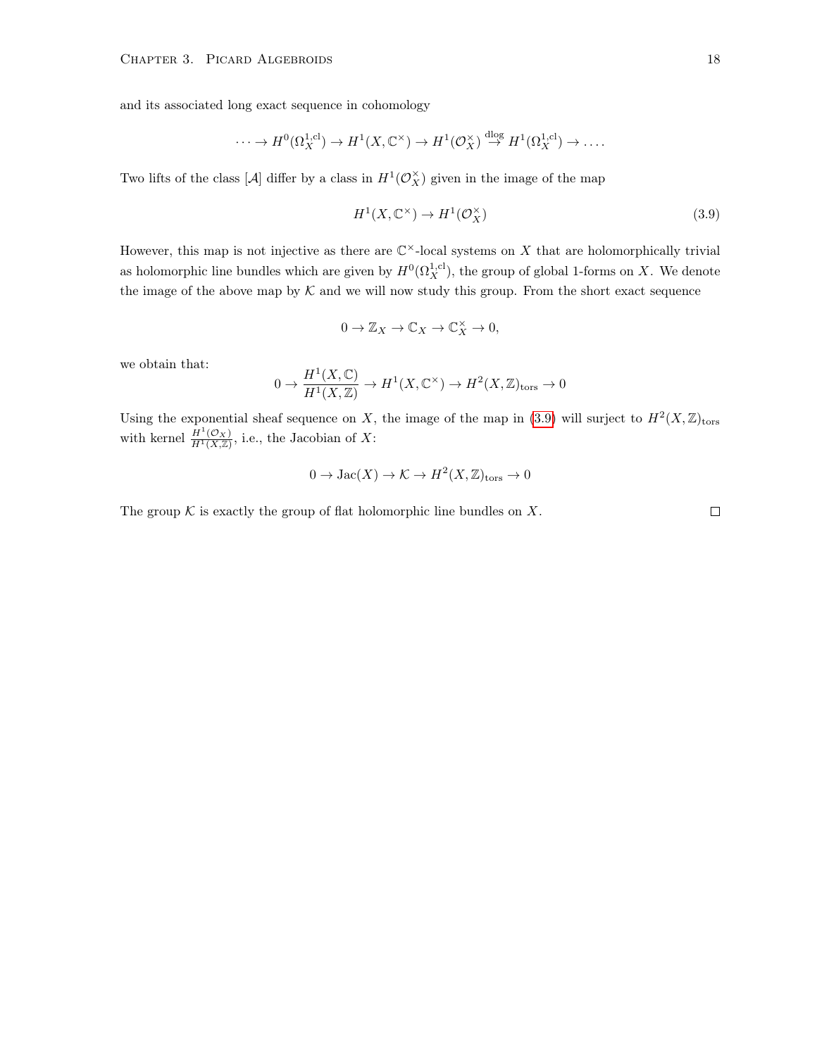and its associated long exact sequence in cohomology

$$\cdots \to H^0(\Omega_X^{1,\mathrm{cl}}) \to H^1(X, \mathbb{C}^\times) \to H^1(\mathcal{O}_X^\times) \overset{\mathrm{dlog}}{\to} H^1(\Omega_X^{1,\mathrm{cl}}) \to \ldots.$$

Two lifts of the class $[\mathcal{A}]$ differ by a class in $H^1(\mathcal{O}_X^\times)$ given in the image of the map

$$H^1(X, \mathbb{C}^\times) \to H^1(\mathcal{O}_X^\times) \tag{3.9}$$

However, this map is not injective as there are $\mathbb{C}^\times$-local systems on $X$ that are holomorphically trivial as holomorphic line bundles which are given by $H^0(\Omega_X^{1,\mathrm{cl}})$, the group of global 1-forms on $X$. We denote the image of the above map by $\mathcal{K}$ and we will now study this group. From the short exact sequence

$$0 \to \mathbb{Z}_X \to \mathbb{C}_X \to \mathbb{C}_X^\times \to 0,$$

we obtain that:

$$0 \to \frac{H^1(X, \mathbb{C})}{H^1(X, \mathbb{Z})} \to H^1(X, \mathbb{C}^\times) \to H^2(X, \mathbb{Z})_{\mathrm{tors}} \to 0$$

Using the exponential sheaf sequence on $X$, the image of the map in (3.9) will surject to $H^2(X, \mathbb{Z})_{\mathrm{tors}}$ with kernel $\frac{H^1(\mathcal{O}_X)}{H^1(X,\mathbb{Z})}$, i.e., the Jacobian of $X$:

$$0 \to \mathrm{Jac}(X) \to \mathcal{K} \to H^2(X, \mathbb{Z})_{\mathrm{tors}} \to 0$$

The group $\mathcal{K}$ is exactly the group of flat holomorphic line bundles on $X$. $\square$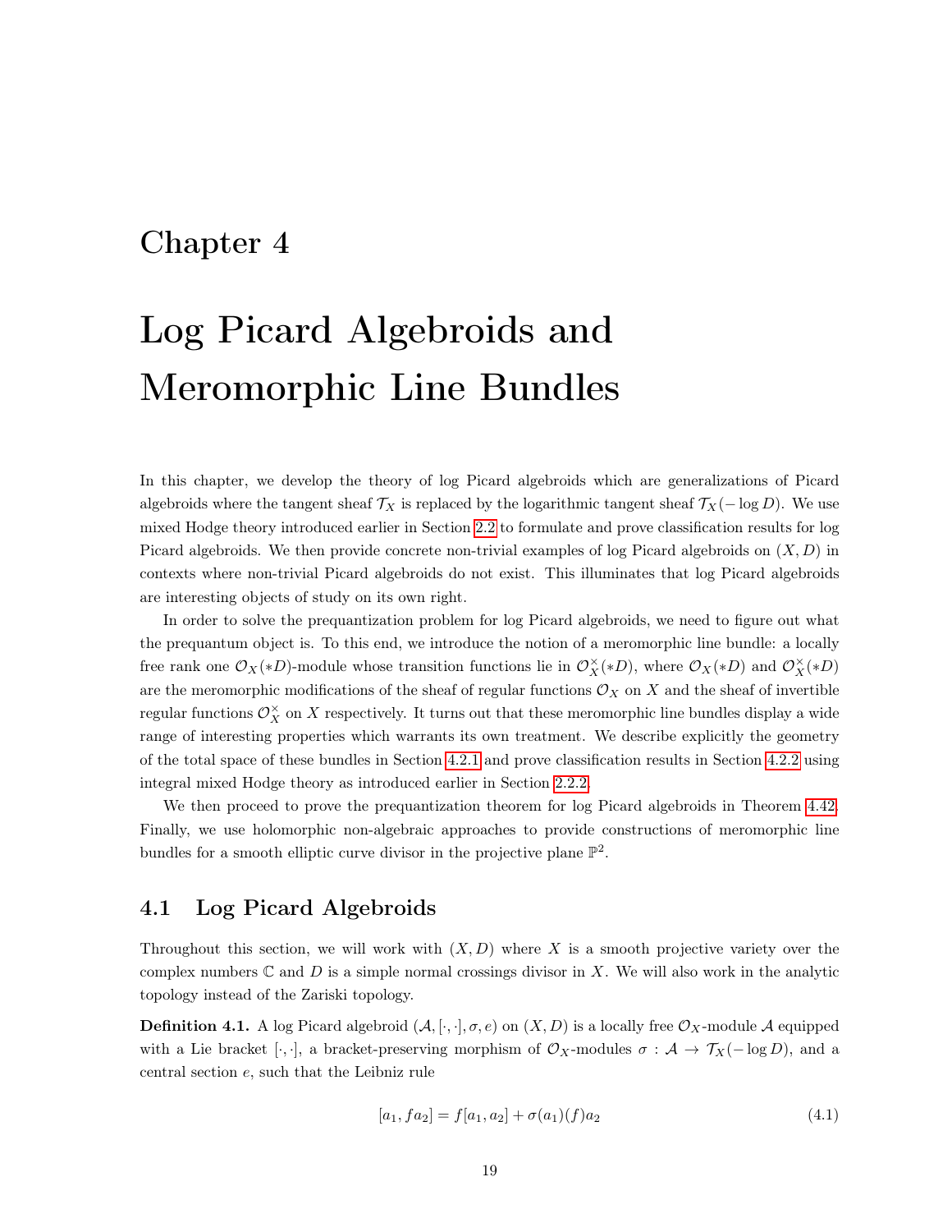# Chapter 4

# Log Picard Algebroids and Meromorphic Line Bundles

In this chapter, we develop the theory of log Picard algebroids which are generalizations of Picard algebroids where the tangent sheaf $\mathcal{T}_X$ is replaced by the logarithmic tangent sheaf $\mathcal{T}_X(-\log D)$. We use mixed Hodge theory introduced earlier in Section 2.2 to formulate and prove classification results for log Picard algebroids. We then provide concrete non-trivial examples of log Picard algebroids on $(X, D)$ in contexts where non-trivial Picard algebroids do not exist. This illuminates that log Picard algebroids are interesting objects of study on its own right.

In order to solve the prequantization problem for log Picard algebroids, we need to figure out what the prequantum object is. To this end, we introduce the notion of a meromorphic line bundle: a locally free rank one $\mathcal{O}_X(*D)$-module whose transition functions lie in $\mathcal{O}_X^\times(*D)$, where $\mathcal{O}_X(*D)$ and $\mathcal{O}_X^\times(*D)$ are the meromorphic modifications of the sheaf of regular functions $\mathcal{O}_X$ on $X$ and the sheaf of invertible regular functions $\mathcal{O}_X^\times$ on $X$ respectively. It turns out that these meromorphic line bundles display a wide range of interesting properties which warrants its own treatment. We describe explicitly the geometry of the total space of these bundles in Section 4.2.1 and prove classification results in Section 4.2.2 using integral mixed Hodge theory as introduced earlier in Section 2.2.2.

We then proceed to prove the prequantization theorem for log Picard algebroids in Theorem 4.42. Finally, we use holomorphic non-algebraic approaches to provide constructions of meromorphic line bundles for a smooth elliptic curve divisor in the projective plane $\mathbb{P}^2$.

## 4.1 Log Picard Algebroids

Throughout this section, we will work with $(X, D)$ where $X$ is a smooth projective variety over the complex numbers $\mathbb{C}$ and $D$ is a simple normal crossings divisor in $X$. We will also work in the analytic topology instead of the Zariski topology.

**Definition 4.1.** A log Picard algebroid $(\mathcal{A}, [\cdot,\cdot], \sigma, e)$ on $(X, D)$ is a locally free $\mathcal{O}_X$-module $\mathcal{A}$ equipped with a Lie bracket $[\cdot,\cdot]$, a bracket-preserving morphism of $\mathcal{O}_X$-modules $\sigma : \mathcal{A} \to \mathcal{T}_X(-\log D)$, and a central section $e$, such that the Leibniz rule

$$[a_1, fa_2] = f[a_1, a_2] + \sigma(a_1)(f)a_2 \tag{4.1}$$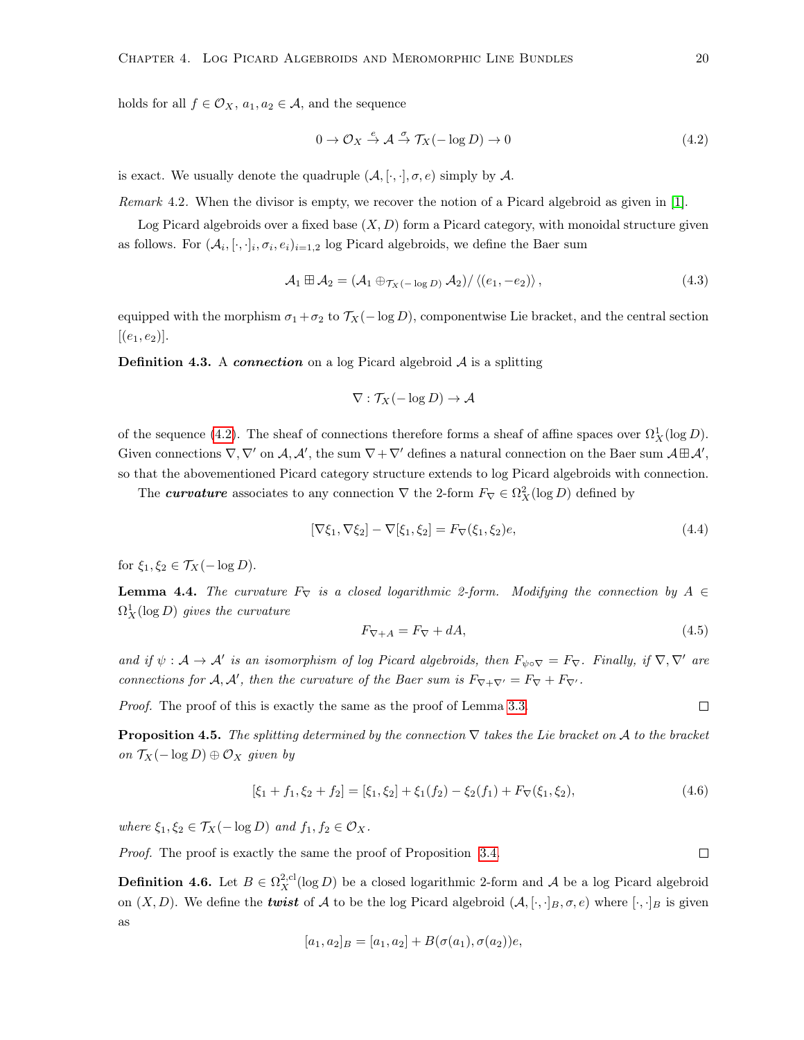holds for all $f \in \mathcal{O}_X$, $a_1, a_2 \in \mathcal{A}$, and the sequence

$$0 \to \mathcal{O}_X \xrightarrow{e} \mathcal{A} \xrightarrow{\sigma} \mathcal{T}_X(-\log D) \to 0 \tag{4.2}$$

is exact. We usually denote the quadruple $(\mathcal{A}, [\cdot,\cdot], \sigma, e)$ simply by $\mathcal{A}$.

*Remark* 4.2. When the divisor is empty, we recover the notion of a Picard algebroid as given in [1].

Log Picard algebroids over a fixed base $(X, D)$ form a Picard category, with monoidal structure given as follows. For $(\mathcal{A}_i, [\cdot,\cdot]_i, \sigma_i, e_i)_{i=1,2}$ log Picard algebroids, we define the Baer sum

$$\mathcal{A}_1 \boxplus \mathcal{A}_2 = (\mathcal{A}_1 \oplus_{\mathcal{T}_X(-\log D)} \mathcal{A}_2) / \langle (e_1, -e_2) \rangle, \tag{4.3}$$

equipped with the morphism $\sigma_1 + \sigma_2$ to $\mathcal{T}_X(-\log D)$, componentwise Lie bracket, and the central section $[(e_1, e_2)]$.

**Definition 4.3.** A ***connection*** on a log Picard algebroid $\mathcal{A}$ is a splitting

$$\nabla : \mathcal{T}_X(-\log D) \to \mathcal{A}$$

of the sequence (4.2). The sheaf of connections therefore forms a sheaf of affine spaces over $\Omega^1_X(\log D)$. Given connections $\nabla, \nabla'$ on $\mathcal{A}, \mathcal{A}'$, the sum $\nabla + \nabla'$ defines a natural connection on the Baer sum $\mathcal{A} \boxplus \mathcal{A}'$, so that the abovementioned Picard category structure extends to log Picard algebroids with connection.

The ***curvature*** associates to any connection $\nabla$ the 2-form $F_\nabla \in \Omega^2_X(\log D)$ defined by

$$[\nabla \xi_1, \nabla \xi_2] - \nabla[\xi_1, \xi_2] = F_\nabla(\xi_1, \xi_2)e, \tag{4.4}$$

for $\xi_1, \xi_2 \in \mathcal{T}_X(-\log D)$.

**Lemma 4.4.** *The curvature $F_\nabla$ is a closed logarithmic 2-form. Modifying the connection by $A \in \Omega^1_X(\log D)$ gives the curvature*

$$F_{\nabla + A} = F_\nabla + dA, \tag{4.5}$$

*and if $\psi : \mathcal{A} \to \mathcal{A}'$ is an isomorphism of log Picard algebroids, then $F_{\psi \circ \nabla} = F_\nabla$. Finally, if $\nabla, \nabla'$ are connections for $\mathcal{A}, \mathcal{A}'$, then the curvature of the Baer sum is $F_{\nabla + \nabla'} = F_\nabla + F_{\nabla'}$.*

*Proof.* The proof of this is exactly the same as the proof of Lemma 3.3. □

**Proposition 4.5.** *The splitting determined by the connection $\nabla$ takes the Lie bracket on $\mathcal{A}$ to the bracket on $\mathcal{T}_X(-\log D) \oplus \mathcal{O}_X$ given by*

$$[\xi_1 + f_1, \xi_2 + f_2] = [\xi_1, \xi_2] + \xi_1(f_2) - \xi_2(f_1) + F_\nabla(\xi_1, \xi_2), \tag{4.6}$$

*where $\xi_1, \xi_2 \in \mathcal{T}_X(-\log D)$ and $f_1, f_2 \in \mathcal{O}_X$.*

*Proof.* The proof is exactly the same the proof of Proposition 3.4. □

**Definition 4.6.** Let $B \in \Omega^{2,\mathrm{cl}}_X(\log D)$ be a closed logarithmic 2-form and $\mathcal{A}$ be a log Picard algebroid on $(X, D)$. We define the ***twist*** of $\mathcal{A}$ to be the log Picard algebroid $(\mathcal{A}, [\cdot,\cdot]_B, \sigma, e)$ where $[\cdot,\cdot]_B$ is given as

$$[a_1, a_2]_B = [a_1, a_2] + B(\sigma(a_1), \sigma(a_2))e,$$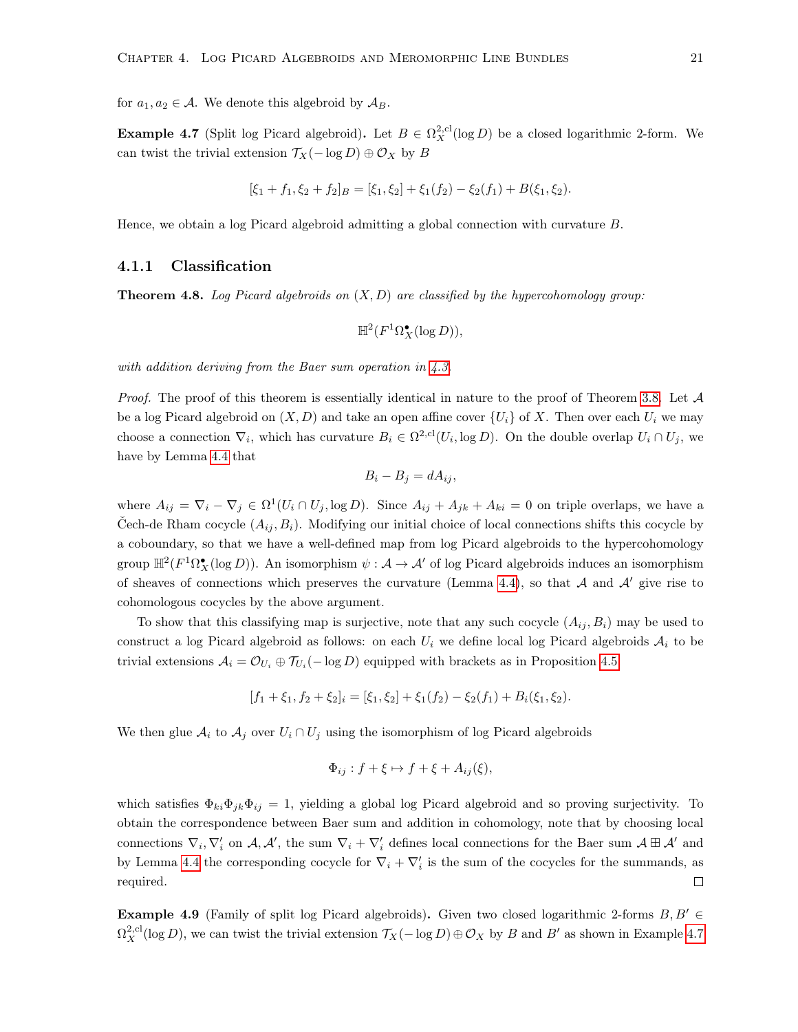for $a_1, a_2 \in \mathcal{A}$. We denote this algebroid by $\mathcal{A}_B$.

**Example 4.7** (Split log Picard algebroid)**.** Let $B \in \Omega_X^{2,\mathrm{cl}}(\log D)$ be a closed logarithmic 2-form. We can twist the trivial extension $\mathcal{T}_X(-\log D) \oplus \mathcal{O}_X$ by $B$

$$[\xi_1 + f_1, \xi_2 + f_2]_B = [\xi_1, \xi_2] + \xi_1(f_2) - \xi_2(f_1) + B(\xi_1, \xi_2).$$

Hence, we obtain a log Picard algebroid admitting a global connection with curvature $B$.

### 4.1.1 Classification

**Theorem 4.8.** *Log Picard algebroids on $(X, D)$ are classified by the hypercohomology group:*

$$\mathbb{H}^2(F^1\Omega_X^\bullet(\log D)),$$

*with addition deriving from the Baer sum operation in 4.3.*

*Proof.* The proof of this theorem is essentially identical in nature to the proof of Theorem 3.8. Let $\mathcal{A}$ be a log Picard algebroid on $(X, D)$ and take an open affine cover $\{U_i\}$ of $X$. Then over each $U_i$ we may choose a connection $\nabla_i$, which has curvature $B_i \in \Omega^{2,\mathrm{cl}}(U_i, \log D)$. On the double overlap $U_i \cap U_j$, we have by Lemma 4.4 that

$$B_i - B_j = dA_{ij},$$

where $A_{ij} = \nabla_i - \nabla_j \in \Omega^1(U_i \cap U_j, \log D)$. Since $A_{ij} + A_{jk} + A_{ki} = 0$ on triple overlaps, we have a Čech-de Rham cocycle $(A_{ij}, B_i)$. Modifying our initial choice of local connections shifts this cocycle by a coboundary, so that we have a well-defined map from log Picard algebroids to the hypercohomology group $\mathbb{H}^2(F^1\Omega_X^\bullet(\log D))$. An isomorphism $\psi : \mathcal{A} \to \mathcal{A}'$ of log Picard algebroids induces an isomorphism of sheaves of connections which preserves the curvature (Lemma 4.4), so that $\mathcal{A}$ and $\mathcal{A}'$ give rise to cohomologous cocycles by the above argument.

To show that this classifying map is surjective, note that any such cocycle $(A_{ij}, B_i)$ may be used to construct a log Picard algebroid as follows: on each $U_i$ we define local log Picard algebroids $\mathcal{A}_i$ to be trivial extensions $\mathcal{A}_i = \mathcal{O}_{U_i} \oplus \mathcal{T}_{U_i}(-\log D)$ equipped with brackets as in Proposition 4.5

$$[f_1 + \xi_1, f_2 + \xi_2]_i = [\xi_1, \xi_2] + \xi_1(f_2) - \xi_2(f_1) + B_i(\xi_1, \xi_2).$$

We then glue $\mathcal{A}_i$ to $\mathcal{A}_j$ over $U_i \cap U_j$ using the isomorphism of log Picard algebroids

$$\Phi_{ij} : f + \xi \mapsto f + \xi + A_{ij}(\xi),$$

which satisfies $\Phi_{ki}\Phi_{jk}\Phi_{ij} = 1$, yielding a global log Picard algebroid and so proving surjectivity. To obtain the correspondence between Baer sum and addition in cohomology, note that by choosing local connections $\nabla_i, \nabla_i'$ on $\mathcal{A}, \mathcal{A}'$, the sum $\nabla_i + \nabla_i'$ defines local connections for the Baer sum $\mathcal{A} \boxplus \mathcal{A}'$ and by Lemma 4.4 the corresponding cocycle for $\nabla_i + \nabla_i'$ is the sum of the cocycles for the summands, as required. ∎

**Example 4.9** (Family of split log Picard algebroids)**.** Given two closed logarithmic 2-forms $B, B' \in \Omega_X^{2,\mathrm{cl}}(\log D)$, we can twist the trivial extension $\mathcal{T}_X(-\log D) \oplus \mathcal{O}_X$ by $B$ and $B'$ as shown in Example 4.7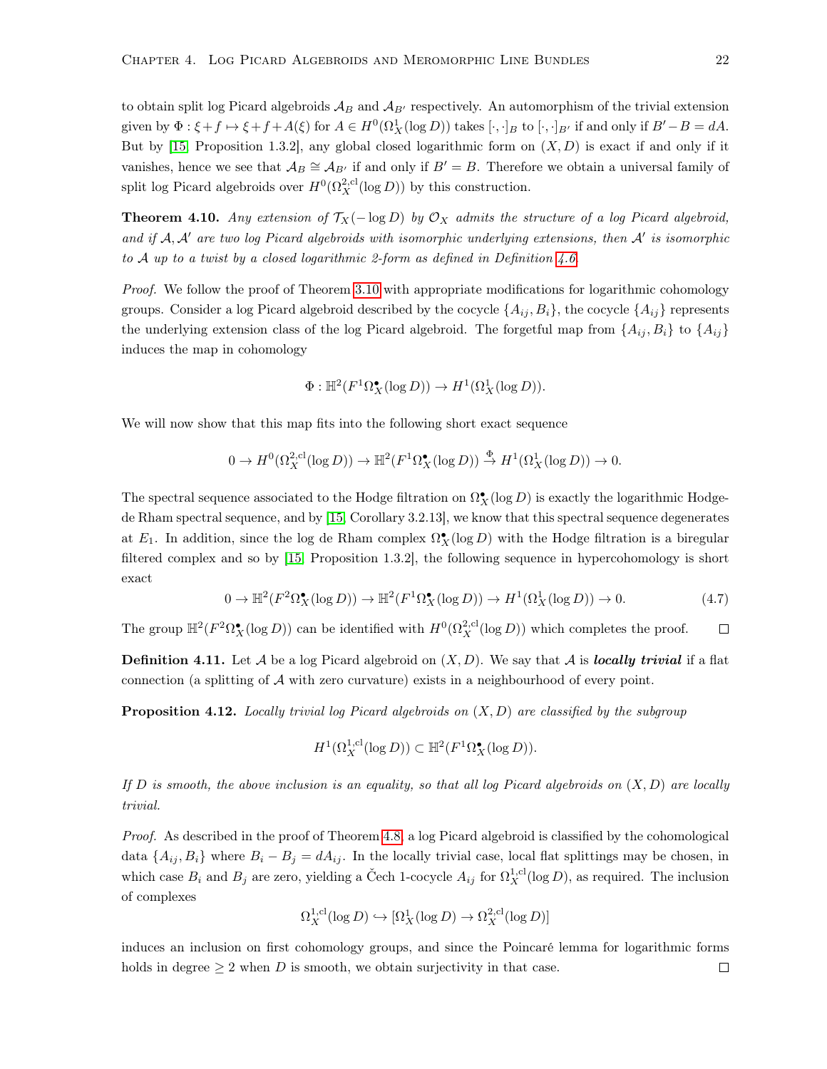to obtain split log Picard algebroids $\mathcal{A}_B$ and $\mathcal{A}_{B'}$ respectively. An automorphism of the trivial extension given by $\Phi : \xi + f \mapsto \xi + f + A(\xi)$ for $A \in H^0(\Omega^1_X(\log D))$ takes $[\cdot,\cdot]_B$ to $[\cdot,\cdot]_{B'}$ if and only if $B' - B = dA$. But by [15, Proposition 1.3.2], any global closed logarithmic form on $(X, D)$ is exact if and only if it vanishes, hence we see that $\mathcal{A}_B \cong \mathcal{A}_{B'}$ if and only if $B' = B$. Therefore we obtain a universal family of split log Picard algebroids over $H^0(\Omega^{2,\text{cl}}_X(\log D))$ by this construction.

**Theorem 4.10.** *Any extension of $\mathcal{T}_X(-\log D)$ by $\mathcal{O}_X$ admits the structure of a log Picard algebroid, and if $\mathcal{A}, \mathcal{A}'$ are two log Picard algebroids with isomorphic underlying extensions, then $\mathcal{A}'$ is isomorphic to $\mathcal{A}$ up to a twist by a closed logarithmic 2-form as defined in Definition 4.6.*

*Proof.* We follow the proof of Theorem 3.10 with appropriate modifications for logarithmic cohomology groups. Consider a log Picard algebroid described by the cocycle $\{A_{ij}, B_i\}$, the cocycle $\{A_{ij}\}$ represents the underlying extension class of the log Picard algebroid. The forgetful map from $\{A_{ij}, B_i\}$ to $\{A_{ij}\}$ induces the map in cohomology

$$\Phi : \mathbb{H}^2(F^1\Omega^\bullet_X(\log D)) \to H^1(\Omega^1_X(\log D)).$$

We will now show that this map fits into the following short exact sequence

$$0 \to H^0(\Omega^{2,\text{cl}}_X(\log D)) \to \mathbb{H}^2(F^1\Omega^\bullet_X(\log D)) \xrightarrow{\Phi} H^1(\Omega^1_X(\log D)) \to 0.$$

The spectral sequence associated to the Hodge filtration on $\Omega^\bullet_X(\log D)$ is exactly the logarithmic Hodge-de Rham spectral sequence, and by [15, Corollary 3.2.13], we know that this spectral sequence degenerates at $E_1$. In addition, since the log de Rham complex $\Omega^\bullet_X(\log D)$ with the Hodge filtration is a biregular filtered complex and so by [15, Proposition 1.3.2], the following sequence in hypercohomology is short exact

$$0 \to \mathbb{H}^2(F^2\Omega^\bullet_X(\log D)) \to \mathbb{H}^2(F^1\Omega^\bullet_X(\log D)) \to H^1(\Omega^1_X(\log D)) \to 0. \tag{4.7}$$

The group $\mathbb{H}^2(F^2\Omega^\bullet_X(\log D))$ can be identified with $H^0(\Omega^{2,\text{cl}}_X(\log D))$ which completes the proof. $\square$

**Definition 4.11.** Let $\mathcal{A}$ be a log Picard algebroid on $(X, D)$. We say that $\mathcal{A}$ is ***locally trivial*** if a flat connection (a splitting of $\mathcal{A}$ with zero curvature) exists in a neighbourhood of every point.

**Proposition 4.12.** *Locally trivial log Picard algebroids on $(X, D)$ are classified by the subgroup*

$$H^1(\Omega^{1,\text{cl}}_X(\log D)) \subset \mathbb{H}^2(F^1\Omega^\bullet_X(\log D)).$$

*If $D$ is smooth, the above inclusion is an equality, so that all log Picard algebroids on $(X, D)$ are locally trivial.*

*Proof.* As described in the proof of Theorem 4.8, a log Picard algebroid is classified by the cohomological data $\{A_{ij}, B_i\}$ where $B_i - B_j = dA_{ij}$. In the locally trivial case, local flat splittings may be chosen, in which case $B_i$ and $B_j$ are zero, yielding a Čech 1-cocycle $A_{ij}$ for $\Omega^{1,\text{cl}}_X(\log D)$, as required. The inclusion of complexes

$$\Omega^{1,\text{cl}}_X(\log D) \hookrightarrow [\Omega^1_X(\log D) \to \Omega^{2,\text{cl}}_X(\log D)]$$

induces an inclusion on first cohomology groups, and since the Poincaré lemma for logarithmic forms holds in degree $\geq 2$ when $D$ is smooth, we obtain surjectivity in that case. $\square$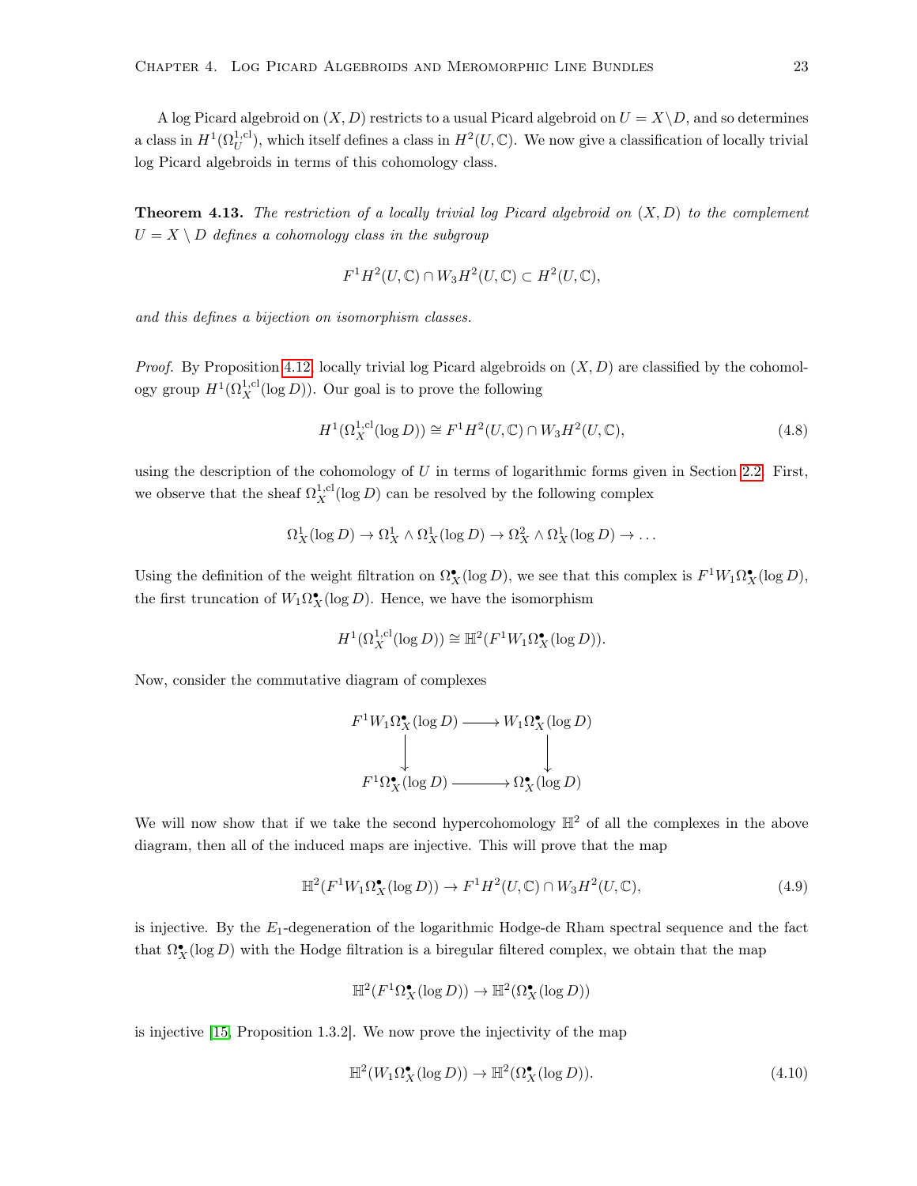A log Picard algebroid on $(X, D)$ restricts to a usual Picard algebroid on $U = X \backslash D$, and so determines a class in $H^1(\Omega_U^{1,\mathrm{cl}})$, which itself defines a class in $H^2(U, \mathbb{C})$. We now give a classification of locally trivial log Picard algebroids in terms of this cohomology class.

**Theorem 4.13.** *The restriction of a locally trivial log Picard algebroid on $(X, D)$ to the complement $U = X \setminus D$ defines a cohomology class in the subgroup*

$$F^1 H^2(U, \mathbb{C}) \cap W_3 H^2(U, \mathbb{C}) \subset H^2(U, \mathbb{C}),$$

*and this defines a bijection on isomorphism classes.*

*Proof.* By Proposition 4.12, locally trivial log Picard algebroids on $(X, D)$ are classified by the cohomology group $H^1(\Omega_X^{1,\mathrm{cl}}(\log D))$. Our goal is to prove the following

$$H^1(\Omega_X^{1,\mathrm{cl}}(\log D)) \cong F^1 H^2(U, \mathbb{C}) \cap W_3 H^2(U, \mathbb{C}), \tag{4.8}$$

using the description of the cohomology of $U$ in terms of logarithmic forms given in Section 2.2. First, we observe that the sheaf $\Omega_X^{1,\mathrm{cl}}(\log D)$ can be resolved by the following complex

$$\Omega_X^1(\log D) \to \Omega_X^1 \wedge \Omega_X^1(\log D) \to \Omega_X^2 \wedge \Omega_X^1(\log D) \to \dots$$

Using the definition of the weight filtration on $\Omega_X^\bullet(\log D)$, we see that this complex is $F^1 W_1 \Omega_X^\bullet(\log D)$, the first truncation of $W_1 \Omega_X^\bullet(\log D)$. Hence, we have the isomorphism

$$H^1(\Omega_X^{1,\mathrm{cl}}(\log D)) \cong \mathbb{H}^2(F^1 W_1 \Omega_X^\bullet(\log D)).$$

Now, consider the commutative diagram of complexes

$$\begin{array}{ccc} F^1 W_1 \Omega_X^\bullet(\log D) & \longrightarrow & W_1 \Omega_X^\bullet(\log D) \\ \downarrow & & \downarrow \\ F^1 \Omega_X^\bullet(\log D) & \longrightarrow & \Omega_X^\bullet(\log D) \end{array}$$

We will now show that if we take the second hypercohomology $\mathbb{H}^2$ of all the complexes in the above diagram, then all of the induced maps are injective. This will prove that the map

$$\mathbb{H}^2(F^1 W_1 \Omega_X^\bullet(\log D)) \to F^1 H^2(U, \mathbb{C}) \cap W_3 H^2(U, \mathbb{C}), \tag{4.9}$$

is injective. By the $E_1$-degeneration of the logarithmic Hodge-de Rham spectral sequence and the fact that $\Omega_X^\bullet(\log D)$ with the Hodge filtration is a biregular filtered complex, we obtain that the map

$$\mathbb{H}^2(F^1 \Omega_X^\bullet(\log D)) \to \mathbb{H}^2(\Omega_X^\bullet(\log D))$$

is injective [15, Proposition 1.3.2]. We now prove the injectivity of the map

$$\mathbb{H}^2(W_1 \Omega_X^\bullet(\log D)) \to \mathbb{H}^2(\Omega_X^\bullet(\log D)). \tag{4.10}$$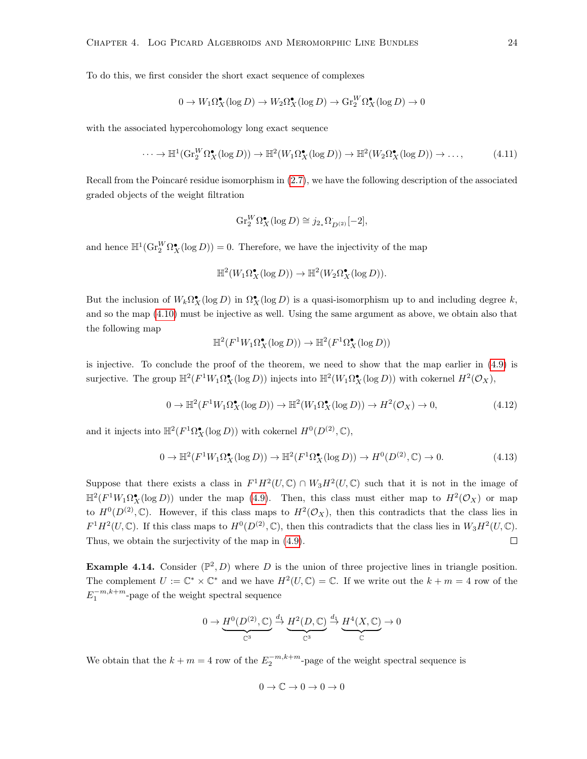To do this, we first consider the short exact sequence of complexes

$$0 \to W_1\Omega_X^\bullet(\log D) \to W_2\Omega_X^\bullet(\log D) \to \mathrm{Gr}_2^W\Omega_X^\bullet(\log D) \to 0$$

with the associated hypercohomology long exact sequence

$$\cdots \to \mathbb{H}^1(\mathrm{Gr}_2^W\Omega_X^\bullet(\log D)) \to \mathbb{H}^2(W_1\Omega_X^\bullet(\log D)) \to \mathbb{H}^2(W_2\Omega_X^\bullet(\log D)) \to \dots, \tag{4.11}$$

Recall from the Poincaré residue isomorphism in (2.7), we have the following description of the associated graded objects of the weight filtration

$$\mathrm{Gr}_2^W\Omega_X^\bullet(\log D) \cong j_{2_*}\Omega^\cdot_{D^{(2)}}[-2],$$

and hence $\mathbb{H}^1(\mathrm{Gr}_2^W\Omega_X^\bullet(\log D)) = 0$. Therefore, we have the injectivity of the map

$$\mathbb{H}^2(W_1\Omega_X^\bullet(\log D)) \to \mathbb{H}^2(W_2\Omega_X^\bullet(\log D)).$$

But the inclusion of $W_k\Omega_X^\bullet(\log D)$ in $\Omega_X^\bullet(\log D)$ is a quasi-isomorphism up to and including degree $k$, and so the map (4.10) must be injective as well. Using the same argument as above, we obtain also that the following map

$$\mathbb{H}^2(F^1W_1\Omega_X^\bullet(\log D)) \to \mathbb{H}^2(F^1\Omega_X^\bullet(\log D))$$

is injective. To conclude the proof of the theorem, we need to show that the map earlier in (4.9) is surjective. The group $\mathbb{H}^2(F^1W_1\Omega_X^\bullet(\log D))$ injects into $\mathbb{H}^2(W_1\Omega_X^\bullet(\log D))$ with cokernel $H^2(\mathcal{O}_X)$,

$$0 \to \mathbb{H}^2(F^1W_1\Omega_X^\bullet(\log D)) \to \mathbb{H}^2(W_1\Omega_X^\bullet(\log D)) \to H^2(\mathcal{O}_X) \to 0, \tag{4.12}$$

and it injects into $\mathbb{H}^2(F^1\Omega_X^\bullet(\log D))$ with cokernel $H^0(D^{(2)}, \mathbb{C})$,

$$0 \to \mathbb{H}^2(F^1W_1\Omega_X^\bullet(\log D)) \to \mathbb{H}^2(F^1\Omega_X^\bullet(\log D)) \to H^0(D^{(2)}, \mathbb{C}) \to 0. \tag{4.13}$$

Suppose that there exists a class in $F^1H^2(U, \mathbb{C}) \cap W_3H^2(U, \mathbb{C})$ such that it is not in the image of $\mathbb{H}^2(F^1W_1\Omega_X^\bullet(\log D))$ under the map (4.9). Then, this class must either map to $H^2(\mathcal{O}_X)$ or map to $H^0(D^{(2)}, \mathbb{C})$. However, if this class maps to $H^2(\mathcal{O}_X)$, then this contradicts that the class lies in $F^1H^2(U, \mathbb{C})$. If this class maps to $H^0(D^{(2)}, \mathbb{C})$, then this contradicts that the class lies in $W_3H^2(U, \mathbb{C})$. Thus, we obtain the surjectivity of the map in (4.9). ☐

**Example 4.14.** Consider $(\mathbb{P}^2, D)$ where $D$ is the union of three projective lines in triangle position. The complement $U := \mathbb{C}^* \times \mathbb{C}^*$ and we have $H^2(U, \mathbb{C}) = \mathbb{C}$. If we write out the $k + m = 4$ row of the $E_1^{-m,k+m}$-page of the weight spectral sequence

$$0 \to \underbrace{H^0(D^{(2)}, \mathbb{C})}_{\mathbb{C}^3} \xrightarrow{d_1} \underbrace{H^2(D, \mathbb{C})}_{\mathbb{C}^3} \xrightarrow{d_1} \underbrace{H^4(X, \mathbb{C})}_{\mathbb{C}} \to 0$$

We obtain that the $k + m = 4$ row of the $E_2^{-m,k+m}$-page of the weight spectral sequence is

$$0 \to \mathbb{C} \to 0 \to 0 \to 0$$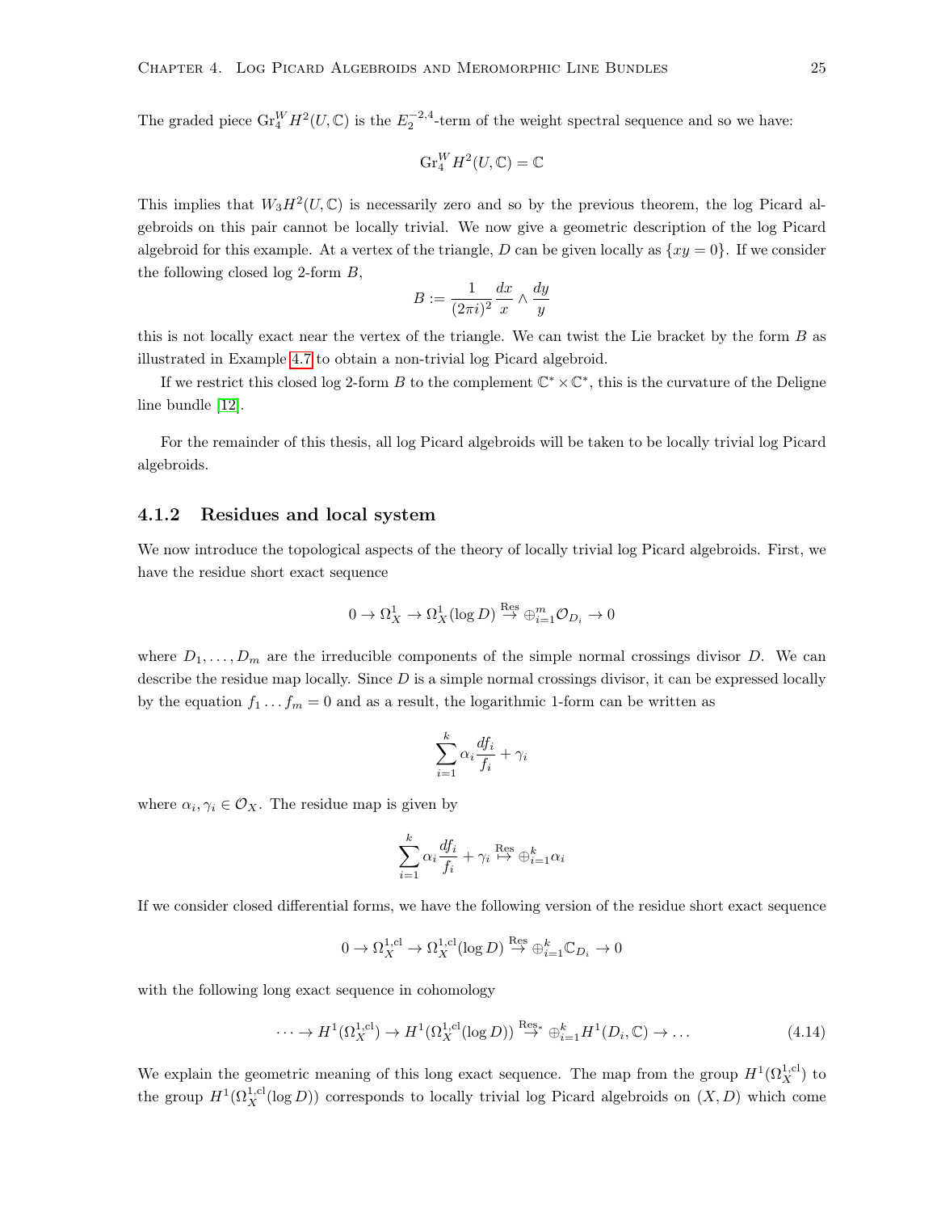The graded piece $\mathrm{Gr}_4^W H^2(U,\mathbb{C})$ is the $E_2^{-2,4}$-term of the weight spectral sequence and so we have:

$$\mathrm{Gr}_4^W H^2(U,\mathbb{C}) = \mathbb{C}$$

This implies that $W_3H^2(U,\mathbb{C})$ is necessarily zero and so by the previous theorem, the log Picard algebroids on this pair cannot be locally trivial. We now give a geometric description of the log Picard algebroid for this example. At a vertex of the triangle, $D$ can be given locally as $\{xy = 0\}$. If we consider the following closed log 2-form $B$,

$$B := \frac{1}{(2\pi i)^2}\frac{dx}{x} \wedge \frac{dy}{y}$$

this is not locally exact near the vertex of the triangle. We can twist the Lie bracket by the form $B$ as illustrated in Example 4.7 to obtain a non-trivial log Picard algebroid.

If we restrict this closed log 2-form $B$ to the complement $\mathbb{C}^* \times \mathbb{C}^*$, this is the curvature of the Deligne line bundle [12].

For the remainder of this thesis, all log Picard algebroids will be taken to be locally trivial log Picard algebroids.

### 4.1.2 Residues and local system

We now introduce the topological aspects of the theory of locally trivial log Picard algebroids. First, we have the residue short exact sequence

$$0 \to \Omega^1_X \to \Omega^1_X(\log D) \overset{\mathrm{Res}}{\to} \oplus_{i=1}^m \mathcal{O}_{D_i} \to 0$$

where $D_1, \ldots, D_m$ are the irreducible components of the simple normal crossings divisor $D$. We can describe the residue map locally. Since $D$ is a simple normal crossings divisor, it can be expressed locally by the equation $f_1 \ldots f_m = 0$ and as a result, the logarithmic 1-form can be written as

$$\sum_{i=1}^k \alpha_i \frac{df_i}{f_i} + \gamma_i$$

where $\alpha_i, \gamma_i \in \mathcal{O}_X$. The residue map is given by

$$\sum_{i=1}^k \alpha_i \frac{df_i}{f_i} + \gamma_i \overset{\mathrm{Res}}{\mapsto} \oplus_{i=1}^k \alpha_i$$

If we consider closed differential forms, we have the following version of the residue short exact sequence

$$0 \to \Omega^{1,\mathrm{cl}}_X \to \Omega^{1,\mathrm{cl}}_X(\log D) \overset{\mathrm{Res}}{\to} \oplus_{i=1}^k \mathbb{C}_{D_i} \to 0$$

with the following long exact sequence in cohomology

$$\cdots \to H^1(\Omega^{1,\mathrm{cl}}_X) \to H^1(\Omega^{1,\mathrm{cl}}_X(\log D)) \overset{\mathrm{Res}_*}{\to} \oplus_{i=1}^k H^1(D_i, \mathbb{C}) \to \ldots \tag{4.14}$$

We explain the geometric meaning of this long exact sequence. The map from the group $H^1(\Omega^{1,\mathrm{cl}}_X)$ to the group $H^1(\Omega^{1,\mathrm{cl}}_X(\log D))$ corresponds to locally trivial log Picard algebroids on $(X, D)$ which come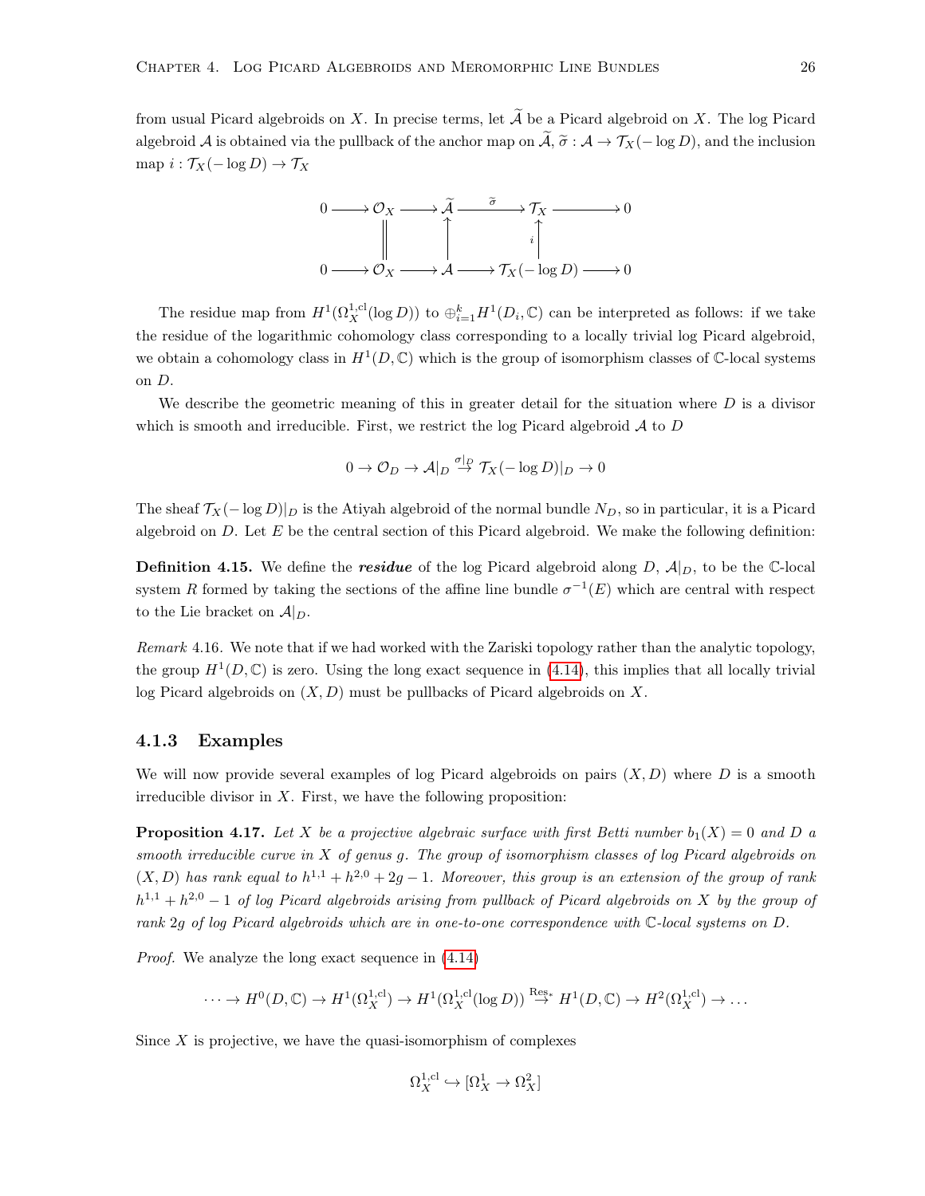from usual Picard algebroids on $X$. In precise terms, let $\widetilde{\mathcal{A}}$ be a Picard algebroid on $X$. The log Picard algebroid $\mathcal{A}$ is obtained via the pullback of the anchor map on $\widetilde{\mathcal{A}}$, $\widetilde{\sigma} : \mathcal{A} \to \mathcal{T}_X(-\log D)$, and the inclusion map $i : \mathcal{T}_X(-\log D) \to \mathcal{T}_X$

$$\begin{array}{ccccccccc}
0 & \longrightarrow & \mathcal{O}_X & \longrightarrow & \widetilde{\mathcal{A}} & \xrightarrow{\widetilde{\sigma}} & \mathcal{T}_X & \longrightarrow & 0 \\
 & & \| & & \uparrow & & \uparrow{\scriptstyle i} & & \\
0 & \longrightarrow & \mathcal{O}_X & \longrightarrow & \mathcal{A} & \longrightarrow & \mathcal{T}_X(-\log D) & \longrightarrow & 0
\end{array}$$

The residue map from $H^1(\Omega_X^{1,\mathrm{cl}}(\log D))$ to $\oplus_{i=1}^k H^1(D_i, \mathbb{C})$ can be interpreted as follows: if we take the residue of the logarithmic cohomology class corresponding to a locally trivial log Picard algebroid, we obtain a cohomology class in $H^1(D, \mathbb{C})$ which is the group of isomorphism classes of $\mathbb{C}$-local systems on $D$.

We describe the geometric meaning of this in greater detail for the situation where $D$ is a divisor which is smooth and irreducible. First, we restrict the log Picard algebroid $\mathcal{A}$ to $D$

$$0 \to \mathcal{O}_D \to \mathcal{A}|_D \overset{\sigma|_D}{\to} \mathcal{T}_X(-\log D)|_D \to 0$$

The sheaf $\mathcal{T}_X(-\log D)|_D$ is the Atiyah algebroid of the normal bundle $N_D$, so in particular, it is a Picard algebroid on $D$. Let $E$ be the central section of this Picard algebroid. We make the following definition:

**Definition 4.15.** We define the ***residue*** of the log Picard algebroid along $D$, $\mathcal{A}|_D$, to be the $\mathbb{C}$-local system $R$ formed by taking the sections of the affine line bundle $\sigma^{-1}(E)$ which are central with respect to the Lie bracket on $\mathcal{A}|_D$.

*Remark* 4.16. We note that if we had worked with the Zariski topology rather than the analytic topology, the group $H^1(D, \mathbb{C})$ is zero. Using the long exact sequence in (4.14), this implies that all locally trivial log Picard algebroids on $(X, D)$ must be pullbacks of Picard algebroids on $X$.

### 4.1.3 Examples

We will now provide several examples of log Picard algebroids on pairs $(X, D)$ where $D$ is a smooth irreducible divisor in $X$. First, we have the following proposition:

**Proposition 4.17.** *Let $X$ be a projective algebraic surface with first Betti number $b_1(X) = 0$ and $D$ a smooth irreducible curve in $X$ of genus $g$. The group of isomorphism classes of log Picard algebroids on $(X, D)$ has rank equal to $h^{1,1} + h^{2,0} + 2g - 1$. Moreover, this group is an extension of the group of rank $h^{1,1} + h^{2,0} - 1$ of log Picard algebroids arising from pullback of Picard algebroids on $X$ by the group of rank $2g$ of log Picard algebroids which are in one-to-one correspondence with $\mathbb{C}$-local systems on $D$.*

*Proof.* We analyze the long exact sequence in (4.14)

$$\cdots \to H^0(D, \mathbb{C}) \to H^1(\Omega_X^{1,\mathrm{cl}}) \to H^1(\Omega_X^{1,\mathrm{cl}}(\log D)) \overset{\mathrm{Res}_*}{\to} H^1(D, \mathbb{C}) \to H^2(\Omega_X^{1,\mathrm{cl}}) \to \ldots$$

Since $X$ is projective, we have the quasi-isomorphism of complexes

$$\Omega_X^{1,\mathrm{cl}} \hookrightarrow [\Omega_X^1 \to \Omega_X^2]$$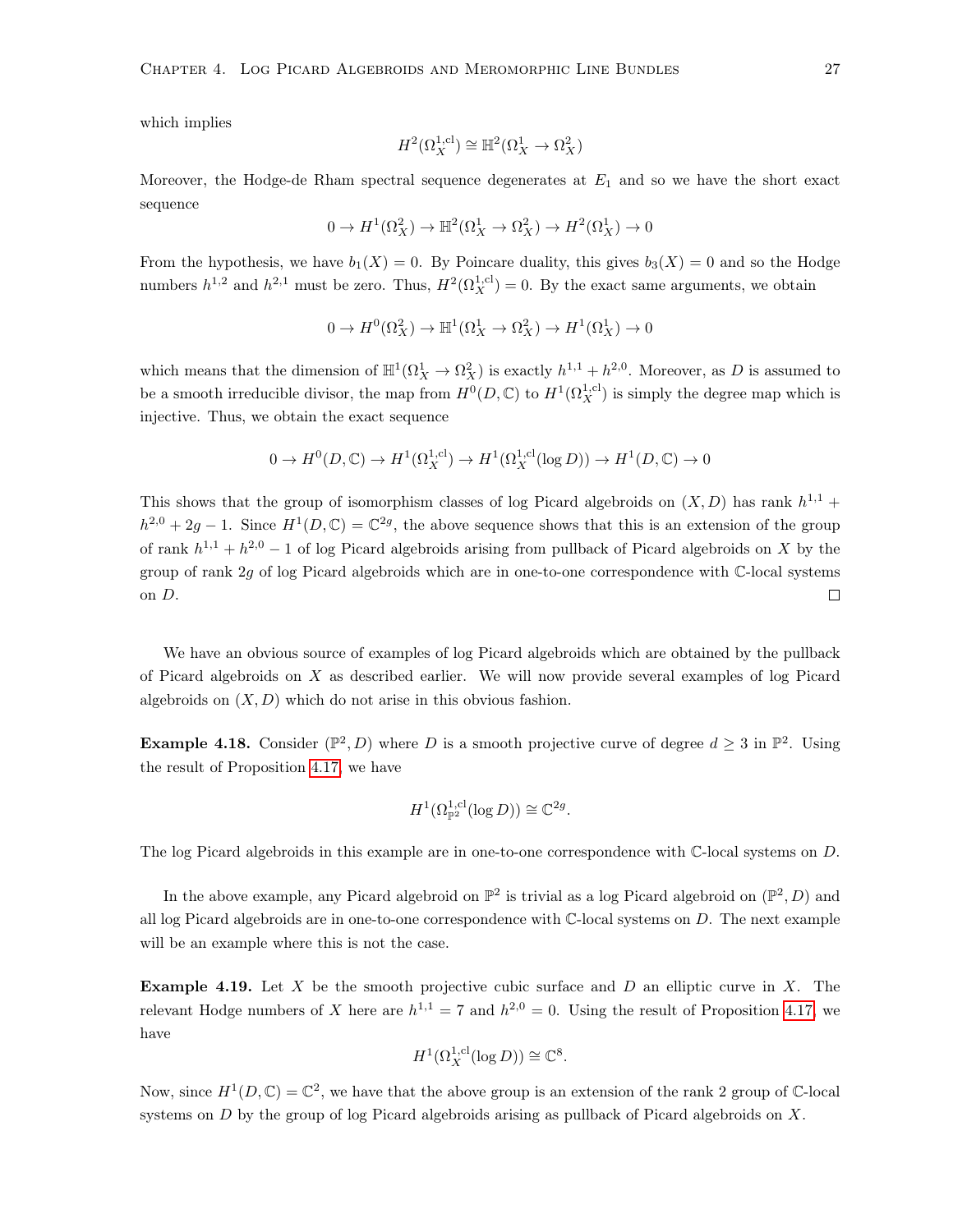which implies

$$H^2(\Omega_X^{1,\mathrm{cl}}) \cong \mathbb{H}^2(\Omega_X^1 \to \Omega_X^2)$$

Moreover, the Hodge-de Rham spectral sequence degenerates at $E_1$ and so we have the short exact sequence

$$0 \to H^1(\Omega_X^2) \to \mathbb{H}^2(\Omega_X^1 \to \Omega_X^2) \to H^2(\Omega_X^1) \to 0$$

From the hypothesis, we have $b_1(X) = 0$. By Poincare duality, this gives $b_3(X) = 0$ and so the Hodge numbers $h^{1,2}$ and $h^{2,1}$ must be zero. Thus, $H^2(\Omega_X^{1,\mathrm{cl}}) = 0$. By the exact same arguments, we obtain

$$0 \to H^0(\Omega_X^2) \to \mathbb{H}^1(\Omega_X^1 \to \Omega_X^2) \to H^1(\Omega_X^1) \to 0$$

which means that the dimension of $\mathbb{H}^1(\Omega_X^1 \to \Omega_X^2)$ is exactly $h^{1,1} + h^{2,0}$. Moreover, as $D$ is assumed to be a smooth irreducible divisor, the map from $H^0(D, \mathbb{C})$ to $H^1(\Omega_X^{1,\mathrm{cl}})$ is simply the degree map which is injective. Thus, we obtain the exact sequence

$$0 \to H^0(D, \mathbb{C}) \to H^1(\Omega_X^{1,\mathrm{cl}}) \to H^1(\Omega_X^{1,\mathrm{cl}}(\log D)) \to H^1(D, \mathbb{C}) \to 0$$

This shows that the group of isomorphism classes of log Picard algebroids on $(X, D)$ has rank $h^{1,1} + h^{2,0} + 2g - 1$. Since $H^1(D, \mathbb{C}) = \mathbb{C}^{2g}$, the above sequence shows that this is an extension of the group of rank $h^{1,1} + h^{2,0} - 1$ of log Picard algebroids arising from pullback of Picard algebroids on $X$ by the group of rank $2g$ of log Picard algebroids which are in one-to-one correspondence with $\mathbb{C}$-local systems on $D$. □

We have an obvious source of examples of log Picard algebroids which are obtained by the pullback of Picard algebroids on $X$ as described earlier. We will now provide several examples of log Picard algebroids on $(X, D)$ which do not arise in this obvious fashion.

**Example 4.18.** Consider $(\mathbb{P}^2, D)$ where $D$ is a smooth projective curve of degree $d \geq 3$ in $\mathbb{P}^2$. Using the result of Proposition 4.17, we have

$$H^1(\Omega_{\mathbb{P}^2}^{1,\mathrm{cl}}(\log D)) \cong \mathbb{C}^{2g}.$$

The log Picard algebroids in this example are in one-to-one correspondence with $\mathbb{C}$-local systems on $D$.

In the above example, any Picard algebroid on $\mathbb{P}^2$ is trivial as a log Picard algebroid on $(\mathbb{P}^2, D)$ and all log Picard algebroids are in one-to-one correspondence with $\mathbb{C}$-local systems on $D$. The next example will be an example where this is not the case.

**Example 4.19.** Let $X$ be the smooth projective cubic surface and $D$ an elliptic curve in $X$. The relevant Hodge numbers of $X$ here are $h^{1,1} = 7$ and $h^{2,0} = 0$. Using the result of Proposition 4.17, we have

$$H^1(\Omega_X^{1,\mathrm{cl}}(\log D)) \cong \mathbb{C}^8.$$

Now, since $H^1(D, \mathbb{C}) = \mathbb{C}^2$, we have that the above group is an extension of the rank 2 group of $\mathbb{C}$-local systems on $D$ by the group of log Picard algebroids arising as pullback of Picard algebroids on $X$.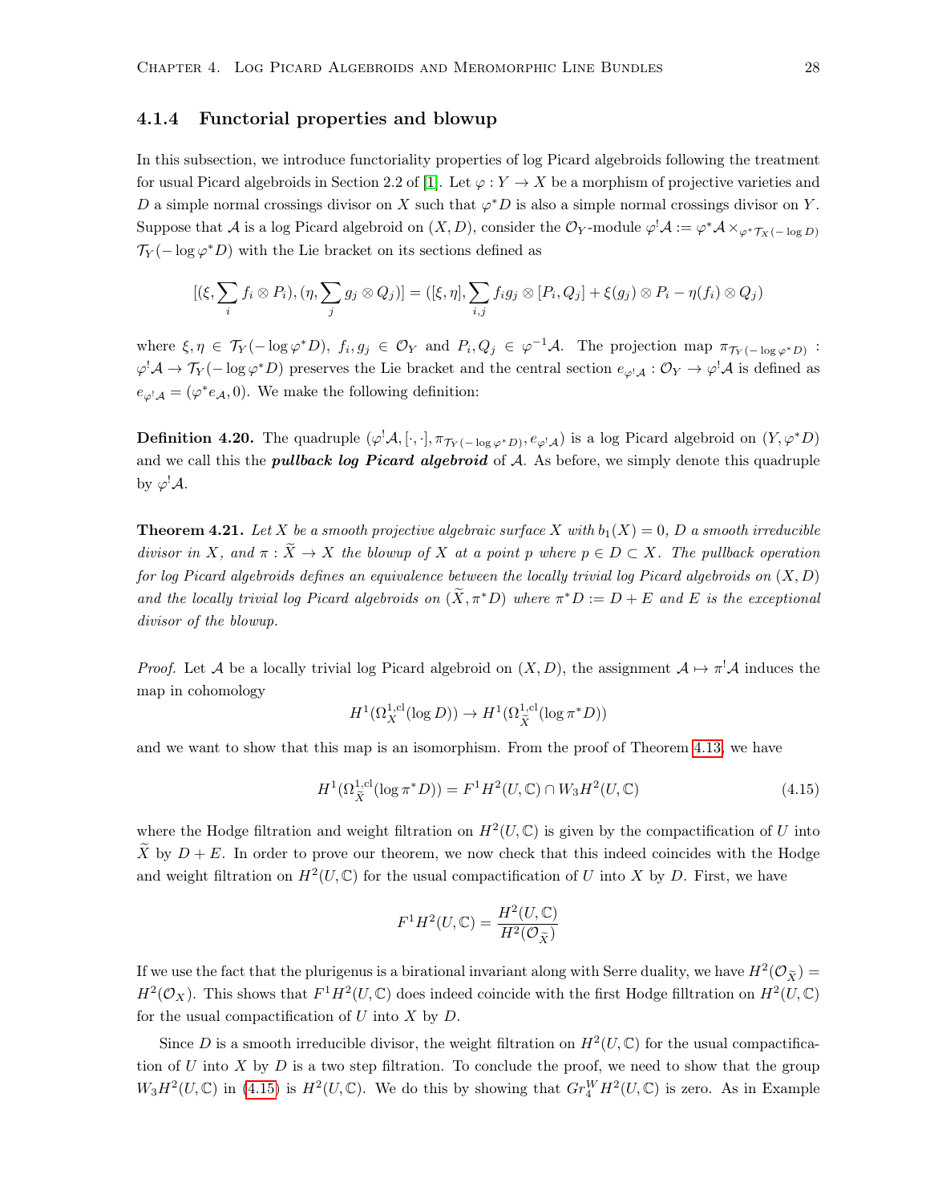### 4.1.4 Functorial properties and blowup

In this subsection, we introduce functoriality properties of log Picard algebroids following the treatment for usual Picard algebroids in Section 2.2 of [1]. Let $\varphi : Y \to X$ be a morphism of projective varieties and $D$ a simple normal crossings divisor on $X$ such that $\varphi^* D$ is also a simple normal crossings divisor on $Y$. Suppose that $\mathcal{A}$ is a log Picard algebroid on $(X, D)$, consider the $\mathcal{O}_Y$-module $\varphi^! \mathcal{A} := \varphi^* \mathcal{A} \times_{\varphi^* \mathcal{T}_X(-\log D)} \mathcal{T}_Y(-\log \varphi^* D)$ with the Lie bracket on its sections defined as

$$[(\xi, \sum_i f_i \otimes P_i), (\eta, \sum_j g_j \otimes Q_j)] = ([\xi, \eta], \sum_{i,j} f_i g_j \otimes [P_i, Q_j] + \xi(g_j) \otimes P_i - \eta(f_i) \otimes Q_j)$$

where $\xi, \eta \in \mathcal{T}_Y(-\log \varphi^* D)$, $f_i, g_j \in \mathcal{O}_Y$ and $P_i, Q_j \in \varphi^{-1}\mathcal{A}$. The projection map $\pi_{\mathcal{T}_Y(-\log \varphi^* D)} : \varphi^! \mathcal{A} \to \mathcal{T}_Y(-\log \varphi^* D)$ preserves the Lie bracket and the central section $e_{\varphi^! \mathcal{A}} : \mathcal{O}_Y \to \varphi^! \mathcal{A}$ is defined as $e_{\varphi^! \mathcal{A}} = (\varphi^* e_{\mathcal{A}}, 0)$. We make the following definition:

**Definition 4.20.** The quadruple $(\varphi^! \mathcal{A}, [\cdot, \cdot], \pi_{\mathcal{T}_Y(-\log \varphi^* D)}, e_{\varphi^! \mathcal{A}})$ is a log Picard algebroid on $(Y, \varphi^* D)$ and we call this the ***pullback log Picard algebroid*** of $\mathcal{A}$. As before, we simply denote this quadruple by $\varphi^! \mathcal{A}$.

**Theorem 4.21.** *Let $X$ be a smooth projective algebraic surface $X$ with $b_1(X) = 0$, $D$ a smooth irreducible divisor in $X$, and $\pi : \widetilde{X} \to X$ the blowup of $X$ at a point $p$ where $p \in D \subset X$. The pullback operation for log Picard algebroids defines an equivalence between the locally trivial log Picard algebroids on $(X, D)$ and the locally trivial log Picard algebroids on $(\widetilde{X}, \pi^* D)$ where $\pi^* D := D + E$ and $E$ is the exceptional divisor of the blowup.*

*Proof.* Let $\mathcal{A}$ be a locally trivial log Picard algebroid on $(X, D)$, the assignment $\mathcal{A} \mapsto \pi^! \mathcal{A}$ induces the map in cohomology

$$H^1(\Omega_X^{1,\mathrm{cl}}(\log D)) \to H^1(\Omega_{\widetilde{X}}^{1,\mathrm{cl}}(\log \pi^* D))$$

and we want to show that this map is an isomorphism. From the proof of Theorem 4.13, we have

$$H^1(\Omega_{\widetilde{X}}^{1,\mathrm{cl}}(\log \pi^* D)) = F^1 H^2(U, \mathbb{C}) \cap W_3 H^2(U, \mathbb{C}) \tag{4.15}$$

where the Hodge filtration and weight filtration on $H^2(U, \mathbb{C})$ is given by the compactification of $U$ into $\widetilde{X}$ by $D + E$. In order to prove our theorem, we now check that this indeed coincides with the Hodge and weight filtration on $H^2(U, \mathbb{C})$ for the usual compactification of $U$ into $X$ by $D$. First, we have

$$F^1 H^2(U, \mathbb{C}) = \frac{H^2(U, \mathbb{C})}{H^2(\mathcal{O}_{\widetilde{X}})}$$

If we use the fact that the plurigenus is a birational invariant along with Serre duality, we have $H^2(\mathcal{O}_{\widetilde{X}}) = H^2(\mathcal{O}_X)$. This shows that $F^1 H^2(U, \mathbb{C})$ does indeed coincide with the first Hodge filltration on $H^2(U, \mathbb{C})$ for the usual compactification of $U$ into $X$ by $D$.

Since $D$ is a smooth irreducible divisor, the weight filtration on $H^2(U, \mathbb{C})$ for the usual compactification of $U$ into $X$ by $D$ is a two step filtration. To conclude the proof, we need to show that the group $W_3 H^2(U, \mathbb{C})$ in (4.15) is $H^2(U, \mathbb{C})$. We do this by showing that $Gr_4^W H^2(U, \mathbb{C})$ is zero. As in Example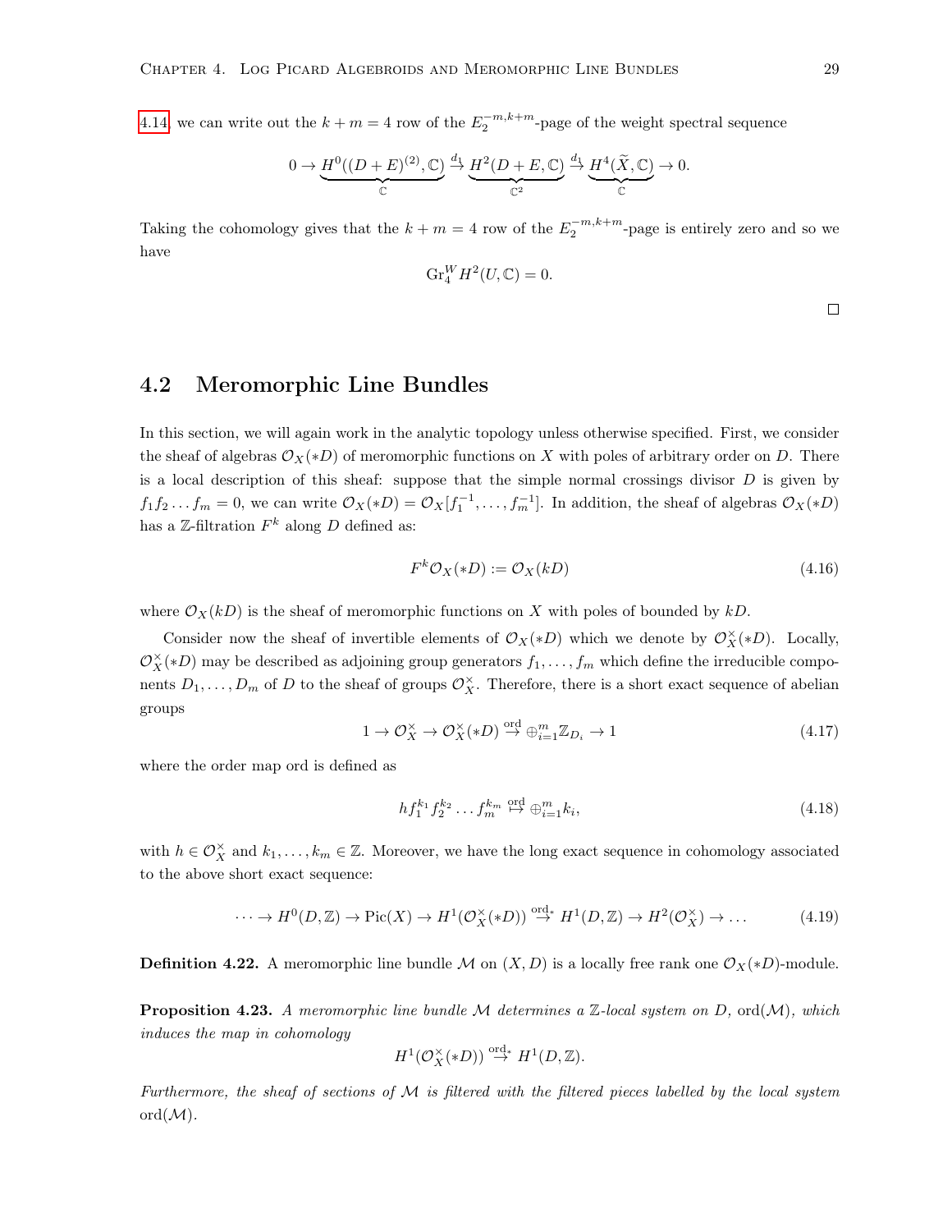4.14 we can write out the $k+m=4$ row of the $E_2^{-m,k+m}$-page of the weight spectral sequence

$$0 \to \underbrace{H^0((D+E)^{(2)},\mathbb{C})}_{\mathbb{C}} \xrightarrow{d_1} \underbrace{H^2(D+E,\mathbb{C})}_{\mathbb{C}^2} \xrightarrow{d_1} \underbrace{H^4(\widetilde{X},\mathbb{C})}_{\mathbb{C}} \to 0.$$

Taking the cohomology gives that the $k+m=4$ row of the $E_2^{-m,k+m}$-page is entirely zero and so we have

$$\mathrm{Gr}_4^W H^2(U,\mathbb{C}) = 0.$$

□

## 4.2 Meromorphic Line Bundles

In this section, we will again work in the analytic topology unless otherwise specified. First, we consider the sheaf of algebras $\mathcal{O}_X(*D)$ of meromorphic functions on $X$ with poles of arbitrary order on $D$. There is a local description of this sheaf: suppose that the simple normal crossings divisor $D$ is given by $f_1 f_2 \dots f_m = 0$, we can write $\mathcal{O}_X(*D) = \mathcal{O}_X[f_1^{-1},\dots,f_m^{-1}]$. In addition, the sheaf of algebras $\mathcal{O}_X(*D)$ has a $\mathbb{Z}$-filtration $F^k$ along $D$ defined as:

$$F^k\mathcal{O}_X(*D) := \mathcal{O}_X(kD) \tag{4.16}$$

where $\mathcal{O}_X(kD)$ is the sheaf of meromorphic functions on $X$ with poles of bounded by $kD$.

Consider now the sheaf of invertible elements of $\mathcal{O}_X(*D)$ which we denote by $\mathcal{O}_X^\times(*D)$. Locally, $\mathcal{O}_X^\times(*D)$ may be described as adjoining group generators $f_1,\dots,f_m$ which define the irreducible components $D_1,\dots,D_m$ of $D$ to the sheaf of groups $\mathcal{O}_X^\times$. Therefore, there is a short exact sequence of abelian groups

$$1 \to \mathcal{O}_X^\times \to \mathcal{O}_X^\times(*D) \overset{\mathrm{ord}}{\to} \oplus_{i=1}^m \mathbb{Z}_{D_i} \to 1 \tag{4.17}$$

where the order map ord is defined as

$$h f_1^{k_1} f_2^{k_2} \dots f_m^{k_m} \overset{\mathrm{ord}}{\mapsto} \oplus_{i=1}^m k_i, \tag{4.18}$$

with $h \in \mathcal{O}_X^\times$ and $k_1,\dots,k_m \in \mathbb{Z}$. Moreover, we have the long exact sequence in cohomology associated to the above short exact sequence:

$$\dots \to H^0(D,\mathbb{Z}) \to \mathrm{Pic}(X) \to H^1(\mathcal{O}_X^\times(*D)) \overset{\mathrm{ord}_*}{\to} H^1(D,\mathbb{Z}) \to H^2(\mathcal{O}_X^\times) \to \dots \tag{4.19}$$

**Definition 4.22.** A meromorphic line bundle $\mathcal{M}$ on $(X,D)$ is a locally free rank one $\mathcal{O}_X(*D)$-module.

**Proposition 4.23.** *A meromorphic line bundle $\mathcal{M}$ determines a $\mathbb{Z}$-local system on $D$, $\mathrm{ord}(\mathcal{M})$, which induces the map in cohomology*

$$H^1(\mathcal{O}_X^\times(*D)) \overset{\mathrm{ord}_*}{\to} H^1(D,\mathbb{Z}).$$

*Furthermore, the sheaf of sections of $\mathcal{M}$ is filtered with the filtered pieces labelled by the local system $\mathrm{ord}(\mathcal{M})$.*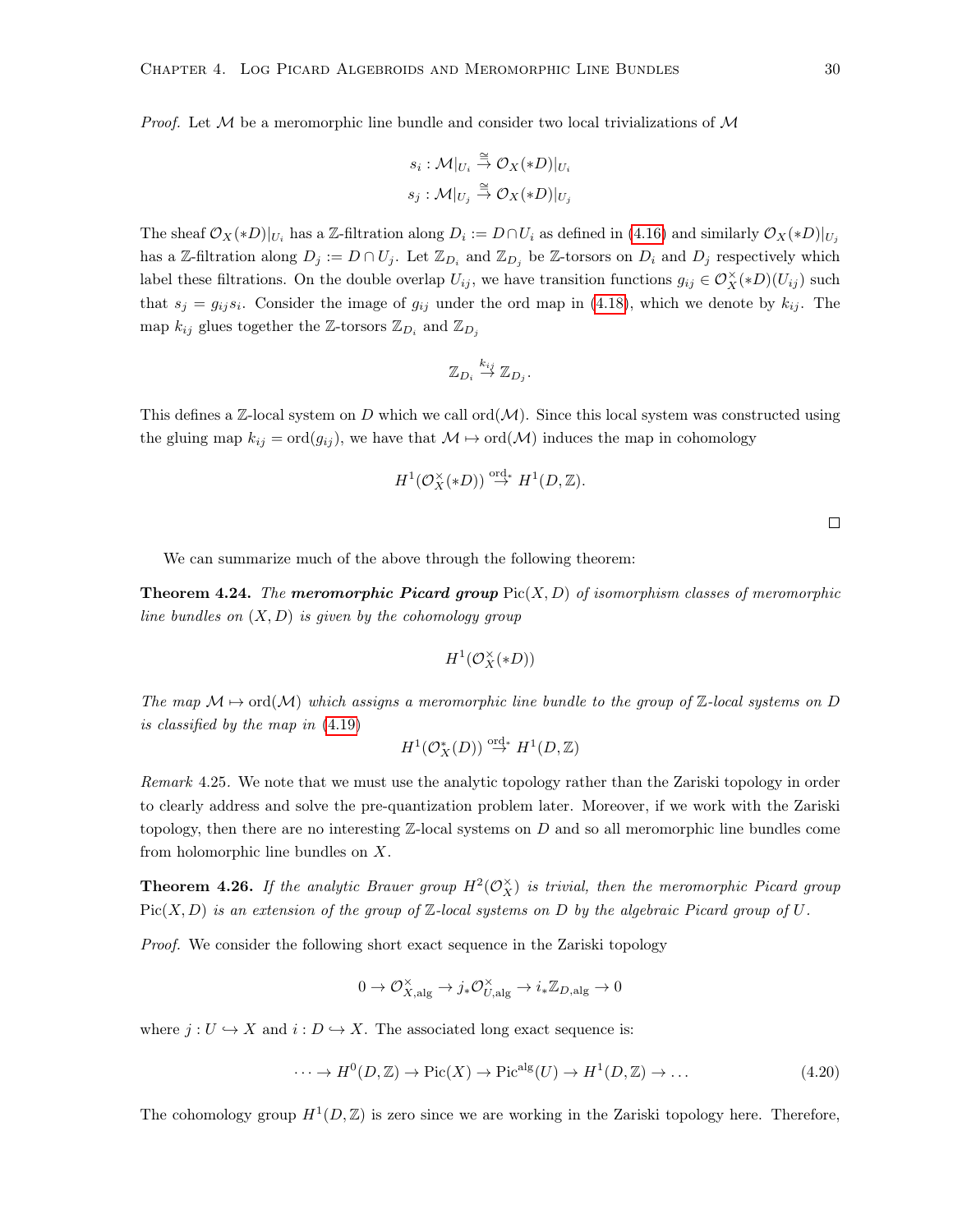*Proof.* Let $\mathcal{M}$ be a meromorphic line bundle and consider two local trivializations of $\mathcal{M}$

$$s_i : \mathcal{M}|_{U_i} \overset{\cong}{\to} \mathcal{O}_X(*D)|_{U_i}$$
$$s_j : \mathcal{M}|_{U_j} \overset{\cong}{\to} \mathcal{O}_X(*D)|_{U_j}$$

The sheaf $\mathcal{O}_X(*D)|_{U_i}$ has a $\mathbb{Z}$-filtration along $D_i := D \cap U_i$ as defined in (4.16) and similarly $\mathcal{O}_X(*D)|_{U_j}$ has a $\mathbb{Z}$-filtration along $D_j := D \cap U_j$. Let $\mathbb{Z}_{D_i}$ and $\mathbb{Z}_{D_j}$ be $\mathbb{Z}$-torsors on $D_i$ and $D_j$ respectively which label these filtrations. On the double overlap $U_{ij}$, we have transition functions $g_{ij} \in \mathcal{O}_X^\times(*D)(U_{ij})$ such that $s_j = g_{ij} s_i$. Consider the image of $g_{ij}$ under the ord map in (4.18), which we denote by $k_{ij}$. The map $k_{ij}$ glues together the $\mathbb{Z}$-torsors $\mathbb{Z}_{D_i}$ and $\mathbb{Z}_{D_j}$

$$\mathbb{Z}_{D_i} \overset{k_{ij}}{\to} \mathbb{Z}_{D_j}.$$

This defines a $\mathbb{Z}$-local system on $D$ which we call $\operatorname{ord}(\mathcal{M})$. Since this local system was constructed using the gluing map $k_{ij} = \operatorname{ord}(g_{ij})$, we have that $\mathcal{M} \mapsto \operatorname{ord}(\mathcal{M})$ induces the map in cohomology

$$H^1(\mathcal{O}_X^\times(*D)) \overset{\operatorname{ord}_*}{\to} H^1(D, \mathbb{Z}).$$

$\square$

We can summarize much of the above through the following theorem:

**Theorem 4.24.** *The* ***meromorphic Picard group*** $\operatorname{Pic}(X, D)$ *of isomorphism classes of meromorphic line bundles on* $(X, D)$ *is given by the cohomology group*

$$H^1(\mathcal{O}_X^\times(*D))$$

*The map* $\mathcal{M} \mapsto \operatorname{ord}(\mathcal{M})$ *which assigns a meromorphic line bundle to the group of* $\mathbb{Z}$*-local systems on* $D$ *is classified by the map in* (4.19)

$$H^1(\mathcal{O}_X^*(D)) \overset{\operatorname{ord}_*}{\to} H^1(D, \mathbb{Z})$$

*Remark* 4.25. We note that we must use the analytic topology rather than the Zariski topology in order to clearly address and solve the pre-quantization problem later. Moreover, if we work with the Zariski topology, then there are no interesting $\mathbb{Z}$-local systems on $D$ and so all meromorphic line bundles come from holomorphic line bundles on $X$.

**Theorem 4.26.** *If the analytic Brauer group* $H^2(\mathcal{O}_X^\times)$ *is trivial, then the meromorphic Picard group* $\operatorname{Pic}(X, D)$ *is an extension of the group of* $\mathbb{Z}$*-local systems on* $D$ *by the algebraic Picard group of* $U$*.*

*Proof.* We consider the following short exact sequence in the Zariski topology

$$0 \to \mathcal{O}_{X,\mathrm{alg}}^\times \to j_* \mathcal{O}_{U,\mathrm{alg}}^\times \to i_* \mathbb{Z}_{D,\mathrm{alg}} \to 0$$

where $j : U \hookrightarrow X$ and $i : D \hookrightarrow X$. The associated long exact sequence is:

$$\cdots \to H^0(D, \mathbb{Z}) \to \operatorname{Pic}(X) \to \operatorname{Pic}^{\mathrm{alg}}(U) \to H^1(D, \mathbb{Z}) \to \ldots \tag{4.20}$$

The cohomology group $H^1(D, \mathbb{Z})$ is zero since we are working in the Zariski topology here. Therefore,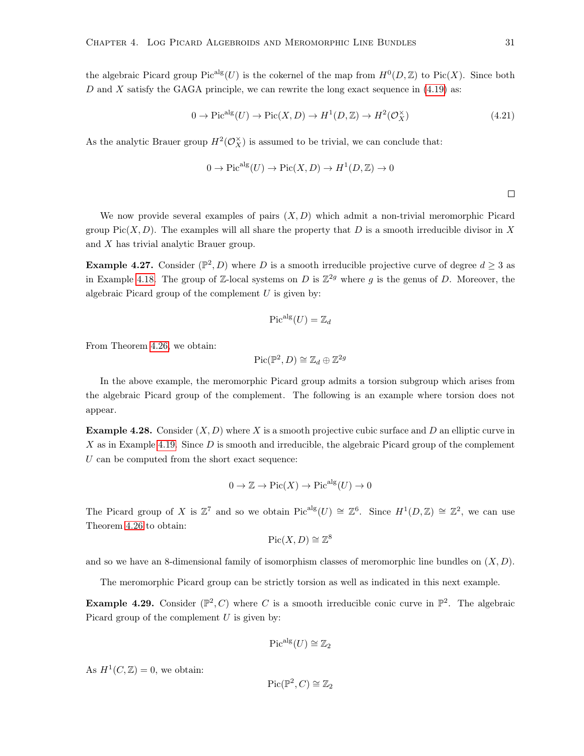the algebraic Picard group $\mathrm{Pic}^{\mathrm{alg}}(U)$ is the cokernel of the map from $H^0(D, \mathbb{Z})$ to $\mathrm{Pic}(X)$. Since both $D$ and $X$ satisfy the GAGA principle, we can rewrite the long exact sequence in (4.19) as:

$$0 \to \mathrm{Pic}^{\mathrm{alg}}(U) \to \mathrm{Pic}(X, D) \to H^1(D, \mathbb{Z}) \to H^2(\mathcal{O}_X^\times) \tag{4.21}$$

As the analytic Brauer group $H^2(\mathcal{O}_X^\times)$ is assumed to be trivial, we can conclude that:

$$0 \to \mathrm{Pic}^{\mathrm{alg}}(U) \to \mathrm{Pic}(X, D) \to H^1(D, \mathbb{Z}) \to 0$$

□

We now provide several examples of pairs $(X, D)$ which admit a non-trivial meromorphic Picard group $\mathrm{Pic}(X, D)$. The examples will all share the property that $D$ is a smooth irreducible divisor in $X$ and $X$ has trivial analytic Brauer group.

**Example 4.27.** Consider $(\mathbb{P}^2, D)$ where $D$ is a smooth irreducible projective curve of degree $d \geq 3$ as in Example 4.18. The group of $\mathbb{Z}$-local systems on $D$ is $\mathbb{Z}^{2g}$ where $g$ is the genus of $D$. Moreover, the algebraic Picard group of the complement $U$ is given by:

$$\mathrm{Pic}^{\mathrm{alg}}(U) = \mathbb{Z}_d$$

From Theorem 4.26, we obtain:

$$\mathrm{Pic}(\mathbb{P}^2, D) \cong \mathbb{Z}_d \oplus \mathbb{Z}^{2g}$$

In the above example, the meromorphic Picard group admits a torsion subgroup which arises from the algebraic Picard group of the complement. The following is an example where torsion does not appear.

**Example 4.28.** Consider $(X, D)$ where $X$ is a smooth projective cubic surface and $D$ an elliptic curve in $X$ as in Example 4.19. Since $D$ is smooth and irreducible, the algebraic Picard group of the complement $U$ can be computed from the short exact sequence:

$$0 \to \mathbb{Z} \to \mathrm{Pic}(X) \to \mathrm{Pic}^{\mathrm{alg}}(U) \to 0$$

The Picard group of $X$ is $\mathbb{Z}^7$ and so we obtain $\mathrm{Pic}^{\mathrm{alg}}(U) \cong \mathbb{Z}^6$. Since $H^1(D, \mathbb{Z}) \cong \mathbb{Z}^2$, we can use Theorem 4.26 to obtain:

$$\mathrm{Pic}(X, D) \cong \mathbb{Z}^8$$

and so we have an 8-dimensional family of isomorphism classes of meromorphic line bundles on $(X, D)$.

The meromorphic Picard group can be strictly torsion as well as indicated in this next example.

**Example 4.29.** Consider $(\mathbb{P}^2, C)$ where $C$ is a smooth irreducible conic curve in $\mathbb{P}^2$. The algebraic Picard group of the complement $U$ is given by:

$$\mathrm{Pic}^{\mathrm{alg}}(U) \cong \mathbb{Z}_2$$

As $H^1(C, \mathbb{Z}) = 0$, we obtain:

$$\mathrm{Pic}(\mathbb{P}^2, C) \cong \mathbb{Z}_2$$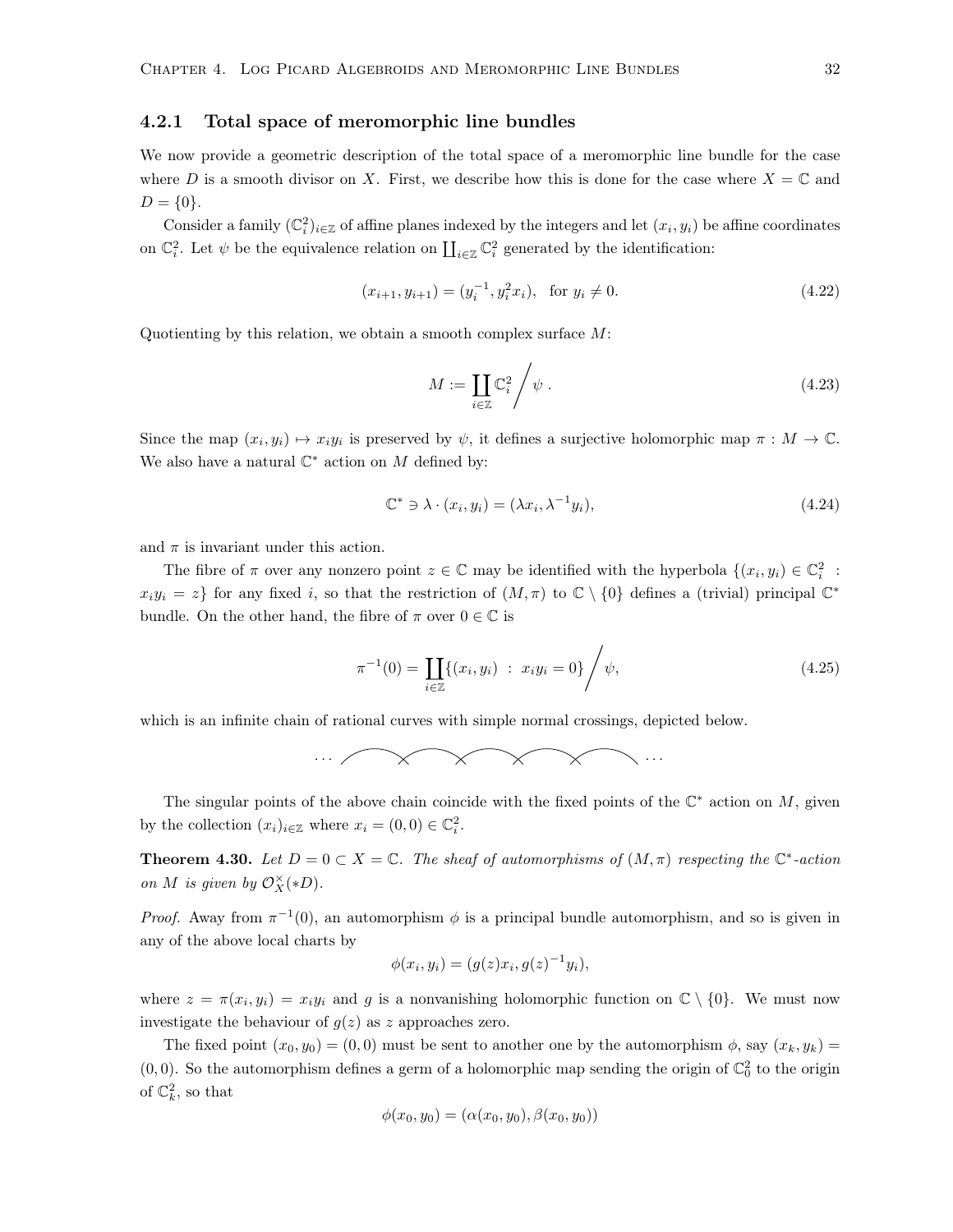### 4.2.1 Total space of meromorphic line bundles

We now provide a geometric description of the total space of a meromorphic line bundle for the case where $D$ is a smooth divisor on $X$. First, we describe how this is done for the case where $X = \mathbb{C}$ and $D = \{0\}$.

Consider a family $(\mathbb{C}^2_i)_{i\in\mathbb{Z}}$ of affine planes indexed by the integers and let $(x_i, y_i)$ be affine coordinates on $\mathbb{C}^2_i$. Let $\psi$ be the equivalence relation on $\coprod_{i\in\mathbb{Z}} \mathbb{C}^2_i$ generated by the identification:

$$(x_{i+1}, y_{i+1}) = (y_i^{-1}, y_i^2 x_i), \quad \text{for } y_i \neq 0. \tag{4.22}$$

Quotienting by this relation, we obtain a smooth complex surface $M$:

$$M := \coprod_{i\in\mathbb{Z}} \mathbb{C}^2_i \Big/ \psi\,. \tag{4.23}$$

Since the map $(x_i, y_i) \mapsto x_i y_i$ is preserved by $\psi$, it defines a surjective holomorphic map $\pi : M \to \mathbb{C}$. We also have a natural $\mathbb{C}^*$ action on $M$ defined by:

$$\mathbb{C}^* \ni \lambda \cdot (x_i, y_i) = (\lambda x_i, \lambda^{-1} y_i), \tag{4.24}$$

and $\pi$ is invariant under this action.

The fibre of $\pi$ over any nonzero point $z \in \mathbb{C}$ may be identified with the hyperbola $\{(x_i, y_i) \in \mathbb{C}^2_i \ :\ x_i y_i = z\}$ for any fixed $i$, so that the restriction of $(M, \pi)$ to $\mathbb{C} \setminus \{0\}$ defines a (trivial) principal $\mathbb{C}^*$ bundle. On the other hand, the fibre of $\pi$ over $0 \in \mathbb{C}$ is

$$\pi^{-1}(0) = \coprod_{i\in\mathbb{Z}} \{(x_i, y_i) \ :\ x_i y_i = 0\} \Big/ \psi, \tag{4.25}$$

which is an infinite chain of rational curves with simple normal crossings, depicted below.

The singular points of the above chain coincide with the fixed points of the $\mathbb{C}^*$ action on $M$, given by the collection $(x_i)_{i\in\mathbb{Z}}$ where $x_i = (0, 0) \in \mathbb{C}^2_i$.

**Theorem 4.30.** *Let $D = 0 \subset X = \mathbb{C}$. The sheaf of automorphisms of $(M, \pi)$ respecting the $\mathbb{C}^*$-action on $M$ is given by $\mathcal{O}_X^\times(*D)$.*

*Proof.* Away from $\pi^{-1}(0)$, an automorphism $\phi$ is a principal bundle automorphism, and so is given in any of the above local charts by

$$\phi(x_i, y_i) = (g(z)x_i, g(z)^{-1} y_i),$$

where $z = \pi(x_i, y_i) = x_i y_i$ and $g$ is a nonvanishing holomorphic function on $\mathbb{C} \setminus \{0\}$. We must now investigate the behaviour of $g(z)$ as $z$ approaches zero.

The fixed point $(x_0, y_0) = (0, 0)$ must be sent to another one by the automorphism $\phi$, say $(x_k, y_k) = (0, 0)$. So the automorphism defines a germ of a holomorphic map sending the origin of $\mathbb{C}^2_0$ to the origin of $\mathbb{C}^2_k$, so that

$$\phi(x_0, y_0) = (\alpha(x_0, y_0), \beta(x_0, y_0))$$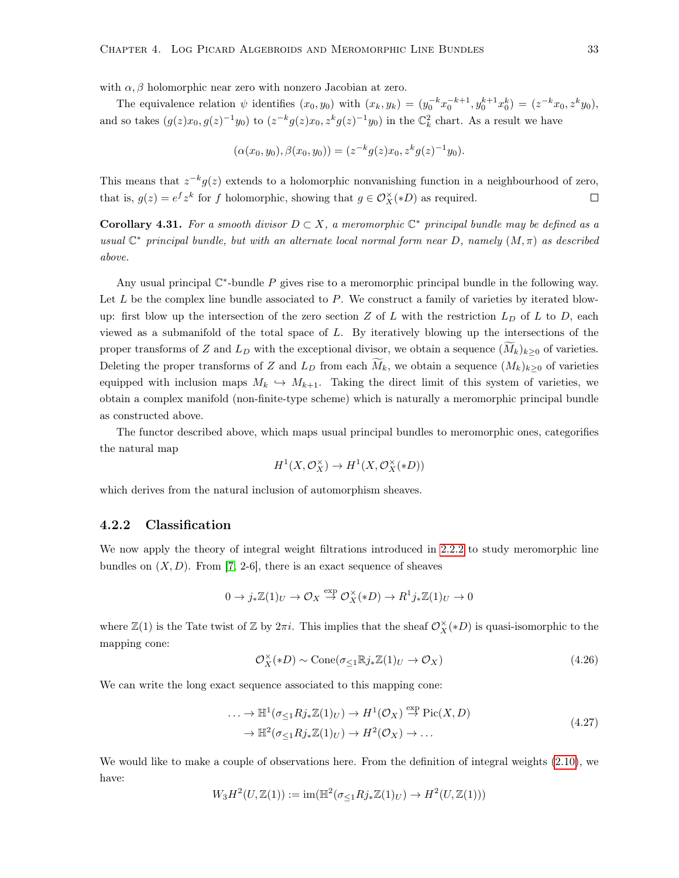with $\alpha, \beta$ holomorphic near zero with nonzero Jacobian at zero.

The equivalence relation $\psi$ identifies $(x_0, y_0)$ with $(x_k, y_k) = (y_0^{-k} x_0^{-k+1}, y_0^{k+1} x_0^k) = (z^{-k} x_0, z^k y_0)$, and so takes $(g(z)x_0, g(z)^{-1} y_0)$ to $(z^{-k} g(z) x_0, z^k g(z)^{-1} y_0)$ in the $\mathbb{C}_k^2$ chart. As a result we have

$$(\alpha(x_0, y_0), \beta(x_0, y_0)) = (z^{-k} g(z) x_0, z^k g(z)^{-1} y_0).$$

This means that $z^{-k} g(z)$ extends to a holomorphic nonvanishing function in a neighbourhood of zero, that is, $g(z) = e^f z^k$ for $f$ holomorphic, showing that $g \in \mathcal{O}_X^\times(*D)$ as required. $\square$

**Corollary 4.31.** *For a smooth divisor $D \subset X$, a meromorphic $\mathbb{C}^*$ principal bundle may be defined as a usual $\mathbb{C}^*$ principal bundle, but with an alternate local normal form near $D$, namely $(M, \pi)$ as described above.*

Any usual principal $\mathbb{C}^*$-bundle $P$ gives rise to a meromorphic principal bundle in the following way. Let $L$ be the complex line bundle associated to $P$. We construct a family of varieties by iterated blow-up: first blow up the intersection of the zero section $Z$ of $L$ with the restriction $L_D$ of $L$ to $D$, each viewed as a submanifold of the total space of $L$. By iteratively blowing up the intersections of the proper transforms of $Z$ and $L_D$ with the exceptional divisor, we obtain a sequence $(\widetilde{M}_k)_{k \geq 0}$ of varieties. Deleting the proper transforms of $Z$ and $L_D$ from each $\widetilde{M}_k$, we obtain a sequence $(M_k)_{k \geq 0}$ of varieties equipped with inclusion maps $M_k \hookrightarrow M_{k+1}$. Taking the direct limit of this system of varieties, we obtain a complex manifold (non-finite-type scheme) which is naturally a meromorphic principal bundle as constructed above.

The functor described above, which maps usual principal bundles to meromorphic ones, categorifies the natural map

$$H^1(X, \mathcal{O}_X^\times) \to H^1(X, \mathcal{O}_X^\times(*D))$$

which derives from the natural inclusion of automorphism sheaves.

### 4.2.2 Classification

We now apply the theory of integral weight filtrations introduced in 2.2.2 to study meromorphic line bundles on $(X, D)$. From [7, 2-6], there is an exact sequence of sheaves

$$0 \to j_* \mathbb{Z}(1)_U \to \mathcal{O}_X \stackrel{\exp}{\to} \mathcal{O}_X^\times(*D) \to R^1 j_* \mathbb{Z}(1)_U \to 0$$

where $\mathbb{Z}(1)$ is the Tate twist of $\mathbb{Z}$ by $2\pi i$. This implies that the sheaf $\mathcal{O}_X^\times(*D)$ is quasi-isomorphic to the mapping cone:

$$\mathcal{O}_X^\times(*D) \sim \mathrm{Cone}(\sigma_{\leq 1} \mathbb{R} j_* \mathbb{Z}(1)_U \to \mathcal{O}_X) \tag{4.26}$$

We can write the long exact sequence associated to this mapping cone:

$$\begin{aligned} \ldots \to \mathbb{H}^1(\sigma_{\leq 1} R j_* \mathbb{Z}(1)_U) \to H^1(\mathcal{O}_X) \stackrel{\exp}{\to} \mathrm{Pic}(X, D) \\ \to \mathbb{H}^2(\sigma_{\leq 1} R j_* \mathbb{Z}(1)_U) \to H^2(\mathcal{O}_X) \to \ldots \end{aligned} \tag{4.27}$$

We would like to make a couple of observations here. From the definition of integral weights (2.10), we have:

$$W_3 H^2(U, \mathbb{Z}(1)) := \mathrm{im}(\mathbb{H}^2(\sigma_{\leq 1} R j_* \mathbb{Z}(1)_U) \to H^2(U, \mathbb{Z}(1)))$$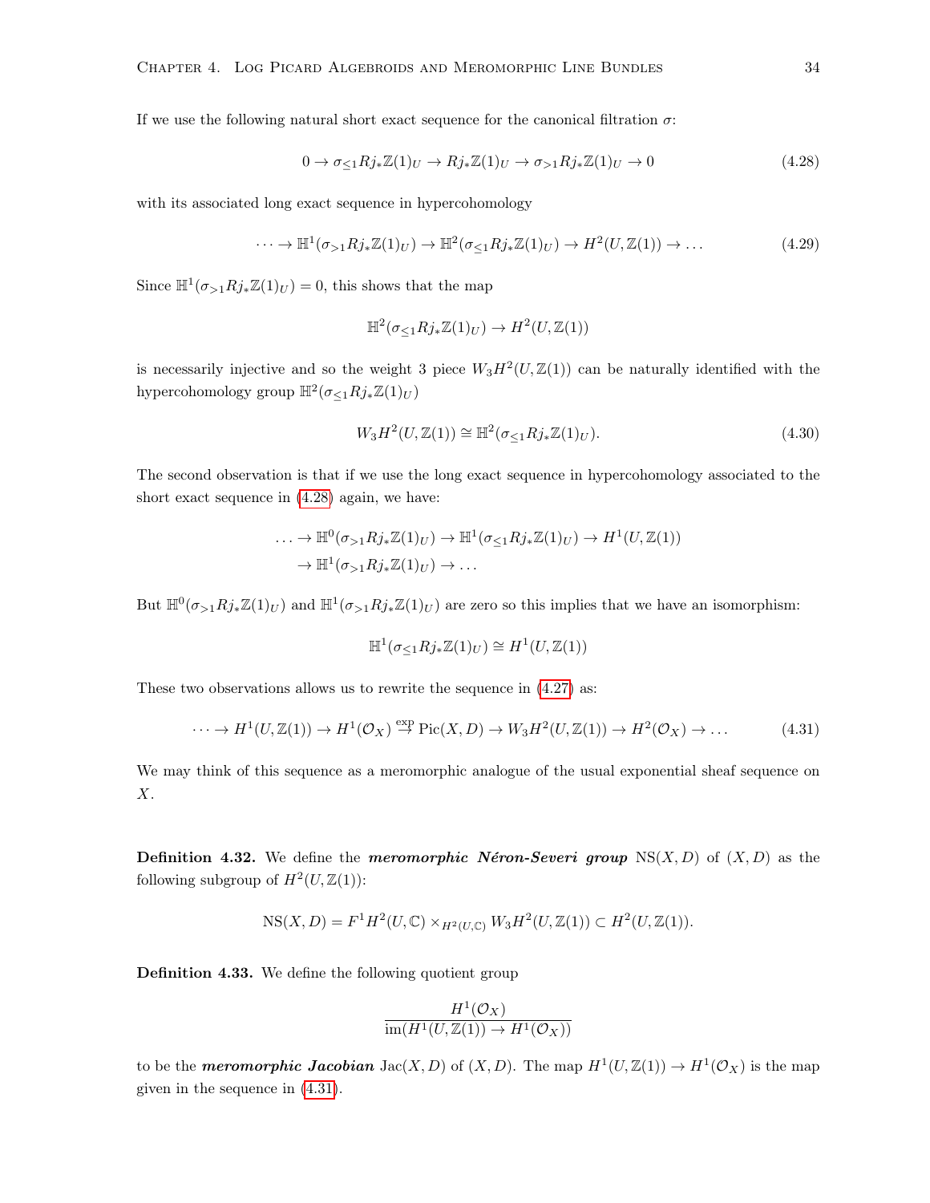If we use the following natural short exact sequence for the canonical filtration $\sigma$:

$$0 \to \sigma_{\leq 1} Rj_*\mathbb{Z}(1)_U \to Rj_*\mathbb{Z}(1)_U \to \sigma_{>1} Rj_*\mathbb{Z}(1)_U \to 0 \tag{4.28}$$

with its associated long exact sequence in hypercohomology

$$\cdots \to \mathbb{H}^1(\sigma_{>1} Rj_*\mathbb{Z}(1)_U) \to \mathbb{H}^2(\sigma_{\leq 1} Rj_*\mathbb{Z}(1)_U) \to H^2(U, \mathbb{Z}(1)) \to \dots \tag{4.29}$$

Since $\mathbb{H}^1(\sigma_{>1} Rj_*\mathbb{Z}(1)_U) = 0$, this shows that the map

$$\mathbb{H}^2(\sigma_{\leq 1} Rj_*\mathbb{Z}(1)_U) \to H^2(U, \mathbb{Z}(1))$$

is necessarily injective and so the weight 3 piece $W_3H^2(U, \mathbb{Z}(1))$ can be naturally identified with the hypercohomology group $\mathbb{H}^2(\sigma_{\leq 1} Rj_*\mathbb{Z}(1)_U)$

$$W_3H^2(U, \mathbb{Z}(1)) \cong \mathbb{H}^2(\sigma_{\leq 1} Rj_*\mathbb{Z}(1)_U). \tag{4.30}$$

The second observation is that if we use the long exact sequence in hypercohomology associated to the short exact sequence in (4.28) again, we have:

$$\begin{aligned} \dots \to \mathbb{H}^0(\sigma_{>1} Rj_*\mathbb{Z}(1)_U) \to \mathbb{H}^1(\sigma_{\leq 1} Rj_*\mathbb{Z}(1)_U) \to H^1(U, \mathbb{Z}(1)) \\ \to \mathbb{H}^1(\sigma_{>1} Rj_*\mathbb{Z}(1)_U) \to \dots \end{aligned}$$

But $\mathbb{H}^0(\sigma_{>1} Rj_*\mathbb{Z}(1)_U)$ and $\mathbb{H}^1(\sigma_{>1} Rj_*\mathbb{Z}(1)_U)$ are zero so this implies that we have an isomorphism:

$$\mathbb{H}^1(\sigma_{\leq 1} Rj_*\mathbb{Z}(1)_U) \cong H^1(U, \mathbb{Z}(1))$$

These two observations allows us to rewrite the sequence in (4.27) as:

$$\cdots \to H^1(U, \mathbb{Z}(1)) \to H^1(\mathcal{O}_X) \overset{\exp}{\to} \mathrm{Pic}(X, D) \to W_3H^2(U, \mathbb{Z}(1)) \to H^2(\mathcal{O}_X) \to \dots \tag{4.31}$$

We may think of this sequence as a meromorphic analogue of the usual exponential sheaf sequence on $X$.

**Definition 4.32.** We define the ***meromorphic Néron-Severi group*** $\mathrm{NS}(X, D)$ of $(X, D)$ as the following subgroup of $H^2(U, \mathbb{Z}(1))$:

$$\mathrm{NS}(X, D) = F^1H^2(U, \mathbb{C}) \times_{H^2(U, \mathbb{C})} W_3H^2(U, \mathbb{Z}(1)) \subset H^2(U, \mathbb{Z}(1)).$$

**Definition 4.33.** We define the following quotient group

$$\frac{H^1(\mathcal{O}_X)}{\mathrm{im}(H^1(U, \mathbb{Z}(1)) \to H^1(\mathcal{O}_X))}$$

to be the ***meromorphic Jacobian*** $\mathrm{Jac}(X, D)$ of $(X, D)$. The map $H^1(U, \mathbb{Z}(1)) \to H^1(\mathcal{O}_X)$ is the map given in the sequence in (4.31).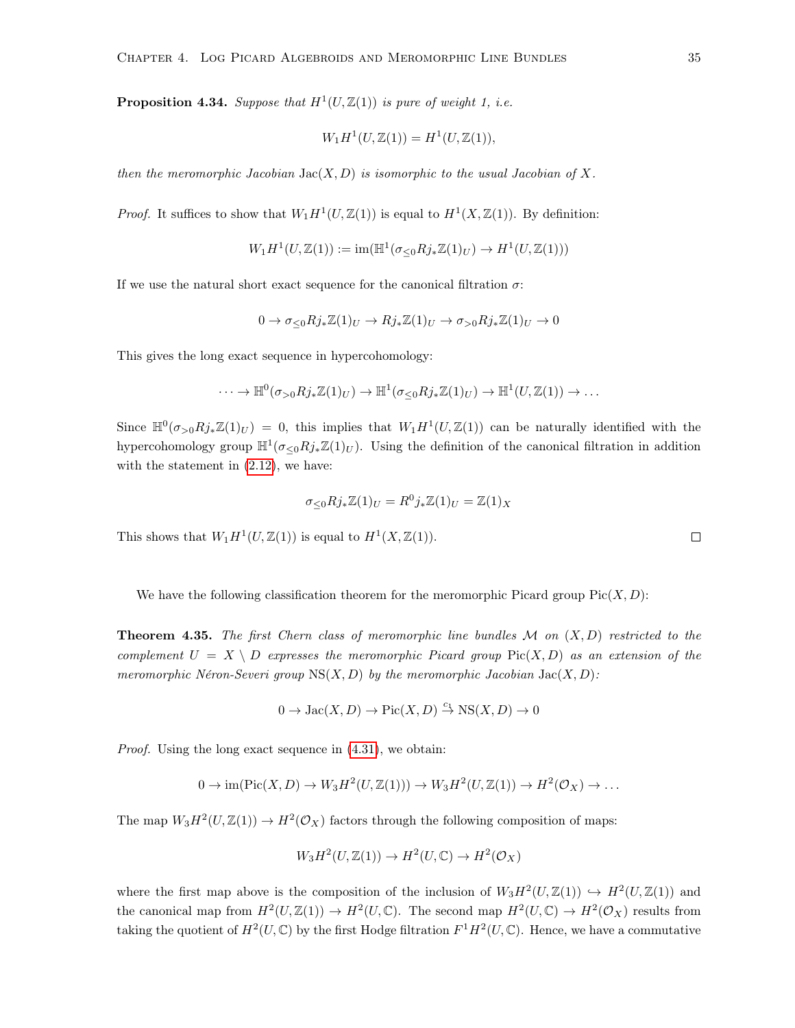**Proposition 4.34.** *Suppose that $H^1(U, \mathbb{Z}(1))$ is pure of weight 1, i.e.*

$$W_1 H^1(U, \mathbb{Z}(1)) = H^1(U, \mathbb{Z}(1)),$$

*then the meromorphic Jacobian $\mathrm{Jac}(X, D)$ is isomorphic to the usual Jacobian of $X$.*

*Proof.* It suffices to show that $W_1 H^1(U, \mathbb{Z}(1))$ is equal to $H^1(X, \mathbb{Z}(1))$. By definition:

$$W_1 H^1(U, \mathbb{Z}(1)) := \mathrm{im}(\mathbb{H}^1(\sigma_{\leq 0} Rj_* \mathbb{Z}(1)_U) \to H^1(U, \mathbb{Z}(1)))$$

If we use the natural short exact sequence for the canonical filtration $\sigma$:

$$0 \to \sigma_{\leq 0} Rj_* \mathbb{Z}(1)_U \to Rj_* \mathbb{Z}(1)_U \to \sigma_{>0} Rj_* \mathbb{Z}(1)_U \to 0$$

This gives the long exact sequence in hypercohomology:

$$\cdots \to \mathbb{H}^0(\sigma_{>0} Rj_* \mathbb{Z}(1)_U) \to \mathbb{H}^1(\sigma_{\leq 0} Rj_* \mathbb{Z}(1)_U) \to \mathbb{H}^1(U, \mathbb{Z}(1)) \to \ldots$$

Since $\mathbb{H}^0(\sigma_{>0} Rj_* \mathbb{Z}(1)_U) = 0$, this implies that $W_1 H^1(U, \mathbb{Z}(1))$ can be naturally identified with the hypercohomology group $\mathbb{H}^1(\sigma_{\leq 0} Rj_* \mathbb{Z}(1)_U)$. Using the definition of the canonical filtration in addition with the statement in (2.12), we have:

$$\sigma_{\leq 0} Rj_* \mathbb{Z}(1)_U = R^0 j_* \mathbb{Z}(1)_U = \mathbb{Z}(1)_X$$

This shows that $W_1 H^1(U, \mathbb{Z}(1))$ is equal to $H^1(X, \mathbb{Z}(1))$. $\square$

We have the following classification theorem for the meromorphic Picard group $\mathrm{Pic}(X, D)$:

**Theorem 4.35.** *The first Chern class of meromorphic line bundles $\mathcal{M}$ on $(X, D)$ restricted to the complement $U = X \setminus D$ expresses the meromorphic Picard group $\mathrm{Pic}(X, D)$ as an extension of the meromorphic Néron-Severi group $\mathrm{NS}(X, D)$ by the meromorphic Jacobian $\mathrm{Jac}(X, D)$:*

$$0 \to \mathrm{Jac}(X, D) \to \mathrm{Pic}(X, D) \xrightarrow{c_1} \mathrm{NS}(X, D) \to 0$$

*Proof.* Using the long exact sequence in (4.31), we obtain:

$$0 \to \mathrm{im}(\mathrm{Pic}(X, D) \to W_3 H^2(U, \mathbb{Z}(1))) \to W_3 H^2(U, \mathbb{Z}(1)) \to H^2(\mathcal{O}_X) \to \ldots$$

The map $W_3 H^2(U, \mathbb{Z}(1)) \to H^2(\mathcal{O}_X)$ factors through the following composition of maps:

$$W_3 H^2(U, \mathbb{Z}(1)) \to H^2(U, \mathbb{C}) \to H^2(\mathcal{O}_X)$$

where the first map above is the composition of the inclusion of $W_3 H^2(U, \mathbb{Z}(1)) \hookrightarrow H^2(U, \mathbb{Z}(1))$ and the canonical map from $H^2(U, \mathbb{Z}(1)) \to H^2(U, \mathbb{C})$. The second map $H^2(U, \mathbb{C}) \to H^2(\mathcal{O}_X)$ results from taking the quotient of $H^2(U, \mathbb{C})$ by the first Hodge filtration $F^1 H^2(U, \mathbb{C})$. Hence, we have a commutative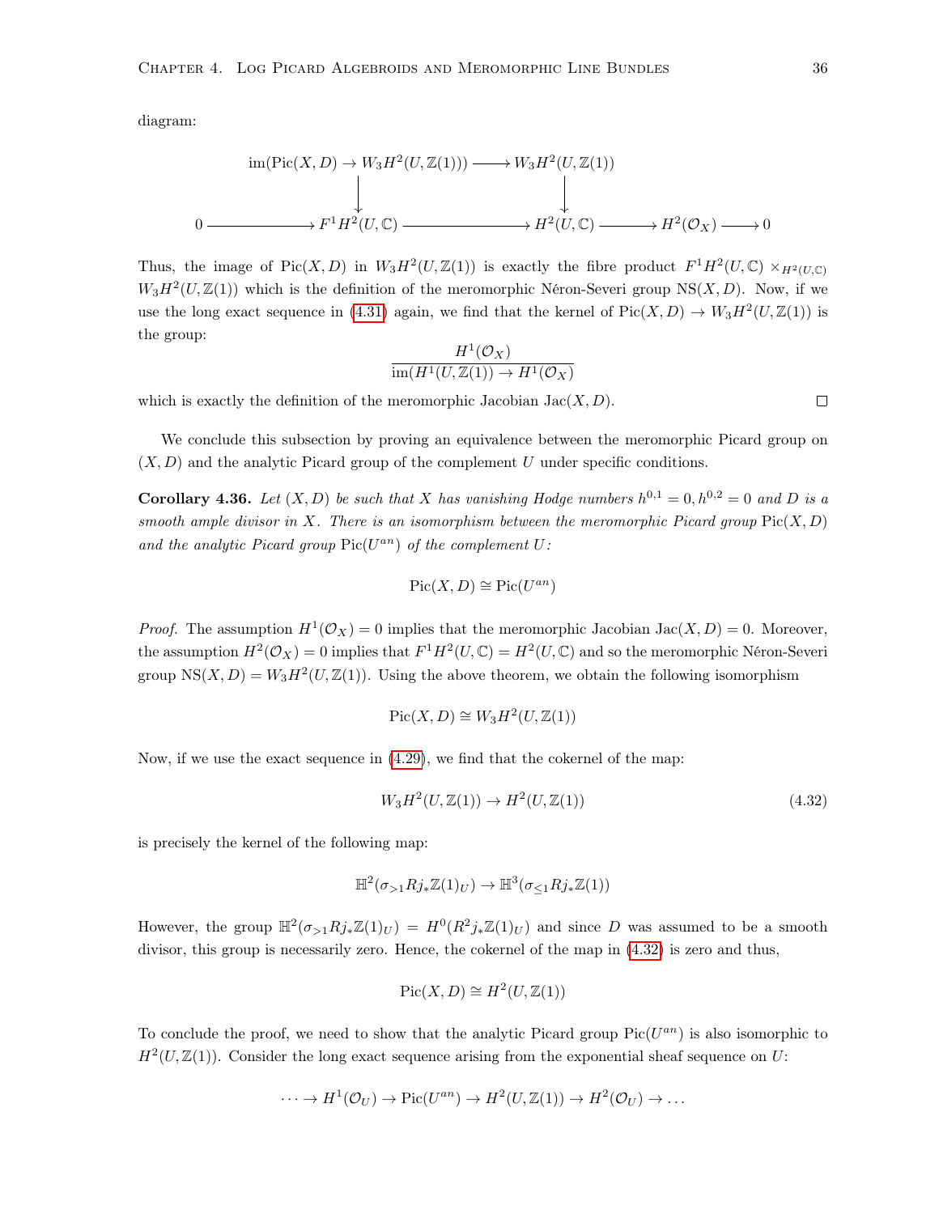diagram:

$$
\begin{array}{ccccccc}
& & \mathrm{im}(\mathrm{Pic}(X,D) \to W_3H^2(U,\mathbb{Z}(1))) & \longrightarrow & W_3H^2(U,\mathbb{Z}(1)) & & \\
& & \downarrow & & \downarrow & & \\
0 & \longrightarrow & F^1H^2(U,\mathbb{C}) & \longrightarrow & H^2(U,\mathbb{C}) & \longrightarrow & H^2(\mathcal{O}_X) \longrightarrow 0
\end{array}
$$

Thus, the image of $\mathrm{Pic}(X,D)$ in $W_3H^2(U,\mathbb{Z}(1))$ is exactly the fibre product $F^1H^2(U,\mathbb{C}) \times_{H^2(U,\mathbb{C})} W_3H^2(U,\mathbb{Z}(1))$ which is the definition of the meromorphic Néron-Severi group $\mathrm{NS}(X,D)$. Now, if we use the long exact sequence in (4.31) again, we find that the kernel of $\mathrm{Pic}(X,D) \to W_3H^2(U,\mathbb{Z}(1))$ is the group:

$$
\frac{H^1(\mathcal{O}_X)}{\mathrm{im}(H^1(U,\mathbb{Z}(1)) \to H^1(\mathcal{O}_X)}
$$

which is exactly the definition of the meromorphic Jacobian $\mathrm{Jac}(X,D)$. □

We conclude this subsection by proving an equivalence between the meromorphic Picard group on $(X,D)$ and the analytic Picard group of the complement $U$ under specific conditions.

**Corollary 4.36.** *Let $(X,D)$ be such that $X$ has vanishing Hodge numbers $h^{0,1} = 0, h^{0,2} = 0$ and $D$ is a smooth ample divisor in $X$. There is an isomorphism between the meromorphic Picard group $\mathrm{Pic}(X,D)$ and the analytic Picard group $\mathrm{Pic}(U^{an})$ of the complement $U$:*

$$
\mathrm{Pic}(X,D) \cong \mathrm{Pic}(U^{an})
$$

*Proof.* The assumption $H^1(\mathcal{O}_X) = 0$ implies that the meromorphic Jacobian $\mathrm{Jac}(X,D) = 0$. Moreover, the assumption $H^2(\mathcal{O}_X) = 0$ implies that $F^1H^2(U,\mathbb{C}) = H^2(U,\mathbb{C})$ and so the meromorphic Néron-Severi group $\mathrm{NS}(X,D) = W_3H^2(U,\mathbb{Z}(1))$. Using the above theorem, we obtain the following isomorphism

$$
\mathrm{Pic}(X,D) \cong W_3H^2(U,\mathbb{Z}(1))
$$

Now, if we use the exact sequence in (4.29), we find that the cokernel of the map:

$$
W_3H^2(U,\mathbb{Z}(1)) \to H^2(U,\mathbb{Z}(1)) \tag{4.32}
$$

is precisely the kernel of the following map:

$$
\mathbb{H}^2(\sigma_{>1}Rj_*\mathbb{Z}(1)_U) \to \mathbb{H}^3(\sigma_{\leq 1}Rj_*\mathbb{Z}(1))
$$

However, the group $\mathbb{H}^2(\sigma_{>1}Rj_*\mathbb{Z}(1)_U) = H^0(R^2j_*\mathbb{Z}(1)_U)$ and since $D$ was assumed to be a smooth divisor, this group is necessarily zero. Hence, the cokernel of the map in (4.32) is zero and thus,

$$
\mathrm{Pic}(X,D) \cong H^2(U,\mathbb{Z}(1))
$$

To conclude the proof, we need to show that the analytic Picard group $\mathrm{Pic}(U^{an})$ is also isomorphic to $H^2(U,\mathbb{Z}(1))$. Consider the long exact sequence arising from the exponential sheaf sequence on $U$:

$$
\cdots \to H^1(\mathcal{O}_U) \to \mathrm{Pic}(U^{an}) \to H^2(U,\mathbb{Z}(1)) \to H^2(\mathcal{O}_U) \to \ldots
$$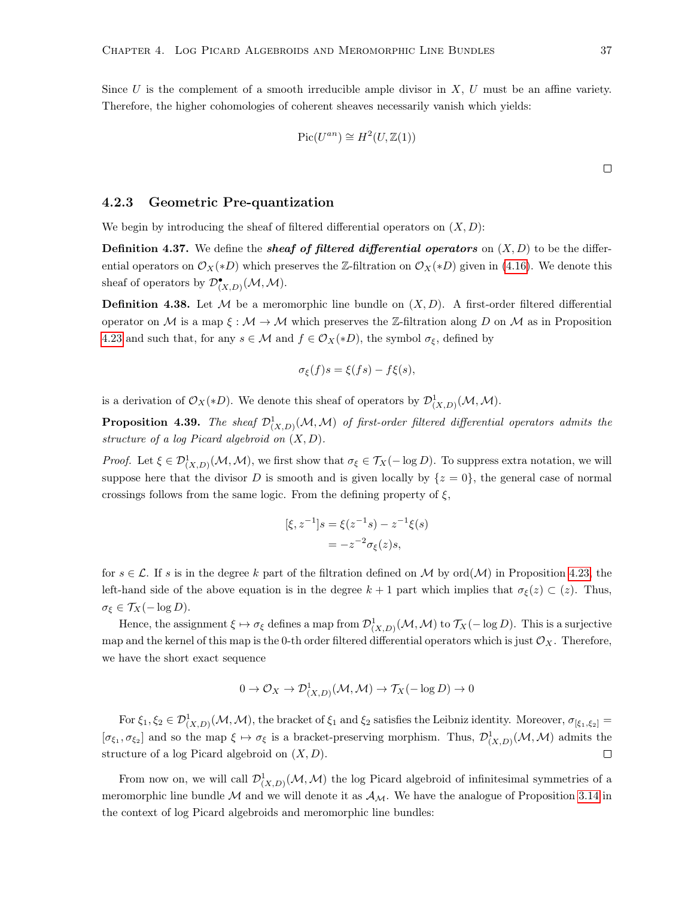Since $U$ is the complement of a smooth irreducible ample divisor in $X$, $U$ must be an affine variety. Therefore, the higher cohomologies of coherent sheaves necessarily vanish which yields:

$$\mathrm{Pic}(U^{an}) \cong H^2(U, \mathbb{Z}(1))$$

□

### 4.2.3 Geometric Pre-quantization

We begin by introducing the sheaf of filtered differential operators on $(X, D)$:

**Definition 4.37.** We define the ***sheaf of filtered differential operators*** on $(X, D)$ to be the differential operators on $\mathcal{O}_X(*D)$ which preserves the $\mathbb{Z}$-filtration on $\mathcal{O}_X(*D)$ given in (4.16). We denote this sheaf of operators by $\mathcal{D}^{\bullet}_{(X,D)}(\mathcal{M}, \mathcal{M})$.

**Definition 4.38.** Let $\mathcal{M}$ be a meromorphic line bundle on $(X, D)$. A first-order filtered differential operator on $\mathcal{M}$ is a map $\xi : \mathcal{M} \to \mathcal{M}$ which preserves the $\mathbb{Z}$-filtration along $D$ on $\mathcal{M}$ as in Proposition 4.23 and such that, for any $s \in \mathcal{M}$ and $f \in \mathcal{O}_X(*D)$, the symbol $\sigma_\xi$, defined by

$$\sigma_\xi(f)s = \xi(fs) - f\xi(s),$$

is a derivation of $\mathcal{O}_X(*D)$. We denote this sheaf of operators by $\mathcal{D}^1_{(X,D)}(\mathcal{M}, \mathcal{M})$.

**Proposition 4.39.** *The sheaf $\mathcal{D}^1_{(X,D)}(\mathcal{M}, \mathcal{M})$ of first-order filtered differential operators admits the structure of a log Picard algebroid on $(X, D)$.*

*Proof.* Let $\xi \in \mathcal{D}^1_{(X,D)}(\mathcal{M}, \mathcal{M})$, we first show that $\sigma_\xi \in \mathcal{T}_X(-\log D)$. To suppress extra notation, we will suppose here that the divisor $D$ is smooth and is given locally by $\{z = 0\}$, the general case of normal crossings follows from the same logic. From the defining property of $\xi$,

$$\begin{aligned}
[\xi, z^{-1}]s &= \xi(z^{-1}s) - z^{-1}\xi(s) \\
&= -z^{-2}\sigma_\xi(z)s,
\end{aligned}$$

for $s \in \mathcal{L}$. If $s$ is in the degree $k$ part of the filtration defined on $\mathcal{M}$ by $\mathrm{ord}(\mathcal{M})$ in Proposition 4.23, the left-hand side of the above equation is in the degree $k+1$ part which implies that $\sigma_\xi(z) \subset (z)$. Thus, $\sigma_\xi \in \mathcal{T}_X(-\log D)$.

Hence, the assignment $\xi \mapsto \sigma_\xi$ defines a map from $\mathcal{D}^1_{(X,D)}(\mathcal{M}, \mathcal{M})$ to $\mathcal{T}_X(-\log D)$. This is a surjective map and the kernel of this map is the 0-th order filtered differential operators which is just $\mathcal{O}_X$. Therefore, we have the short exact sequence

$$0 \to \mathcal{O}_X \to \mathcal{D}^1_{(X,D)}(\mathcal{M}, \mathcal{M}) \to \mathcal{T}_X(-\log D) \to 0$$

For $\xi_1, \xi_2 \in \mathcal{D}^1_{(X,D)}(\mathcal{M}, \mathcal{M})$, the bracket of $\xi_1$ and $\xi_2$ satisfies the Leibniz identity. Moreover, $\sigma_{[\xi_1,\xi_2]} = [\sigma_{\xi_1}, \sigma_{\xi_2}]$ and so the map $\xi \mapsto \sigma_\xi$ is a bracket-preserving morphism. Thus, $\mathcal{D}^1_{(X,D)}(\mathcal{M}, \mathcal{M})$ admits the structure of a log Picard algebroid on $(X, D)$. □

From now on, we will call $\mathcal{D}^1_{(X,D)}(\mathcal{M}, \mathcal{M})$ the log Picard algebroid of infinitesimal symmetries of a meromorphic line bundle $\mathcal{M}$ and we will denote it as $\mathcal{A}_\mathcal{M}$. We have the analogue of Proposition 3.14 in the context of log Picard algebroids and meromorphic line bundles: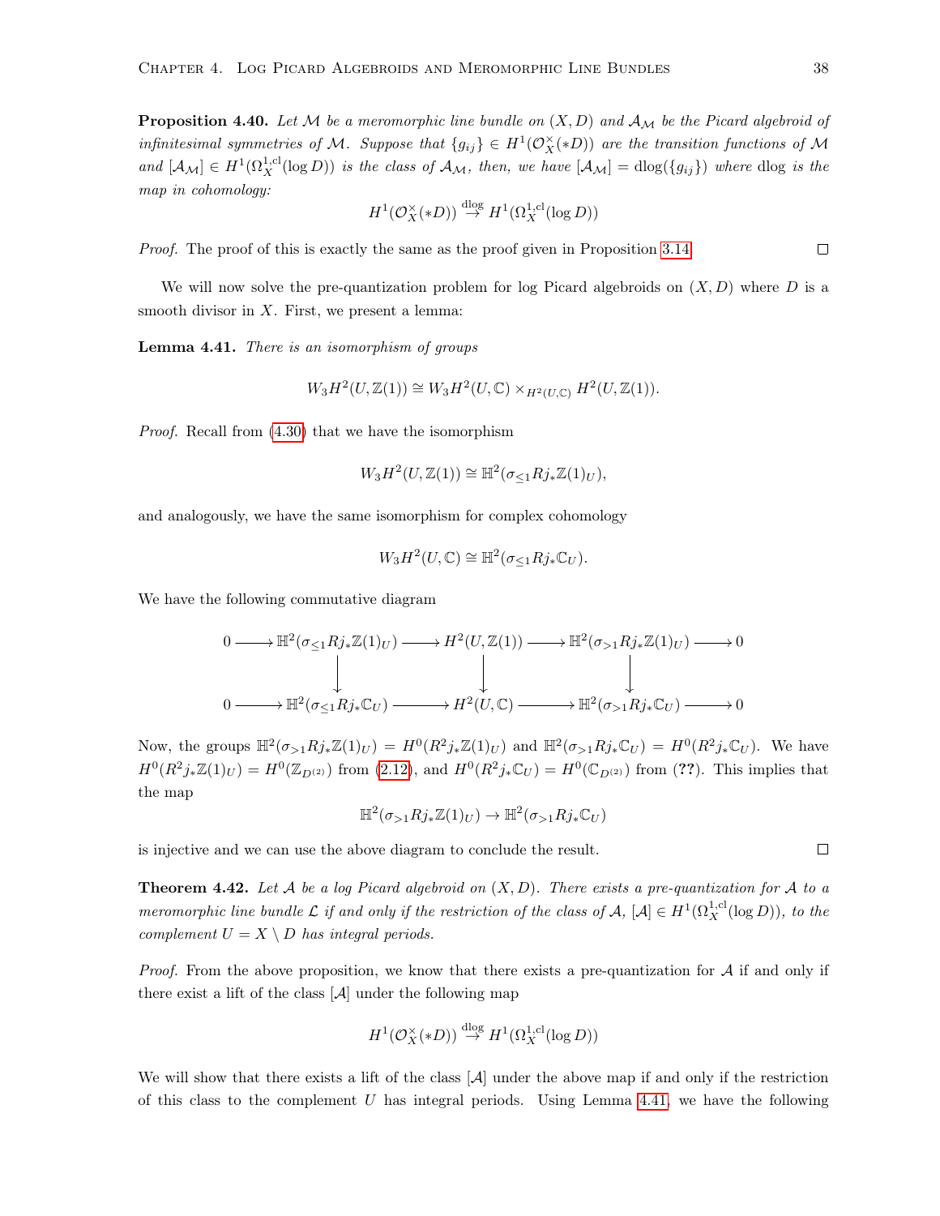**Proposition 4.40.** *Let $\mathcal{M}$ be a meromorphic line bundle on $(X, D)$ and $\mathcal{A}_{\mathcal{M}}$ be the Picard algebroid of infinitesimal symmetries of $\mathcal{M}$. Suppose that $\{g_{ij}\} \in H^1(\mathcal{O}_X^\times(*D))$ are the transition functions of $\mathcal{M}$ and $[\mathcal{A}_{\mathcal{M}}] \in H^1(\Omega_X^{1,\mathrm{cl}}(\log D))$ is the class of $\mathcal{A}_{\mathcal{M}}$, then, we have $[\mathcal{A}_{\mathcal{M}}] = \mathrm{dlog}(\{g_{ij}\})$ where* dlog *is the map in cohomology:*

$$H^1(\mathcal{O}_X^\times(*D)) \stackrel{\mathrm{dlog}}{\to} H^1(\Omega_X^{1,\mathrm{cl}}(\log D))$$

*Proof.* The proof of this is exactly the same as the proof given in Proposition 3.14. $\square$

We will now solve the pre-quantization problem for log Picard algebroids on $(X, D)$ where $D$ is a smooth divisor in $X$. First, we present a lemma:

**Lemma 4.41.** *There is an isomorphism of groups*

$$W_3H^2(U, \mathbb{Z}(1)) \cong W_3H^2(U, \mathbb{C}) \times_{H^2(U,\mathbb{C})} H^2(U, \mathbb{Z}(1)).$$

*Proof.* Recall from (4.30) that we have the isomorphism

$$W_3H^2(U, \mathbb{Z}(1)) \cong \mathbb{H}^2(\sigma_{\leq 1}Rj_*\mathbb{Z}(1)_U),$$

and analogously, we have the same isomorphism for complex cohomology

$$W_3H^2(U, \mathbb{C}) \cong \mathbb{H}^2(\sigma_{\leq 1}Rj_*\mathbb{C}_U).$$

We have the following commutative diagram

$$\begin{array}{ccccccccc}
0 & \longrightarrow & \mathbb{H}^2(\sigma_{\leq 1}Rj_*\mathbb{Z}(1)_U) & \longrightarrow & H^2(U, \mathbb{Z}(1)) & \longrightarrow & \mathbb{H}^2(\sigma_{>1}Rj_*\mathbb{Z}(1)_U) & \longrightarrow & 0 \\
 & & \downarrow & & \downarrow & & \downarrow & & \\
0 & \longrightarrow & \mathbb{H}^2(\sigma_{\leq 1}Rj_*\mathbb{C}_U) & \longrightarrow & H^2(U, \mathbb{C}) & \longrightarrow & \mathbb{H}^2(\sigma_{>1}Rj_*\mathbb{C}_U) & \longrightarrow & 0
\end{array}$$

Now, the groups $\mathbb{H}^2(\sigma_{>1}Rj_*\mathbb{Z}(1)_U) = H^0(R^2j_*\mathbb{Z}(1)_U)$ and $\mathbb{H}^2(\sigma_{>1}Rj_*\mathbb{C}_U) = H^0(R^2j_*\mathbb{C}_U)$. We have $H^0(R^2j_*\mathbb{Z}(1)_U) = H^0(\mathbb{Z}_{D^{(2)}})$ from (2.12), and $H^0(R^2j_*\mathbb{C}_U) = H^0(\mathbb{C}_{D^{(2)}})$ from (**??**). This implies that the map

$$\mathbb{H}^2(\sigma_{>1}Rj_*\mathbb{Z}(1)_U) \to \mathbb{H}^2(\sigma_{>1}Rj_*\mathbb{C}_U)$$

is injective and we can use the above diagram to conclude the result. $\square$

**Theorem 4.42.** *Let $\mathcal{A}$ be a log Picard algebroid on $(X, D)$. There exists a pre-quantization for $\mathcal{A}$ to a meromorphic line bundle $\mathcal{L}$ if and only if the restriction of the class of $\mathcal{A}$, $[\mathcal{A}] \in H^1(\Omega_X^{1,\mathrm{cl}}(\log D))$, to the complement $U = X \setminus D$ has integral periods.*

*Proof.* From the above proposition, we know that there exists a pre-quantization for $\mathcal{A}$ if and only if there exist a lift of the class $[\mathcal{A}]$ under the following map

$$H^1(\mathcal{O}_X^\times(*D)) \stackrel{\mathrm{dlog}}{\to} H^1(\Omega_X^{1,\mathrm{cl}}(\log D))$$

We will show that there exists a lift of the class $[\mathcal{A}]$ under the above map if and only if the restriction of this class to the complement $U$ has integral periods. Using Lemma 4.41, we have the following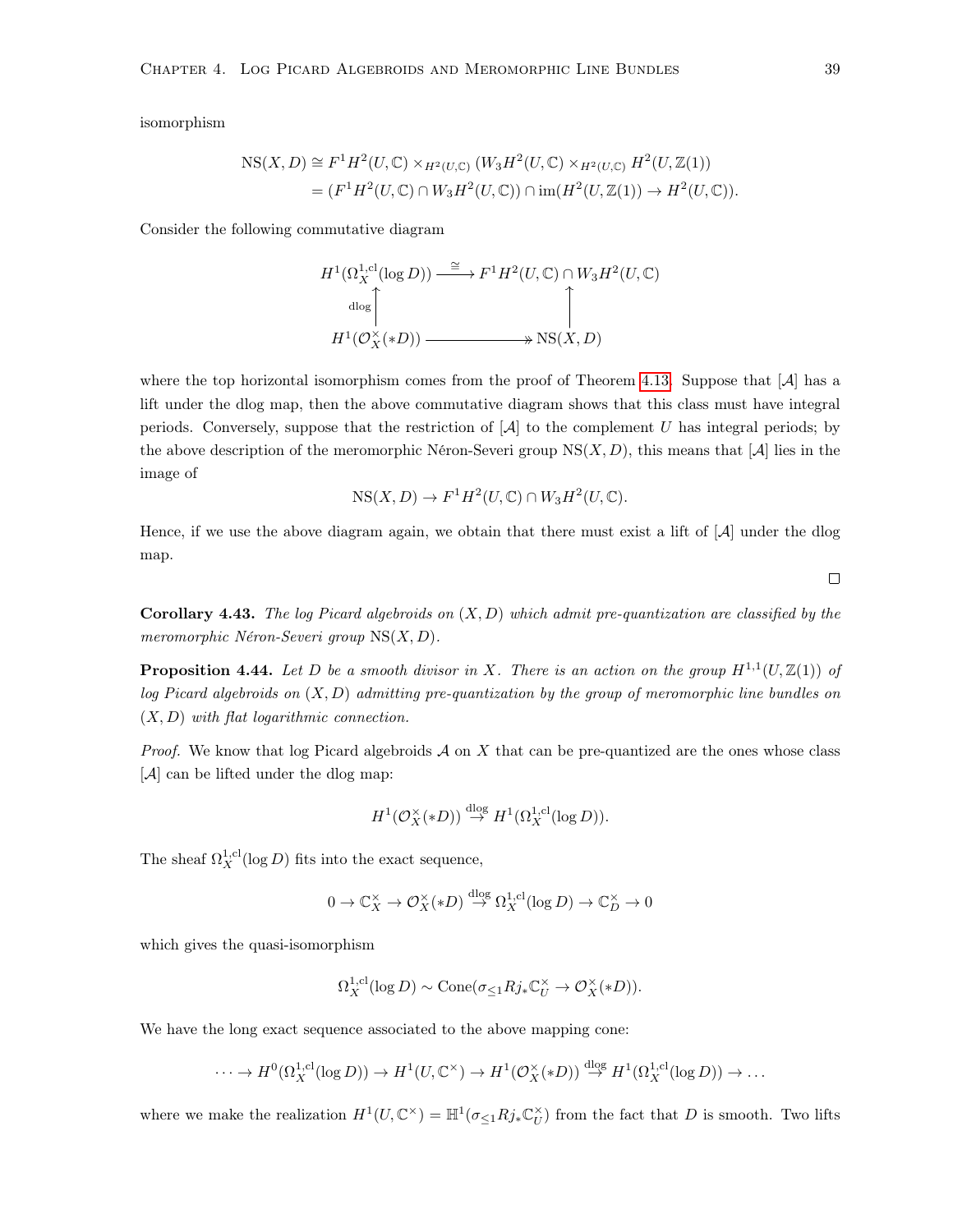isomorphism

$$
\begin{aligned}
\mathrm{NS}(X,D) &\cong F^1H^2(U,\mathbb{C}) \times_{H^2(U,\mathbb{C})} (W_3H^2(U,\mathbb{C}) \times_{H^2(U,\mathbb{C})} H^2(U,\mathbb{Z}(1)) \\
&= (F^1H^2(U,\mathbb{C}) \cap W_3H^2(U,\mathbb{C})) \cap \mathrm{im}(H^2(U,\mathbb{Z}(1)) \to H^2(U,\mathbb{C})).
\end{aligned}
$$

Consider the following commutative diagram

$$
\begin{array}{ccc}
H^1(\Omega_X^{1,\mathrm{cl}}(\log D)) & \xrightarrow{\cong} & F^1H^2(U,\mathbb{C}) \cap W_3H^2(U,\mathbb{C}) \\
\Big\uparrow{\scriptstyle \mathrm{dlog}} & & \Big\uparrow \\
H^1(\mathcal{O}_X^\times(*D)) & \twoheadrightarrow & \mathrm{NS}(X,D)
\end{array}
$$

where the top horizontal isomorphism comes from the proof of Theorem 4.13. Suppose that $[\mathcal{A}]$ has a lift under the dlog map, then the above commutative diagram shows that this class must have integral periods. Conversely, suppose that the restriction of $[\mathcal{A}]$ to the complement $U$ has integral periods; by the above description of the meromorphic Néron-Severi group $\mathrm{NS}(X,D)$, this means that $[\mathcal{A}]$ lies in the image of

$$
\mathrm{NS}(X,D) \to F^1H^2(U,\mathbb{C}) \cap W_3H^2(U,\mathbb{C}).
$$

Hence, if we use the above diagram again, we obtain that there must exist a lift of $[\mathcal{A}]$ under the dlog map.

□

**Corollary 4.43.** *The log Picard algebroids on $(X,D)$ which admit pre-quantization are classified by the meromorphic Néron-Severi group $\mathrm{NS}(X,D)$.*

**Proposition 4.44.** *Let $D$ be a smooth divisor in $X$. There is an action on the group $H^{1,1}(U,\mathbb{Z}(1))$ of log Picard algebroids on $(X,D)$ admitting pre-quantization by the group of meromorphic line bundles on $(X,D)$ with flat logarithmic connection.*

*Proof.* We know that log Picard algebroids $\mathcal{A}$ on $X$ that can be pre-quantized are the ones whose class $[\mathcal{A}]$ can be lifted under the dlog map:

$$
H^1(\mathcal{O}_X^\times(*D)) \stackrel{\mathrm{dlog}}{\to} H^1(\Omega_X^{1,\mathrm{cl}}(\log D)).
$$

The sheaf $\Omega_X^{1,\mathrm{cl}}(\log D)$ fits into the exact sequence,

$$
0 \to \mathbb{C}_X^\times \to \mathcal{O}_X^\times(*D) \stackrel{\mathrm{dlog}}{\to} \Omega_X^{1,\mathrm{cl}}(\log D) \to \mathbb{C}_D^\times \to 0
$$

which gives the quasi-isomorphism

$$
\Omega_X^{1,\mathrm{cl}}(\log D) \sim \mathrm{Cone}(\sigma_{\leq 1} Rj_*\mathbb{C}_U^\times \to \mathcal{O}_X^\times(*D)).
$$

We have the long exact sequence associated to the above mapping cone:

$$
\cdots \to H^0(\Omega_X^{1,\mathrm{cl}}(\log D)) \to H^1(U,\mathbb{C}^\times) \to H^1(\mathcal{O}_X^\times(*D)) \stackrel{\mathrm{dlog}}{\to} H^1(\Omega_X^{1,\mathrm{cl}}(\log D)) \to \ldots
$$

where we make the realization $H^1(U,\mathbb{C}^\times) = \mathbb{H}^1(\sigma_{\leq 1} Rj_*\mathbb{C}_U^\times)$ from the fact that $D$ is smooth. Two lifts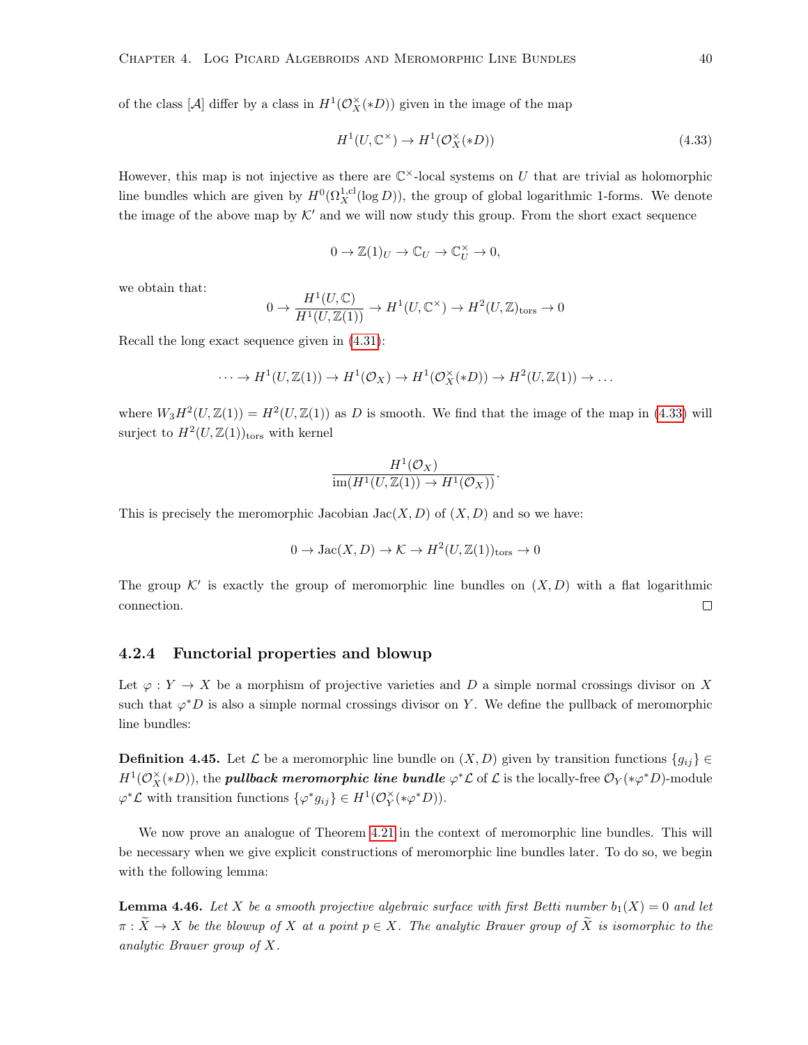of the class $[\mathcal{A}]$ differ by a class in $H^1(\mathcal{O}_X^\times(*D))$ given in the image of the map

$$H^1(U, \mathbb{C}^\times) \to H^1(\mathcal{O}_X^\times(*D)) \tag{4.33}$$

However, this map is not injective as there are $\mathbb{C}^\times$-local systems on $U$ that are trivial as holomorphic line bundles which are given by $H^0(\Omega_X^{1,\mathrm{cl}}(\log D))$, the group of global logarithmic 1-forms. We denote the image of the above map by $\mathcal{K}'$ and we will now study this group. From the short exact sequence

$$0 \to \mathbb{Z}(1)_U \to \mathbb{C}_U \to \mathbb{C}_U^\times \to 0,$$

we obtain that:

$$0 \to \frac{H^1(U, \mathbb{C})}{H^1(U, \mathbb{Z}(1))} \to H^1(U, \mathbb{C}^\times) \to H^2(U, \mathbb{Z})_{\mathrm{tors}} \to 0$$

Recall the long exact sequence given in (4.31):

$$\cdots \to H^1(U, \mathbb{Z}(1)) \to H^1(\mathcal{O}_X) \to H^1(\mathcal{O}_X^\times(*D)) \to H^2(U, \mathbb{Z}(1)) \to \dots$$

where $W_3 H^2(U, \mathbb{Z}(1)) = H^2(U, \mathbb{Z}(1))$ as $D$ is smooth. We find that the image of the map in (4.33) will surject to $H^2(U, \mathbb{Z}(1))_{\mathrm{tors}}$ with kernel

$$\frac{H^1(\mathcal{O}_X)}{\mathrm{im}(H^1(U, \mathbb{Z}(1)) \to H^1(\mathcal{O}_X))}.$$

This is precisely the meromorphic Jacobian $\mathrm{Jac}(X, D)$ of $(X, D)$ and so we have:

$$0 \to \mathrm{Jac}(X, D) \to \mathcal{K} \to H^2(U, \mathbb{Z}(1))_{\mathrm{tors}} \to 0$$

The group $\mathcal{K}'$ is exactly the group of meromorphic line bundles on $(X, D)$ with a flat logarithmic connection. □

### 4.2.4 Functorial properties and blowup

Let $\varphi : Y \to X$ be a morphism of projective varieties and $D$ a simple normal crossings divisor on $X$ such that $\varphi^* D$ is also a simple normal crossings divisor on $Y$. We define the pullback of meromorphic line bundles:

**Definition 4.45.** Let $\mathcal{L}$ be a meromorphic line bundle on $(X, D)$ given by transition functions $\{g_{ij}\} \in H^1(\mathcal{O}_X^\times(*D))$, the ***pullback meromorphic line bundle*** $\varphi^*\mathcal{L}$ of $\mathcal{L}$ is the locally-free $\mathcal{O}_Y(*\varphi^* D)$-module $\varphi^*\mathcal{L}$ with transition functions $\{\varphi^* g_{ij}\} \in H^1(\mathcal{O}_Y^\times(*\varphi^* D))$.

We now prove an analogue of Theorem 4.21 in the context of meromorphic line bundles. This will be necessary when we give explicit constructions of meromorphic line bundles later. To do so, we begin with the following lemma:

**Lemma 4.46.** *Let $X$ be a smooth projective algebraic surface with first Betti number $b_1(X) = 0$ and let $\pi : \widetilde{X} \to X$ be the blowup of $X$ at a point $p \in X$. The analytic Brauer group of $\widetilde{X}$ is isomorphic to the analytic Brauer group of $X$.*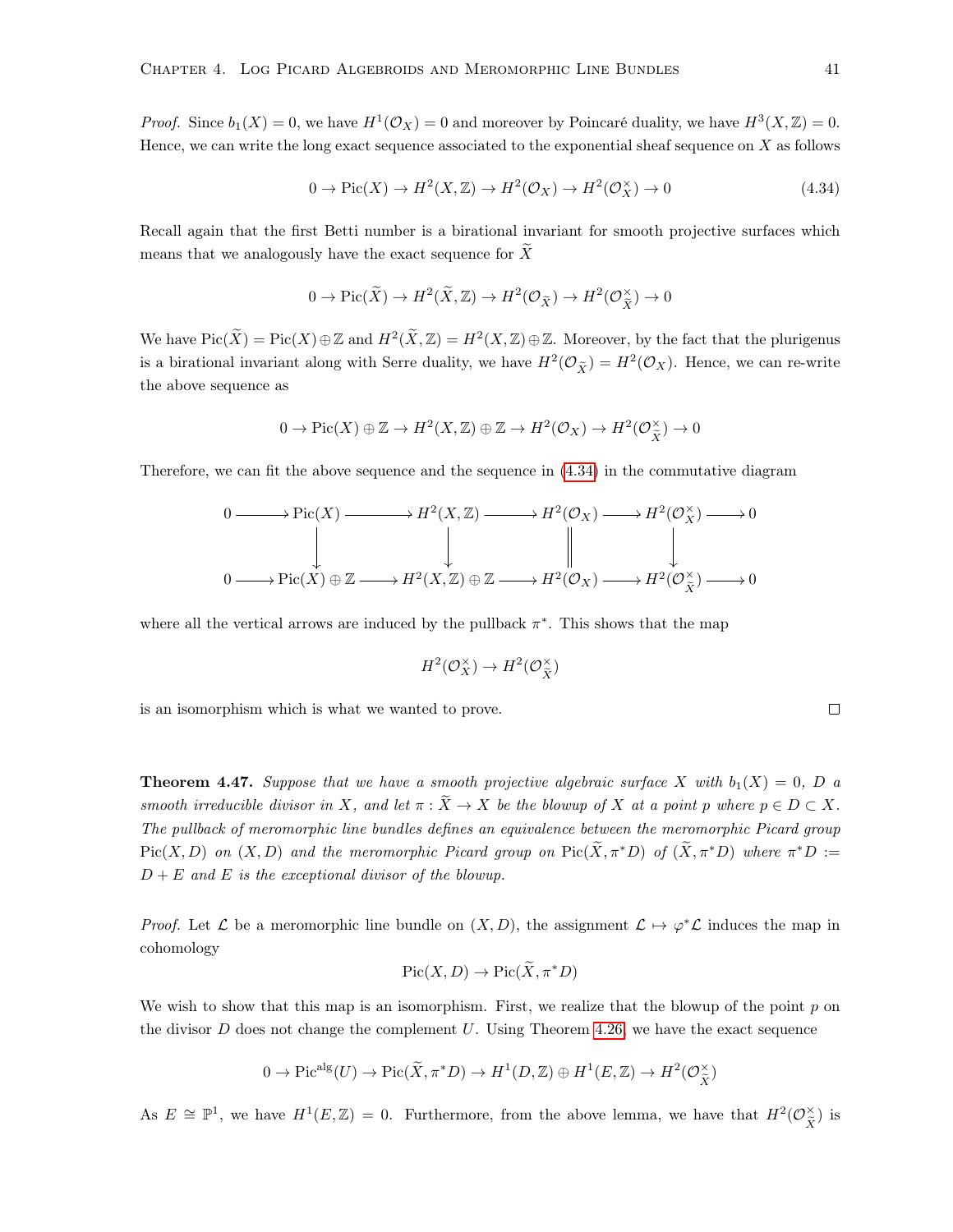*Proof.* Since $b_1(X) = 0$, we have $H^1(\mathcal{O}_X) = 0$ and moreover by Poincaré duality, we have $H^3(X, \mathbb{Z}) = 0$. Hence, we can write the long exact sequence associated to the exponential sheaf sequence on $X$ as follows

$$0 \to \operatorname{Pic}(X) \to H^2(X, \mathbb{Z}) \to H^2(\mathcal{O}_X) \to H^2(\mathcal{O}_X^\times) \to 0 \tag{4.34}$$

Recall again that the first Betti number is a birational invariant for smooth projective surfaces which means that we analogously have the exact sequence for $\widetilde{X}$

$$0 \to \operatorname{Pic}(\widetilde{X}) \to H^2(\widetilde{X}, \mathbb{Z}) \to H^2(\mathcal{O}_{\widetilde{X}}) \to H^2(\mathcal{O}_{\widetilde{X}}^\times) \to 0$$

We have $\operatorname{Pic}(\widetilde{X}) = \operatorname{Pic}(X) \oplus \mathbb{Z}$ and $H^2(\widetilde{X}, \mathbb{Z}) = H^2(X, \mathbb{Z}) \oplus \mathbb{Z}$. Moreover, by the fact that the plurigenus is a birational invariant along with Serre duality, we have $H^2(\mathcal{O}_{\widetilde{X}}) = H^2(\mathcal{O}_X)$. Hence, we can re-write the above sequence as

$$0 \to \operatorname{Pic}(X) \oplus \mathbb{Z} \to H^2(X, \mathbb{Z}) \oplus \mathbb{Z} \to H^2(\mathcal{O}_X) \to H^2(\mathcal{O}_{\widetilde{X}}^\times) \to 0$$

Therefore, we can fit the above sequence and the sequence in (4.34) in the commutative diagram

$$\begin{array}{ccccccccc}
0 \longrightarrow & \operatorname{Pic}(X) & \longrightarrow & H^2(X, \mathbb{Z}) & \longrightarrow & H^2(\mathcal{O}_X) & \longrightarrow & H^2(\mathcal{O}_X^\times) & \longrightarrow 0 \\
& \downarrow & & \downarrow & & \| & & \downarrow & \\
0 \longrightarrow & \operatorname{Pic}(X) \oplus \mathbb{Z} & \longrightarrow & H^2(X, \mathbb{Z}) \oplus \mathbb{Z} & \longrightarrow & H^2(\mathcal{O}_X) & \longrightarrow & H^2(\mathcal{O}_{\widetilde{X}}^\times) & \longrightarrow 0
\end{array}$$

where all the vertical arrows are induced by the pullback $\pi^*$. This shows that the map

$$H^2(\mathcal{O}_X^\times) \to H^2(\mathcal{O}_{\widetilde{X}}^\times)$$

is an isomorphism which is what we wanted to prove. $\square$

**Theorem 4.47.** *Suppose that we have a smooth projective algebraic surface $X$ with $b_1(X) = 0$, $D$ a smooth irreducible divisor in $X$, and let $\pi : \widetilde{X} \to X$ be the blowup of $X$ at a point $p$ where $p \in D \subset X$. The pullback of meromorphic line bundles defines an equivalence between the meromorphic Picard group $\operatorname{Pic}(X, D)$ on $(X, D)$ and the meromorphic Picard group on $\operatorname{Pic}(\widetilde{X}, \pi^*D)$ of $(\widetilde{X}, \pi^*D)$ where $\pi^*D := D + E$ and $E$ is the exceptional divisor of the blowup.*

*Proof.* Let $\mathcal{L}$ be a meromorphic line bundle on $(X, D)$, the assignment $\mathcal{L} \mapsto \varphi^*\mathcal{L}$ induces the map in cohomology

$$\operatorname{Pic}(X, D) \to \operatorname{Pic}(\widetilde{X}, \pi^*D)$$

We wish to show that this map is an isomorphism. First, we realize that the blowup of the point $p$ on the divisor $D$ does not change the complement $U$. Using Theorem 4.26, we have the exact sequence

$$0 \to \operatorname{Pic}^{\text{alg}}(U) \to \operatorname{Pic}(\widetilde{X}, \pi^*D) \to H^1(D, \mathbb{Z}) \oplus H^1(E, \mathbb{Z}) \to H^2(\mathcal{O}_{\widetilde{X}}^\times)$$

As $E \cong \mathbb{P}^1$, we have $H^1(E, \mathbb{Z}) = 0$. Furthermore, from the above lemma, we have that $H^2(\mathcal{O}_{\widetilde{X}}^\times)$ is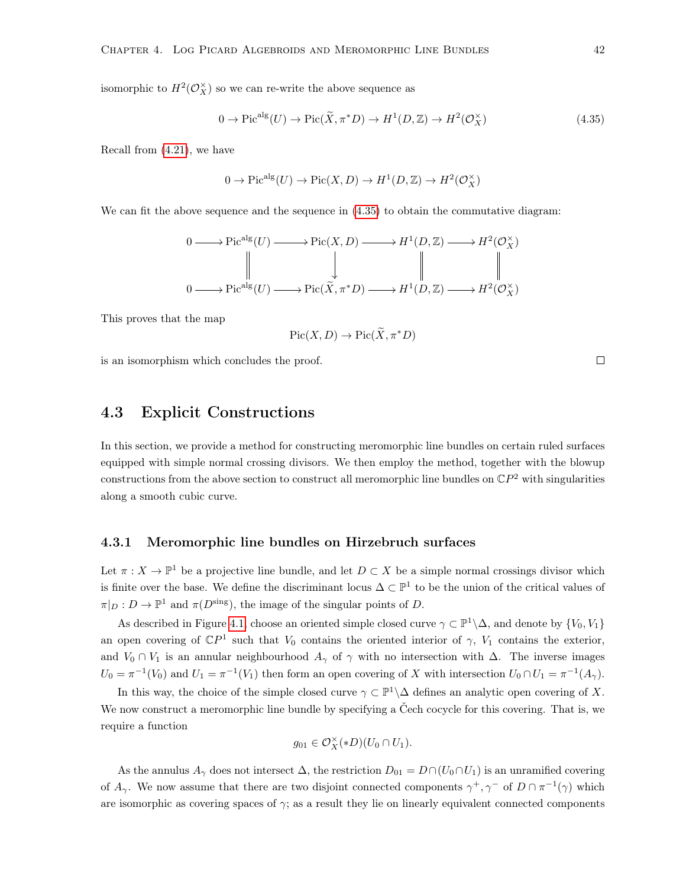isomorphic to $H^2(\mathcal{O}_X^\times)$ so we can re-write the above sequence as

$$0 \to \mathrm{Pic}^{\mathrm{alg}}(U) \to \mathrm{Pic}(\widetilde{X}, \pi^* D) \to H^1(D, \mathbb{Z}) \to H^2(\mathcal{O}_X^\times) \tag{4.35}$$

Recall from (4.21), we have

$$0 \to \mathrm{Pic}^{\mathrm{alg}}(U) \to \mathrm{Pic}(X, D) \to H^1(D, \mathbb{Z}) \to H^2(\mathcal{O}_X^\times)$$

We can fit the above sequence and the sequence in (4.35) to obtain the commutative diagram:

$$\begin{array}{ccccccccc}
0 & \longrightarrow & \mathrm{Pic}^{\mathrm{alg}}(U) & \longrightarrow & \mathrm{Pic}(X, D) & \longrightarrow & H^1(D, \mathbb{Z}) & \longrightarrow & H^2(\mathcal{O}_X^\times) \\
 & & \| & & \downarrow & & \| & & \| \\
0 & \longrightarrow & \mathrm{Pic}^{\mathrm{alg}}(U) & \longrightarrow & \mathrm{Pic}(\widetilde{X}, \pi^* D) & \longrightarrow & H^1(D, \mathbb{Z}) & \longrightarrow & H^2(\mathcal{O}_X^\times)
\end{array}$$

This proves that the map

$$\mathrm{Pic}(X, D) \to \mathrm{Pic}(\widetilde{X}, \pi^* D)$$

is an isomorphism which concludes the proof. □

## 4.3 Explicit Constructions

In this section, we provide a method for constructing meromorphic line bundles on certain ruled surfaces equipped with simple normal crossing divisors. We then employ the method, together with the blowup constructions from the above section to construct all meromorphic line bundles on $\mathbb{C}P^2$ with singularities along a smooth cubic curve.

### 4.3.1 Meromorphic line bundles on Hirzebruch surfaces

Let $\pi : X \to \mathbb{P}^1$ be a projective line bundle, and let $D \subset X$ be a simple normal crossings divisor which is finite over the base. We define the discriminant locus $\Delta \subset \mathbb{P}^1$ to be the union of the critical values of $\pi|_D : D \to \mathbb{P}^1$ and $\pi(D^{\mathrm{sing}})$, the image of the singular points of $D$.

As described in Figure 4.1, choose an oriented simple closed curve $\gamma \subset \mathbb{P}^1 \backslash \Delta$, and denote by $\{V_0, V_1\}$ an open covering of $\mathbb{C}P^1$ such that $V_0$ contains the oriented interior of $\gamma$, $V_1$ contains the exterior, and $V_0 \cap V_1$ is an annular neighbourhood $A_\gamma$ of $\gamma$ with no intersection with $\Delta$. The inverse images $U_0 = \pi^{-1}(V_0)$ and $U_1 = \pi^{-1}(V_1)$ then form an open covering of $X$ with intersection $U_0 \cap U_1 = \pi^{-1}(A_\gamma)$.

In this way, the choice of the simple closed curve $\gamma \subset \mathbb{P}^1 \backslash \Delta$ defines an analytic open covering of $X$. We now construct a meromorphic line bundle by specifying a Čech cocycle for this covering. That is, we require a function

$$g_{01} \in \mathcal{O}_X^\times(*D)(U_0 \cap U_1).$$

As the annulus $A_\gamma$ does not intersect $\Delta$, the restriction $D_{01} = D \cap (U_0 \cap U_1)$ is an unramified covering of $A_\gamma$. We now assume that there are two disjoint connected components $\gamma^+, \gamma^-$ of $D \cap \pi^{-1}(\gamma)$ which are isomorphic as covering spaces of $\gamma$; as a result they lie on linearly equivalent connected components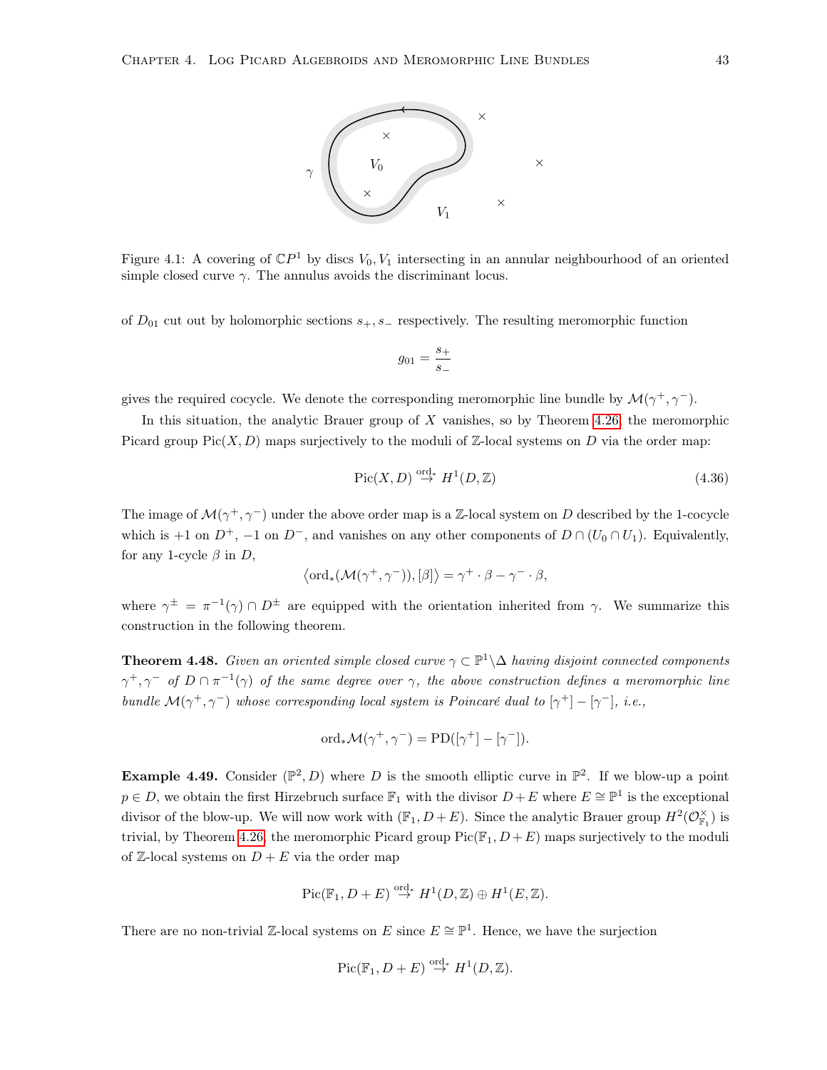Figure 4.1: A covering of $\mathbb{C}P^1$ by discs $V_0, V_1$ intersecting in an annular neighbourhood of an oriented simple closed curve $\gamma$. The annulus avoids the discriminant locus.

of $D_{01}$ cut out by holomorphic sections $s_+, s_-$ respectively. The resulting meromorphic function

$$g_{01} = \frac{s_+}{s_-}$$

gives the required cocycle. We denote the corresponding meromorphic line bundle by $\mathcal{M}(\gamma^+, \gamma^-)$.

In this situation, the analytic Brauer group of $X$ vanishes, so by Theorem 4.26, the meromorphic Picard group $\mathrm{Pic}(X, D)$ maps surjectively to the moduli of $\mathbb{Z}$-local systems on $D$ via the order map:

$$\mathrm{Pic}(X, D) \overset{\mathrm{ord}_*}{\to} H^1(D, \mathbb{Z}) \tag{4.36}$$

The image of $\mathcal{M}(\gamma^+, \gamma^-)$ under the above order map is a $\mathbb{Z}$-local system on $D$ described by the 1-cocycle which is $+1$ on $D^+$, $-1$ on $D^-$, and vanishes on any other components of $D \cap (U_0 \cap U_1)$. Equivalently, for any 1-cycle $\beta$ in $D$,

$$\langle \mathrm{ord}_*(\mathcal{M}(\gamma^+, \gamma^-)), [\beta] \rangle = \gamma^+ \cdot \beta - \gamma^- \cdot \beta,$$

where $\gamma^\pm = \pi^{-1}(\gamma) \cap D^\pm$ are equipped with the orientation inherited from $\gamma$. We summarize this construction in the following theorem.

**Theorem 4.48.** *Given an oriented simple closed curve $\gamma \subset \mathbb{P}^1 \backslash \Delta$ having disjoint connected components $\gamma^+, \gamma^-$ of $D \cap \pi^{-1}(\gamma)$ of the same degree over $\gamma$, the above construction defines a meromorphic line bundle $\mathcal{M}(\gamma^+, \gamma^-)$ whose corresponding local system is Poincaré dual to $[\gamma^+] - [\gamma^-]$, i.e.,*

$$\mathrm{ord}_* \mathcal{M}(\gamma^+, \gamma^-) = \mathrm{PD}([\gamma^+] - [\gamma^-]).$$

**Example 4.49.** Consider $(\mathbb{P}^2, D)$ where $D$ is the smooth elliptic curve in $\mathbb{P}^2$. If we blow-up a point $p \in D$, we obtain the first Hirzebruch surface $\mathbb{F}_1$ with the divisor $D + E$ where $E \cong \mathbb{P}^1$ is the exceptional divisor of the blow-up. We will now work with $(\mathbb{F}_1, D + E)$. Since the analytic Brauer group $H^2(\mathcal{O}_{\mathbb{F}_1}^\times)$ is trivial, by Theorem 4.26, the meromorphic Picard group $\mathrm{Pic}(\mathbb{F}_1, D + E)$ maps surjectively to the moduli of $\mathbb{Z}$-local systems on $D + E$ via the order map

$$\mathrm{Pic}(\mathbb{F}_1, D + E) \overset{\mathrm{ord}_*}{\to} H^1(D, \mathbb{Z}) \oplus H^1(E, \mathbb{Z}).$$

There are no non-trivial $\mathbb{Z}$-local systems on $E$ since $E \cong \mathbb{P}^1$. Hence, we have the surjection

$$\mathrm{Pic}(\mathbb{F}_1, D + E) \overset{\mathrm{ord}_*}{\to} H^1(D, \mathbb{Z}).$$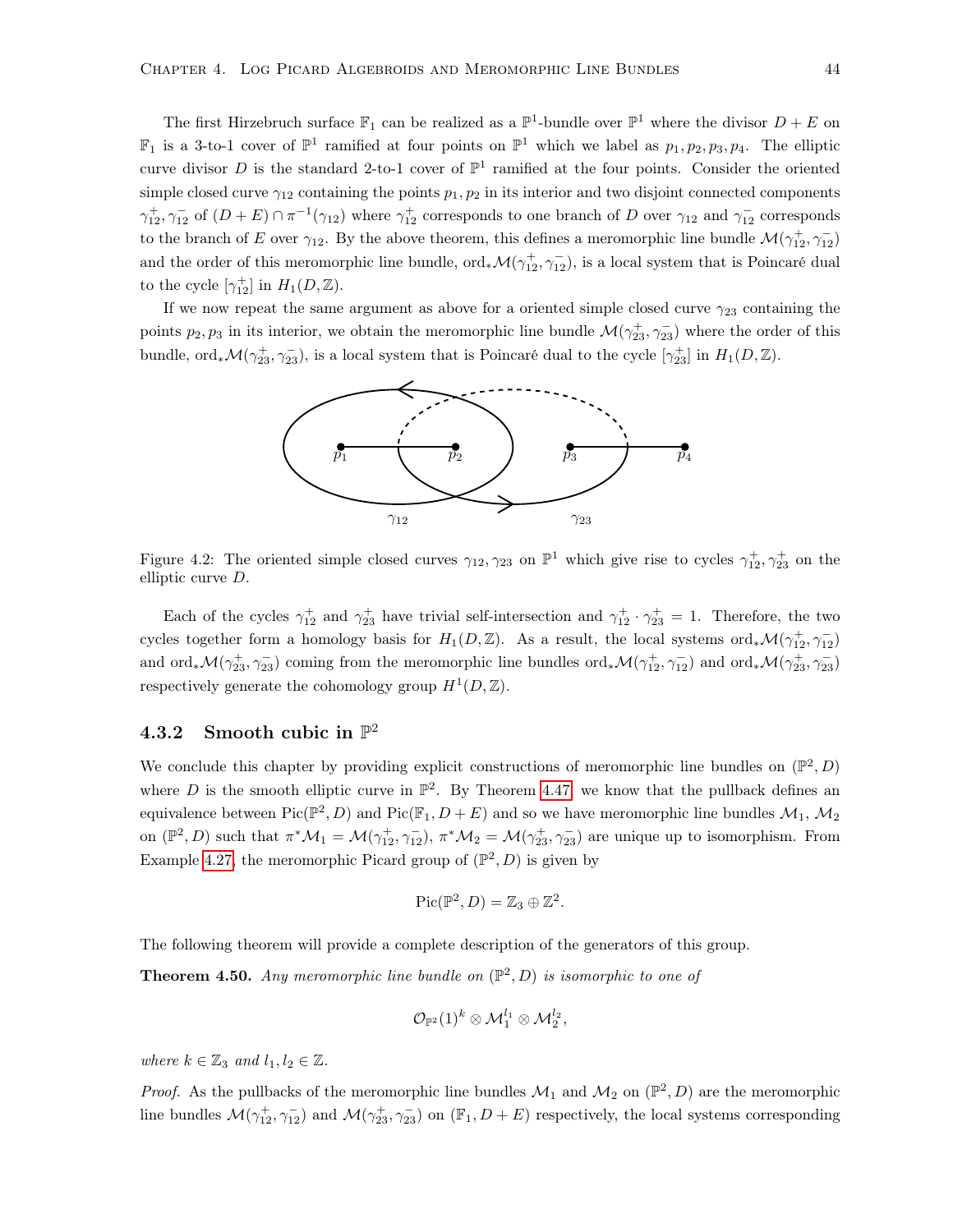The first Hirzebruch surface $\mathbb{F}_1$ can be realized as a $\mathbb{P}^1$-bundle over $\mathbb{P}^1$ where the divisor $D + E$ on $\mathbb{F}_1$ is a 3-to-1 cover of $\mathbb{P}^1$ ramified at four points on $\mathbb{P}^1$ which we label as $p_1, p_2, p_3, p_4$. The elliptic curve divisor $D$ is the standard 2-to-1 cover of $\mathbb{P}^1$ ramified at the four points. Consider the oriented simple closed curve $\gamma_{12}$ containing the points $p_1, p_2$ in its interior and two disjoint connected components $\gamma_{12}^+, \gamma_{12}^-$ of $(D + E) \cap \pi^{-1}(\gamma_{12})$ where $\gamma_{12}^+$ corresponds to one branch of $D$ over $\gamma_{12}$ and $\gamma_{12}^-$ corresponds to the branch of $E$ over $\gamma_{12}$. By the above theorem, this defines a meromorphic line bundle $\mathcal{M}(\gamma_{12}^+, \gamma_{12}^-)$ and the order of this meromorphic line bundle, $\operatorname{ord}_*\mathcal{M}(\gamma_{12}^+, \gamma_{12}^-)$, is a local system that is Poincaré dual to the cycle $[\gamma_{12}^+]$ in $H_1(D, \mathbb{Z})$.

If we now repeat the same argument as above for a oriented simple closed curve $\gamma_{23}$ containing the points $p_2, p_3$ in its interior, we obtain the meromorphic line bundle $\mathcal{M}(\gamma_{23}^+, \gamma_{23}^-)$ where the order of this bundle, $\operatorname{ord}_*\mathcal{M}(\gamma_{23}^+, \gamma_{23}^-)$, is a local system that is Poincaré dual to the cycle $[\gamma_{23}^+]$ in $H_1(D, \mathbb{Z})$.

Figure 4.2: The oriented simple closed curves $\gamma_{12}, \gamma_{23}$ on $\mathbb{P}^1$ which give rise to cycles $\gamma_{12}^+, \gamma_{23}^+$ on the elliptic curve $D$.

Each of the cycles $\gamma_{12}^+$ and $\gamma_{23}^+$ have trivial self-intersection and $\gamma_{12}^+ \cdot \gamma_{23}^+ = 1$. Therefore, the two cycles together form a homology basis for $H_1(D, \mathbb{Z})$. As a result, the local systems $\operatorname{ord}_*\mathcal{M}(\gamma_{12}^+, \gamma_{12}^-)$ and $\operatorname{ord}_*\mathcal{M}(\gamma_{23}^+, \gamma_{23}^-)$ coming from the meromorphic line bundles $\operatorname{ord}_*\mathcal{M}(\gamma_{12}^+, \gamma_{12}^-)$ and $\operatorname{ord}_*\mathcal{M}(\gamma_{23}^+, \gamma_{23}^-)$ respectively generate the cohomology group $H^1(D, \mathbb{Z})$.

### 4.3.2 Smooth cubic in $\mathbb{P}^2$

We conclude this chapter by providing explicit constructions of meromorphic line bundles on $(\mathbb{P}^2, D)$ where $D$ is the smooth elliptic curve in $\mathbb{P}^2$. By Theorem 4.47, we know that the pullback defines an equivalence between $\operatorname{Pic}(\mathbb{P}^2, D)$ and $\operatorname{Pic}(\mathbb{F}_1, D + E)$ and so we have meromorphic line bundles $\mathcal{M}_1$, $\mathcal{M}_2$ on $(\mathbb{P}^2, D)$ such that $\pi^*\mathcal{M}_1 = \mathcal{M}(\gamma_{12}^+, \gamma_{12}^-)$, $\pi^*\mathcal{M}_2 = \mathcal{M}(\gamma_{23}^+, \gamma_{23}^-)$ are unique up to isomorphism. From Example 4.27, the meromorphic Picard group of $(\mathbb{P}^2, D)$ is given by

$$\operatorname{Pic}(\mathbb{P}^2, D) = \mathbb{Z}_3 \oplus \mathbb{Z}^2.$$

The following theorem will provide a complete description of the generators of this group.

**Theorem 4.50.** *Any meromorphic line bundle on $(\mathbb{P}^2, D)$ is isomorphic to one of*

$$\mathcal{O}_{\mathbb{P}^2}(1)^k \otimes \mathcal{M}_1^{l_1} \otimes \mathcal{M}_2^{l_2},$$

*where $k \in \mathbb{Z}_3$ and $l_1, l_2 \in \mathbb{Z}$.*

*Proof.* As the pullbacks of the meromorphic line bundles $\mathcal{M}_1$ and $\mathcal{M}_2$ on $(\mathbb{P}^2, D)$ are the meromorphic line bundles $\mathcal{M}(\gamma_{12}^+, \gamma_{12}^-)$ and $\mathcal{M}(\gamma_{23}^+, \gamma_{23}^-)$ on $(\mathbb{F}_1, D + E)$ respectively, the local systems corresponding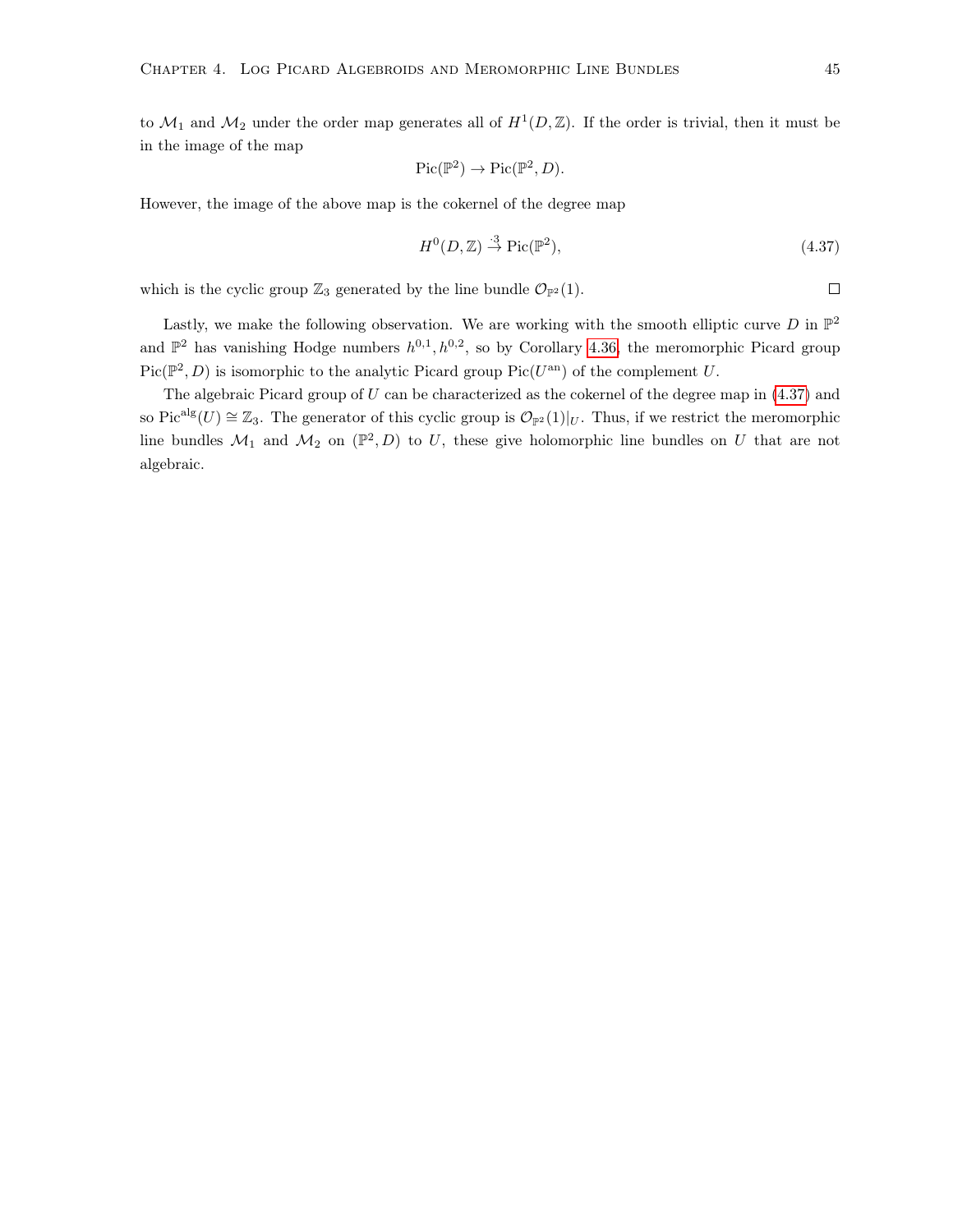to $\mathcal{M}_1$ and $\mathcal{M}_2$ under the order map generates all of $H^1(D,\mathbb{Z})$. If the order is trivial, then it must be in the image of the map

$$\mathrm{Pic}(\mathbb{P}^2) \to \mathrm{Pic}(\mathbb{P}^2, D).$$

However, the image of the above map is the cokernel of the degree map

$$H^0(D,\mathbb{Z}) \xrightarrow{\cdot 3} \mathrm{Pic}(\mathbb{P}^2), \tag{4.37}$$

which is the cyclic group $\mathbb{Z}_3$ generated by the line bundle $\mathcal{O}_{\mathbb{P}^2}(1)$. $\square$

Lastly, we make the following observation. We are working with the smooth elliptic curve $D$ in $\mathbb{P}^2$ and $\mathbb{P}^2$ has vanishing Hodge numbers $h^{0,1}, h^{0,2}$, so by Corollary 4.36, the meromorphic Picard group $\mathrm{Pic}(\mathbb{P}^2, D)$ is isomorphic to the analytic Picard group $\mathrm{Pic}(U^{\mathrm{an}})$ of the complement $U$.

The algebraic Picard group of $U$ can be characterized as the cokernel of the degree map in (4.37) and so $\mathrm{Pic}^{\mathrm{alg}}(U) \cong \mathbb{Z}_3$. The generator of this cyclic group is $\mathcal{O}_{\mathbb{P}^2}(1)|_U$. Thus, if we restrict the meromorphic line bundles $\mathcal{M}_1$ and $\mathcal{M}_2$ on $(\mathbb{P}^2, D)$ to $U$, these give holomorphic line bundles on $U$ that are not algebraic.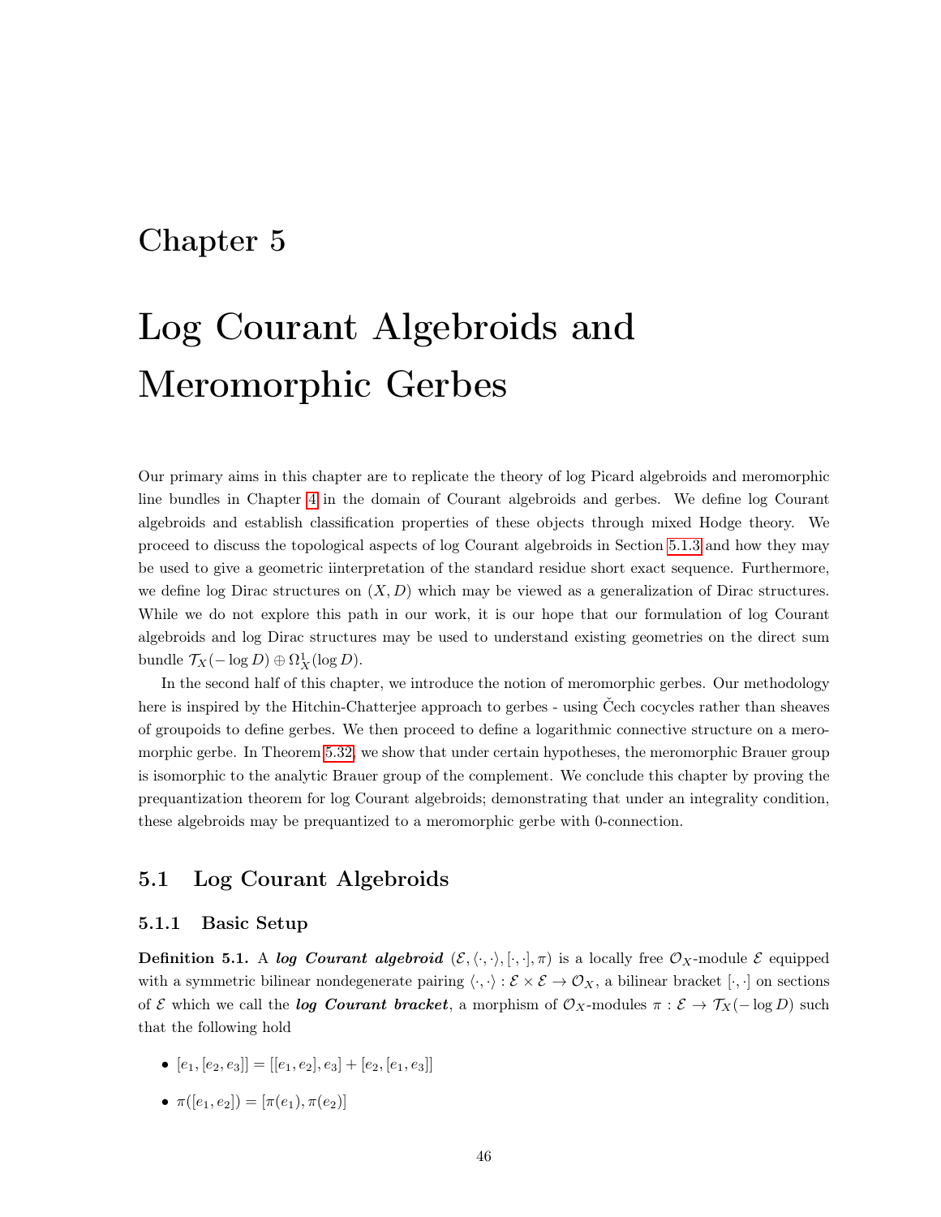# Chapter 5

# Log Courant Algebroids and Meromorphic Gerbes

Our primary aims in this chapter are to replicate the theory of log Picard algebroids and meromorphic line bundles in Chapter 4 in the domain of Courant algebroids and gerbes. We define log Courant algebroids and establish classification properties of these objects through mixed Hodge theory. We proceed to discuss the topological aspects of log Courant algebroids in Section 5.1.3 and how they may be used to give a geometric iinterpretation of the standard residue short exact sequence. Furthermore, we define log Dirac structures on $(X, D)$ which may be viewed as a generalization of Dirac structures. While we do not explore this path in our work, it is our hope that our formulation of log Courant algebroids and log Dirac structures may be used to understand existing geometries on the direct sum bundle $\mathcal{T}_X(-\log D) \oplus \Omega^1_X(\log D)$.

In the second half of this chapter, we introduce the notion of meromorphic gerbes. Our methodology here is inspired by the Hitchin-Chatterjee approach to gerbes - using Čech cocycles rather than sheaves of groupoids to define gerbes. We then proceed to define a logarithmic connective structure on a meromorphic gerbe. In Theorem 5.32, we show that under certain hypotheses, the meromorphic Brauer group is isomorphic to the analytic Brauer group of the complement. We conclude this chapter by proving the prequantization theorem for log Courant algebroids; demonstrating that under an integrality condition, these algebroids may be prequantized to a meromorphic gerbe with 0-connection.

## 5.1 Log Courant Algebroids

### 5.1.1 Basic Setup

**Definition 5.1.** A ***log Courant algebroid*** $(\mathcal{E}, \langle \cdot, \cdot \rangle, [\cdot, \cdot], \pi)$ is a locally free $\mathcal{O}_X$-module $\mathcal{E}$ equipped with a symmetric bilinear nondegenerate pairing $\langle \cdot, \cdot \rangle : \mathcal{E} \times \mathcal{E} \to \mathcal{O}_X$, a bilinear bracket $[\cdot, \cdot]$ on sections of $\mathcal{E}$ which we call the ***log Courant bracket***, a morphism of $\mathcal{O}_X$-modules $\pi : \mathcal{E} \to \mathcal{T}_X(-\log D)$ such that the following hold

- $[e_1, [e_2, e_3]] = [[e_1, e_2], e_3] + [e_2, [e_1, e_3]]$
- $\pi([e_1, e_2]) = [\pi(e_1), \pi(e_2)]$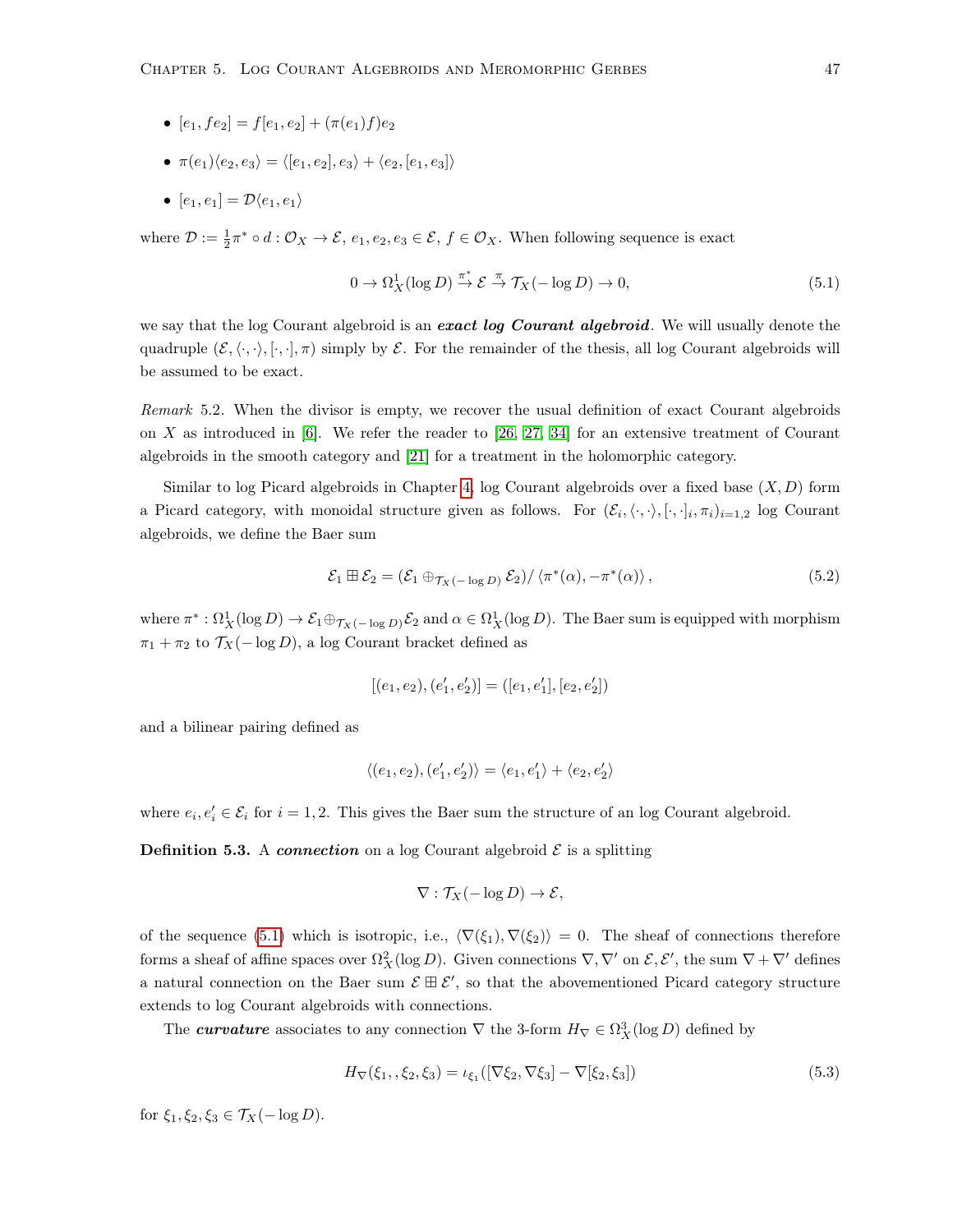- $[e_1, fe_2] = f[e_1, e_2] + (\pi(e_1)f)e_2$
- $\pi(e_1)\langle e_2, e_3\rangle = \langle [e_1, e_2], e_3\rangle + \langle e_2, [e_1, e_3]\rangle$
- $[e_1, e_1] = \mathcal{D}\langle e_1, e_1\rangle$

where $\mathcal{D} := \frac{1}{2}\pi^* \circ d : \mathcal{O}_X \to \mathcal{E}$, $e_1, e_2, e_3 \in \mathcal{E}$, $f \in \mathcal{O}_X$. When following sequence is exact

$$0 \to \Omega^1_X(\log D) \xrightarrow{\pi^*} \mathcal{E} \xrightarrow{\pi} \mathcal{T}_X(-\log D) \to 0, \tag{5.1}$$

we say that the log Courant algebroid is an ***exact log Courant algebroid***. We will usually denote the quadruple $(\mathcal{E}, \langle\cdot,\cdot\rangle, [\cdot,\cdot], \pi)$ simply by $\mathcal{E}$. For the remainder of the thesis, all log Courant algebroids will be assumed to be exact.

*Remark* 5.2. When the divisor is empty, we recover the usual definition of exact Courant algebroids on $X$ as introduced in [6]. We refer the reader to [26, 27, 34] for an extensive treatment of Courant algebroids in the smooth category and [21] for a treatment in the holomorphic category.

Similar to log Picard algebroids in Chapter 4, log Courant algebroids over a fixed base $(X, D)$ form a Picard category, with monoidal structure given as follows. For $(\mathcal{E}_i, \langle\cdot,\cdot\rangle, [\cdot,\cdot]_i, \pi_i)_{i=1,2}$ log Courant algebroids, we define the Baer sum

$$\mathcal{E}_1 \boxplus \mathcal{E}_2 = (\mathcal{E}_1 \oplus_{\mathcal{T}_X(-\log D)} \mathcal{E}_2) / \langle \pi^*(\alpha), -\pi^*(\alpha)\rangle, \tag{5.2}$$

where $\pi^* : \Omega^1_X(\log D) \to \mathcal{E}_1 \oplus_{\mathcal{T}_X(-\log D)} \mathcal{E}_2$ and $\alpha \in \Omega^1_X(\log D)$. The Baer sum is equipped with morphism $\pi_1 + \pi_2$ to $\mathcal{T}_X(-\log D)$, a log Courant bracket defined as

$$[(e_1, e_2), (e_1', e_2')] = ([e_1, e_1'], [e_2, e_2'])$$

and a bilinear pairing defined as

$$\langle (e_1, e_2), (e_1', e_2')\rangle = \langle e_1, e_1'\rangle + \langle e_2, e_2'\rangle$$

where $e_i, e_i' \in \mathcal{E}_i$ for $i = 1, 2$. This gives the Baer sum the structure of an log Courant algebroid.

**Definition 5.3.** A ***connection*** on a log Courant algebroid $\mathcal{E}$ is a splitting

$$\nabla : \mathcal{T}_X(-\log D) \to \mathcal{E},$$

of the sequence (5.1) which is isotropic, i.e., $\langle \nabla(\xi_1), \nabla(\xi_2)\rangle = 0$. The sheaf of connections therefore forms a sheaf of affine spaces over $\Omega^2_X(\log D)$. Given connections $\nabla, \nabla'$ on $\mathcal{E}, \mathcal{E}'$, the sum $\nabla + \nabla'$ defines a natural connection on the Baer sum $\mathcal{E} \boxplus \mathcal{E}'$, so that the abovementioned Picard category structure extends to log Courant algebroids with connections.

The ***curvature*** associates to any connection $\nabla$ the 3-form $H_\nabla \in \Omega^3_X(\log D)$ defined by

$$H_\nabla(\xi_1,, \xi_2, \xi_3) = \iota_{\xi_1}([\nabla\xi_2, \nabla\xi_3] - \nabla[\xi_2, \xi_3]) \tag{5.3}$$

for $\xi_1, \xi_2, \xi_3 \in \mathcal{T}_X(-\log D)$.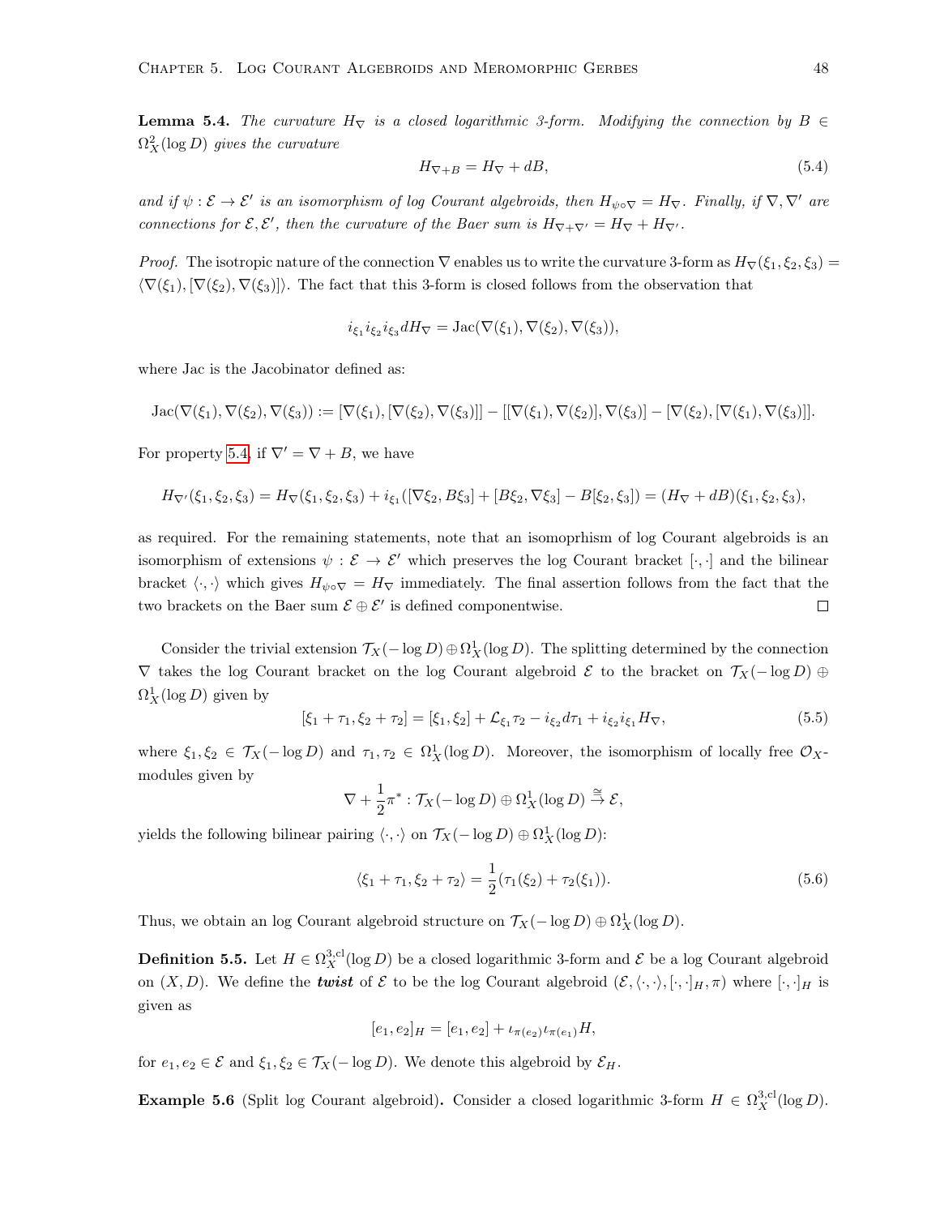**Lemma 5.4.** *The curvature $H_\nabla$ is a closed logarithmic 3-form. Modifying the connection by $B \in \Omega^2_X(\log D)$ gives the curvature*

$$H_{\nabla+B} = H_\nabla + dB, \tag{5.4}$$

*and if $\psi : \mathcal{E} \to \mathcal{E}'$ is an isomorphism of log Courant algebroids, then $H_{\psi\circ\nabla} = H_\nabla$. Finally, if $\nabla, \nabla'$ are connections for $\mathcal{E}, \mathcal{E}'$, then the curvature of the Baer sum is $H_{\nabla+\nabla'} = H_\nabla + H_{\nabla'}$.*

*Proof.* The isotropic nature of the connection $\nabla$ enables us to write the curvature 3-form as $H_\nabla(\xi_1, \xi_2, \xi_3) = \langle \nabla(\xi_1), [\nabla(\xi_2), \nabla(\xi_3)]\rangle$. The fact that this 3-form is closed follows from the observation that

$$i_{\xi_1} i_{\xi_2} i_{\xi_3} dH_\nabla = \mathrm{Jac}(\nabla(\xi_1), \nabla(\xi_2), \nabla(\xi_3)),$$

where Jac is the Jacobinator defined as:

$$\mathrm{Jac}(\nabla(\xi_1), \nabla(\xi_2), \nabla(\xi_3)) := [\nabla(\xi_1), [\nabla(\xi_2), \nabla(\xi_3)]] - [[\nabla(\xi_1), \nabla(\xi_2)], \nabla(\xi_3)] - [\nabla(\xi_2), [\nabla(\xi_1), \nabla(\xi_3)]].$$

For property 5.4, if $\nabla' = \nabla + B$, we have

$$H_{\nabla'}(\xi_1, \xi_2, \xi_3) = H_\nabla(\xi_1, \xi_2, \xi_3) + i_{\xi_1}([\nabla\xi_2, B\xi_3] + [B\xi_2, \nabla\xi_3] - B[\xi_2, \xi_3]) = (H_\nabla + dB)(\xi_1, \xi_2, \xi_3),$$

as required. For the remaining statements, note that an isomoprhism of log Courant algebroids is an isomorphism of extensions $\psi : \mathcal{E} \to \mathcal{E}'$ which preserves the log Courant bracket $[\cdot, \cdot]$ and the bilinear bracket $\langle \cdot, \cdot \rangle$ which gives $H_{\psi\circ\nabla} = H_\nabla$ immediately. The final assertion follows from the fact that the two brackets on the Baer sum $\mathcal{E} \oplus \mathcal{E}'$ is defined componentwise. $\square$

Consider the trivial extension $\mathcal{T}_X(-\log D) \oplus \Omega^1_X(\log D)$. The splitting determined by the connection $\nabla$ takes the log Courant bracket on the log Courant algebroid $\mathcal{E}$ to the bracket on $\mathcal{T}_X(-\log D) \oplus \Omega^1_X(\log D)$ given by

$$[\xi_1 + \tau_1, \xi_2 + \tau_2] = [\xi_1, \xi_2] + \mathcal{L}_{\xi_1}\tau_2 - i_{\xi_2} d\tau_1 + i_{\xi_2} i_{\xi_1} H_\nabla, \tag{5.5}$$

where $\xi_1, \xi_2 \in \mathcal{T}_X(-\log D)$ and $\tau_1, \tau_2 \in \Omega^1_X(\log D)$. Moreover, the isomorphism of locally free $\mathcal{O}_X$-modules given by

$$\nabla + \frac{1}{2}\pi^* : \mathcal{T}_X(-\log D) \oplus \Omega^1_X(\log D) \xrightarrow{\cong} \mathcal{E},$$

yields the following bilinear pairing $\langle \cdot, \cdot \rangle$ on $\mathcal{T}_X(-\log D) \oplus \Omega^1_X(\log D)$:

$$\langle \xi_1 + \tau_1, \xi_2 + \tau_2 \rangle = \frac{1}{2}(\tau_1(\xi_2) + \tau_2(\xi_1)). \tag{5.6}$$

Thus, we obtain an log Courant algebroid structure on $\mathcal{T}_X(-\log D) \oplus \Omega^1_X(\log D)$.

**Definition 5.5.** Let $H \in \Omega^{3,\mathrm{cl}}_X(\log D)$ be a closed logarithmic 3-form and $\mathcal{E}$ be a log Courant algebroid on $(X, D)$. We define the ***twist*** of $\mathcal{E}$ to be the log Courant algebroid $(\mathcal{E}, \langle \cdot, \cdot \rangle, [\cdot, \cdot]_H, \pi)$ where $[\cdot, \cdot]_H$ is given as

$$[e_1, e_2]_H = [e_1, e_2] + \iota_{\pi(e_2)} \iota_{\pi(e_1)} H,$$

for $e_1, e_2 \in \mathcal{E}$ and $\xi_1, \xi_2 \in \mathcal{T}_X(-\log D)$. We denote this algebroid by $\mathcal{E}_H$.

**Example 5.6** (Split log Courant algebroid)**.** Consider a closed logarithmic 3-form $H \in \Omega^{3,\mathrm{cl}}_X(\log D)$.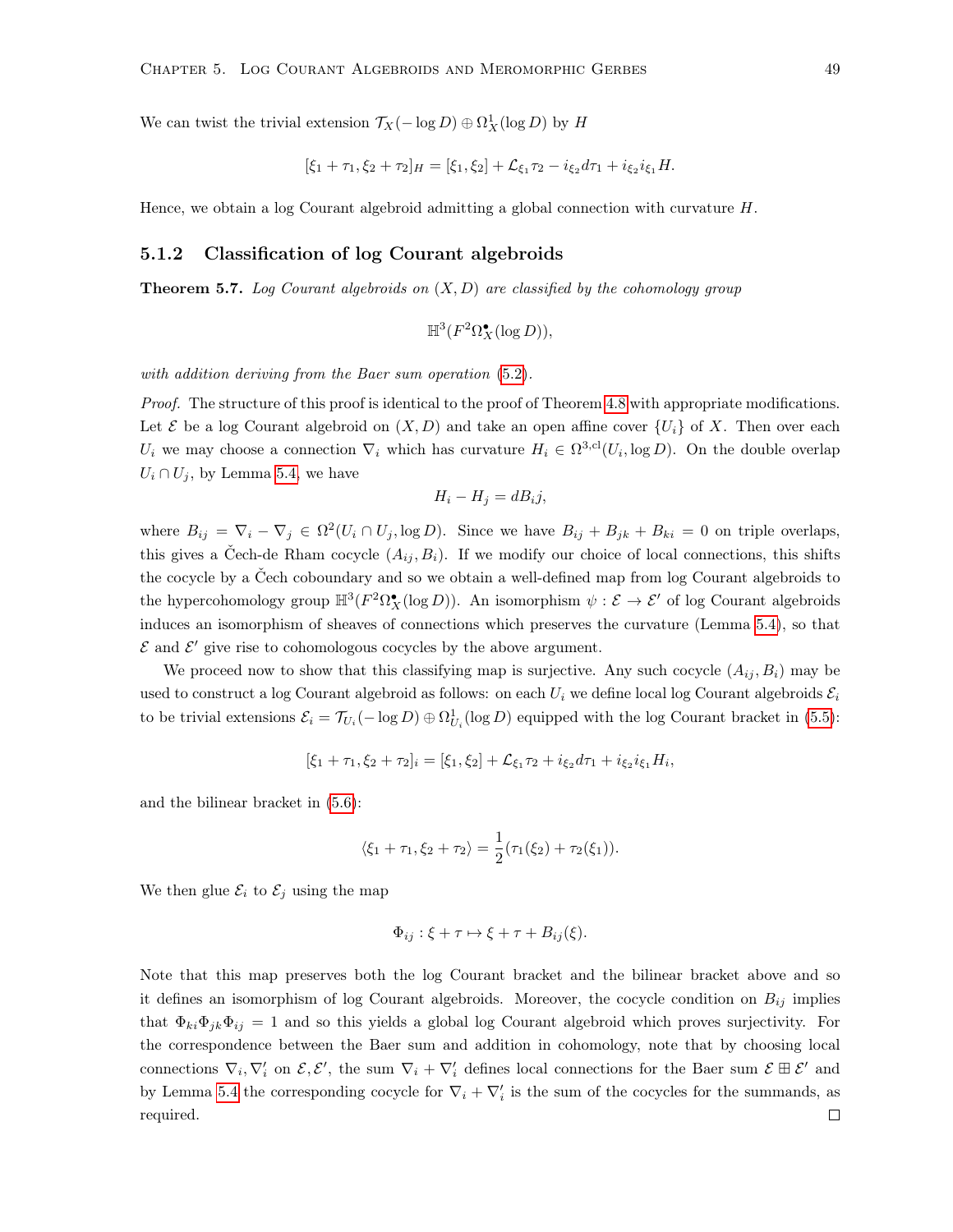We can twist the trivial extension $\mathcal{T}_X(-\log D) \oplus \Omega^1_X(\log D)$ by $H$

$$[\xi_1 + \tau_1, \xi_2 + \tau_2]_H = [\xi_1, \xi_2] + \mathcal{L}_{\xi_1}\tau_2 - i_{\xi_2} d\tau_1 + i_{\xi_2} i_{\xi_1} H.$$

Hence, we obtain a log Courant algebroid admitting a global connection with curvature $H$.

### 5.1.2 Classification of log Courant algebroids

**Theorem 5.7.** *Log Courant algebroids on $(X, D)$ are classified by the cohomology group*

$$\mathbb{H}^3(F^2\Omega^\bullet_X(\log D)),$$

*with addition deriving from the Baer sum operation (5.2).*

*Proof.* The structure of this proof is identical to the proof of Theorem 4.8 with appropriate modifications. Let $\mathcal{E}$ be a log Courant algebroid on $(X, D)$ and take an open affine cover $\{U_i\}$ of $X$. Then over each $U_i$ we may choose a connection $\nabla_i$ which has curvature $H_i \in \Omega^{3,\mathrm{cl}}(U_i, \log D)$. On the double overlap $U_i \cap U_j$, by Lemma 5.4, we have

$$H_i - H_j = dB_i j,$$

where $B_{ij} = \nabla_i - \nabla_j \in \Omega^2(U_i \cap U_j, \log D)$. Since we have $B_{ij} + B_{jk} + B_{ki} = 0$ on triple overlaps, this gives a Čech-de Rham cocycle $(A_{ij}, B_i)$. If we modify our choice of local connections, this shifts the cocycle by a Čech coboundary and so we obtain a well-defined map from log Courant algebroids to the hypercohomology group $\mathbb{H}^3(F^2\Omega^\bullet_X(\log D))$. An isomorphism $\psi : \mathcal{E} \to \mathcal{E}'$ of log Courant algebroids induces an isomorphism of sheaves of connections which preserves the curvature (Lemma 5.4), so that $\mathcal{E}$ and $\mathcal{E}'$ give rise to cohomologous cocycles by the above argument.

We proceed now to show that this classifying map is surjective. Any such cocycle $(A_{ij}, B_i)$ may be used to construct a log Courant algebroid as follows: on each $U_i$ we define local log Courant algebroids $\mathcal{E}_i$ to be trivial extensions $\mathcal{E}_i = \mathcal{T}_{U_i}(-\log D) \oplus \Omega^1_{U_i}(\log D)$ equipped with the log Courant bracket in (5.5):

$$[\xi_1 + \tau_1, \xi_2 + \tau_2]_i = [\xi_1, \xi_2] + \mathcal{L}_{\xi_1}\tau_2 + i_{\xi_2} d\tau_1 + i_{\xi_2} i_{\xi_1} H_i,$$

and the bilinear bracket in (5.6):

$$\langle \xi_1 + \tau_1, \xi_2 + \tau_2 \rangle = \frac{1}{2}(\tau_1(\xi_2) + \tau_2(\xi_1)).$$

We then glue $\mathcal{E}_i$ to $\mathcal{E}_j$ using the map

$$\Phi_{ij} : \xi + \tau \mapsto \xi + \tau + B_{ij}(\xi).$$

Note that this map preserves both the log Courant bracket and the bilinear bracket above and so it defines an isomorphism of log Courant algebroids. Moreover, the cocycle condition on $B_{ij}$ implies that $\Phi_{ki}\Phi_{jk}\Phi_{ij} = 1$ and so this yields a global log Courant algebroid which proves surjectivity. For the correspondence between the Baer sum and addition in cohomology, note that by choosing local connections $\nabla_i, \nabla'_i$ on $\mathcal{E}, \mathcal{E}'$, the sum $\nabla_i + \nabla'_i$ defines local connections for the Baer sum $\mathcal{E} \boxplus \mathcal{E}'$ and by Lemma 5.4 the corresponding cocycle for $\nabla_i + \nabla'_i$ is the sum of the cocycles for the summands, as required. $\square$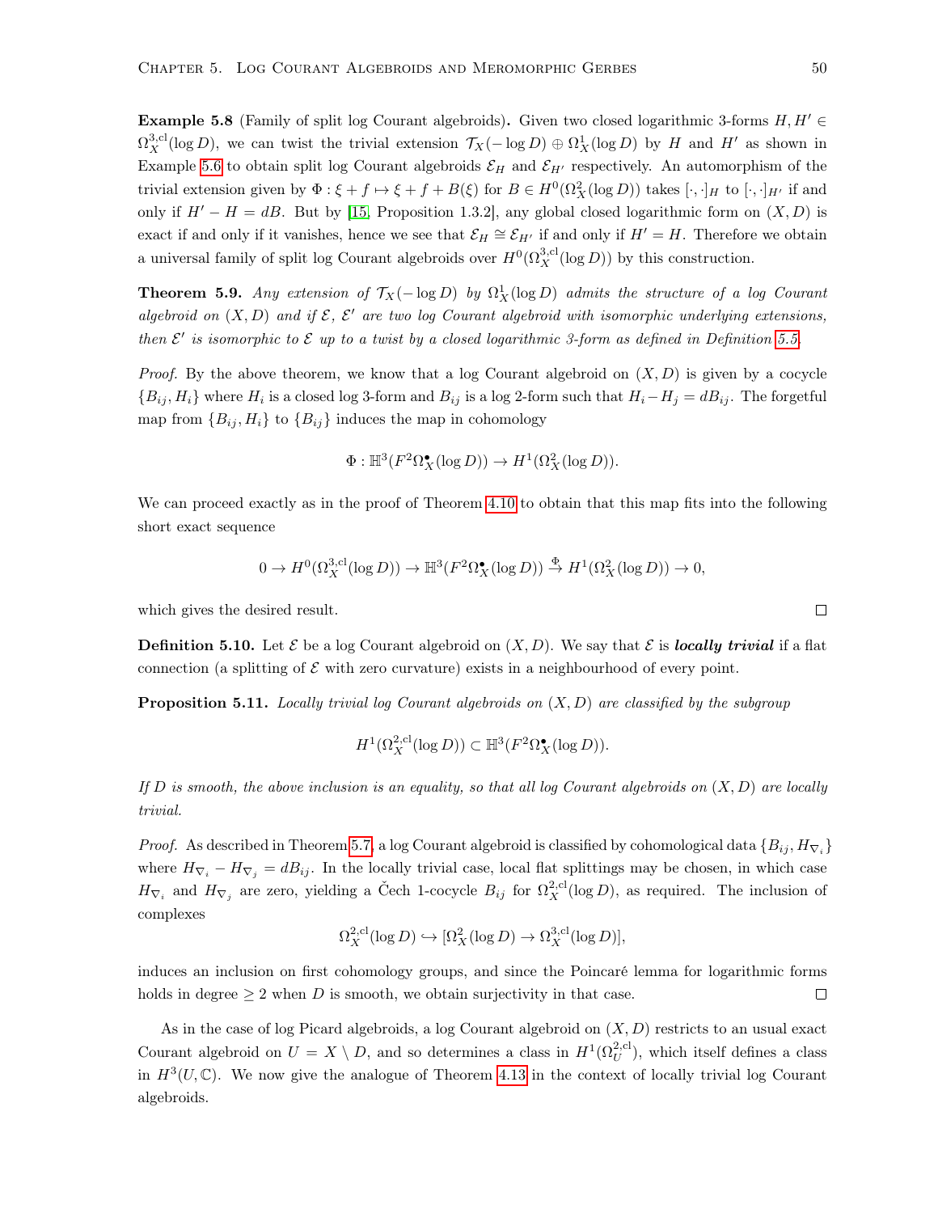**Example 5.8** (Family of split log Courant algebroids)**.** Given two closed logarithmic 3-forms $H, H' \in \Omega_X^{3,\mathrm{cl}}(\log D)$, we can twist the trivial extension $\mathcal{T}_X(-\log D) \oplus \Omega^1_X(\log D)$ by $H$ and $H'$ as shown in Example 5.6 to obtain split log Courant algebroids $\mathcal{E}_H$ and $\mathcal{E}_{H'}$ respectively. An automorphism of the trivial extension given by $\Phi : \xi + f \mapsto \xi + f + B(\xi)$ for $B \in H^0(\Omega^2_X(\log D))$ takes $[\cdot,\cdot]_H$ to $[\cdot,\cdot]_{H'}$ if and only if $H' - H = dB$. But by [15, Proposition 1.3.2], any global closed logarithmic form on $(X, D)$ is exact if and only if it vanishes, hence we see that $\mathcal{E}_H \cong \mathcal{E}_{H'}$ if and only if $H' = H$. Therefore we obtain a universal family of split log Courant algebroids over $H^0(\Omega_X^{3,\mathrm{cl}}(\log D))$ by this construction.

**Theorem 5.9.** *Any extension of $\mathcal{T}_X(-\log D)$ by $\Omega^1_X(\log D)$ admits the structure of a log Courant algebroid on $(X, D)$ and if $\mathcal{E}$, $\mathcal{E}'$ are two log Courant algebroid with isomorphic underlying extensions, then $\mathcal{E}'$ is isomorphic to $\mathcal{E}$ up to a twist by a closed logarithmic 3-form as defined in Definition 5.5.*

*Proof.* By the above theorem, we know that a log Courant algebroid on $(X, D)$ is given by a cocycle $\{B_{ij}, H_i\}$ where $H_i$ is a closed log 3-form and $B_{ij}$ is a log 2-form such that $H_i - H_j = dB_{ij}$. The forgetful map from $\{B_{ij}, H_i\}$ to $\{B_{ij}\}$ induces the map in cohomology

$$\Phi : \mathbb{H}^3(F^2\Omega^\bullet_X(\log D)) \to H^1(\Omega^2_X(\log D)).$$

We can proceed exactly as in the proof of Theorem 4.10 to obtain that this map fits into the following short exact sequence

$$0 \to H^0(\Omega_X^{3,\mathrm{cl}}(\log D)) \to \mathbb{H}^3(F^2\Omega^\bullet_X(\log D)) \xrightarrow{\Phi} H^1(\Omega^2_X(\log D)) \to 0,$$

which gives the desired result. ∎

**Definition 5.10.** Let $\mathcal{E}$ be a log Courant algebroid on $(X, D)$. We say that $\mathcal{E}$ is ***locally trivial*** if a flat connection (a splitting of $\mathcal{E}$ with zero curvature) exists in a neighbourhood of every point.

**Proposition 5.11.** *Locally trivial log Courant algebroids on $(X, D)$ are classified by the subgroup*

$$H^1(\Omega_X^{2,\mathrm{cl}}(\log D)) \subset \mathbb{H}^3(F^2\Omega^\bullet_X(\log D)).$$

*If $D$ is smooth, the above inclusion is an equality, so that all log Courant algebroids on $(X, D)$ are locally trivial.*

*Proof.* As described in Theorem 5.7, a log Courant algebroid is classified by cohomological data $\{B_{ij}, H_{\nabla_i}\}$ where $H_{\nabla_i} - H_{\nabla_j} = dB_{ij}$. In the locally trivial case, local flat splittings may be chosen, in which case $H_{\nabla_i}$ and $H_{\nabla_j}$ are zero, yielding a Čech 1-cocycle $B_{ij}$ for $\Omega_X^{2,\mathrm{cl}}(\log D)$, as required. The inclusion of complexes

$$\Omega_X^{2,\mathrm{cl}}(\log D) \hookrightarrow [\Omega^2_X(\log D) \to \Omega_X^{3,\mathrm{cl}}(\log D)],$$

induces an inclusion on first cohomology groups, and since the Poincaré lemma for logarithmic forms holds in degree $\geq 2$ when $D$ is smooth, we obtain surjectivity in that case. ∎

As in the case of log Picard algebroids, a log Courant algebroid on $(X, D)$ restricts to an usual exact Courant algebroid on $U = X \setminus D$, and so determines a class in $H^1(\Omega_U^{2,\mathrm{cl}})$, which itself defines a class in $H^3(U, \mathbb{C})$. We now give the analogue of Theorem 4.13 in the context of locally trivial log Courant algebroids.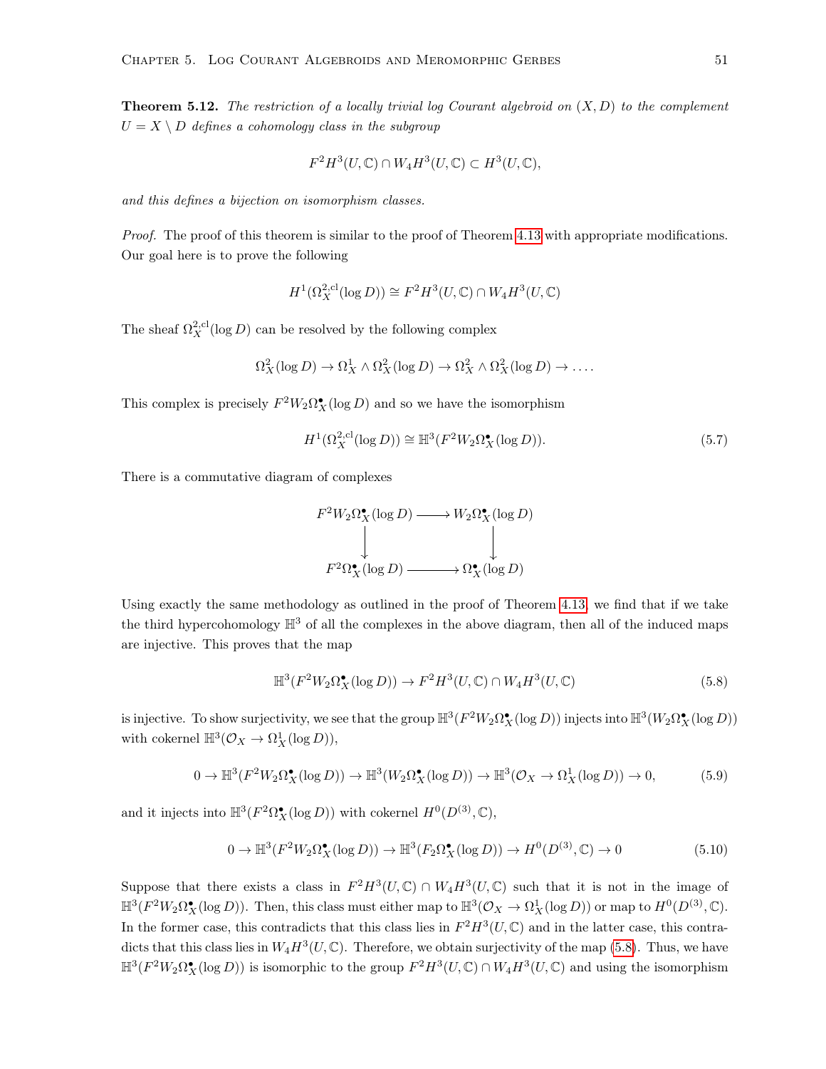**Theorem 5.12.** *The restriction of a locally trivial log Courant algebroid on $(X, D)$ to the complement $U = X \setminus D$ defines a cohomology class in the subgroup*

$$F^2H^3(U, \mathbb{C}) \cap W_4H^3(U, \mathbb{C}) \subset H^3(U, \mathbb{C}),$$

*and this defines a bijection on isomorphism classes.*

*Proof.* The proof of this theorem is similar to the proof of Theorem 4.13 with appropriate modifications. Our goal here is to prove the following

$$H^1(\Omega_X^{2,\mathrm{cl}}(\log D)) \cong F^2H^3(U, \mathbb{C}) \cap W_4H^3(U, \mathbb{C})$$

The sheaf $\Omega_X^{2,\mathrm{cl}}(\log D)$ can be resolved by the following complex

$$\Omega_X^2(\log D) \to \Omega_X^1 \wedge \Omega_X^2(\log D) \to \Omega_X^2 \wedge \Omega_X^2(\log D) \to \dots.$$

This complex is precisely $F^2W_2\Omega_X^\bullet(\log D)$ and so we have the isomorphism

$$H^1(\Omega_X^{2,\mathrm{cl}}(\log D)) \cong \mathbb{H}^3(F^2W_2\Omega_X^\bullet(\log D)). \tag{5.7}$$

There is a commutative diagram of complexes

$$\begin{array}{ccc} F^2W_2\Omega_X^\bullet(\log D) & \longrightarrow & W_2\Omega_X^\bullet(\log D) \\ \downarrow & & \downarrow \\ F^2\Omega_X^\bullet(\log D) & \longrightarrow & \Omega_X^\bullet(\log D) \end{array}$$

Using exactly the same methodology as outlined in the proof of Theorem 4.13, we find that if we take the third hypercohomology $\mathbb{H}^3$ of all the complexes in the above diagram, then all of the induced maps are injective. This proves that the map

$$\mathbb{H}^3(F^2W_2\Omega_X^\bullet(\log D)) \to F^2H^3(U, \mathbb{C}) \cap W_4H^3(U, \mathbb{C}) \tag{5.8}$$

is injective. To show surjectivity, we see that the group $\mathbb{H}^3(F^2W_2\Omega_X^\bullet(\log D))$ injects into $\mathbb{H}^3(W_2\Omega_X^\bullet(\log D))$ with cokernel $\mathbb{H}^3(\mathcal{O}_X \to \Omega_X^1(\log D))$,

$$0 \to \mathbb{H}^3(F^2W_2\Omega_X^\bullet(\log D)) \to \mathbb{H}^3(W_2\Omega_X^\bullet(\log D)) \to \mathbb{H}^3(\mathcal{O}_X \to \Omega_X^1(\log D)) \to 0, \tag{5.9}$$

and it injects into $\mathbb{H}^3(F^2\Omega_X^\bullet(\log D))$ with cokernel $H^0(D^{(3)}, \mathbb{C})$,

$$0 \to \mathbb{H}^3(F^2W_2\Omega_X^\bullet(\log D)) \to \mathbb{H}^3(F_2\Omega_X^\bullet(\log D)) \to H^0(D^{(3)}, \mathbb{C}) \to 0 \tag{5.10}$$

Suppose that there exists a class in $F^2H^3(U, \mathbb{C}) \cap W_4H^3(U, \mathbb{C})$ such that it is not in the image of $\mathbb{H}^3(F^2W_2\Omega_X^\bullet(\log D))$. Then, this class must either map to $\mathbb{H}^3(\mathcal{O}_X \to \Omega_X^1(\log D))$ or map to $H^0(D^{(3)}, \mathbb{C})$. In the former case, this contradicts that this class lies in $F^2H^3(U, \mathbb{C})$ and in the latter case, this contradicts that this class lies in $W_4H^3(U, \mathbb{C})$. Therefore, we obtain surjectivity of the map (5.8). Thus, we have $\mathbb{H}^3(F^2W_2\Omega_X^\bullet(\log D))$ is isomorphic to the group $F^2H^3(U, \mathbb{C}) \cap W_4H^3(U, \mathbb{C})$ and using the isomorphism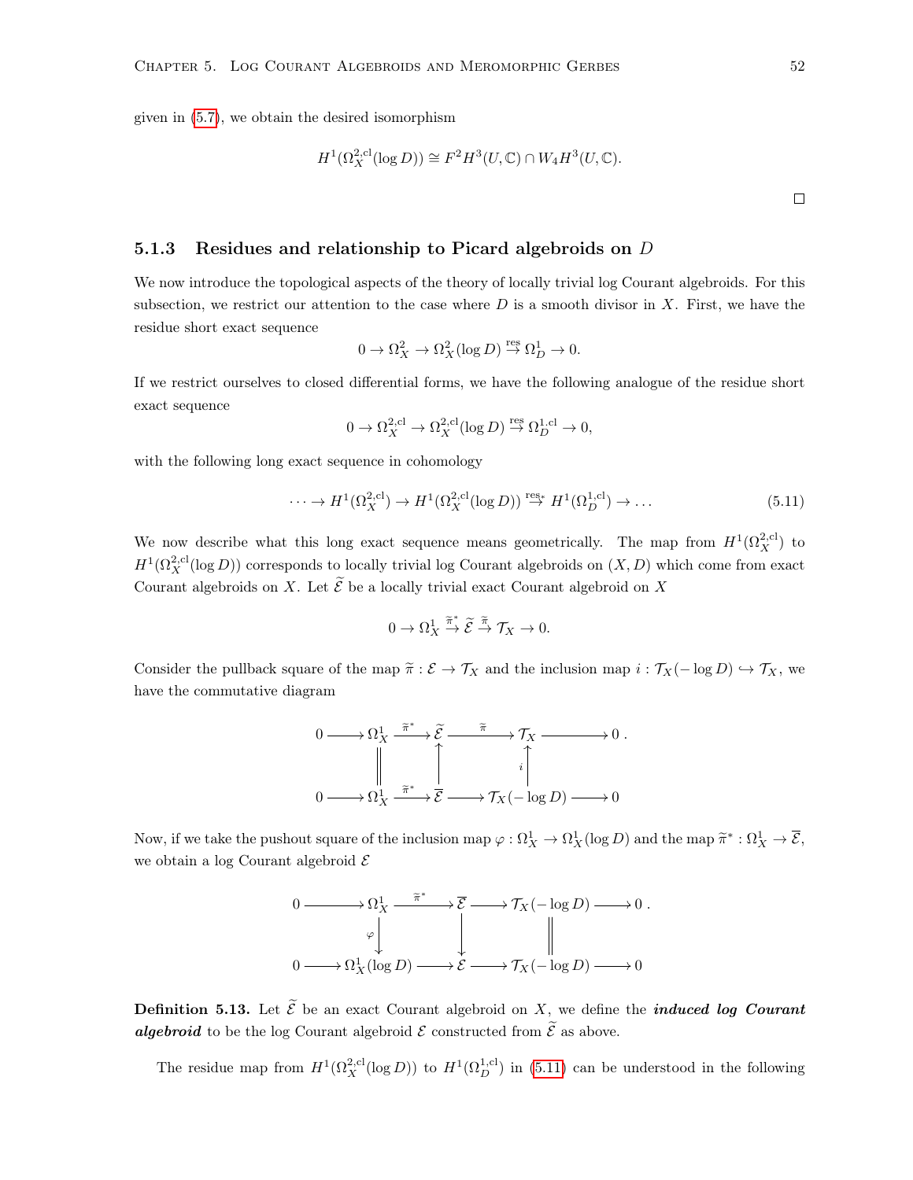given in (5.7), we obtain the desired isomorphism

$$H^1(\Omega_X^{2,\mathrm{cl}}(\log D)) \cong F^2H^3(U,\mathbb{C}) \cap W_4H^3(U,\mathbb{C}).$$

□

### 5.1.3 Residues and relationship to Picard algebroids on $D$

We now introduce the topological aspects of the theory of locally trivial log Courant algebroids. For this subsection, we restrict our attention to the case where $D$ is a smooth divisor in $X$. First, we have the residue short exact sequence

$$0 \to \Omega_X^2 \to \Omega_X^2(\log D) \overset{\mathrm{res}}{\to} \Omega_D^1 \to 0.$$

If we restrict ourselves to closed differential forms, we have the following analogue of the residue short exact sequence

$$0 \to \Omega_X^{2,\mathrm{cl}} \to \Omega_X^{2,\mathrm{cl}}(\log D) \overset{\mathrm{res}}{\to} \Omega_D^{1,\mathrm{cl}} \to 0,$$

with the following long exact sequence in cohomology

$$\cdots \to H^1(\Omega_X^{2,\mathrm{cl}}) \to H^1(\Omega_X^{2,\mathrm{cl}}(\log D)) \overset{\mathrm{res}_*}{\to} H^1(\Omega_D^{1,\mathrm{cl}}) \to \ldots \tag{5.11}$$

We now describe what this long exact sequence means geometrically. The map from $H^1(\Omega_X^{2,\mathrm{cl}})$ to $H^1(\Omega_X^{2,\mathrm{cl}}(\log D))$ corresponds to locally trivial log Courant algebroids on $(X, D)$ which come from exact Courant algebroids on $X$. Let $\widetilde{\mathcal{E}}$ be a locally trivial exact Courant algebroid on $X$

$$0 \to \Omega_X^1 \overset{\widetilde{\pi}^*}{\to} \widetilde{\mathcal{E}} \overset{\widetilde{\pi}}{\to} \mathcal{T}_X \to 0.$$

Consider the pullback square of the map $\widetilde{\pi} : \mathcal{E} \to \mathcal{T}_X$ and the inclusion map $i : \mathcal{T}_X(-\log D) \hookrightarrow \mathcal{T}_X$, we have the commutative diagram

$$\begin{array}{ccccccccc}
0 & \longrightarrow & \Omega_X^1 & \xrightarrow{\widetilde{\pi}^*} & \widetilde{\mathcal{E}} & \xrightarrow{\widetilde{\pi}} & \mathcal{T}_X & \longrightarrow & 0 \\
 & & \| & & \uparrow & & \uparrow{\scriptstyle i} & & \\
0 & \longrightarrow & \Omega_X^1 & \xrightarrow{\widetilde{\pi}^*} & \overline{\mathcal{E}} & \longrightarrow & \mathcal{T}_X(-\log D) & \longrightarrow & 0
\end{array}$$

Now, if we take the pushout square of the inclusion map $\varphi : \Omega_X^1 \to \Omega_X^1(\log D)$ and the map $\widetilde{\pi}^* : \Omega_X^1 \to \overline{\mathcal{E}}$, we obtain a log Courant algebroid $\mathcal{E}$

$$\begin{array}{ccccccccc}
0 & \longrightarrow & \Omega_X^1 & \xrightarrow{\widetilde{\pi}^*} & \overline{\mathcal{E}} & \longrightarrow & \mathcal{T}_X(-\log D) & \longrightarrow & 0 \\
 & & \downarrow{\scriptstyle \varphi} & & \downarrow & & \| & & \\
0 & \longrightarrow & \Omega_X^1(\log D) & \longrightarrow & \mathcal{E} & \longrightarrow & \mathcal{T}_X(-\log D) & \longrightarrow & 0
\end{array}$$

**Definition 5.13.** Let $\widetilde{\mathcal{E}}$ be an exact Courant algebroid on $X$, we define the ***induced log Courant algebroid*** to be the log Courant algebroid $\mathcal{E}$ constructed from $\widetilde{\mathcal{E}}$ as above.

The residue map from $H^1(\Omega_X^{2,\mathrm{cl}}(\log D))$ to $H^1(\Omega_D^{1,\mathrm{cl}})$ in (5.11) can be understood in the following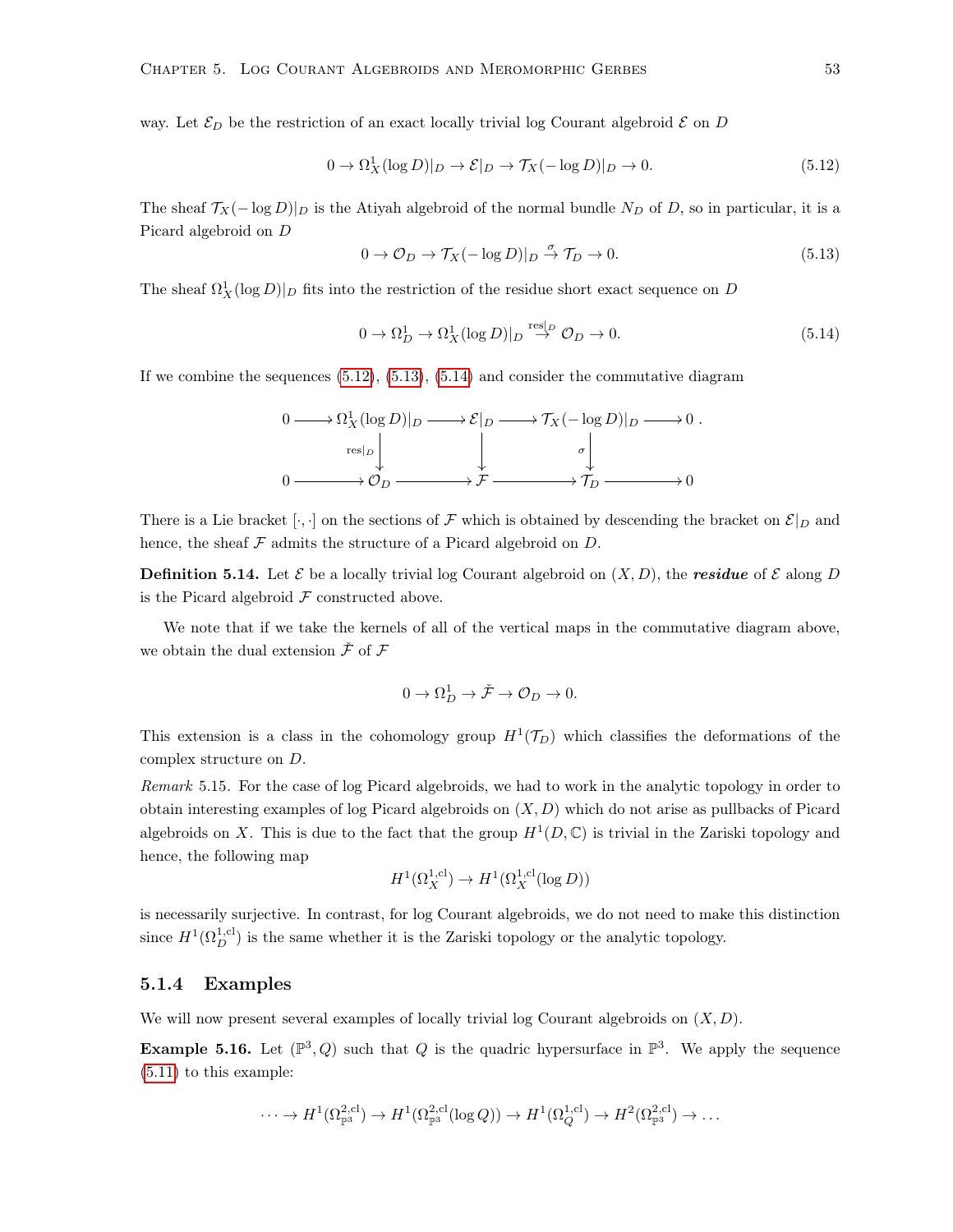way. Let $\mathcal{E}_D$ be the restriction of an exact locally trivial log Courant algebroid $\mathcal{E}$ on $D$

$$0 \to \Omega^1_X(\log D)|_D \to \mathcal{E}|_D \to \mathcal{T}_X(-\log D)|_D \to 0. \tag{5.12}$$

The sheaf $\mathcal{T}_X(-\log D)|_D$ is the Atiyah algebroid of the normal bundle $N_D$ of $D$, so in particular, it is a Picard algebroid on $D$

$$0 \to \mathcal{O}_D \to \mathcal{T}_X(-\log D)|_D \xrightarrow{\sigma} \mathcal{T}_D \to 0. \tag{5.13}$$

The sheaf $\Omega^1_X(\log D)|_D$ fits into the restriction of the residue short exact sequence on $D$

$$0 \to \Omega^1_D \to \Omega^1_X(\log D)|_D \xrightarrow{\mathrm{res}|_D} \mathcal{O}_D \to 0. \tag{5.14}$$

If we combine the sequences (5.12), (5.13), (5.14) and consider the commutative diagram

$$\begin{array}{ccccccccc}
0 & \longrightarrow & \Omega^1_X(\log D)|_D & \longrightarrow & \mathcal{E}|_D & \longrightarrow & \mathcal{T}_X(-\log D)|_D & \longrightarrow & 0 \\
 & & \Big\downarrow{\scriptstyle \mathrm{res}|_D} & & \Big\downarrow & & \Big\downarrow{\scriptstyle \sigma} & & \\
0 & \longrightarrow & \mathcal{O}_D & \longrightarrow & \mathcal{F} & \longrightarrow & \mathcal{T}_D & \longrightarrow & 0
\end{array}.$$

There is a Lie bracket $[\cdot,\cdot]$ on the sections of $\mathcal{F}$ which is obtained by descending the bracket on $\mathcal{E}|_D$ and hence, the sheaf $\mathcal{F}$ admits the structure of a Picard algebroid on $D$.

**Definition 5.14.** Let $\mathcal{E}$ be a locally trivial log Courant algebroid on $(X, D)$, the ***residue*** of $\mathcal{E}$ along $D$ is the Picard algebroid $\mathcal{F}$ constructed above.

We note that if we take the kernels of all of the vertical maps in the commutative diagram above, we obtain the dual extension $\check{\mathcal{F}}$ of $\mathcal{F}$

$$0 \to \Omega^1_D \to \check{\mathcal{F}} \to \mathcal{O}_D \to 0.$$

This extension is a class in the cohomology group $H^1(\mathcal{T}_D)$ which classifies the deformations of the complex structure on $D$.

*Remark* 5.15. For the case of log Picard algebroids, we had to work in the analytic topology in order to obtain interesting examples of log Picard algebroids on $(X, D)$ which do not arise as pullbacks of Picard algebroids on $X$. This is due to the fact that the group $H^1(D, \mathbb{C})$ is trivial in the Zariski topology and hence, the following map

$$H^1(\Omega^{1,\mathrm{cl}}_X) \to H^1(\Omega^{1,\mathrm{cl}}_X(\log D))$$

is necessarily surjective. In contrast, for log Courant algebroids, we do not need to make this distinction since $H^1(\Omega^{1,\mathrm{cl}}_D)$ is the same whether it is the Zariski topology or the analytic topology.

### 5.1.4 Examples

We will now present several examples of locally trivial log Courant algebroids on $(X, D)$.

**Example 5.16.** Let $(\mathbb{P}^3, Q)$ such that $Q$ is the quadric hypersurface in $\mathbb{P}^3$. We apply the sequence (5.11) to this example:

$$\cdots \to H^1(\Omega^{2,\mathrm{cl}}_{\mathbb{P}^3}) \to H^1(\Omega^{2,\mathrm{cl}}_{\mathbb{P}^3}(\log Q)) \to H^1(\Omega^{1,\mathrm{cl}}_Q) \to H^2(\Omega^{2,\mathrm{cl}}_{\mathbb{P}^3}) \to \dots$$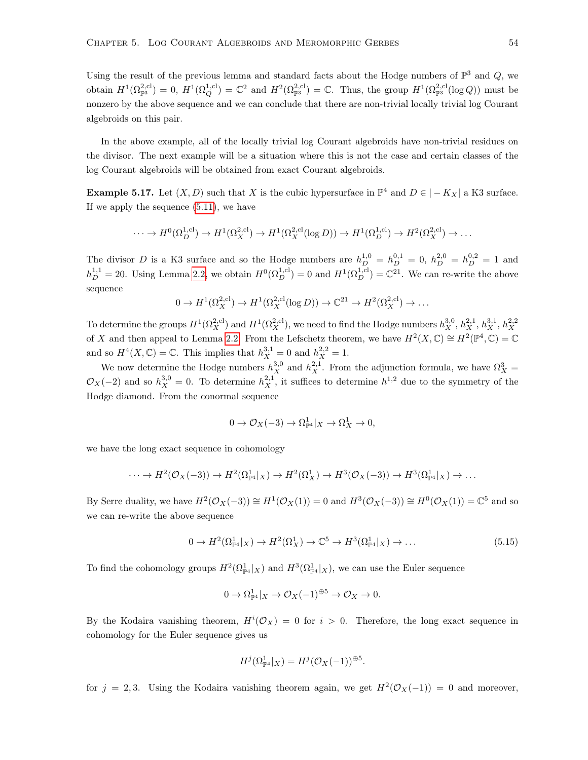Using the result of the previous lemma and standard facts about the Hodge numbers of $\mathbb{P}^3$ and $Q$, we obtain $H^1(\Omega^{2,\text{cl}}_{\mathbb{P}^3}) = 0$, $H^1(\Omega^{1,\text{cl}}_Q) = \mathbb{C}^2$ and $H^2(\Omega^{2,\text{cl}}_{\mathbb{P}^3}) = \mathbb{C}$. Thus, the group $H^1(\Omega^{2,\text{cl}}_{\mathbb{P}^3}(\log Q))$ must be nonzero by the above sequence and we can conclude that there are non-trivial locally trivial log Courant algebroids on this pair.

In the above example, all of the locally trivial log Courant algebroids have non-trivial residues on the divisor. The next example will be a situation where this is not the case and certain classes of the log Courant algebroids will be obtained from exact Courant algebroids.

**Example 5.17.** Let $(X, D)$ such that $X$ is the cubic hypersurface in $\mathbb{P}^4$ and $D \in |-K_X|$ a K3 surface. If we apply the sequence (5.11), we have

$$\cdots \to H^0(\Omega^{1,\text{cl}}_D) \to H^1(\Omega^{2,\text{cl}}_X) \to H^1(\Omega^{2,\text{cl}}_X(\log D)) \to H^1(\Omega^{1,\text{cl}}_D) \to H^2(\Omega^{2,\text{cl}}_X) \to \dots$$

The divisor $D$ is a K3 surface and so the Hodge numbers are $h^{1,0}_D = h^{0,1}_D = 0$, $h^{2,0}_D = h^{0,2}_D = 1$ and $h^{1,1}_D = 20$. Using Lemma 2.2, we obtain $H^0(\Omega^{1,\text{cl}}_D) = 0$ and $H^1(\Omega^{1,\text{cl}}_D) = \mathbb{C}^{21}$. We can re-write the above sequence

$$0 \to H^1(\Omega^{2,\text{cl}}_X) \to H^1(\Omega^{2,\text{cl}}_X(\log D)) \to \mathbb{C}^{21} \to H^2(\Omega^{2,\text{cl}}_X) \to \dots$$

To determine the groups $H^1(\Omega^{2,\text{cl}}_X)$ and $H^1(\Omega^{2,\text{cl}}_X)$, we need to find the Hodge numbers $h^{3,0}_X$, $h^{2,1}_X$, $h^{3,1}_X$, $h^{2,2}_X$ of $X$ and then appeal to Lemma 2.2. From the Lefschetz theorem, we have $H^2(X, \mathbb{C}) \cong H^2(\mathbb{P}^4, \mathbb{C}) = \mathbb{C}$ and so $H^4(X, \mathbb{C}) = \mathbb{C}$. This implies that $h^{3,1}_X = 0$ and $h^{2,2}_X = 1$.

We now determine the Hodge numbers $h^{3,0}_X$ and $h^{2,1}_X$. From the adjunction formula, we have $\Omega^3_X = \mathcal{O}_X(-2)$ and so $h^{3,0}_X = 0$. To determine $h^{2,1}_X$, it suffices to determine $h^{1,2}$ due to the symmetry of the Hodge diamond. From the conormal sequence

$$0 \to \mathcal{O}_X(-3) \to \Omega^1_{\mathbb{P}^4}|_X \to \Omega^1_X \to 0,$$

we have the long exact sequence in cohomology

$$\cdots \to H^2(\mathcal{O}_X(-3)) \to H^2(\Omega^1_{\mathbb{P}^4}|_X) \to H^2(\Omega^1_X) \to H^3(\mathcal{O}_X(-3)) \to H^3(\Omega^1_{\mathbb{P}^4}|_X) \to \dots$$

By Serre duality, we have $H^2(\mathcal{O}_X(-3)) \cong H^1(\mathcal{O}_X(1)) = 0$ and $H^3(\mathcal{O}_X(-3)) \cong H^0(\mathcal{O}_X(1)) = \mathbb{C}^5$ and so we can re-write the above sequence

$$0 \to H^2(\Omega^1_{\mathbb{P}^4}|_X) \to H^2(\Omega^1_X) \to \mathbb{C}^5 \to H^3(\Omega^1_{\mathbb{P}^4}|_X) \to \dots \tag{5.15}$$

To find the cohomology groups $H^2(\Omega^1_{\mathbb{P}^4}|_X)$ and $H^3(\Omega^1_{\mathbb{P}^4}|_X)$, we can use the Euler sequence

$$0 \to \Omega^1_{\mathbb{P}^4}|_X \to \mathcal{O}_X(-1)^{\oplus 5} \to \mathcal{O}_X \to 0.$$

By the Kodaira vanishing theorem, $H^i(\mathcal{O}_X) = 0$ for $i > 0$. Therefore, the long exact sequence in cohomology for the Euler sequence gives us

$$H^j(\Omega^1_{\mathbb{P}^4}|_X) = H^j(\mathcal{O}_X(-1))^{\oplus 5}.$$

for $j = 2, 3$. Using the Kodaira vanishing theorem again, we get $H^2(\mathcal{O}_X(-1)) = 0$ and moreover,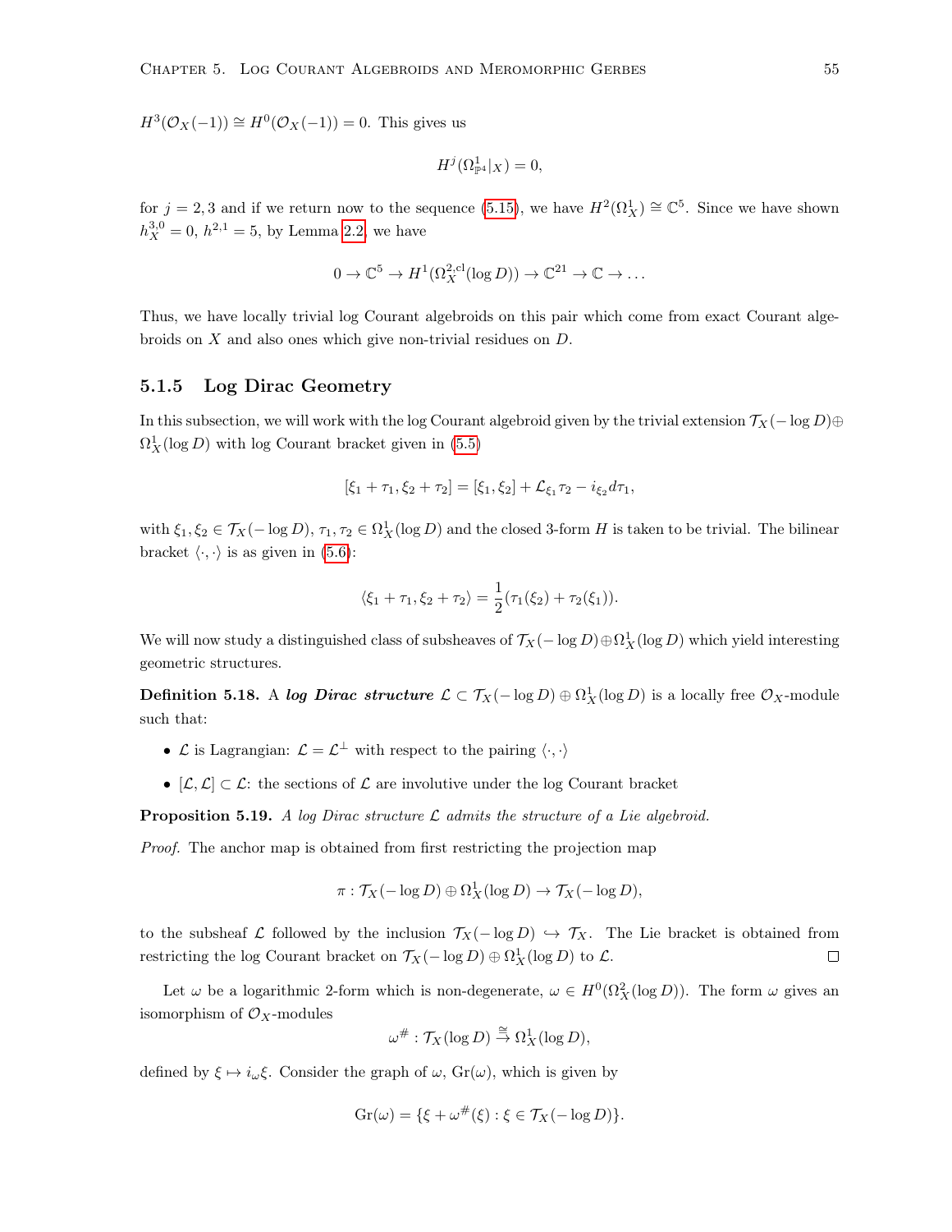$H^3(\mathcal{O}_X(-1)) \cong H^0(\mathcal{O}_X(-1)) = 0$. This gives us

$$H^j(\Omega^1_{\mathbb{P}^4}|_X) = 0,$$

for $j = 2, 3$ and if we return now to the sequence (5.15), we have $H^2(\Omega^1_X) \cong \mathbb{C}^5$. Since we have shown $h^{3,0}_X = 0$, $h^{2,1} = 5$, by Lemma 2.2, we have

$$0 \to \mathbb{C}^5 \to H^1(\Omega^{2,\mathrm{cl}}_X(\log D)) \to \mathbb{C}^{21} \to \mathbb{C} \to \dots$$

Thus, we have locally trivial log Courant algebroids on this pair which come from exact Courant algebroids on $X$ and also ones which give non-trivial residues on $D$.

### 5.1.5 Log Dirac Geometry

In this subsection, we will work with the log Courant algebroid given by the trivial extension $\mathcal{T}_X(-\log D) \oplus \Omega^1_X(\log D)$ with log Courant bracket given in (5.5)

$$[\xi_1 + \tau_1, \xi_2 + \tau_2] = [\xi_1, \xi_2] + \mathcal{L}_{\xi_1}\tau_2 - i_{\xi_2}d\tau_1,$$

with $\xi_1, \xi_2 \in \mathcal{T}_X(-\log D)$, $\tau_1, \tau_2 \in \Omega^1_X(\log D)$ and the closed 3-form $H$ is taken to be trivial. The bilinear bracket $\langle \cdot, \cdot \rangle$ is as given in (5.6):

$$\langle \xi_1 + \tau_1, \xi_2 + \tau_2 \rangle = \frac{1}{2}(\tau_1(\xi_2) + \tau_2(\xi_1)).$$

We will now study a distinguished class of subsheaves of $\mathcal{T}_X(-\log D) \oplus \Omega^1_X(\log D)$ which yield interesting geometric structures.

**Definition 5.18.** A ***log Dirac structure*** $\mathcal{L} \subset \mathcal{T}_X(-\log D) \oplus \Omega^1_X(\log D)$ is a locally free $\mathcal{O}_X$-module such that:

- $\mathcal{L}$ is Lagrangian: $\mathcal{L} = \mathcal{L}^\perp$ with respect to the pairing $\langle \cdot, \cdot \rangle$
- $[\mathcal{L}, \mathcal{L}] \subset \mathcal{L}$: the sections of $\mathcal{L}$ are involutive under the log Courant bracket

**Proposition 5.19.** *A log Dirac structure $\mathcal{L}$ admits the structure of a Lie algebroid.*

*Proof.* The anchor map is obtained from first restricting the projection map

$$\pi : \mathcal{T}_X(-\log D) \oplus \Omega^1_X(\log D) \to \mathcal{T}_X(-\log D),$$

to the subsheaf $\mathcal{L}$ followed by the inclusion $\mathcal{T}_X(-\log D) \hookrightarrow \mathcal{T}_X$. The Lie bracket is obtained from restricting the log Courant bracket on $\mathcal{T}_X(-\log D) \oplus \Omega^1_X(\log D)$ to $\mathcal{L}$. □

Let $\omega$ be a logarithmic 2-form which is non-degenerate, $\omega \in H^0(\Omega^2_X(\log D))$. The form $\omega$ gives an isomorphism of $\mathcal{O}_X$-modules

$$\omega^\# : \mathcal{T}_X(\log D) \xrightarrow{\cong} \Omega^1_X(\log D),$$

defined by $\xi \mapsto i_\omega \xi$. Consider the graph of $\omega$, $\mathrm{Gr}(\omega)$, which is given by

$$\mathrm{Gr}(\omega) = \{\xi + \omega^\#(\xi) : \xi \in \mathcal{T}_X(-\log D)\}.$$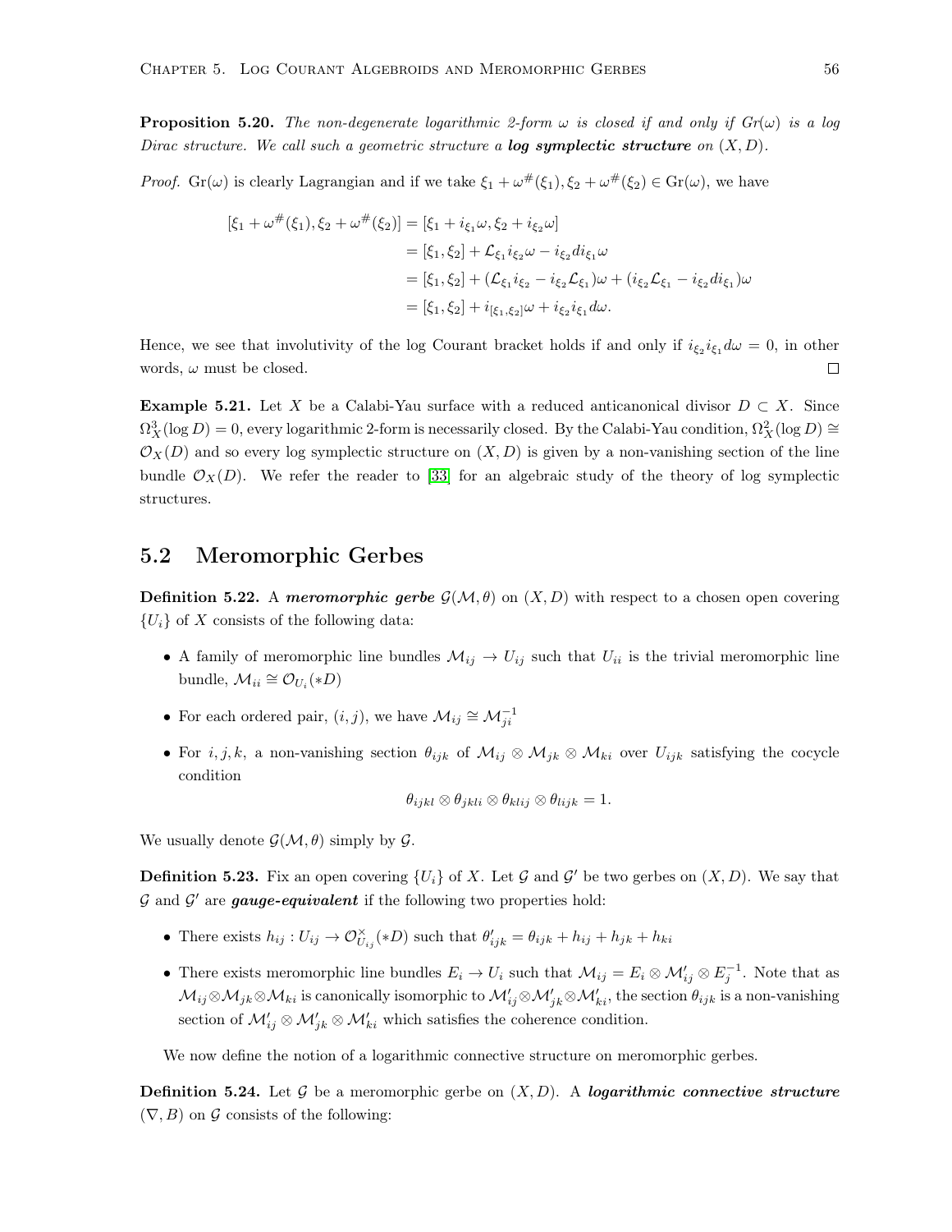**Proposition 5.20.** *The non-degenerate logarithmic 2-form $\omega$ is closed if and only if $Gr(\omega)$ is a log Dirac structure. We call such a geometric structure a **log symplectic structure** on $(X, D)$.*

*Proof.* $\mathrm{Gr}(\omega)$ is clearly Lagrangian and if we take $\xi_1 + \omega^\#(\xi_1), \xi_2 + \omega^\#(\xi_2) \in \mathrm{Gr}(\omega)$, we have

$$
\begin{aligned}
[\xi_1 + \omega^\#(\xi_1), \xi_2 + \omega^\#(\xi_2)] &= [\xi_1 + i_{\xi_1}\omega, \xi_2 + i_{\xi_2}\omega] \\
&= [\xi_1, \xi_2] + \mathcal{L}_{\xi_1} i_{\xi_2}\omega - i_{\xi_2} d i_{\xi_1}\omega \\
&= [\xi_1, \xi_2] + (\mathcal{L}_{\xi_1} i_{\xi_2} - i_{\xi_2}\mathcal{L}_{\xi_1})\omega + (i_{\xi_2}\mathcal{L}_{\xi_1} - i_{\xi_2} d i_{\xi_1})\omega \\
&= [\xi_1, \xi_2] + i_{[\xi_1, \xi_2]}\omega + i_{\xi_2} i_{\xi_1} d\omega.
\end{aligned}
$$

Hence, we see that involutivity of the log Courant bracket holds if and only if $i_{\xi_2} i_{\xi_1} d\omega = 0$, in other words, $\omega$ must be closed. ◻

**Example 5.21.** Let $X$ be a Calabi-Yau surface with a reduced anticanonical divisor $D \subset X$. Since $\Omega^3_X(\log D) = 0$, every logarithmic 2-form is necessarily closed. By the Calabi-Yau condition, $\Omega^2_X(\log D) \cong \mathcal{O}_X(D)$ and so every log symplectic structure on $(X, D)$ is given by a non-vanishing section of the line bundle $\mathcal{O}_X(D)$. We refer the reader to [33] for an algebraic study of the theory of log symplectic structures.

## 5.2 Meromorphic Gerbes

**Definition 5.22.** A ***meromorphic gerbe*** $\mathcal{G}(\mathcal{M}, \theta)$ on $(X, D)$ with respect to a chosen open covering $\{U_i\}$ of $X$ consists of the following data:

- A family of meromorphic line bundles $\mathcal{M}_{ij} \to U_{ij}$ such that $U_{ii}$ is the trivial meromorphic line bundle, $\mathcal{M}_{ii} \cong \mathcal{O}_{U_i}(*D)$
- For each ordered pair, $(i, j)$, we have $\mathcal{M}_{ij} \cong \mathcal{M}_{ji}^{-1}$
- For $i, j, k$, a non-vanishing section $\theta_{ijk}$ of $\mathcal{M}_{ij} \otimes \mathcal{M}_{jk} \otimes \mathcal{M}_{ki}$ over $U_{ijk}$ satisfying the cocycle condition

$$\theta_{ijkl} \otimes \theta_{jkli} \otimes \theta_{klij} \otimes \theta_{lijk} = 1.$$

We usually denote $\mathcal{G}(\mathcal{M}, \theta)$ simply by $\mathcal{G}$.

**Definition 5.23.** Fix an open covering $\{U_i\}$ of $X$. Let $\mathcal{G}$ and $\mathcal{G}'$ be two gerbes on $(X, D)$. We say that $\mathcal{G}$ and $\mathcal{G}'$ are ***gauge-equivalent*** if the following two properties hold:

- There exists $h_{ij} : U_{ij} \to \mathcal{O}^\times_{U_{ij}}(*D)$ such that $\theta'_{ijk} = \theta_{ijk} + h_{ij} + h_{jk} + h_{ki}$
- There exists meromorphic line bundles $E_i \to U_i$ such that $\mathcal{M}_{ij} = E_i \otimes \mathcal{M}'_{ij} \otimes E_j^{-1}$. Note that as $\mathcal{M}_{ij} \otimes \mathcal{M}_{jk} \otimes \mathcal{M}_{ki}$ is canonically isomorphic to $\mathcal{M}'_{ij} \otimes \mathcal{M}'_{jk} \otimes \mathcal{M}'_{ki}$, the section $\theta_{ijk}$ is a non-vanishing section of $\mathcal{M}'_{ij} \otimes \mathcal{M}'_{jk} \otimes \mathcal{M}'_{ki}$ which satisfies the coherence condition.

We now define the notion of a logarithmic connective structure on meromorphic gerbes.

**Definition 5.24.** Let $\mathcal{G}$ be a meromorphic gerbe on $(X, D)$. A ***logarithmic connective structure*** $(\nabla, B)$ on $\mathcal{G}$ consists of the following: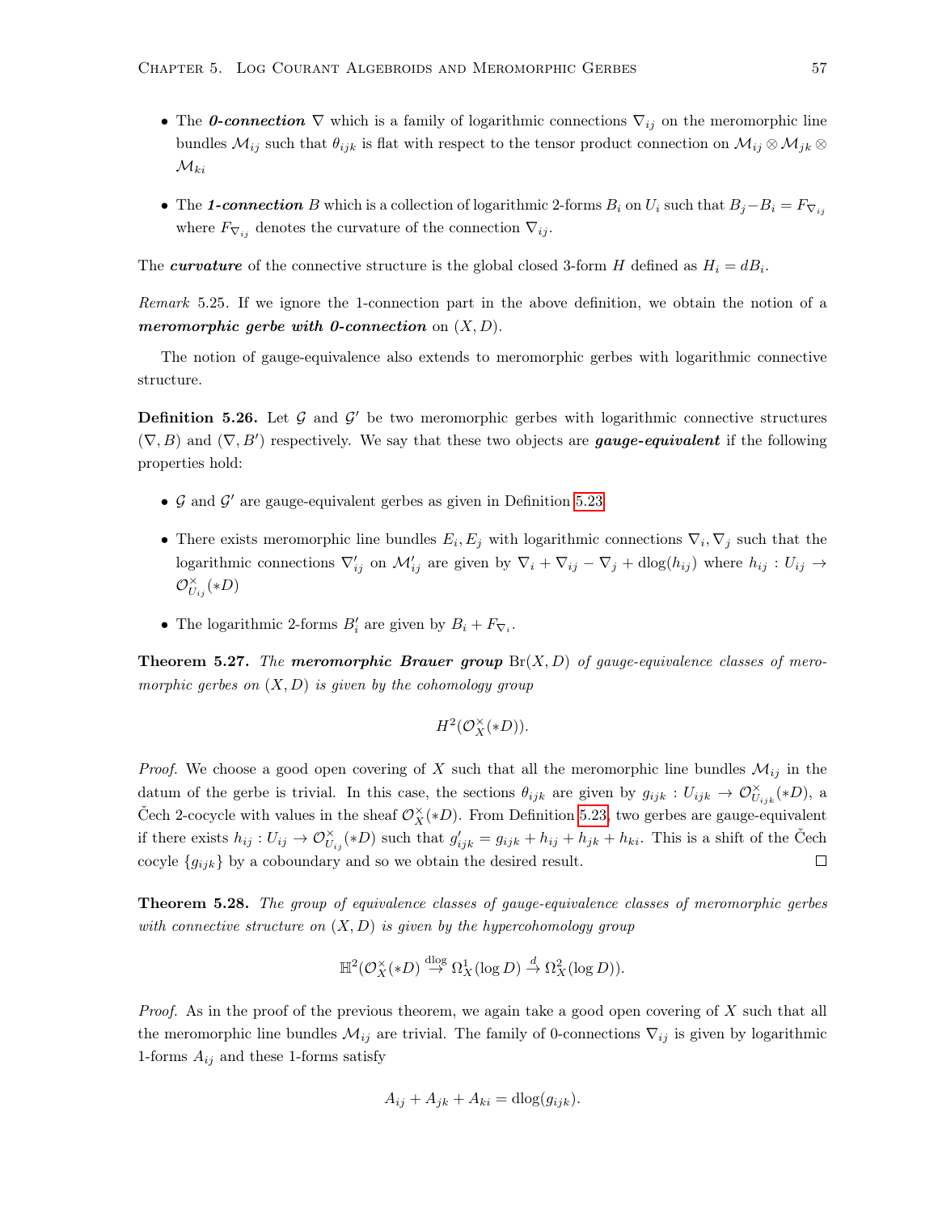- The ***0-connection*** $\nabla$ which is a family of logarithmic connections $\nabla_{ij}$ on the meromorphic line bundles $\mathcal{M}_{ij}$ such that $\theta_{ijk}$ is flat with respect to the tensor product connection on $\mathcal{M}_{ij} \otimes \mathcal{M}_{jk} \otimes \mathcal{M}_{ki}$
- The ***1-connection*** $B$ which is a collection of logarithmic 2-forms $B_i$ on $U_i$ such that $B_j - B_i = F_{\nabla_{ij}}$ where $F_{\nabla_{ij}}$ denotes the curvature of the connection $\nabla_{ij}$.

The ***curvature*** of the connective structure is the global closed 3-form $H$ defined as $H_i = dB_i$.

*Remark* 5.25. If we ignore the 1-connection part in the above definition, we obtain the notion of a ***meromorphic gerbe with 0-connection*** on $(X, D)$.

The notion of gauge-equivalence also extends to meromorphic gerbes with logarithmic connective structure.

**Definition 5.26.** Let $\mathcal{G}$ and $\mathcal{G}'$ be two meromorphic gerbes with logarithmic connective structures $(\nabla, B)$ and $(\nabla, B')$ respectively. We say that these two objects are ***gauge-equivalent*** if the following properties hold:

- $\mathcal{G}$ and $\mathcal{G}'$ are gauge-equivalent gerbes as given in Definition 5.23
- There exists meromorphic line bundles $E_i, E_j$ with logarithmic connections $\nabla_i, \nabla_j$ such that the logarithmic connections $\nabla'_{ij}$ on $\mathcal{M}'_{ij}$ are given by $\nabla_i + \nabla_{ij} - \nabla_j + \mathrm{dlog}(h_{ij})$ where $h_{ij} : U_{ij} \to \mathcal{O}^{\times}_{U_{ij}}(*D)$
- The logarithmic 2-forms $B'_i$ are given by $B_i + F_{\nabla_i}$.

**Theorem 5.27.** *The **meromorphic Brauer group** $\mathrm{Br}(X, D)$ of gauge-equivalence classes of meromorphic gerbes on $(X, D)$ is given by the cohomology group*

$$H^2(\mathcal{O}^{\times}_X(*D)).$$

*Proof.* We choose a good open covering of $X$ such that all the meromorphic line bundles $\mathcal{M}_{ij}$ in the datum of the gerbe is trivial. In this case, the sections $\theta_{ijk}$ are given by $g_{ijk} : U_{ijk} \to \mathcal{O}^{\times}_{U_{ijk}}(*D)$, a Čech 2-cocycle with values in the sheaf $\mathcal{O}^{\times}_X(*D)$. From Definition 5.23, two gerbes are gauge-equivalent if there exists $h_{ij} : U_{ij} \to \mathcal{O}^{\times}_{U_{ij}}(*D)$ such that $g'_{ijk} = g_{ijk} + h_{ij} + h_{jk} + h_{ki}$. This is a shift of the Čech cocyle $\{g_{ijk}\}$ by a coboundary and so we obtain the desired result. $\square$

**Theorem 5.28.** *The group of equivalence classes of gauge-equivalence classes of meromorphic gerbes with connective structure on $(X, D)$ is given by the hypercohomology group*

$$\mathbb{H}^2(\mathcal{O}^{\times}_X(*D) \stackrel{\mathrm{dlog}}{\to} \Omega^1_X(\log D) \stackrel{d}{\to} \Omega^2_X(\log D)).$$

*Proof.* As in the proof of the previous theorem, we again take a good open covering of $X$ such that all the meromorphic line bundles $\mathcal{M}_{ij}$ are trivial. The family of 0-connections $\nabla_{ij}$ is given by logarithmic 1-forms $A_{ij}$ and these 1-forms satisfy

$$A_{ij} + A_{jk} + A_{ki} = \mathrm{dlog}(g_{ijk}).$$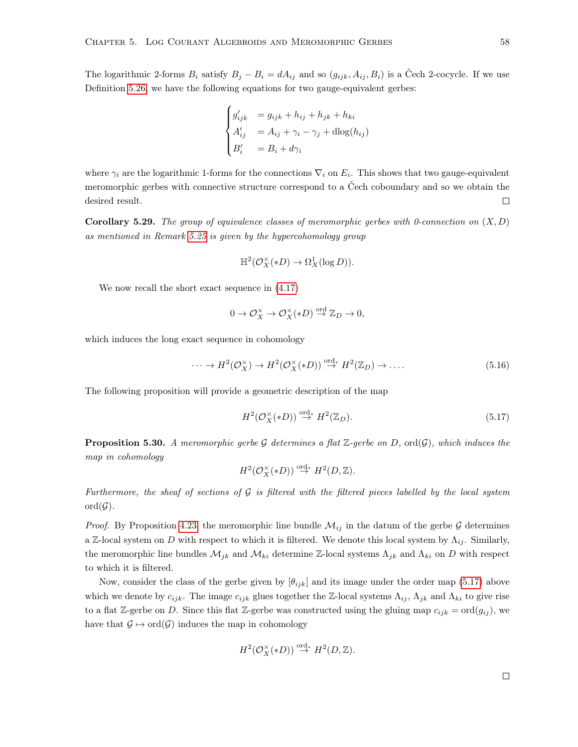The logarithmic 2-forms $B_i$ satisfy $B_j - B_i = dA_{ij}$ and so $(g_{ijk}, A_{ij}, B_i)$ is a Čech 2-cocycle. If we use Definition 5.26, we have the following equations for two gauge-equivalent gerbes:

$$\begin{cases} g'_{ijk} &= g_{ijk} + h_{ij} + h_{jk} + h_{ki} \\ A'_{ij} &= A_{ij} + \gamma_i - \gamma_j + \mathrm{dlog}(h_{ij}) \\ B'_i &= B_i + d\gamma_i \end{cases}$$

where $\gamma_i$ are the logarithmic 1-forms for the connections $\nabla_i$ on $E_i$. This shows that two gauge-equivalent meromorphic gerbes with connective structure correspond to a Čech coboundary and so we obtain the desired result. □

**Corollary 5.29.** *The group of equivalence classes of meromorphic gerbes with 0-connection on $(X, D)$ as mentioned in Remark 5.25 is given by the hypercohomology group*

$$\mathbb{H}^2(\mathcal{O}_X^\times(*D) \to \Omega_X^1(\log D)).$$

We now recall the short exact sequence in (4.17)

$$0 \to \mathcal{O}_X^\times \to \mathcal{O}_X^\times(*D) \stackrel{\mathrm{ord}}{\to} \mathbb{Z}_D \to 0,$$

which induces the long exact sequence in cohomology

$$\cdots \to H^2(\mathcal{O}_X^\times) \to H^2(\mathcal{O}_X^\times(*D)) \stackrel{\mathrm{ord}_*}{\to} H^2(\mathbb{Z}_D) \to \ldots. \tag{5.16}$$

The following proposition will provide a geometric description of the map

$$H^2(\mathcal{O}_X^\times(*D)) \stackrel{\mathrm{ord}_*}{\to} H^2(\mathbb{Z}_D). \tag{5.17}$$

**Proposition 5.30.** *A meromorphic gerbe $\mathcal{G}$ determines a flat $\mathbb{Z}$-gerbe on $D$, $\mathrm{ord}(\mathcal{G})$, which induces the map in cohomology*

$$H^2(\mathcal{O}_X^\times(*D)) \stackrel{\mathrm{ord}_*}{\to} H^2(D, \mathbb{Z}).$$

*Furthermore, the sheaf of sections of $\mathcal{G}$ is filtered with the filtered pieces labelled by the local system $\mathrm{ord}(\mathcal{G})$.*

*Proof.* By Proposition 4.23, the meromorphic line bundle $\mathcal{M}_{ij}$ in the datum of the gerbe $\mathcal{G}$ determines a $\mathbb{Z}$-local system on $D$ with respect to which it is filtered. We denote this local system by $\Lambda_{ij}$. Similarly, the meromorphic line bundles $\mathcal{M}_{jk}$ and $\mathcal{M}_{ki}$ determine $\mathbb{Z}$-local systems $\Lambda_{jk}$ and $\Lambda_{ki}$ on $D$ with respect to which it is filtered.

Now, consider the class of the gerbe given by $[\theta_{ijk}]$ and its image under the order map (5.17) above which we denote by $c_{ijk}$. The image $c_{ijk}$ glues together the $\mathbb{Z}$-local systems $\Lambda_{ij}$, $\Lambda_{jk}$ and $\Lambda_{ki}$ to give rise to a flat $\mathbb{Z}$-gerbe on $D$. Since this flat $\mathbb{Z}$-gerbe was constructed using the gluing map $c_{ijk} = \mathrm{ord}(g_{ij})$, we have that $\mathcal{G} \mapsto \mathrm{ord}(\mathcal{G})$ induces the map in cohomology

$$H^2(\mathcal{O}_X^\times(*D)) \stackrel{\mathrm{ord}_*}{\to} H^2(D, \mathbb{Z}).$$

□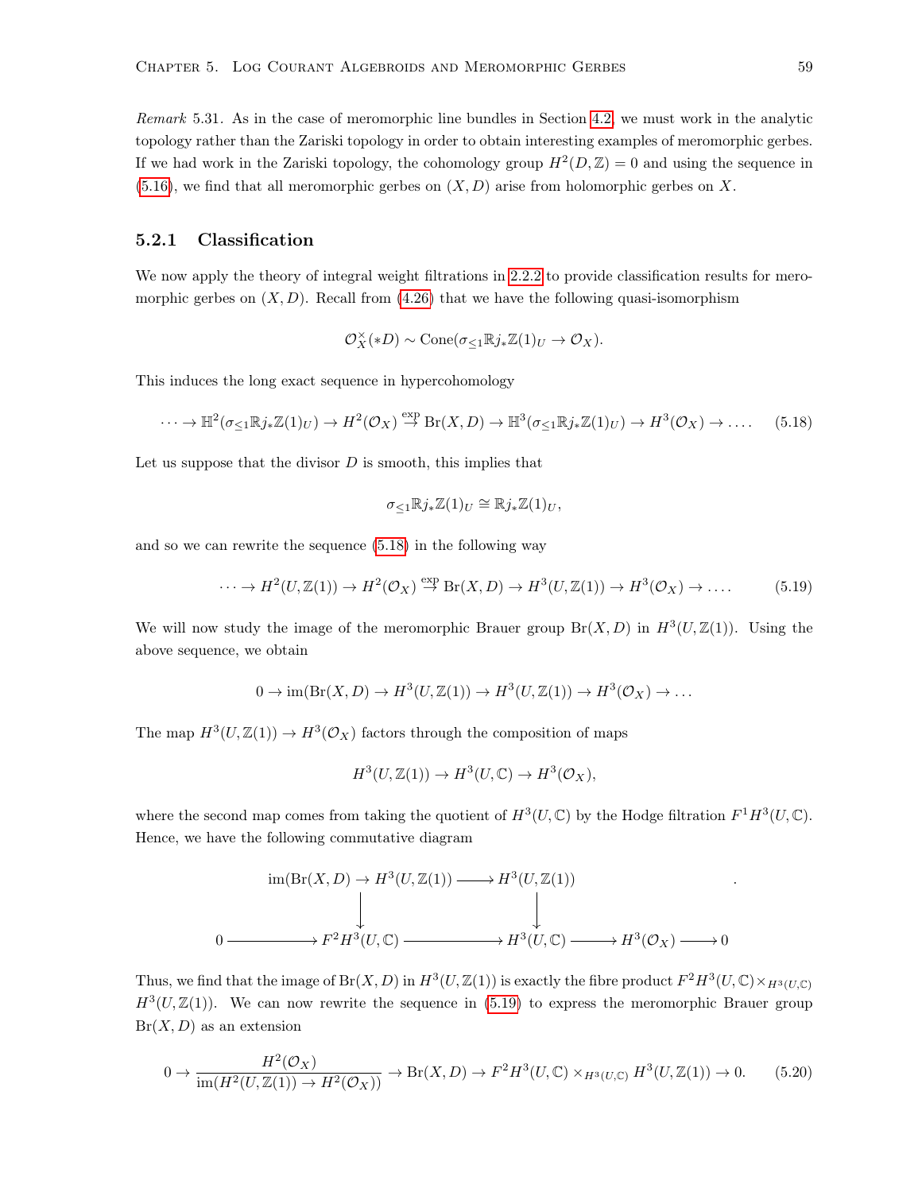*Remark* 5.31. As in the case of meromorphic line bundles in Section 4.2, we must work in the analytic topology rather than the Zariski topology in order to obtain interesting examples of meromorphic gerbes. If we had work in the Zariski topology, the cohomology group $H^2(D, \mathbb{Z}) = 0$ and using the sequence in (5.16), we find that all meromorphic gerbes on $(X, D)$ arise from holomorphic gerbes on $X$.

### 5.2.1 Classification

We now apply the theory of integral weight filtrations in 2.2.2 to provide classification results for meromorphic gerbes on $(X, D)$. Recall from (4.26) that we have the following quasi-isomorphism

$$\mathcal{O}_X^\times(*D) \sim \mathrm{Cone}(\sigma_{\leq 1}\mathbb{R}j_*\mathbb{Z}(1)_U \to \mathcal{O}_X).$$

This induces the long exact sequence in hypercohomology

$$\cdots \to \mathbb{H}^2(\sigma_{\leq 1}\mathbb{R}j_*\mathbb{Z}(1)_U) \to H^2(\mathcal{O}_X) \overset{\exp}{\to} \mathrm{Br}(X, D) \to \mathbb{H}^3(\sigma_{\leq 1}\mathbb{R}j_*\mathbb{Z}(1)_U) \to H^3(\mathcal{O}_X) \to \dots. \tag{5.18}$$

Let us suppose that the divisor $D$ is smooth, this implies that

$$\sigma_{\leq 1}\mathbb{R}j_*\mathbb{Z}(1)_U \cong \mathbb{R}j_*\mathbb{Z}(1)_U,$$

and so we can rewrite the sequence (5.18) in the following way

$$\cdots \to H^2(U, \mathbb{Z}(1)) \to H^2(\mathcal{O}_X) \overset{\exp}{\to} \mathrm{Br}(X, D) \to H^3(U, \mathbb{Z}(1)) \to H^3(\mathcal{O}_X) \to \dots. \tag{5.19}$$

We will now study the image of the meromorphic Brauer group $\mathrm{Br}(X, D)$ in $H^3(U, \mathbb{Z}(1))$. Using the above sequence, we obtain

$$0 \to \mathrm{im}(\mathrm{Br}(X, D) \to H^3(U, \mathbb{Z}(1)) \to H^3(U, \mathbb{Z}(1)) \to H^3(\mathcal{O}_X) \to \dots$$

The map $H^3(U, \mathbb{Z}(1)) \to H^3(\mathcal{O}_X)$ factors through the composition of maps

$$H^3(U, \mathbb{Z}(1)) \to H^3(U, \mathbb{C}) \to H^3(\mathcal{O}_X),$$

where the second map comes from taking the quotient of $H^3(U, \mathbb{C})$ by the Hodge filtration $F^1H^3(U, \mathbb{C})$. Hence, we have the following commutative diagram

$$\begin{array}{ccccccc}
 & & \mathrm{im}(\mathrm{Br}(X, D) \to H^3(U, \mathbb{Z}(1)) & \longrightarrow & H^3(U, \mathbb{Z}(1)) & & \\
 & & \downarrow & & \downarrow & & \\
0 & \longrightarrow & F^2H^3(U, \mathbb{C}) & \longrightarrow & H^3(U, \mathbb{C}) & \longrightarrow & H^3(\mathcal{O}_X) \longrightarrow 0
\end{array}$$

Thus, we find that the image of $\mathrm{Br}(X, D)$ in $H^3(U, \mathbb{Z}(1))$ is exactly the fibre product $F^2H^3(U, \mathbb{C}) \times_{H^3(U,\mathbb{C})} H^3(U, \mathbb{Z}(1))$. We can now rewrite the sequence in (5.19) to express the meromorphic Brauer group $\mathrm{Br}(X, D)$ as an extension

$$0 \to \frac{H^2(\mathcal{O}_X)}{\mathrm{im}(H^2(U, \mathbb{Z}(1)) \to H^2(\mathcal{O}_X))} \to \mathrm{Br}(X, D) \to F^2H^3(U, \mathbb{C}) \times_{H^3(U,\mathbb{C})} H^3(U, \mathbb{Z}(1)) \to 0. \tag{5.20}$$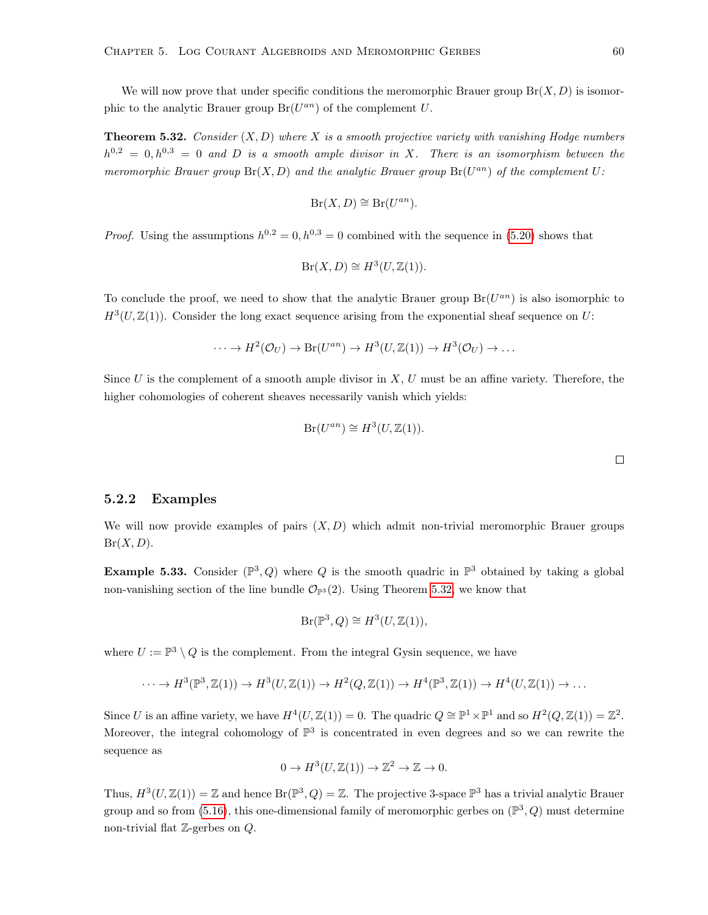We will now prove that under specific conditions the meromorphic Brauer group $\mathrm{Br}(X, D)$ is isomorphic to the analytic Brauer group $\mathrm{Br}(U^{an})$ of the complement $U$.

**Theorem 5.32.** *Consider $(X, D)$ where $X$ is a smooth projective variety with vanishing Hodge numbers $h^{0,2} = 0, h^{0,3} = 0$ and $D$ is a smooth ample divisor in $X$. There is an isomorphism between the meromorphic Brauer group $\mathrm{Br}(X, D)$ and the analytic Brauer group $\mathrm{Br}(U^{an})$ of the complement $U$:*

$$\mathrm{Br}(X, D) \cong \mathrm{Br}(U^{an}).$$

*Proof.* Using the assumptions $h^{0,2} = 0, h^{0,3} = 0$ combined with the sequence in (5.20) shows that

$$\mathrm{Br}(X, D) \cong H^3(U, \mathbb{Z}(1)).$$

To conclude the proof, we need to show that the analytic Brauer group $\mathrm{Br}(U^{an})$ is also isomorphic to $H^3(U, \mathbb{Z}(1))$. Consider the long exact sequence arising from the exponential sheaf sequence on $U$:

$$\cdots \to H^2(\mathcal{O}_U) \to \mathrm{Br}(U^{an}) \to H^3(U, \mathbb{Z}(1)) \to H^3(\mathcal{O}_U) \to \ldots$$

Since $U$ is the complement of a smooth ample divisor in $X$, $U$ must be an affine variety. Therefore, the higher cohomologies of coherent sheaves necessarily vanish which yields:

$$\mathrm{Br}(U^{an}) \cong H^3(U, \mathbb{Z}(1)).$$

□

### 5.2.2 Examples

We will now provide examples of pairs $(X, D)$ which admit non-trivial meromorphic Brauer groups $\mathrm{Br}(X, D)$.

**Example 5.33.** Consider $(\mathbb{P}^3, Q)$ where $Q$ is the smooth quadric in $\mathbb{P}^3$ obtained by taking a global non-vanishing section of the line bundle $\mathcal{O}_{\mathbb{P}^3}(2)$. Using Theorem 5.32, we know that

$$\mathrm{Br}(\mathbb{P}^3, Q) \cong H^3(U, \mathbb{Z}(1)),$$

where $U := \mathbb{P}^3 \setminus Q$ is the complement. From the integral Gysin sequence, we have

$$\cdots \to H^3(\mathbb{P}^3, \mathbb{Z}(1)) \to H^3(U, \mathbb{Z}(1)) \to H^2(Q, \mathbb{Z}(1)) \to H^4(\mathbb{P}^3, \mathbb{Z}(1)) \to H^4(U, \mathbb{Z}(1)) \to \ldots$$

Since $U$ is an affine variety, we have $H^4(U, \mathbb{Z}(1)) = 0$. The quadric $Q \cong \mathbb{P}^1 \times \mathbb{P}^1$ and so $H^2(Q, \mathbb{Z}(1)) = \mathbb{Z}^2$. Moreover, the integral cohomology of $\mathbb{P}^3$ is concentrated in even degrees and so we can rewrite the sequence as

$$0 \to H^3(U, \mathbb{Z}(1)) \to \mathbb{Z}^2 \to \mathbb{Z} \to 0.$$

Thus, $H^3(U, \mathbb{Z}(1)) = \mathbb{Z}$ and hence $\mathrm{Br}(\mathbb{P}^3, Q) = \mathbb{Z}$. The projective 3-space $\mathbb{P}^3$ has a trivial analytic Brauer group and so from (5.16), this one-dimensional family of meromorphic gerbes on $(\mathbb{P}^3, Q)$ must determine non-trivial flat $\mathbb{Z}$-gerbes on $Q$.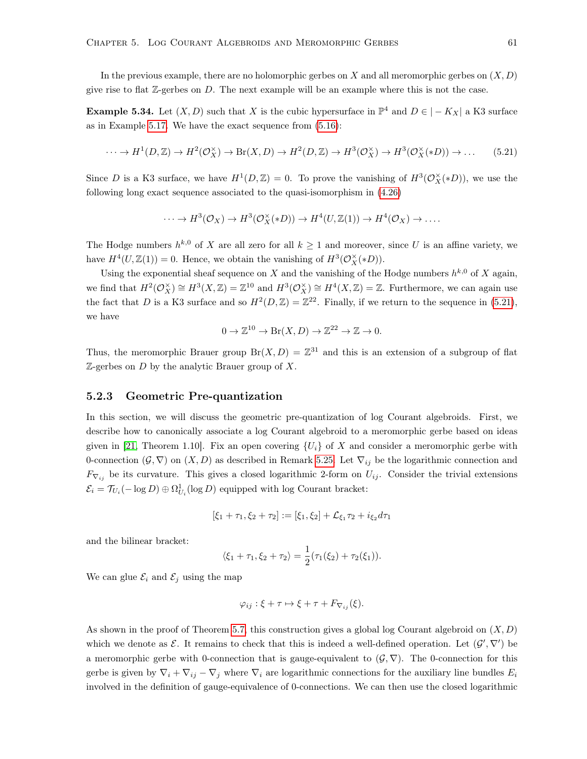In the previous example, there are no holomorphic gerbes on $X$ and all meromorphic gerbes on $(X, D)$ give rise to flat $\mathbb{Z}$-gerbes on $D$. The next example will be an example where this is not the case.

**Example 5.34.** Let $(X, D)$ such that $X$ is the cubic hypersurface in $\mathbb{P}^4$ and $D \in |-K_X|$ a K3 surface as in Example 5.17. We have the exact sequence from (5.16):

$$\cdots \to H^1(D, \mathbb{Z}) \to H^2(\mathcal{O}_X^\times) \to \mathrm{Br}(X, D) \to H^2(D, \mathbb{Z}) \to H^3(\mathcal{O}_X^\times) \to H^3(\mathcal{O}_X^\times(*D)) \to \ldots \tag{5.21}$$

Since $D$ is a K3 surface, we have $H^1(D, \mathbb{Z}) = 0$. To prove the vanishing of $H^3(\mathcal{O}_X^\times(*D))$, we use the following long exact sequence associated to the quasi-isomorphism in (4.26)

$$\cdots \to H^3(\mathcal{O}_X) \to H^3(\mathcal{O}_X^\times(*D)) \to H^4(U, \mathbb{Z}(1)) \to H^4(\mathcal{O}_X) \to \ldots.$$

The Hodge numbers $h^{k,0}$ of $X$ are all zero for all $k \geq 1$ and moreover, since $U$ is an affine variety, we have $H^4(U, \mathbb{Z}(1)) = 0$. Hence, we obtain the vanishing of $H^3(\mathcal{O}_X^\times(*D))$.

Using the exponential sheaf sequence on $X$ and the vanishing of the Hodge numbers $h^{k,0}$ of $X$ again, we find that $H^2(\mathcal{O}_X^\times) \cong H^3(X, \mathbb{Z}) = \mathbb{Z}^{10}$ and $H^3(\mathcal{O}_X^\times) \cong H^4(X, \mathbb{Z}) = \mathbb{Z}$. Furthermore, we can again use the fact that $D$ is a K3 surface and so $H^2(D, \mathbb{Z}) = \mathbb{Z}^{22}$. Finally, if we return to the sequence in (5.21), we have

$$0 \to \mathbb{Z}^{10} \to \mathrm{Br}(X, D) \to \mathbb{Z}^{22} \to \mathbb{Z} \to 0.$$

Thus, the meromorphic Brauer group $\mathrm{Br}(X, D) = \mathbb{Z}^{31}$ and this is an extension of a subgroup of flat $\mathbb{Z}$-gerbes on $D$ by the analytic Brauer group of $X$.

### 5.2.3 Geometric Pre-quantization

In this section, we will discuss the geometric pre-quantization of log Courant algebroids. First, we describe how to canonically associate a log Courant algebroid to a meromorphic gerbe based on ideas given in [21, Theorem 1.10]. Fix an open covering $\{U_i\}$ of $X$ and consider a meromorphic gerbe with 0-connection $(\mathcal{G}, \nabla)$ on $(X, D)$ as described in Remark 5.25. Let $\nabla_{ij}$ be the logarithmic connection and $F_{\nabla_{ij}}$ be its curvature. This gives a closed logarithmic 2-form on $U_{ij}$. Consider the trivial extensions $\mathcal{E}_i = \mathcal{T}_{U_i}(-\log D) \oplus \Omega^1_{U_i}(\log D)$ equipped with log Courant bracket:

$$[\xi_1 + \tau_1, \xi_2 + \tau_2] := [\xi_1, \xi_2] + \mathcal{L}_{\xi_1}\tau_2 + i_{\xi_2} d\tau_1$$

and the bilinear bracket:

$$\langle \xi_1 + \tau_1, \xi_2 + \tau_2 \rangle = \frac{1}{2}(\tau_1(\xi_2) + \tau_2(\xi_1)).$$

We can glue $\mathcal{E}_i$ and $\mathcal{E}_j$ using the map

$$\varphi_{ij} : \xi + \tau \mapsto \xi + \tau + F_{\nabla_{ij}}(\xi).$$

As shown in the proof of Theorem 5.7, this construction gives a global log Courant algebroid on $(X, D)$ which we denote as $\mathcal{E}$. It remains to check that this is indeed a well-defined operation. Let $(\mathcal{G}', \nabla')$ be a meromorphic gerbe with 0-connection that is gauge-equivalent to $(\mathcal{G}, \nabla)$. The 0-connection for this gerbe is given by $\nabla_i + \nabla_{ij} - \nabla_j$ where $\nabla_i$ are logarithmic connections for the auxiliary line bundles $E_i$ involved in the definition of gauge-equivalence of 0-connections. We can then use the closed logarithmic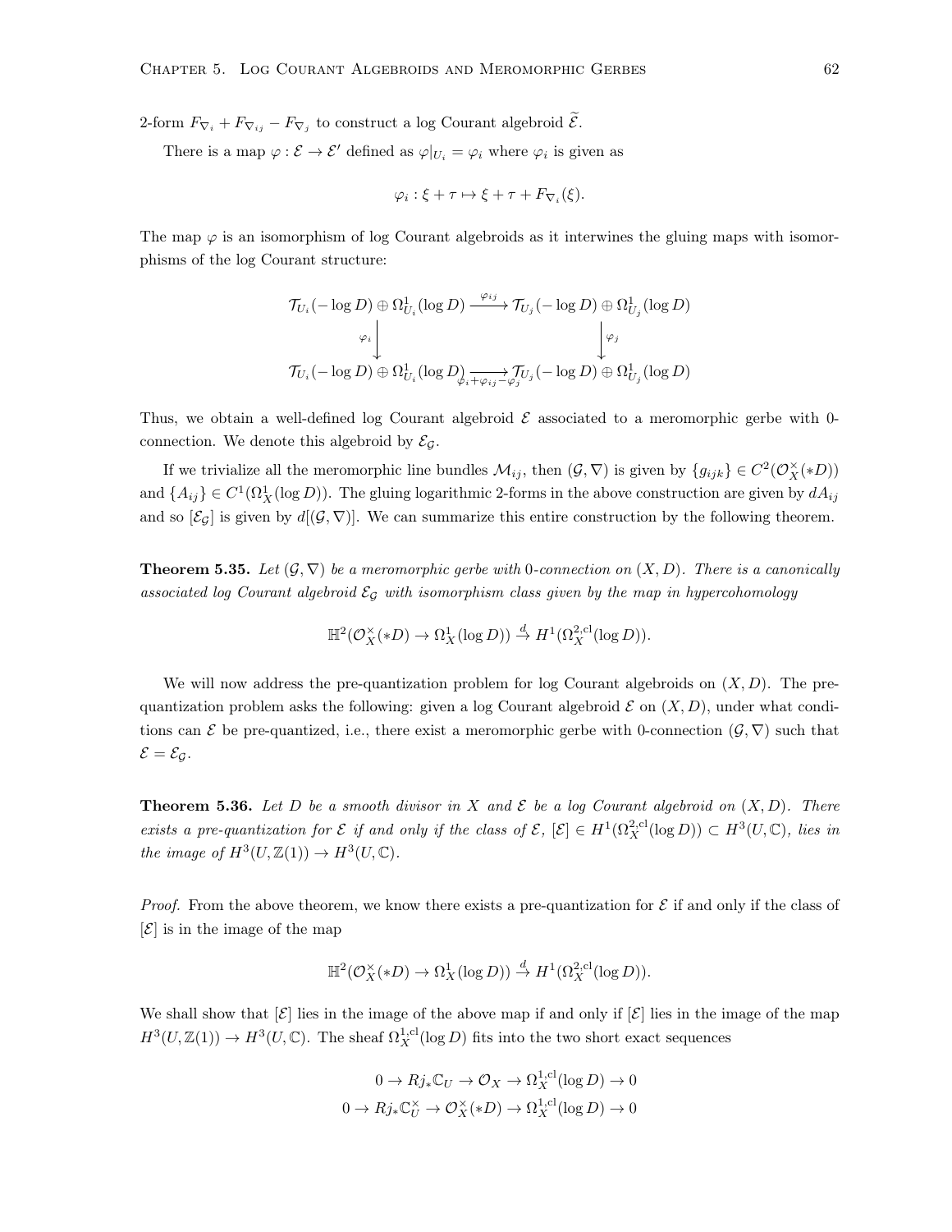2-form $F_{\nabla_i} + F_{\nabla_{ij}} - F_{\nabla_j}$ to construct a log Courant algebroid $\widetilde{\mathcal{E}}$.

There is a map $\varphi : \mathcal{E} \to \mathcal{E}'$ defined as $\varphi|_{U_i} = \varphi_i$ where $\varphi_i$ is given as

$$\varphi_i : \xi + \tau \mapsto \xi + \tau + F_{\nabla_i}(\xi).$$

The map $\varphi$ is an isomorphism of log Courant algebroids as it interwines the gluing maps with isomorphisms of the log Courant structure:

$$\begin{array}{ccc}
\mathcal{T}_{U_i}(-\log D) \oplus \Omega^1_{U_i}(\log D) & \xrightarrow{\varphi_{ij}} & \mathcal{T}_{U_j}(-\log D) \oplus \Omega^1_{U_j}(\log D) \\
\downarrow{\scriptstyle \varphi_i} & & \downarrow{\scriptstyle \varphi_j} \\
\mathcal{T}_{U_i}(-\log D) \oplus \Omega^1_{U_i}(\log D) & \xrightarrow[\varphi_i + \varphi_{ij} - \varphi_j]{} & \mathcal{T}_{U_j}(-\log D) \oplus \Omega^1_{U_j}(\log D)
\end{array}$$

Thus, we obtain a well-defined log Courant algebroid $\mathcal{E}$ associated to a meromorphic gerbe with 0-connection. We denote this algebroid by $\mathcal{E}_{\mathcal{G}}$.

If we trivialize all the meromorphic line bundles $\mathcal{M}_{ij}$, then $(\mathcal{G}, \nabla)$ is given by $\{g_{ijk}\} \in C^2(\mathcal{O}_X^\times(*D))$ and $\{A_{ij}\} \in C^1(\Omega^1_X(\log D))$. The gluing logarithmic 2-forms in the above construction are given by $dA_{ij}$ and so $[\mathcal{E}_{\mathcal{G}}]$ is given by $d[(\mathcal{G}, \nabla)]$. We can summarize this entire construction by the following theorem.

**Theorem 5.35.** *Let $(\mathcal{G}, \nabla)$ be a meromorphic gerbe with 0-connection on $(X, D)$. There is a canonically associated log Courant algebroid $\mathcal{E}_{\mathcal{G}}$ with isomorphism class given by the map in hypercohomology*

$$\mathbb{H}^2(\mathcal{O}_X^\times(*D) \to \Omega^1_X(\log D)) \xrightarrow{d} H^1(\Omega^{2,\mathrm{cl}}_X(\log D)).$$

We will now address the pre-quantization problem for log Courant algebroids on $(X, D)$. The pre-quantization problem asks the following: given a log Courant algebroid $\mathcal{E}$ on $(X, D)$, under what conditions can $\mathcal{E}$ be pre-quantized, i.e., there exist a meromorphic gerbe with 0-connection $(\mathcal{G}, \nabla)$ such that $\mathcal{E} = \mathcal{E}_{\mathcal{G}}$.

**Theorem 5.36.** *Let $D$ be a smooth divisor in $X$ and $\mathcal{E}$ be a log Courant algebroid on $(X, D)$. There exists a pre-quantization for $\mathcal{E}$ if and only if the class of $\mathcal{E}$, $[\mathcal{E}] \in H^1(\Omega^{2,\mathrm{cl}}_X(\log D)) \subset H^3(U, \mathbb{C})$, lies in the image of $H^3(U, \mathbb{Z}(1)) \to H^3(U, \mathbb{C})$.*

*Proof.* From the above theorem, we know there exists a pre-quantization for $\mathcal{E}$ if and only if the class of $[\mathcal{E}]$ is in the image of the map

$$\mathbb{H}^2(\mathcal{O}_X^\times(*D) \to \Omega^1_X(\log D)) \xrightarrow{d} H^1(\Omega^{2,\mathrm{cl}}_X(\log D)).$$

We shall show that $[\mathcal{E}]$ lies in the image of the above map if and only if $[\mathcal{E}]$ lies in the image of the map $H^3(U, \mathbb{Z}(1)) \to H^3(U, \mathbb{C})$. The sheaf $\Omega^{1,\mathrm{cl}}_X(\log D)$ fits into the two short exact sequences

$$0 \to Rj_*\mathbb{C}_U \to \mathcal{O}_X \to \Omega^{1,\mathrm{cl}}_X(\log D) \to 0$$
$$0 \to Rj_*\mathbb{C}_U^\times \to \mathcal{O}_X^\times(*D) \to \Omega^{1,\mathrm{cl}}_X(\log D) \to 0$$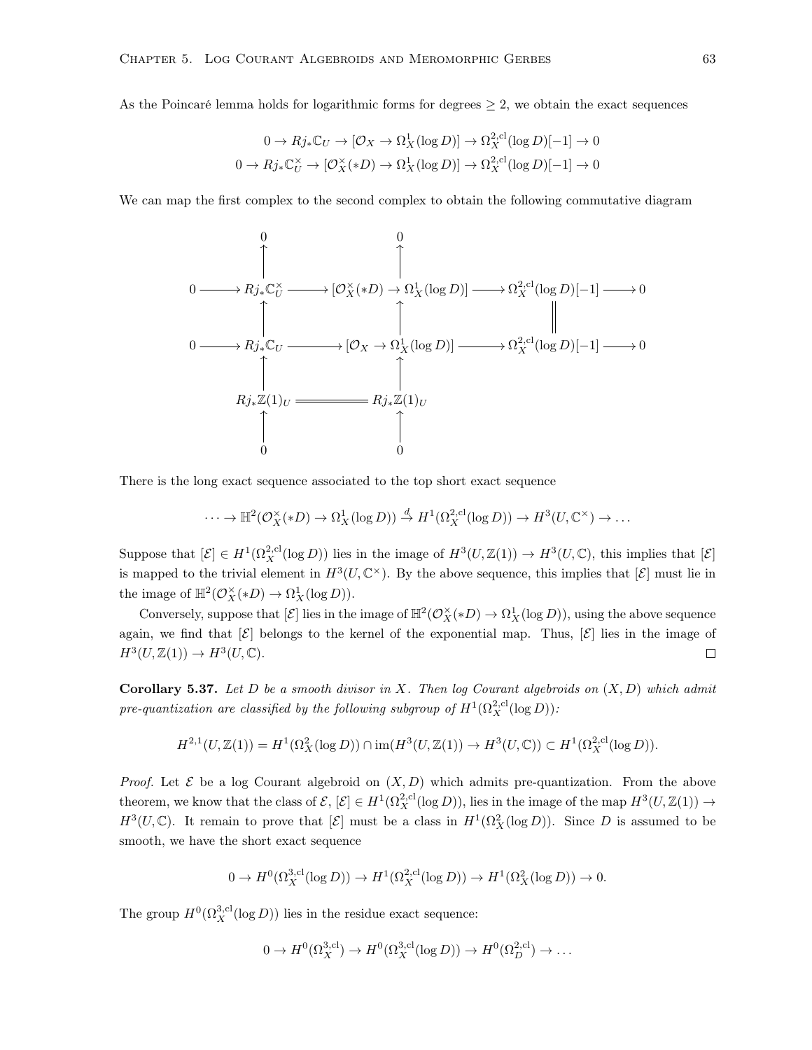As the Poincaré lemma holds for logarithmic forms for degrees $\geq 2$, we obtain the exact sequences

$$0 \to Rj_*\mathbb{C}_U \to [\mathcal{O}_X \to \Omega^1_X(\log D)] \to \Omega^{2,\mathrm{cl}}_X(\log D)[-1] \to 0$$
$$0 \to Rj_*\mathbb{C}^\times_U \to [\mathcal{O}^\times_X(*D) \to \Omega^1_X(\log D)] \to \Omega^{2,\mathrm{cl}}_X(\log D)[-1] \to 0$$

We can map the first complex to the second complex to obtain the following commutative diagram

$$\begin{array}{ccccccccc}
 & & 0 & & 0 & & & & \\
 & & \uparrow & & \uparrow & & & & \\
0 & \to & Rj_*\mathbb{C}^\times_U & \to & [\mathcal{O}^\times_X(*D) \to \Omega^1_X(\log D)] & \to & \Omega^{2,\mathrm{cl}}_X(\log D)[-1] & \to & 0 \\
 & & \uparrow & & \uparrow & & \| & & \\
0 & \to & Rj_*\mathbb{C}_U & \to & [\mathcal{O}_X \to \Omega^1_X(\log D)] & \to & \Omega^{2,\mathrm{cl}}_X(\log D)[-1] & \to & 0 \\
 & & \uparrow & & \uparrow & & & & \\
 & & Rj_*\mathbb{Z}(1)_U & = & Rj_*\mathbb{Z}(1)_U & & & & \\
 & & \uparrow & & \uparrow & & & & \\
 & & 0 & & 0 & & & &
\end{array}$$

There is the long exact sequence associated to the top short exact sequence

$$\cdots \to \mathbb{H}^2(\mathcal{O}^\times_X(*D) \to \Omega^1_X(\log D)) \xrightarrow{d} H^1(\Omega^{2,\mathrm{cl}}_X(\log D)) \to H^3(U, \mathbb{C}^\times) \to \ldots$$

Suppose that $[\mathcal{E}] \in H^1(\Omega^{2,\mathrm{cl}}_X(\log D))$ lies in the image of $H^3(U, \mathbb{Z}(1)) \to H^3(U, \mathbb{C})$, this implies that $[\mathcal{E}]$ is mapped to the trivial element in $H^3(U, \mathbb{C}^\times)$. By the above sequence, this implies that $[\mathcal{E}]$ must lie in the image of $\mathbb{H}^2(\mathcal{O}^\times_X(*D) \to \Omega^1_X(\log D))$.

Conversely, suppose that $[\mathcal{E}]$ lies in the image of $\mathbb{H}^2(\mathcal{O}^\times_X(*D) \to \Omega^1_X(\log D))$, using the above sequence again, we find that $[\mathcal{E}]$ belongs to the kernel of the exponential map. Thus, $[\mathcal{E}]$ lies in the image of $H^3(U, \mathbb{Z}(1)) \to H^3(U, \mathbb{C})$. ∎

**Corollary 5.37.** *Let $D$ be a smooth divisor in $X$. Then log Courant algebroids on $(X, D)$ which admit pre-quantization are classified by the following subgroup of $H^1(\Omega^{2,\mathrm{cl}}_X(\log D))$:*

$$H^{2,1}(U, \mathbb{Z}(1)) = H^1(\Omega^2_X(\log D)) \cap \mathrm{im}(H^3(U, \mathbb{Z}(1)) \to H^3(U, \mathbb{C})) \subset H^1(\Omega^{2,\mathrm{cl}}_X(\log D)).$$

*Proof.* Let $\mathcal{E}$ be a log Courant algebroid on $(X, D)$ which admits pre-quantization. From the above theorem, we know that the class of $\mathcal{E}$, $[\mathcal{E}] \in H^1(\Omega^{2,\mathrm{cl}}_X(\log D))$, lies in the image of the map $H^3(U, \mathbb{Z}(1)) \to H^3(U, \mathbb{C})$. It remain to prove that $[\mathcal{E}]$ must be a class in $H^1(\Omega^2_X(\log D))$. Since $D$ is assumed to be smooth, we have the short exact sequence

$$0 \to H^0(\Omega^{3,\mathrm{cl}}_X(\log D)) \to H^1(\Omega^{2,\mathrm{cl}}_X(\log D)) \to H^1(\Omega^2_X(\log D)) \to 0.$$

The group $H^0(\Omega^{3,\mathrm{cl}}_X(\log D))$ lies in the residue exact sequence:

$$0 \to H^0(\Omega^{3,\mathrm{cl}}_X) \to H^0(\Omega^{3,\mathrm{cl}}_X(\log D)) \to H^0(\Omega^{2,\mathrm{cl}}_D) \to \ldots$$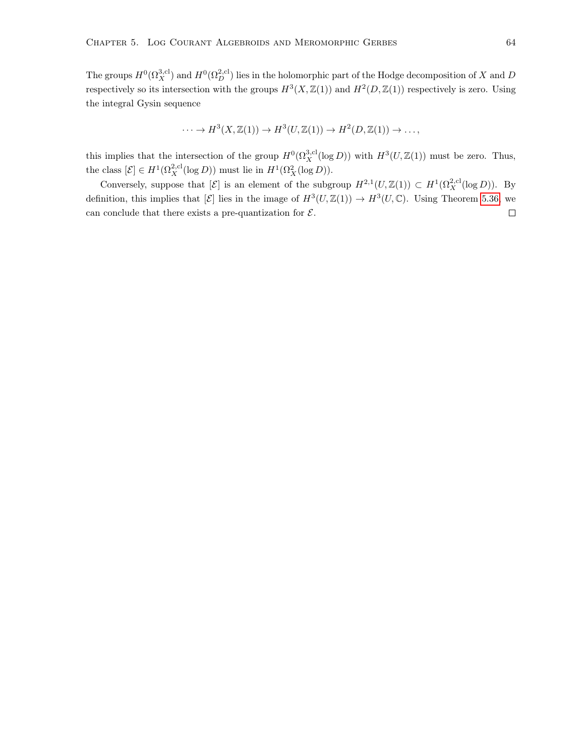The groups $H^0(\Omega_X^{3,\mathrm{cl}})$ and $H^0(\Omega_D^{2,\mathrm{cl}})$ lies in the holomorphic part of the Hodge decomposition of $X$ and $D$ respectively so its intersection with the groups $H^3(X, \mathbb{Z}(1))$ and $H^2(D, \mathbb{Z}(1))$ respectively is zero. Using the integral Gysin sequence

$$\cdots \to H^3(X, \mathbb{Z}(1)) \to H^3(U, \mathbb{Z}(1)) \to H^2(D, \mathbb{Z}(1)) \to \ldots,$$

this implies that the intersection of the group $H^0(\Omega_X^{3,\mathrm{cl}}(\log D))$ with $H^3(U, \mathbb{Z}(1))$ must be zero. Thus, the class $[\mathcal{E}] \in H^1(\Omega_X^{2,\mathrm{cl}}(\log D))$ must lie in $H^1(\Omega_X^2(\log D))$.

Conversely, suppose that $[\mathcal{E}]$ is an element of the subgroup $H^{2,1}(U, \mathbb{Z}(1)) \subset H^1(\Omega_X^{2,\mathrm{cl}}(\log D))$. By definition, this implies that $[\mathcal{E}]$ lies in the image of $H^3(U, \mathbb{Z}(1)) \to H^3(U, \mathbb{C})$. Using Theorem 5.36, we can conclude that there exists a pre-quantization for $\mathcal{E}$. $\square$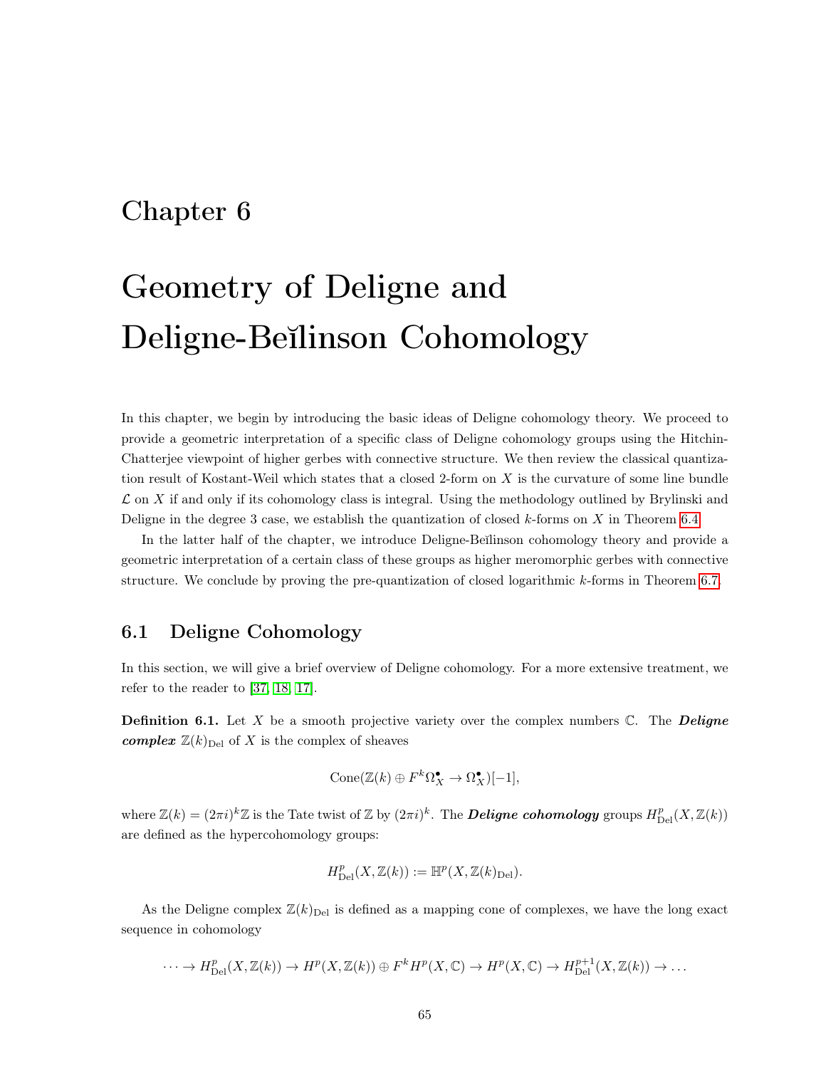# Chapter 6

# Geometry of Deligne and Deligne-Beĭlinson Cohomology

In this chapter, we begin by introducing the basic ideas of Deligne cohomology theory. We proceed to provide a geometric interpretation of a specific class of Deligne cohomology groups using the Hitchin-Chatterjee viewpoint of higher gerbes with connective structure. We then review the classical quantization result of Kostant-Weil which states that a closed 2-form on $X$ is the curvature of some line bundle $\mathcal{L}$ on $X$ if and only if its cohomology class is integral. Using the methodology outlined by Brylinski and Deligne in the degree 3 case, we establish the quantization of closed $k$-forms on $X$ in Theorem 6.4.

In the latter half of the chapter, we introduce Deligne-Beĭlinson cohomology theory and provide a geometric interpretation of a certain class of these groups as higher meromorphic gerbes with connective structure. We conclude by proving the pre-quantization of closed logarithmic $k$-forms in Theorem 6.7.

## 6.1 Deligne Cohomology

In this section, we will give a brief overview of Deligne cohomology. For a more extensive treatment, we refer to the reader to [37, 18, 17].

**Definition 6.1.** Let $X$ be a smooth projective variety over the complex numbers $\mathbb{C}$. The ***Deligne complex*** $\mathbb{Z}(k)_{\mathrm{Del}}$ of $X$ is the complex of sheaves

$$\mathrm{Cone}(\mathbb{Z}(k) \oplus F^k\Omega_X^\bullet \to \Omega_X^\bullet)[-1],$$

where $\mathbb{Z}(k) = (2\pi i)^k\mathbb{Z}$ is the Tate twist of $\mathbb{Z}$ by $(2\pi i)^k$. The ***Deligne cohomology*** groups $H^p_{\mathrm{Del}}(X, \mathbb{Z}(k))$ are defined as the hypercohomology groups:

$$H^p_{\mathrm{Del}}(X, \mathbb{Z}(k)) := \mathbb{H}^p(X, \mathbb{Z}(k)_{\mathrm{Del}}).$$

As the Deligne complex $\mathbb{Z}(k)_{\mathrm{Del}}$ is defined as a mapping cone of complexes, we have the long exact sequence in cohomology

$$\cdots \to H^p_{\mathrm{Del}}(X, \mathbb{Z}(k)) \to H^p(X, \mathbb{Z}(k)) \oplus F^kH^p(X, \mathbb{C}) \to H^p(X, \mathbb{C}) \to H^{p+1}_{\mathrm{Del}}(X, \mathbb{Z}(k)) \to \dots$$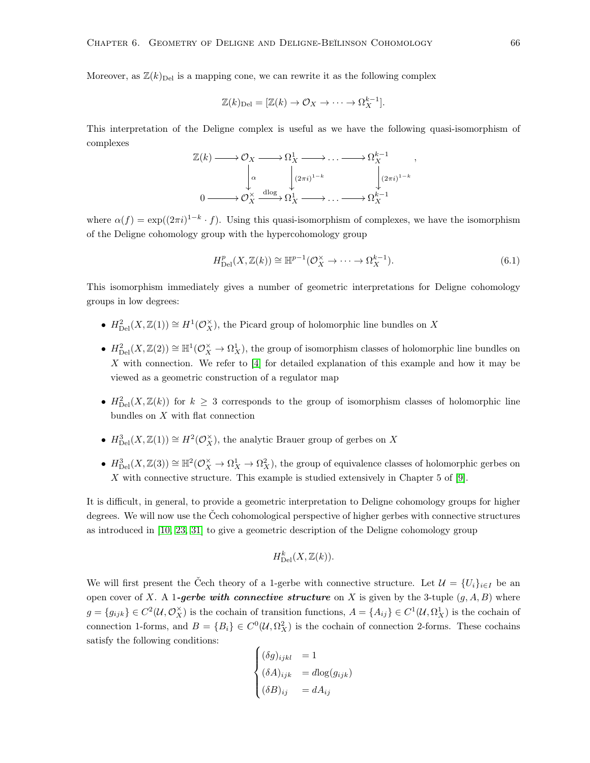Moreover, as $\mathbb{Z}(k)_{\text{Del}}$ is a mapping cone, we can rewrite it as the following complex

$$\mathbb{Z}(k)_{\text{Del}} = [\mathbb{Z}(k) \to \mathcal{O}_X \to \cdots \to \Omega_X^{k-1}].$$

This interpretation of the Deligne complex is useful as we have the following quasi-isomorphism of complexes

$$\begin{array}{ccccccccc}
\mathbb{Z}(k) & \longrightarrow & \mathcal{O}_X & \longrightarrow & \Omega_X^1 & \longrightarrow & \dots & \longrightarrow & \Omega_X^{k-1} \\
 & & \downarrow{\scriptstyle \alpha} & & \downarrow{\scriptstyle (2\pi i)^{1-k}} & & & & \downarrow{\scriptstyle (2\pi i)^{1-k}} \\
0 & \longrightarrow & \mathcal{O}_X^\times & \xrightarrow{\text{dlog}} & \Omega_X^1 & \longrightarrow & \dots & \longrightarrow & \Omega_X^{k-1}
\end{array},$$

where $\alpha(f) = \exp((2\pi i)^{1-k} \cdot f)$. Using this quasi-isomorphism of complexes, we have the isomorphism of the Deligne cohomology group with the hypercohomology group

$$H^p_{\text{Del}}(X, \mathbb{Z}(k)) \cong \mathbb{H}^{p-1}(\mathcal{O}_X^\times \to \cdots \to \Omega_X^{k-1}). \tag{6.1}$$

This isomorphism immediately gives a number of geometric interpretations for Deligne cohomology groups in low degrees:

- $H^2_{\text{Del}}(X, \mathbb{Z}(1)) \cong H^1(\mathcal{O}_X^\times)$, the Picard group of holomorphic line bundles on $X$
- $H^2_{\text{Del}}(X, \mathbb{Z}(2)) \cong \mathbb{H}^1(\mathcal{O}_X^\times \to \Omega_X^1)$, the group of isomorphism classes of holomorphic line bundles on $X$ with connection. We refer to [4] for detailed explanation of this example and how it may be viewed as a geometric construction of a regulator map
- $H^2_{\text{Del}}(X, \mathbb{Z}(k))$ for $k \geq 3$ corresponds to the group of isomorphism classes of holomorphic line bundles on $X$ with flat connection
- $H^3_{\text{Del}}(X, \mathbb{Z}(1)) \cong H^2(\mathcal{O}_X^\times)$, the analytic Brauer group of gerbes on $X$
- $H^3_{\text{Del}}(X, \mathbb{Z}(3)) \cong \mathbb{H}^2(\mathcal{O}_X^\times \to \Omega_X^1 \to \Omega_X^2)$, the group of equivalence classes of holomorphic gerbes on $X$ with connective structure. This example is studied extensively in Chapter 5 of [9].

It is difficult, in general, to provide a geometric interpretation to Deligne cohomology groups for higher degrees. We will now use the Čech cohomological perspective of higher gerbes with connective structures as introduced in [10, 23, 31] to give a geometric description of the Deligne cohomology group

$$H^k_{\text{Del}}(X, \mathbb{Z}(k)).$$

We will first present the Čech theory of a 1-gerbe with connective structure. Let $\mathcal{U} = \{U_i\}_{i \in I}$ be an open cover of $X$. A ***1-gerbe with connective structure*** on $X$ is given by the 3-tuple $(g, A, B)$ where $g = \{g_{ijk}\} \in C^2(\mathcal{U}, \mathcal{O}_X^\times)$ is the cochain of transition functions, $A = \{A_{ij}\} \in C^1(\mathcal{U}, \Omega_X^1)$ is the cochain of connection 1-forms, and $B = \{B_i\} \in C^0(\mathcal{U}, \Omega_X^2)$ is the cochain of connection 2-forms. These cochains satisfy the following conditions:

$$\begin{cases}
(\delta g)_{ijkl} &= 1 \\
(\delta A)_{ijk} &= d\log(g_{ijk}) \\
(\delta B)_{ij} &= dA_{ij}
\end{cases}$$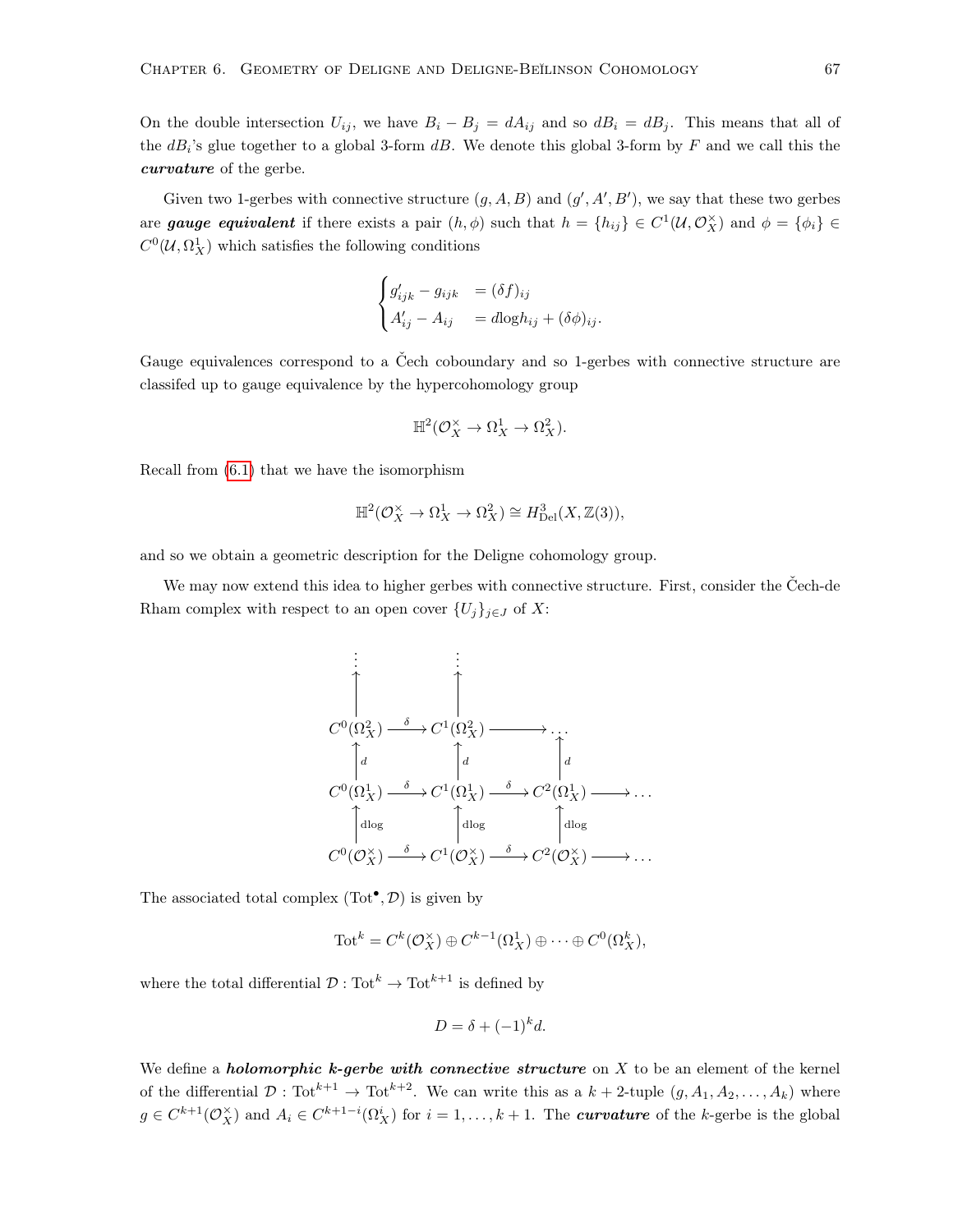On the double intersection $U_{ij}$, we have $B_i - B_j = dA_{ij}$ and so $dB_i = dB_j$. This means that all of the $dB_i$'s glue together to a global 3-form $dB$. We denote this global 3-form by $F$ and we call this the ***curvature*** of the gerbe.

Given two 1-gerbes with connective structure $(g, A, B)$ and $(g', A', B')$, we say that these two gerbes are ***gauge equivalent*** if there exists a pair $(h, \phi)$ such that $h = \{h_{ij}\} \in C^1(\mathcal{U}, \mathcal{O}_X^\times)$ and $\phi = \{\phi_i\} \in C^0(\mathcal{U}, \Omega_X^1)$ which satisfies the following conditions

$$\begin{cases} g'_{ijk} - g_{ijk} &= (\delta f)_{ij} \\ A'_{ij} - A_{ij} &= d\log h_{ij} + (\delta\phi)_{ij}. \end{cases}$$

Gauge equivalences correspond to a Čech coboundary and so 1-gerbes with connective structure are classifed up to gauge equivalence by the hypercohomology group

$$\mathbb{H}^2(\mathcal{O}_X^\times \to \Omega_X^1 \to \Omega_X^2).$$

Recall from (6.1) that we have the isomorphism

$$\mathbb{H}^2(\mathcal{O}_X^\times \to \Omega_X^1 \to \Omega_X^2) \cong H^3_{\text{Del}}(X, \mathbb{Z}(3)),$$

and so we obtain a geometric description for the Deligne cohomology group.

We may now extend this idea to higher gerbes with connective structure. First, consider the Čech-de Rham complex with respect to an open cover $\{U_j\}_{j\in J}$ of $X$:

$$\begin{array}{ccccccc}
\vdots & & \vdots & & & & \\
\uparrow & & \uparrow & & & & \\
C^0(\Omega_X^2) & \xrightarrow{\delta} & C^1(\Omega_X^2) & \longrightarrow & \cdots & & \\
\uparrow{\scriptstyle d} & & \uparrow{\scriptstyle d} & & \uparrow{\scriptstyle d} & & \\
C^0(\Omega_X^1) & \xrightarrow{\delta} & C^1(\Omega_X^1) & \xrightarrow{\delta} & C^2(\Omega_X^1) & \longrightarrow & \cdots \\
\uparrow{\scriptstyle \mathrm{dlog}} & & \uparrow{\scriptstyle \mathrm{dlog}} & & \uparrow{\scriptstyle \mathrm{dlog}} & & \\
C^0(\mathcal{O}_X^\times) & \xrightarrow{\delta} & C^1(\mathcal{O}_X^\times) & \xrightarrow{\delta} & C^2(\mathcal{O}_X^\times) & \longrightarrow & \cdots
\end{array}$$

The associated total complex $(\mathrm{Tot}^\bullet, \mathcal{D})$ is given by

$$\mathrm{Tot}^k = C^k(\mathcal{O}_X^\times) \oplus C^{k-1}(\Omega_X^1) \oplus \cdots \oplus C^0(\Omega_X^k),$$

where the total differential $\mathcal{D} : \mathrm{Tot}^k \to \mathrm{Tot}^{k+1}$ is defined by

$$D = \delta + (-1)^k d.$$

We define a ***holomorphic k-gerbe with connective structure*** on $X$ to be an element of the kernel of the differential $\mathcal{D} : \mathrm{Tot}^{k+1} \to \mathrm{Tot}^{k+2}$. We can write this as a $k+2$-tuple $(g, A_1, A_2, \ldots, A_k)$ where $g \in C^{k+1}(\mathcal{O}_X^\times)$ and $A_i \in C^{k+1-i}(\Omega_X^i)$ for $i = 1, \ldots, k+1$. The ***curvature*** of the $k$-gerbe is the global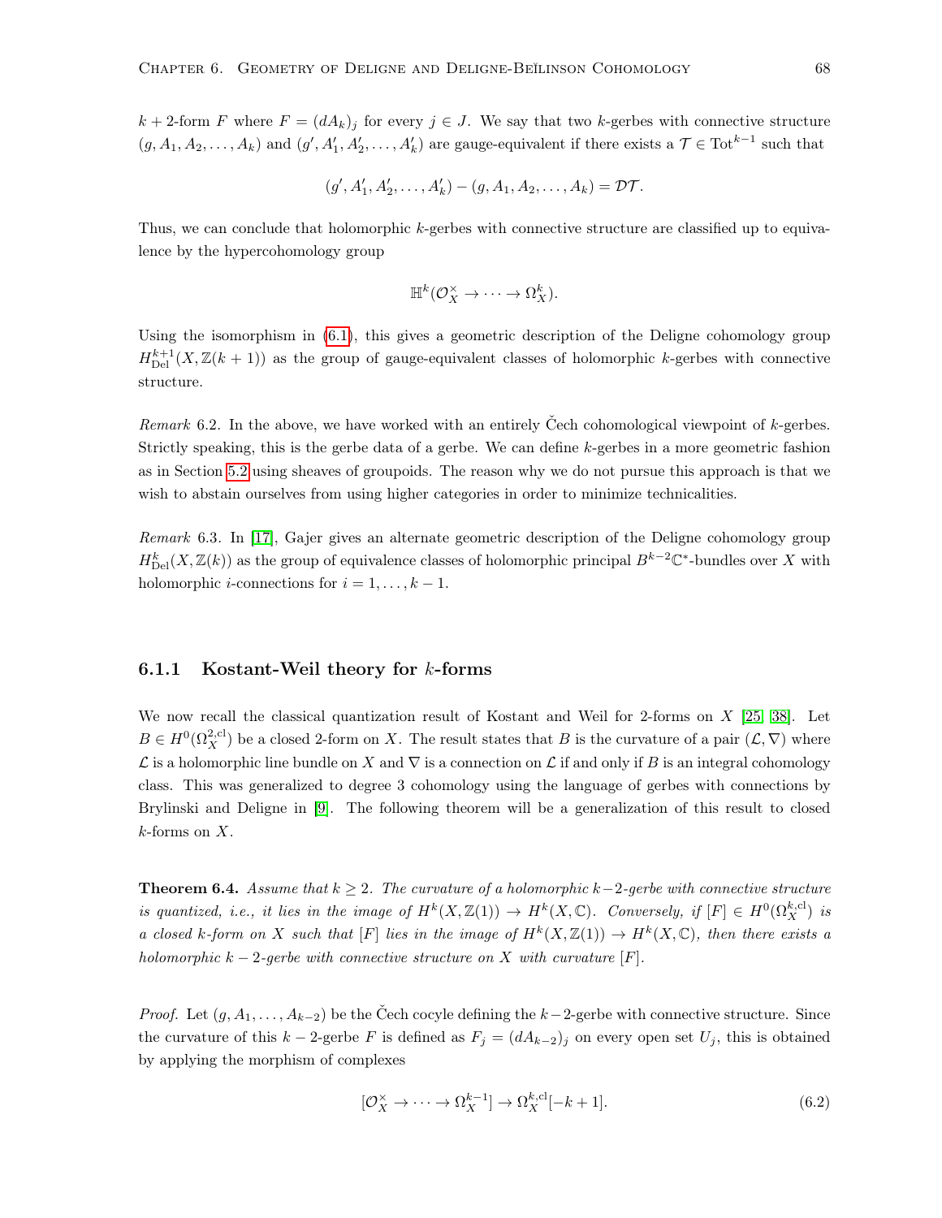$k+2$-form $F$ where $F = (dA_k)_j$ for every $j \in J$. We say that two $k$-gerbes with connective structure $(g, A_1, A_2, \ldots, A_k)$ and $(g', A'_1, A'_2, \ldots, A'_k)$ are gauge-equivalent if there exists a $\mathcal{T} \in \mathrm{Tot}^{k-1}$ such that

$$(g', A'_1, A'_2, \ldots, A'_k) - (g, A_1, A_2, \ldots, A_k) = \mathcal{D}\mathcal{T}.$$

Thus, we can conclude that holomorphic $k$-gerbes with connective structure are classified up to equivalence by the hypercohomology group

$$\mathbb{H}^k(\mathcal{O}_X^\times \to \cdots \to \Omega_X^k).$$

Using the isomorphism in (6.1), this gives a geometric description of the Deligne cohomology group $H^{k+1}_{\mathrm{Del}}(X, \mathbb{Z}(k+1))$ as the group of gauge-equivalent classes of holomorphic $k$-gerbes with connective structure.

*Remark* 6.2. In the above, we have worked with an entirely Čech cohomological viewpoint of $k$-gerbes. Strictly speaking, this is the gerbe data of a gerbe. We can define $k$-gerbes in a more geometric fashion as in Section 5.2 using sheaves of groupoids. The reason why we do not pursue this approach is that we wish to abstain ourselves from using higher categories in order to minimize technicalities.

*Remark* 6.3. In [17], Gajer gives an alternate geometric description of the Deligne cohomology group $H^k_{\mathrm{Del}}(X, \mathbb{Z}(k))$ as the group of equivalence classes of holomorphic principal $B^{k-2}\mathbb{C}^*$-bundles over $X$ with holomorphic $i$-connections for $i = 1, \ldots, k-1$.

### 6.1.1 Kostant-Weil theory for $k$-forms

We now recall the classical quantization result of Kostant and Weil for 2-forms on $X$ [25, 38]. Let $B \in H^0(\Omega_X^{2,\mathrm{cl}})$ be a closed 2-form on $X$. The result states that $B$ is the curvature of a pair $(\mathcal{L}, \nabla)$ where $\mathcal{L}$ is a holomorphic line bundle on $X$ and $\nabla$ is a connection on $\mathcal{L}$ if and only if $B$ is an integral cohomology class. This was generalized to degree 3 cohomology using the language of gerbes with connections by Brylinski and Deligne in [9]. The following theorem will be a generalization of this result to closed $k$-forms on $X$.

**Theorem 6.4.** *Assume that $k \geq 2$. The curvature of a holomorphic $k-2$-gerbe with connective structure is quantized, i.e., it lies in the image of $H^k(X, \mathbb{Z}(1)) \to H^k(X, \mathbb{C})$. Conversely, if $[F] \in H^0(\Omega_X^{k,\mathrm{cl}})$ is a closed $k$-form on $X$ such that $[F]$ lies in the image of $H^k(X, \mathbb{Z}(1)) \to H^k(X, \mathbb{C})$, then there exists a holomorphic $k-2$-gerbe with connective structure on $X$ with curvature $[F]$.*

*Proof.* Let $(g, A_1, \ldots, A_{k-2})$ be the Čech cocycle defining the $k-2$-gerbe with connective structure. Since the curvature of this $k-2$-gerbe $F$ is defined as $F_j = (dA_{k-2})_j$ on every open set $U_j$, this is obtained by applying the morphism of complexes

$$[\mathcal{O}_X^\times \to \cdots \to \Omega_X^{k-1}] \to \Omega_X^{k,\mathrm{cl}}[-k+1]. \tag{6.2}$$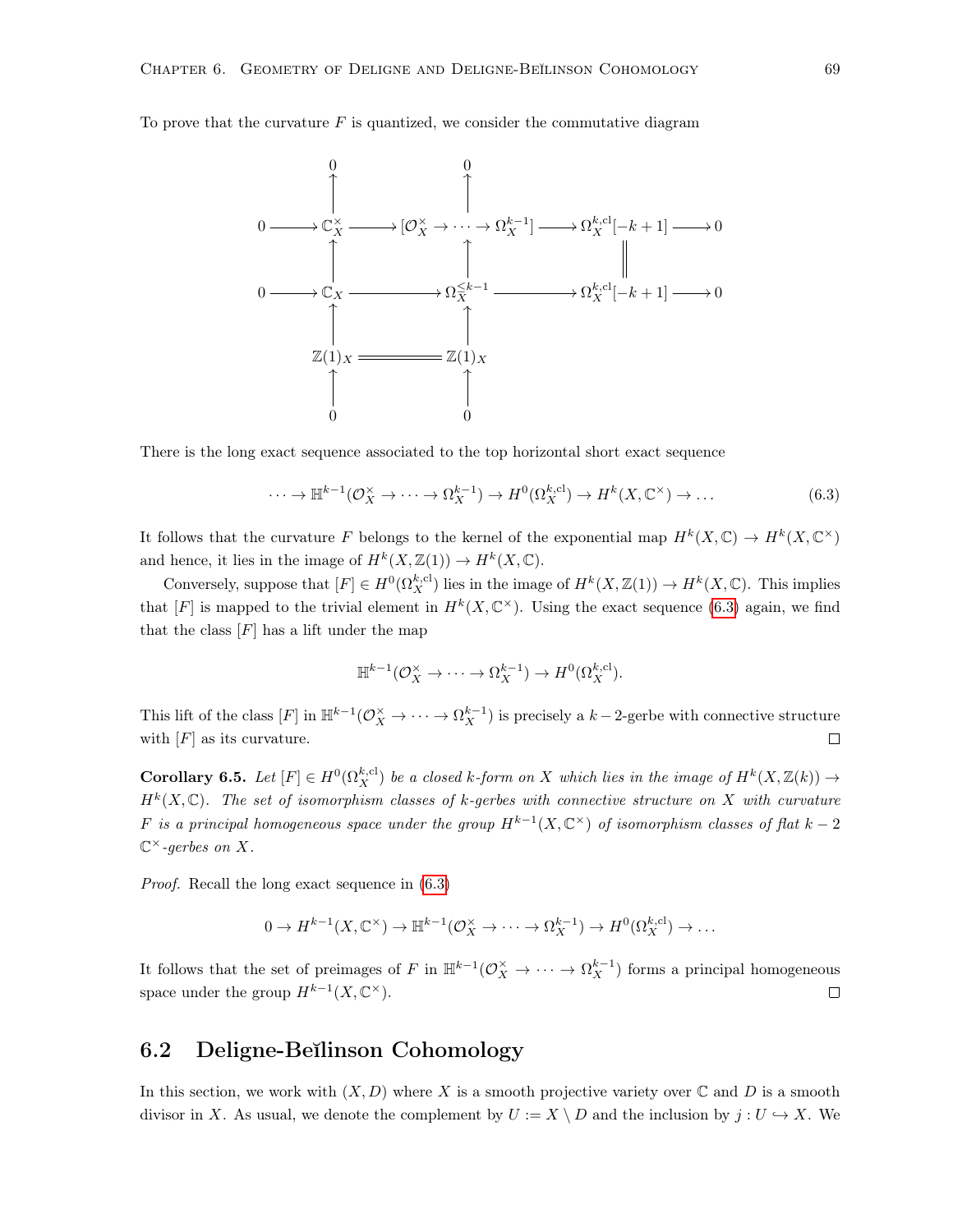To prove that the curvature $F$ is quantized, we consider the commutative diagram

$$\begin{array}{ccccccccc}
 & & 0 & & 0 & & & & \\
 & & \uparrow & & \uparrow & & & & \\
0 & \longrightarrow & \mathbb{C}^\times_X & \longrightarrow & [\mathcal{O}^\times_X \to \cdots \to \Omega^{k-1}_X] & \longrightarrow & \Omega^{k,\mathrm{cl}}_X[-k+1] & \longrightarrow & 0 \\
 & & \uparrow & & \uparrow & & \| & & \\
0 & \longrightarrow & \mathbb{C}_X & \longrightarrow & \Omega^{\leq k-1}_X & \longrightarrow & \Omega^{k,\mathrm{cl}}_X[-k+1] & \longrightarrow & 0 \\
 & & \uparrow & & \uparrow & & & & \\
 & & \mathbb{Z}(1)_X & = & \mathbb{Z}(1)_X & & & & \\
 & & \uparrow & & \uparrow & & & & \\
 & & 0 & & 0 & & & &
\end{array}$$

There is the long exact sequence associated to the top horizontal short exact sequence

$$\cdots \to \mathbb{H}^{k-1}(\mathcal{O}^\times_X \to \cdots \to \Omega^{k-1}_X) \to H^0(\Omega^{k,\mathrm{cl}}_X) \to H^k(X, \mathbb{C}^\times) \to \dots \tag{6.3}$$

It follows that the curvature $F$ belongs to the kernel of the exponential map $H^k(X,\mathbb{C}) \to H^k(X,\mathbb{C}^\times)$ and hence, it lies in the image of $H^k(X,\mathbb{Z}(1)) \to H^k(X,\mathbb{C})$.

Conversely, suppose that $[F] \in H^0(\Omega^{k,\mathrm{cl}}_X)$ lies in the image of $H^k(X,\mathbb{Z}(1)) \to H^k(X,\mathbb{C})$. This implies that $[F]$ is mapped to the trivial element in $H^k(X,\mathbb{C}^\times)$. Using the exact sequence (6.3) again, we find that the class $[F]$ has a lift under the map

$$\mathbb{H}^{k-1}(\mathcal{O}^\times_X \to \cdots \to \Omega^{k-1}_X) \to H^0(\Omega^{k,\mathrm{cl}}_X).$$

This lift of the class $[F]$ in $\mathbb{H}^{k-1}(\mathcal{O}^\times_X \to \cdots \to \Omega^{k-1}_X)$ is precisely a $k-2$-gerbe with connective structure with $[F]$ as its curvature. ∎

**Corollary 6.5.** *Let $[F] \in H^0(\Omega^{k,\mathrm{cl}}_X)$ be a closed $k$-form on $X$ which lies in the image of $H^k(X,\mathbb{Z}(k)) \to H^k(X,\mathbb{C})$. The set of isomorphism classes of $k$-gerbes with connective structure on $X$ with curvature $F$ is a principal homogeneous space under the group $H^{k-1}(X,\mathbb{C}^\times)$ of isomorphism classes of flat $k-2$ $\mathbb{C}^\times$-gerbes on $X$.*

*Proof.* Recall the long exact sequence in (6.3)

$$0 \to H^{k-1}(X,\mathbb{C}^\times) \to \mathbb{H}^{k-1}(\mathcal{O}^\times_X \to \cdots \to \Omega^{k-1}_X) \to H^0(\Omega^{k,\mathrm{cl}}_X) \to \dots$$

It follows that the set of preimages of $F$ in $\mathbb{H}^{k-1}(\mathcal{O}^\times_X \to \cdots \to \Omega^{k-1}_X)$ forms a principal homogeneous space under the group $H^{k-1}(X,\mathbb{C}^\times)$. ∎

## 6.2 Deligne-Beĭlinson Cohomology

In this section, we work with $(X, D)$ where $X$ is a smooth projective variety over $\mathbb{C}$ and $D$ is a smooth divisor in $X$. As usual, we denote the complement by $U := X \setminus D$ and the inclusion by $j : U \hookrightarrow X$. We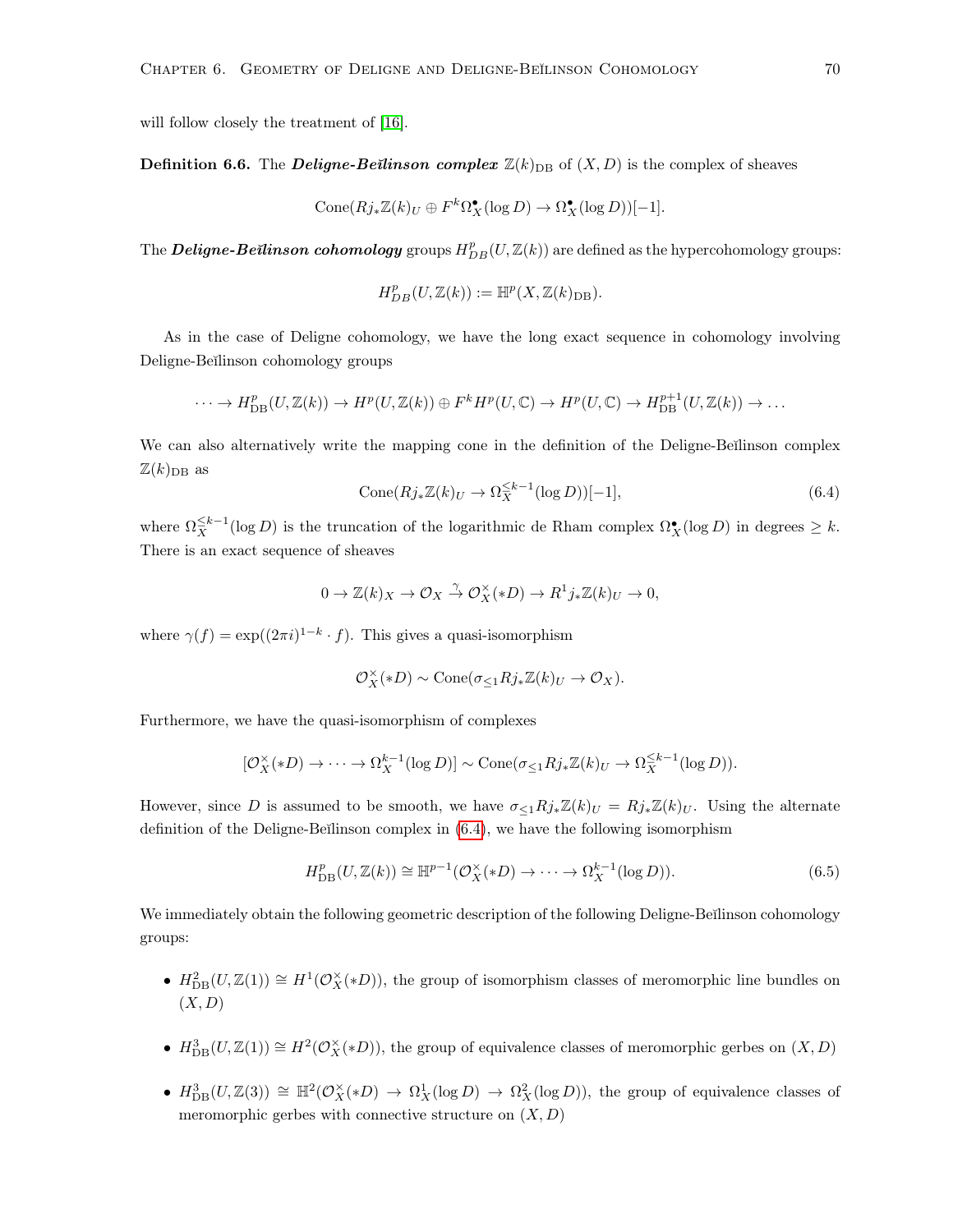will follow closely the treatment of [16].

**Definition 6.6.** The ***Deligne-Beĭlinson complex*** $\mathbb{Z}(k)_{\mathrm{DB}}$ of $(X, D)$ is the complex of sheaves

$$\mathrm{Cone}(Rj_*\mathbb{Z}(k)_U \oplus F^k\Omega^\bullet_X(\log D) \to \Omega^\bullet_X(\log D))[-1].$$

The ***Deligne-Beĭlinson cohomology*** groups $H^p_{DB}(U, \mathbb{Z}(k))$ are defined as the hypercohomology groups:

$$H^p_{DB}(U, \mathbb{Z}(k)) := \mathbb{H}^p(X, \mathbb{Z}(k)_{\mathrm{DB}}).$$

As in the case of Deligne cohomology, we have the long exact sequence in cohomology involving Deligne-Beĭlinson cohomology groups

$$\cdots \to H^p_{\mathrm{DB}}(U, \mathbb{Z}(k)) \to H^p(U, \mathbb{Z}(k)) \oplus F^k H^p(U, \mathbb{C}) \to H^p(U, \mathbb{C}) \to H^{p+1}_{\mathrm{DB}}(U, \mathbb{Z}(k)) \to \dots$$

We can also alternatively write the mapping cone in the definition of the Deligne-Beĭlinson complex $\mathbb{Z}(k)_{\mathrm{DB}}$ as

$$\mathrm{Cone}(Rj_*\mathbb{Z}(k)_U \to \Omega^{\leq k-1}_X(\log D))[-1], \tag{6.4}$$

where $\Omega^{\leq k-1}_X(\log D)$ is the truncation of the logarithmic de Rham complex $\Omega^\bullet_X(\log D)$ in degrees $\geq k$. There is an exact sequence of sheaves

$$0 \to \mathbb{Z}(k)_X \to \mathcal{O}_X \xrightarrow{\gamma} \mathcal{O}^\times_X(*D) \to R^1j_*\mathbb{Z}(k)_U \to 0,$$

where $\gamma(f) = \exp((2\pi i)^{1-k} \cdot f)$. This gives a quasi-isomorphism

$$\mathcal{O}^\times_X(*D) \sim \mathrm{Cone}(\sigma_{\leq 1}Rj_*\mathbb{Z}(k)_U \to \mathcal{O}_X).$$

Furthermore, we have the quasi-isomorphism of complexes

$$[\mathcal{O}^\times_X(*D) \to \cdots \to \Omega^{k-1}_X(\log D)] \sim \mathrm{Cone}(\sigma_{\leq 1}Rj_*\mathbb{Z}(k)_U \to \Omega^{\leq k-1}_X(\log D)).$$

However, since $D$ is assumed to be smooth, we have $\sigma_{\leq 1}Rj_*\mathbb{Z}(k)_U = Rj_*\mathbb{Z}(k)_U$. Using the alternate definition of the Deligne-Beĭlinson complex in (6.4), we have the following isomorphism

$$H^p_{\mathrm{DB}}(U, \mathbb{Z}(k)) \cong \mathbb{H}^{p-1}(\mathcal{O}^\times_X(*D) \to \cdots \to \Omega^{k-1}_X(\log D)). \tag{6.5}$$

We immediately obtain the following geometric description of the following Deligne-Beĭlinson cohomology groups:

- $H^2_{\mathrm{DB}}(U, \mathbb{Z}(1)) \cong H^1(\mathcal{O}^\times_X(*D))$, the group of isomorphism classes of meromorphic line bundles on $(X, D)$
- $H^3_{\mathrm{DB}}(U, \mathbb{Z}(1)) \cong H^2(\mathcal{O}^\times_X(*D))$, the group of equivalence classes of meromorphic gerbes on $(X, D)$
- $H^3_{\mathrm{DB}}(U, \mathbb{Z}(3)) \cong \mathbb{H}^2(\mathcal{O}^\times_X(*D) \to \Omega^1_X(\log D) \to \Omega^2_X(\log D))$, the group of equivalence classes of meromorphic gerbes with connective structure on $(X, D)$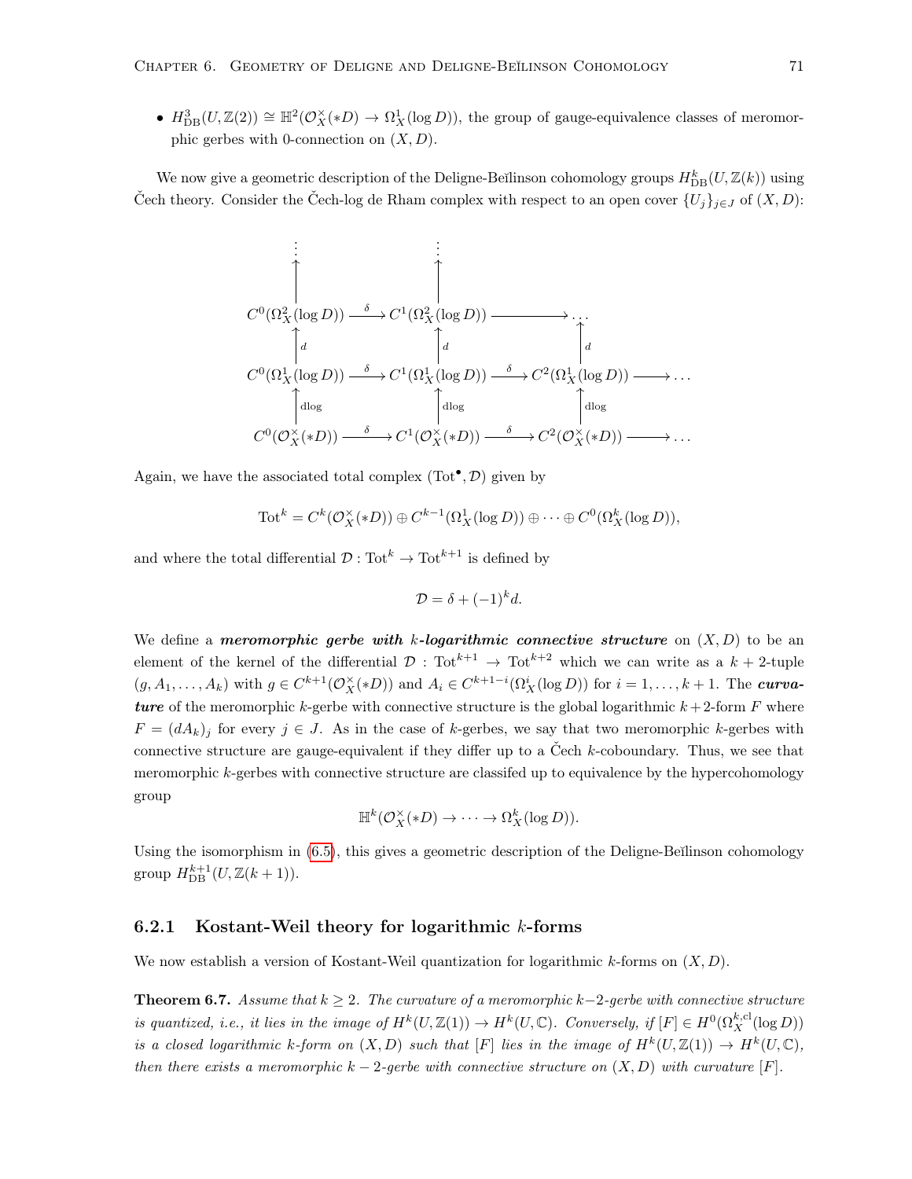- $H^3_{\mathrm{DB}}(U, \mathbb{Z}(2)) \cong \mathbb{H}^2(\mathcal{O}_X^\times(*D) \to \Omega^1_X(\log D))$, the group of gauge-equivalence classes of meromorphic gerbes with 0-connection on $(X, D)$.

We now give a geometric description of the Deligne-Beĭlinson cohomology groups $H^k_{\mathrm{DB}}(U, \mathbb{Z}(k))$ using Čech theory. Consider the Čech-log de Rham complex with respect to an open cover $\{U_j\}_{j\in J}$ of $(X, D)$:

$$
\begin{array}{ccccccc}
\vdots & & \vdots & & & & \\
\uparrow & & \uparrow & & & & \\
C^0(\Omega^2_X(\log D)) & \xrightarrow{\delta} & C^1(\Omega^2_X(\log D)) & \longrightarrow & \cdots & & \\
\uparrow d & & \uparrow d & & \uparrow d & & \\
C^0(\Omega^1_X(\log D)) & \xrightarrow{\delta} & C^1(\Omega^1_X(\log D)) & \xrightarrow{\delta} & C^2(\Omega^1_X(\log D)) & \longrightarrow & \cdots \\
\uparrow \mathrm{dlog} & & \uparrow \mathrm{dlog} & & \uparrow \mathrm{dlog} & & \\
C^0(\mathcal{O}_X^\times(*D)) & \xrightarrow{\delta} & C^1(\mathcal{O}_X^\times(*D)) & \xrightarrow{\delta} & C^2(\mathcal{O}_X^\times(*D)) & \longrightarrow & \cdots
\end{array}
$$

Again, we have the associated total complex $(\mathrm{Tot}^\bullet, \mathcal{D})$ given by

$$\mathrm{Tot}^k = C^k(\mathcal{O}_X^\times(*D)) \oplus C^{k-1}(\Omega^1_X(\log D)) \oplus \cdots \oplus C^0(\Omega^k_X(\log D)),$$

and where the total differential $\mathcal{D} : \mathrm{Tot}^k \to \mathrm{Tot}^{k+1}$ is defined by

$$\mathcal{D} = \delta + (-1)^k d.$$

We define a ***meromorphic gerbe with $k$-logarithmic connective structure*** on $(X, D)$ to be an element of the kernel of the differential $\mathcal{D} : \mathrm{Tot}^{k+1} \to \mathrm{Tot}^{k+2}$ which we can write as a $k+2$-tuple $(g, A_1, \ldots, A_k)$ with $g \in C^{k+1}(\mathcal{O}_X^\times(*D))$ and $A_i \in C^{k+1-i}(\Omega^i_X(\log D))$ for $i = 1, \ldots, k+1$. The ***curvature*** of the meromorphic $k$-gerbe with connective structure is the global logarithmic $k+2$-form $F$ where $F = (dA_k)_j$ for every $j \in J$. As in the case of $k$-gerbes, we say that two meromorphic $k$-gerbes with connective structure are gauge-equivalent if they differ up to a Čech $k$-coboundary. Thus, we see that meromorphic $k$-gerbes with connective structure are classifed up to equivalence by the hypercohomology group

$$\mathbb{H}^k(\mathcal{O}_X^\times(*D) \to \cdots \to \Omega^k_X(\log D)).$$

Using the isomorphism in (6.5), this gives a geometric description of the Deligne-Beĭlinson cohomology group $H^{k+1}_{\mathrm{DB}}(U, \mathbb{Z}(k+1))$.

### 6.2.1 Kostant-Weil theory for logarithmic $k$-forms

We now establish a version of Kostant-Weil quantization for logarithmic $k$-forms on $(X, D)$.

**Theorem 6.7.** *Assume that $k \geq 2$. The curvature of a meromorphic $k-2$-gerbe with connective structure is quantized, i.e., it lies in the image of $H^k(U, \mathbb{Z}(1)) \to H^k(U, \mathbb{C})$. Conversely, if $[F] \in H^0(\Omega^{k,\mathrm{cl}}_X(\log D))$ is a closed logarithmic $k$-form on $(X, D)$ such that $[F]$ lies in the image of $H^k(U, \mathbb{Z}(1)) \to H^k(U, \mathbb{C})$, then there exists a meromorphic $k-2$-gerbe with connective structure on $(X, D)$ with curvature $[F]$.*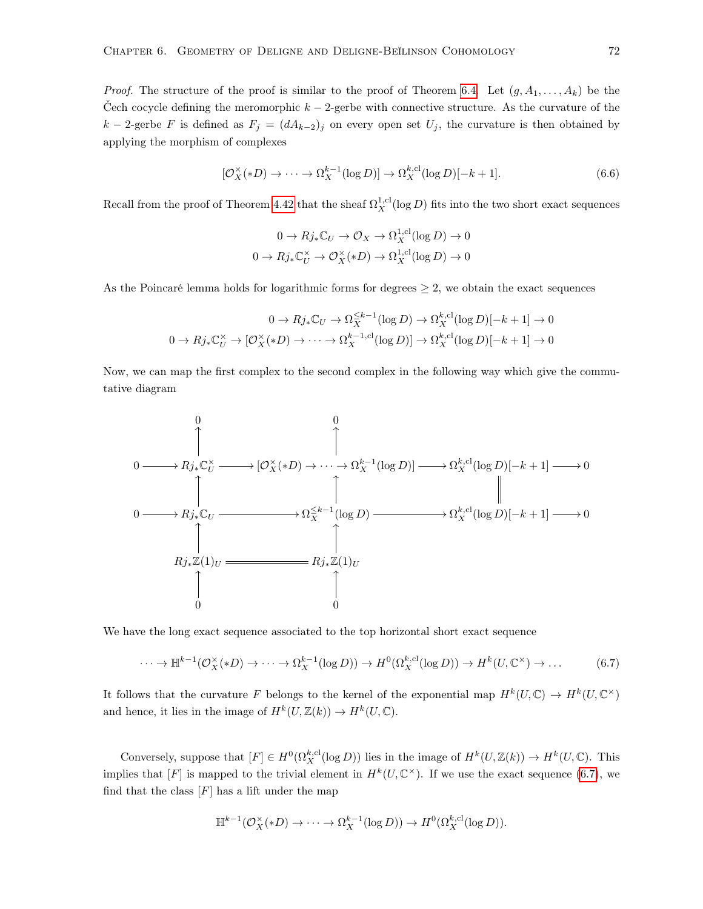*Proof.* The structure of the proof is similar to the proof of Theorem 6.4. Let $(g, A_1, \dots, A_k)$ be the Čech cocycle defining the meromorphic $k-2$-gerbe with connective structure. As the curvature of the $k-2$-gerbe $F$ is defined as $F_j = (dA_{k-2})_j$ on every open set $U_j$, the curvature is then obtained by applying the morphism of complexes

$$[\mathcal{O}_X^\times(*D) \to \cdots \to \Omega_X^{k-1}(\log D)] \to \Omega_X^{k,\mathrm{cl}}(\log D)[-k+1]. \tag{6.6}$$

Recall from the proof of Theorem 4.42 that the sheaf $\Omega_X^{1,\mathrm{cl}}(\log D)$ fits into the two short exact sequences

$$0 \to Rj_*\mathbb{C}_U \to \mathcal{O}_X \to \Omega_X^{1,\mathrm{cl}}(\log D) \to 0$$
$$0 \to Rj_*\mathbb{C}_U^\times \to \mathcal{O}_X^\times(*D) \to \Omega_X^{1,\mathrm{cl}}(\log D) \to 0$$

As the Poincaré lemma holds for logarithmic forms for degrees $\geq 2$, we obtain the exact sequences

$$0 \to Rj_*\mathbb{C}_U \to \Omega_X^{\leq k-1}(\log D) \to \Omega_X^{k,\mathrm{cl}}(\log D)[-k+1] \to 0$$
$$0 \to Rj_*\mathbb{C}_U^\times \to [\mathcal{O}_X^\times(*D) \to \cdots \to \Omega_X^{k-1,\mathrm{cl}}(\log D)] \to \Omega_X^{k,\mathrm{cl}}(\log D)[-k+1] \to 0$$

Now, we can map the first complex to the second complex in the following way which give the commutative diagram

$$\begin{array}{ccccccccc}
 & & 0 & & 0 & & & & \\
 & & \uparrow & & \uparrow & & & & \\
0 & \longrightarrow & Rj_*\mathbb{C}_U^\times & \longrightarrow & [\mathcal{O}_X^\times(*D) \to \cdots \to \Omega_X^{k-1}(\log D)] & \longrightarrow & \Omega_X^{k,\mathrm{cl}}(\log D)[-k+1] & \longrightarrow & 0 \\
 & & \uparrow & & \uparrow & & \| & & \\
0 & \longrightarrow & Rj_*\mathbb{C}_U & \longrightarrow & \Omega_X^{\leq k-1}(\log D) & \longrightarrow & \Omega_X^{k,\mathrm{cl}}(\log D)[-k+1] & \longrightarrow & 0 \\
 & & \uparrow & & \uparrow & & & & \\
 & & Rj_*\mathbb{Z}(1)_U & = & Rj_*\mathbb{Z}(1)_U & & & & \\
 & & \uparrow & & \uparrow & & & & \\
 & & 0 & & 0 & & & &
\end{array}$$

We have the long exact sequence associated to the top horizontal short exact sequence

$$\cdots \to \mathbb{H}^{k-1}(\mathcal{O}_X^\times(*D) \to \cdots \to \Omega_X^{k-1}(\log D)) \to H^0(\Omega_X^{k,\mathrm{cl}}(\log D)) \to H^k(U, \mathbb{C}^\times) \to \dots \tag{6.7}$$

It follows that the curvature $F$ belongs to the kernel of the exponential map $H^k(U,\mathbb{C}) \to H^k(U,\mathbb{C}^\times)$ and hence, it lies in the image of $H^k(U,\mathbb{Z}(k)) \to H^k(U,\mathbb{C})$.

Conversely, suppose that $[F] \in H^0(\Omega_X^{k,\mathrm{cl}}(\log D))$ lies in the image of $H^k(U,\mathbb{Z}(k)) \to H^k(U,\mathbb{C})$. This implies that $[F]$ is mapped to the trivial element in $H^k(U,\mathbb{C}^\times)$. If we use the exact sequence (6.7), we find that the class $[F]$ has a lift under the map

$$\mathbb{H}^{k-1}(\mathcal{O}_X^\times(*D) \to \cdots \to \Omega_X^{k-1}(\log D)) \to H^0(\Omega_X^{k,\mathrm{cl}}(\log D)).$$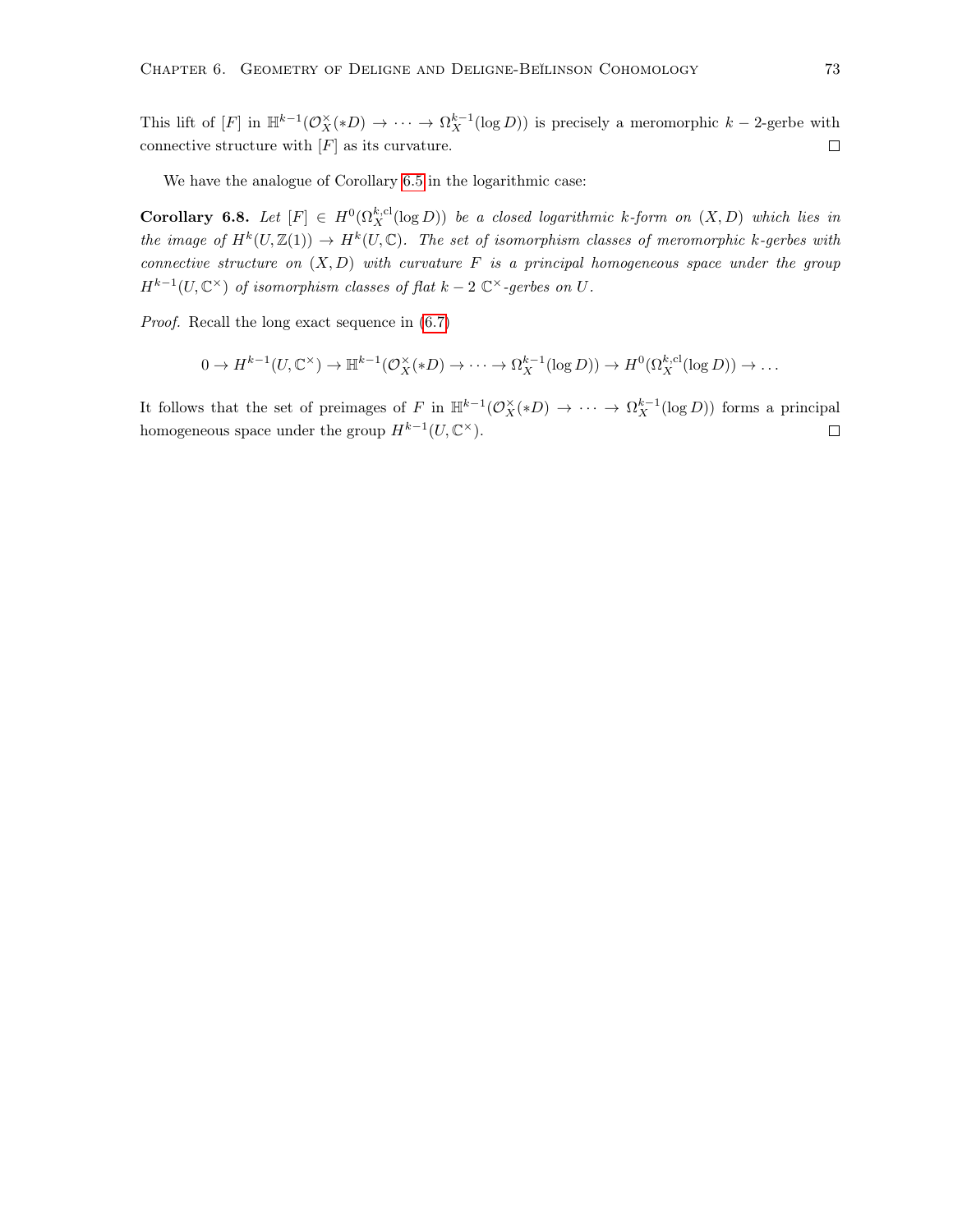This lift of $[F]$ in $\mathbb{H}^{k-1}(\mathcal{O}_X^\times(*D) \to \cdots \to \Omega_X^{k-1}(\log D))$ is precisely a meromorphic $k-2$-gerbe with connective structure with $[F]$ as its curvature. $\square$

We have the analogue of Corollary 6.5 in the logarithmic case:

**Corollary 6.8.** *Let $[F] \in H^0(\Omega_X^{k,\mathrm{cl}}(\log D))$ be a closed logarithmic $k$-form on $(X,D)$ which lies in the image of $H^k(U,\mathbb{Z}(1)) \to H^k(U,\mathbb{C})$. The set of isomorphism classes of meromorphic $k$-gerbes with connective structure on $(X,D)$ with curvature $F$ is a principal homogeneous space under the group $H^{k-1}(U,\mathbb{C}^\times)$ of isomorphism classes of flat $k-2$ $\mathbb{C}^\times$-gerbes on $U$.*

*Proof.* Recall the long exact sequence in (6.7)

$$0 \to H^{k-1}(U,\mathbb{C}^\times) \to \mathbb{H}^{k-1}(\mathcal{O}_X^\times(*D) \to \cdots \to \Omega_X^{k-1}(\log D)) \to H^0(\Omega_X^{k,\mathrm{cl}}(\log D)) \to \dots$$

It follows that the set of preimages of $F$ in $\mathbb{H}^{k-1}(\mathcal{O}_X^\times(*D) \to \cdots \to \Omega_X^{k-1}(\log D))$ forms a principal homogeneous space under the group $H^{k-1}(U,\mathbb{C}^\times)$. $\square$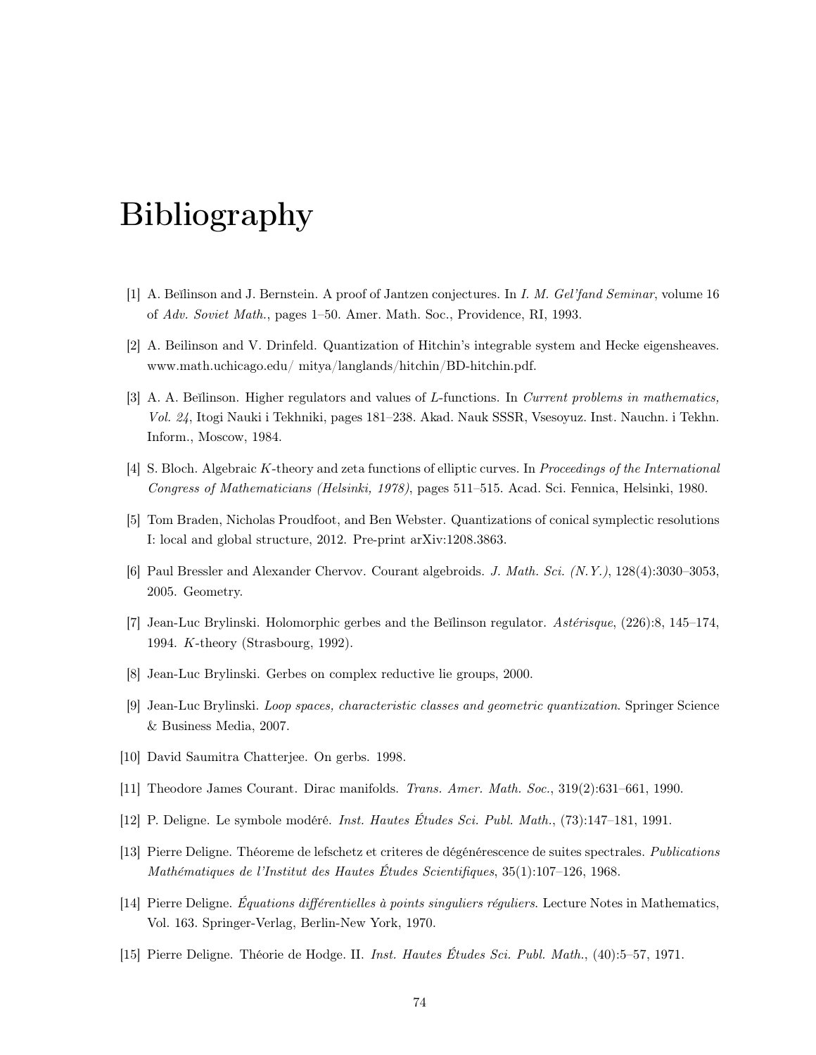# Bibliography

[1] A. Beĭlinson and J. Bernstein. A proof of Jantzen conjectures. In *I. M. Gel'fand Seminar*, volume 16 of *Adv. Soviet Math.*, pages 1–50. Amer. Math. Soc., Providence, RI, 1993.

[2] A. Beilinson and V. Drinfeld. Quantization of Hitchin's integrable system and Hecke eigensheaves. www.math.uchicago.edu/ mitya/langlands/hitchin/BD-hitchin.pdf.

[3] A. A. Beĭlinson. Higher regulators and values of $L$-functions. In *Current problems in mathematics, Vol. 24*, Itogi Nauki i Tekhniki, pages 181–238. Akad. Nauk SSSR, Vsesoyuz. Inst. Nauchn. i Tekhn. Inform., Moscow, 1984.

[4] S. Bloch. Algebraic $K$-theory and zeta functions of elliptic curves. In *Proceedings of the International Congress of Mathematicians (Helsinki, 1978)*, pages 511–515. Acad. Sci. Fennica, Helsinki, 1980.

[5] Tom Braden, Nicholas Proudfoot, and Ben Webster. Quantizations of conical symplectic resolutions I: local and global structure, 2012. Pre-print arXiv:1208.3863.

[6] Paul Bressler and Alexander Chervov. Courant algebroids. *J. Math. Sci. (N.Y.)*, 128(4):3030–3053, 2005. Geometry.

[7] Jean-Luc Brylinski. Holomorphic gerbes and the Beĭlinson regulator. *Astérisque*, (226):8, 145–174, 1994. $K$-theory (Strasbourg, 1992).

[8] Jean-Luc Brylinski. Gerbes on complex reductive lie groups, 2000.

[9] Jean-Luc Brylinski. *Loop spaces, characteristic classes and geometric quantization*. Springer Science & Business Media, 2007.

[10] David Saumitra Chatterjee. On gerbs. 1998.

[11] Theodore James Courant. Dirac manifolds. *Trans. Amer. Math. Soc.*, 319(2):631–661, 1990.

[12] P. Deligne. Le symbole modéré. *Inst. Hautes Études Sci. Publ. Math.*, (73):147–181, 1991.

[13] Pierre Deligne. Théoreme de lefschetz et criteres de dégénérescence de suites spectrales. *Publications Mathématiques de l'Institut des Hautes Études Scientifiques*, 35(1):107–126, 1968.

[14] Pierre Deligne. *Équations différentielles à points singuliers réguliers*. Lecture Notes in Mathematics, Vol. 163. Springer-Verlag, Berlin-New York, 1970.

[15] Pierre Deligne. Théorie de Hodge. II. *Inst. Hautes Études Sci. Publ. Math.*, (40):5–57, 1971.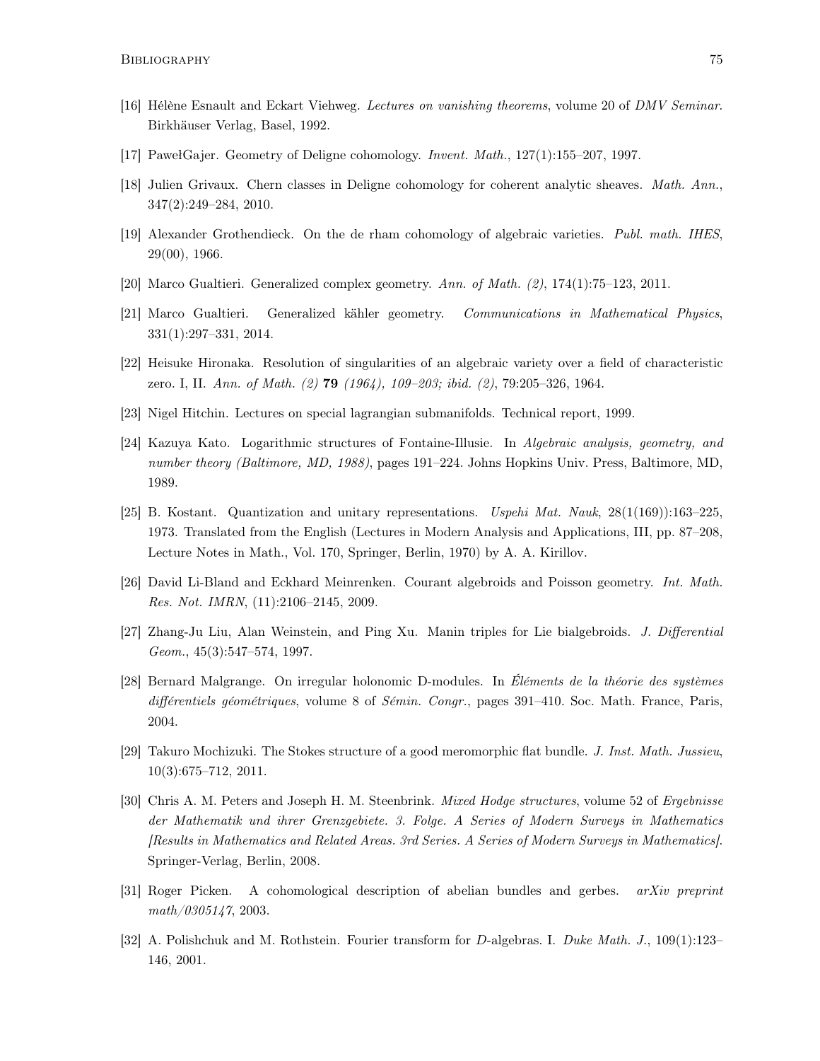[16] Hélène Esnault and Eckart Viehweg. *Lectures on vanishing theorems*, volume 20 of *DMV Seminar*. Birkhäuser Verlag, Basel, 1992.

[17] PawełGajer. Geometry of Deligne cohomology. *Invent. Math.*, 127(1):155–207, 1997.

[18] Julien Grivaux. Chern classes in Deligne cohomology for coherent analytic sheaves. *Math. Ann.*, 347(2):249–284, 2010.

[19] Alexander Grothendieck. On the de rham cohomology of algebraic varieties. *Publ. math. IHES*, 29(00), 1966.

[20] Marco Gualtieri. Generalized complex geometry. *Ann. of Math. (2)*, 174(1):75–123, 2011.

[21] Marco Gualtieri. Generalized kähler geometry. *Communications in Mathematical Physics*, 331(1):297–331, 2014.

[22] Heisuke Hironaka. Resolution of singularities of an algebraic variety over a field of characteristic zero. I, II. *Ann. of Math. (2)* **79** *(1964), 109–203; ibid. (2)*, 79:205–326, 1964.

[23] Nigel Hitchin. Lectures on special lagrangian submanifolds. Technical report, 1999.

[24] Kazuya Kato. Logarithmic structures of Fontaine-Illusie. In *Algebraic analysis, geometry, and number theory (Baltimore, MD, 1988)*, pages 191–224. Johns Hopkins Univ. Press, Baltimore, MD, 1989.

[25] B. Kostant. Quantization and unitary representations. *Uspehi Mat. Nauk*, 28(1(169)):163–225, 1973. Translated from the English (Lectures in Modern Analysis and Applications, III, pp. 87–208, Lecture Notes in Math., Vol. 170, Springer, Berlin, 1970) by A. A. Kirillov.

[26] David Li-Bland and Eckhard Meinrenken. Courant algebroids and Poisson geometry. *Int. Math. Res. Not. IMRN*, (11):2106–2145, 2009.

[27] Zhang-Ju Liu, Alan Weinstein, and Ping Xu. Manin triples for Lie bialgebroids. *J. Differential Geom.*, 45(3):547–574, 1997.

[28] Bernard Malgrange. On irregular holonomic D-modules. In *Éléments de la théorie des systèmes différentiels géométriques*, volume 8 of *Sémin. Congr.*, pages 391–410. Soc. Math. France, Paris, 2004.

[29] Takuro Mochizuki. The Stokes structure of a good meromorphic flat bundle. *J. Inst. Math. Jussieu*, 10(3):675–712, 2011.

[30] Chris A. M. Peters and Joseph H. M. Steenbrink. *Mixed Hodge structures*, volume 52 of *Ergebnisse der Mathematik und ihrer Grenzgebiete. 3. Folge. A Series of Modern Surveys in Mathematics [Results in Mathematics and Related Areas. 3rd Series. A Series of Modern Surveys in Mathematics]*. Springer-Verlag, Berlin, 2008.

[31] Roger Picken. A cohomological description of abelian bundles and gerbes. *arXiv preprint math/0305147*, 2003.

[32] A. Polishchuk and M. Rothstein. Fourier transform for *D*-algebras. I. *Duke Math. J.*, 109(1):123–146, 2001.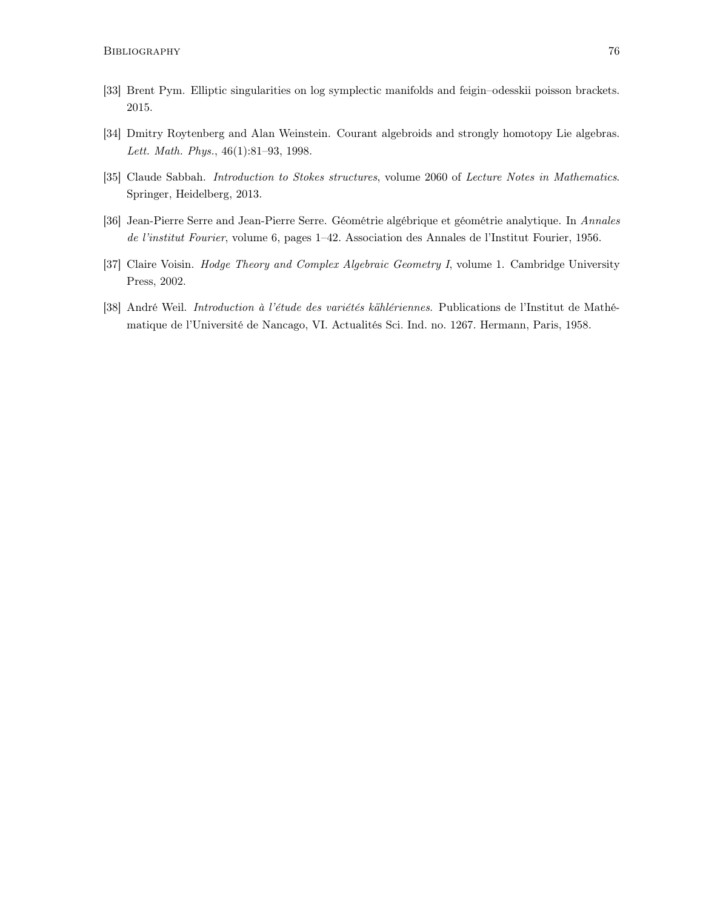[33] Brent Pym. Elliptic singularities on log symplectic manifolds and feigin–odesskii poisson brackets. 2015.

[34] Dmitry Roytenberg and Alan Weinstein. Courant algebroids and strongly homotopy Lie algebras. *Lett. Math. Phys.*, 46(1):81–93, 1998.

[35] Claude Sabbah. *Introduction to Stokes structures*, volume 2060 of *Lecture Notes in Mathematics*. Springer, Heidelberg, 2013.

[36] Jean-Pierre Serre and Jean-Pierre Serre. Géométrie algébrique et géométrie analytique. In *Annales de l'institut Fourier*, volume 6, pages 1–42. Association des Annales de l'Institut Fourier, 1956.

[37] Claire Voisin. *Hodge Theory and Complex Algebraic Geometry I*, volume 1. Cambridge University Press, 2002.

[38] André Weil. *Introduction à l'étude des variétés kählériennes.* Publications de l'Institut de Mathématique de l'Université de Nancago, VI. Actualités Sci. Ind. no. 1267. Hermann, Paris, 1958.